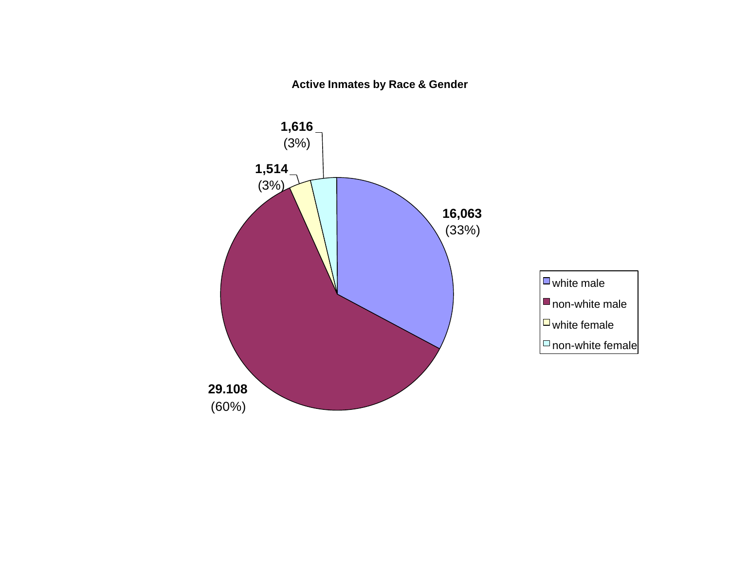**Active Inmates by Race & Gender**

**1,616**
(3%)

**1,514**
(3%)

**16,063**
(33%)

**29.108**
(60%)

- white male
- non-white male
- white female
- non-white female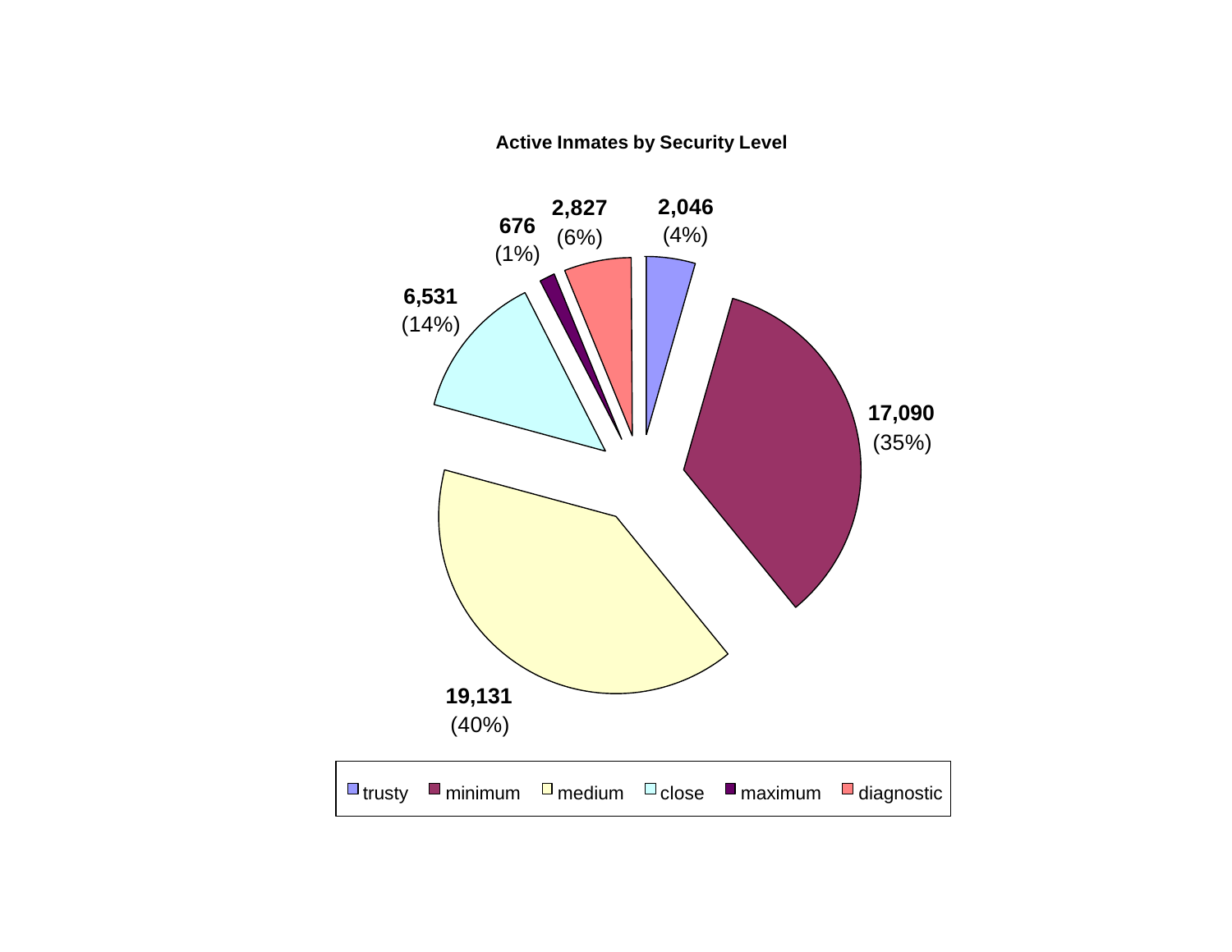**Active Inmates by Security Level**

| Security Level | Inmates | Percent |
|---|---|---|
| trusty | 2,046 | (4%) |
| minimum | 17,090 | (35%) |
| medium | 19,131 | (40%) |
| close | 6,531 | (14%) |
| maximum | 676 | (1%) |
| diagnostic | 2,827 | (6%) |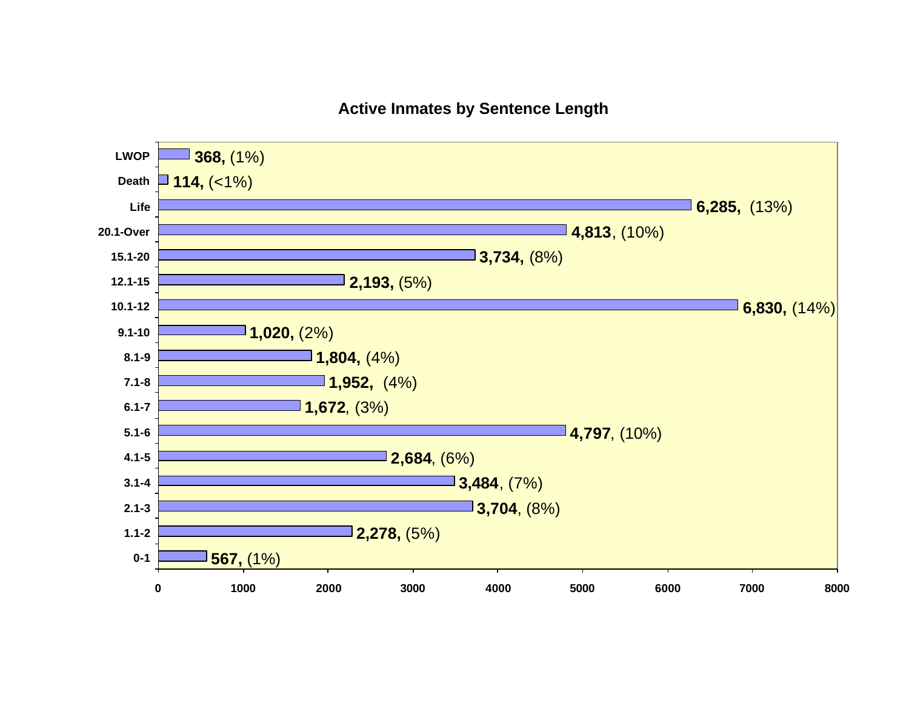## Active Inmates by Sentence Length

| Sentence Length | Inmates | Percent |
|---|---|---|
| LWOP | 368 | (1%) |
| Death | 114 | (<1%) |
| Life | 6,285 | (13%) |
| 20.1-Over | 4,813 | (10%) |
| 15.1-20 | 3,734 | (8%) |
| 12.1-15 | 2,193 | (5%) |
| 10.1-12 | 6,830 | (14%) |
| 9.1-10 | 1,020 | (2%) |
| 8.1-9 | 1,804 | (4%) |
| 7.1-8 | 1,952 | (4%) |
| 6.1-7 | 1,672 | (3%) |
| 5.1-6 | 4,797 | (10%) |
| 4.1-5 | 2,684 | (6%) |
| 3.1-4 | 3,484 | (7%) |
| 2.1-3 | 3,704 | (8%) |
| 1.1-2 | 2,278 | (5%) |
| 0-1 | 567 | (1%) |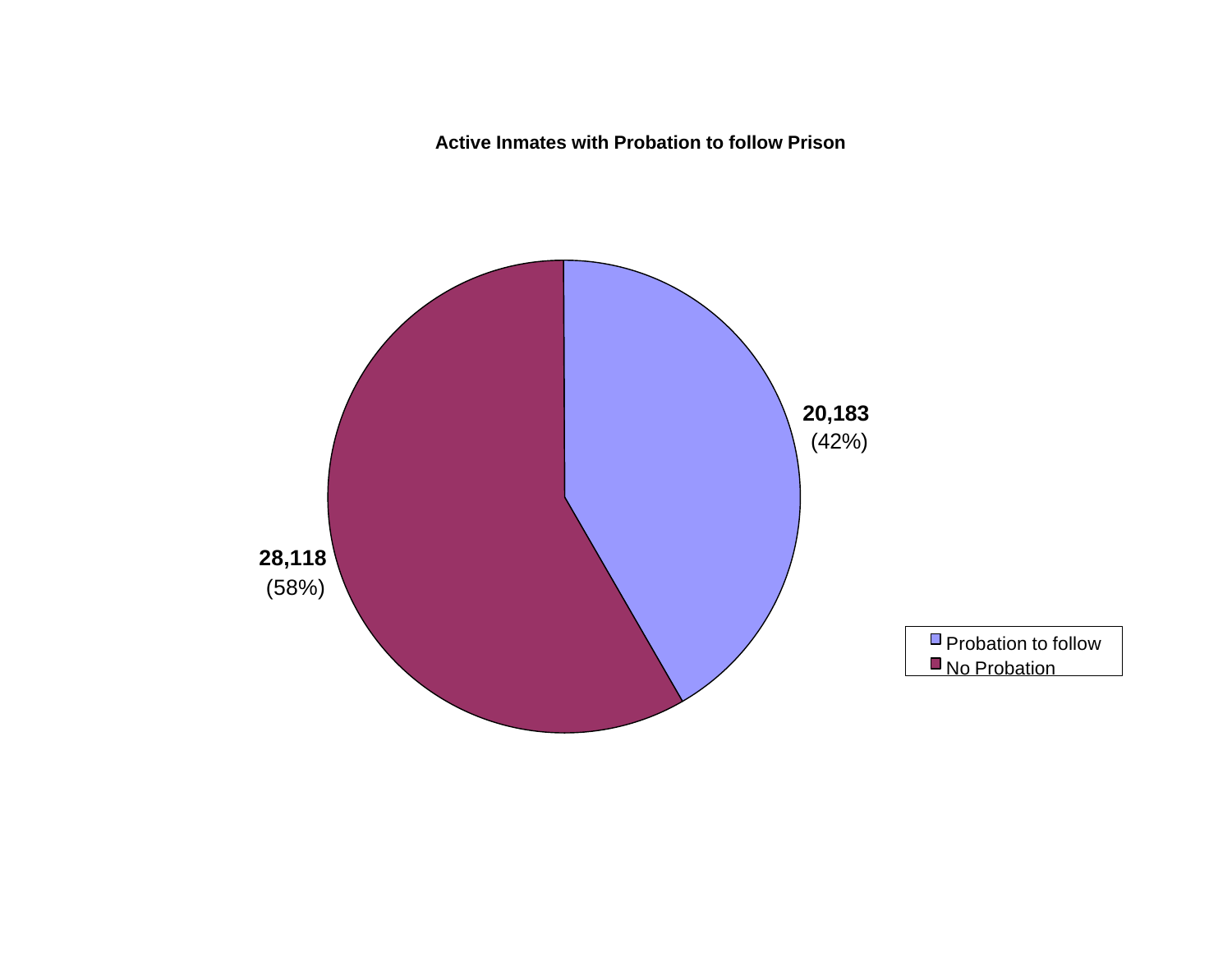**Active Inmates with Probation to follow Prison**

| Category | Count | Percent |
|---|---|---|
| Probation to follow | 20,183 | (42%) |
| No Probation | 28,118 | (58%) |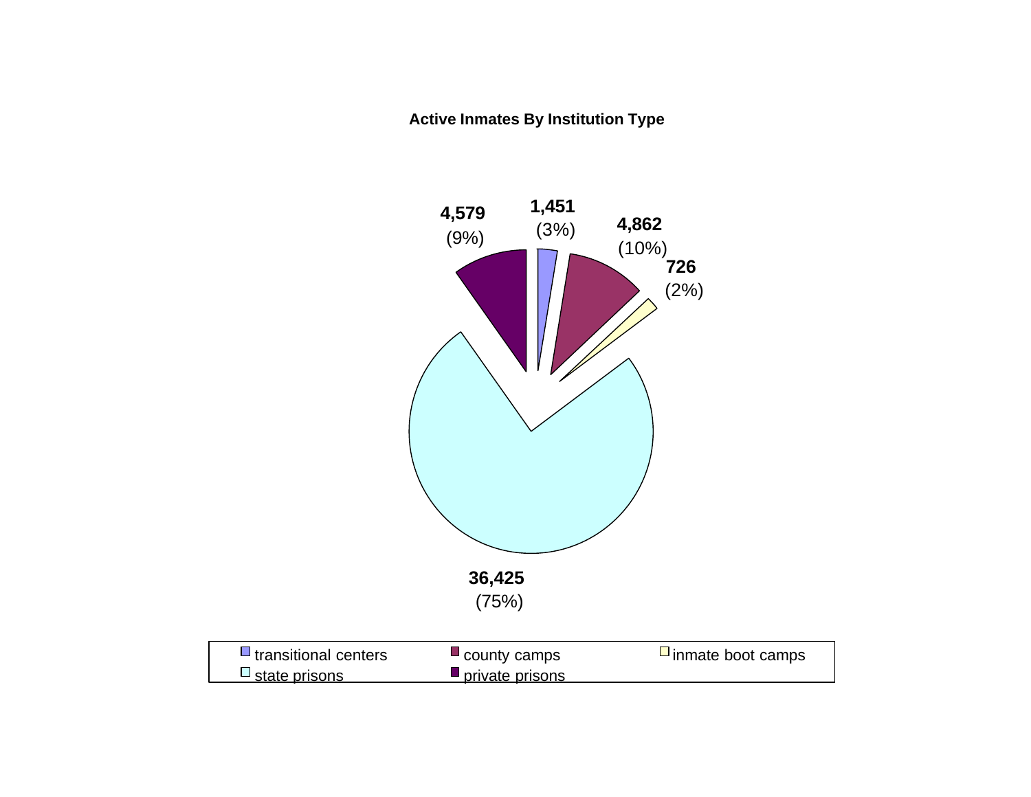**Active Inmates By Institution Type**

| Institution Type | Inmates | Percent |
|---|---|---|
| transitional centers | 1,451 | (3%) |
| county camps | 4,862 | (10%) |
| inmate boot camps | 726 | (2%) |
| state prisons | 36,425 | (75%) |
| private prisons | 4,579 | (9%) |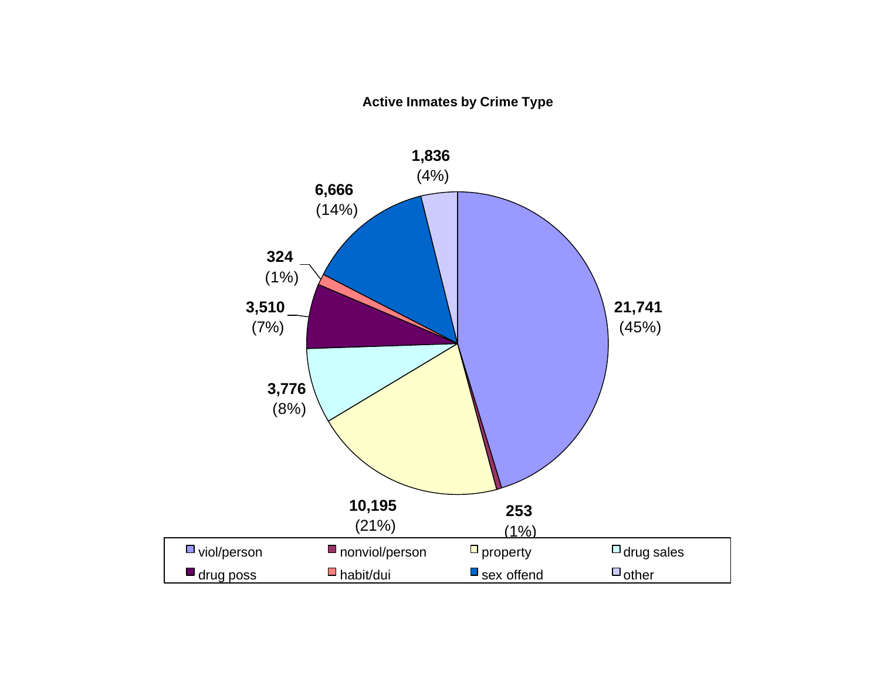**Active Inmates by Crime Type**

| Crime Type | Count | Percent |
| --- | --- | --- |
| viol/person | 21,741 | (45%) |
| nonviol/person | 253 | (1%) |
| property | 10,195 | (21%) |
| drug sales | 3,776 | (8%) |
| drug poss | 3,510 | (7%) |
| habit/dui | 324 | (1%) |
| sex offend | 6,666 | (14%) |
| other | 1,836 | (4%) |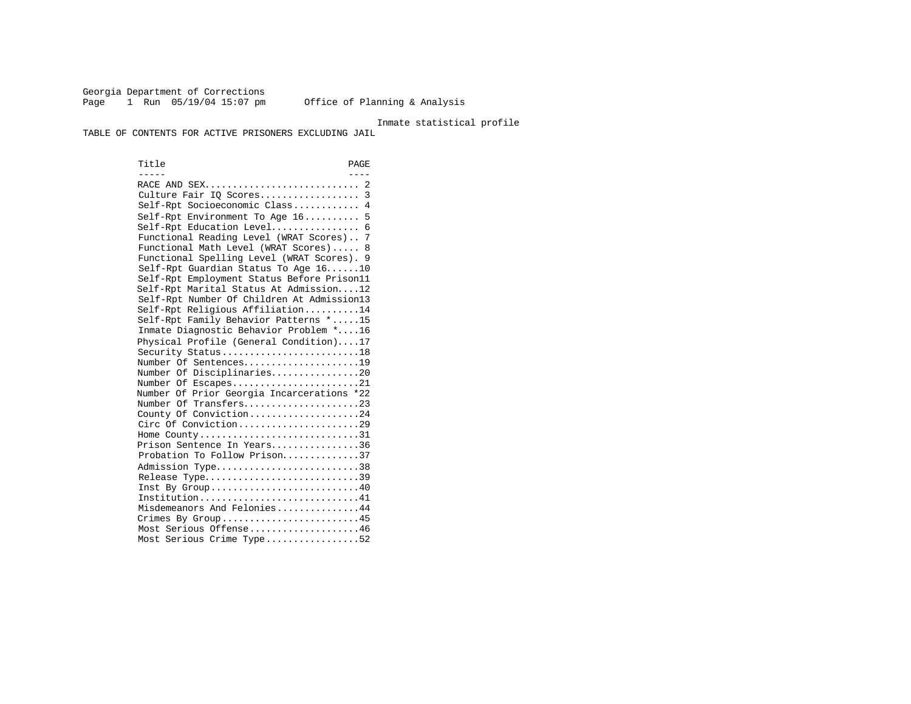Georgia Department of Corrections
Office of Planning & Analysis

Inmate statistical profile

TABLE OF CONTENTS FOR ACTIVE PRISONERS EXCLUDING JAIL

| Title | PAGE |
|---|---|
| RACE AND SEX | 2 |
| Culture Fair IQ Scores | 3 |
| Self-Rpt Socioeconomic Class | 4 |
| Self-Rpt Environment To Age 16 | 5 |
| Self-Rpt Education Level | 6 |
| Functional Reading Level (WRAT Scores) | 7 |
| Functional Math Level (WRAT Scores) | 8 |
| Functional Spelling Level (WRAT Scores) | 9 |
| Self-Rpt Guardian Status To Age 16 | 10 |
| Self-Rpt Employment Status Before Prison | 11 |
| Self-Rpt Marital Status At Admission | 12 |
| Self-Rpt Number Of Children At Admission | 13 |
| Self-Rpt Religious Affiliation | 14 |
| Self-Rpt Family Behavior Patterns * | 15 |
| Inmate Diagnostic Behavior Problem * | 16 |
| Physical Profile (General Condition) | 17 |
| Security Status | 18 |
| Number Of Sentences | 19 |
| Number Of Disciplinaries | 20 |
| Number Of Escapes | 21 |
| Number Of Prior Georgia Incarcerations * | 22 |
| Number Of Transfers | 23 |
| County Of Conviction | 24 |
| Circ Of Conviction | 29 |
| Home County | 31 |
| Prison Sentence In Years | 36 |
| Probation To Follow Prison | 37 |
| Admission Type | 38 |
| Release Type | 39 |
| Inst By Group | 40 |
| Institution | 41 |
| Misdemeanors And Felonies | 44 |
| Crimes By Group | 45 |
| Most Serious Offense | 46 |
| Most Serious Crime Type | 52 |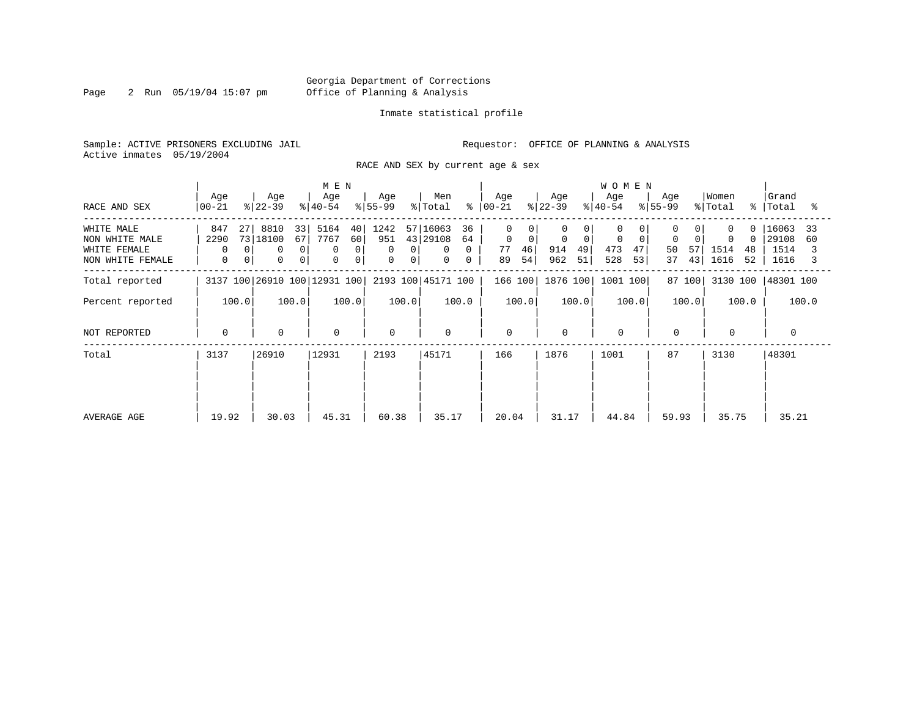Georgia Department of Corrections
Office of Planning & Analysis

Inmate statistical profile

Sample: ACTIVE PRISONERS EXCLUDING JAIL

Requestor: OFFICE OF PLANNING & ANALYSIS

Active inmates 05/19/2004

RACE AND SEX by current age & sex

| RACE AND SEX | MEN Age 00-21 | % | MEN Age 22-39 | % | MEN Age 40-54 | % | MEN Age 55-99 | % | Men Total | % | WOMEN Age 00-21 | % | WOMEN Age 22-39 | % | WOMEN Age 40-54 | % | WOMEN Age 55-99 | % | Women Total | % | Grand Total | % |
|---|---|---|---|---|---|---|---|---|---|---|---|---|---|---|---|---|---|---|---|---|---|---|
| WHITE MALE | 847 | 27 | 8810 | 33 | 5164 | 40 | 1242 | 57 | 16063 | 36 | 0 | 0 | 0 | 0 | 0 | 0 | 0 | 0 | 0 | 0 | 16063 | 33 |
| NON WHITE MALE | 2290 | 73 | 18100 | 67 | 7767 | 60 | 951 | 43 | 29108 | 64 | 0 | 0 | 0 | 0 | 0 | 0 | 0 | 0 | 0 | 0 | 29108 | 60 |
| WHITE FEMALE | 0 | 0 | 0 | 0 | 0 | 0 | 0 | 0 | 0 | 0 | 77 | 46 | 914 | 49 | 473 | 47 | 50 | 57 | 1514 | 48 | 1514 | 3 |
| NON WHITE FEMALE | 0 | 0 | 0 | 0 | 0 | 0 | 0 | 0 | 0 | 0 | 89 | 54 | 962 | 51 | 528 | 53 | 37 | 43 | 1616 | 52 | 1616 | 3 |
| Total reported | 3137 | 100 | 26910 | 100 | 12931 | 100 | 2193 | 100 | 45171 | 100 | 166 | 100 | 1876 | 100 | 1001 | 100 | 87 | 100 | 3130 | 100 | 48301 | 100 |
| Percent reported | | 100.0 | | 100.0 | | 100.0 | | 100.0 | | 100.0 | | 100.0 | | 100.0 | | 100.0 | | 100.0 | | 100.0 | | 100.0 |
| NOT REPORTED | 0 | | 0 | | 0 | | 0 | | 0 | | 0 | | 0 | | 0 | | 0 | | 0 | | 0 | |
| Total | 3137 | | 26910 | | 12931 | | 2193 | | 45171 | | 166 | | 1876 | | 1001 | | 87 | | 3130 | | 48301 | |
| AVERAGE AGE | 19.92 | | 30.03 | | 45.31 | | 60.38 | | 35.17 | | 20.04 | | 31.17 | | 44.84 | | 59.93 | | 35.75 | | 35.21 | |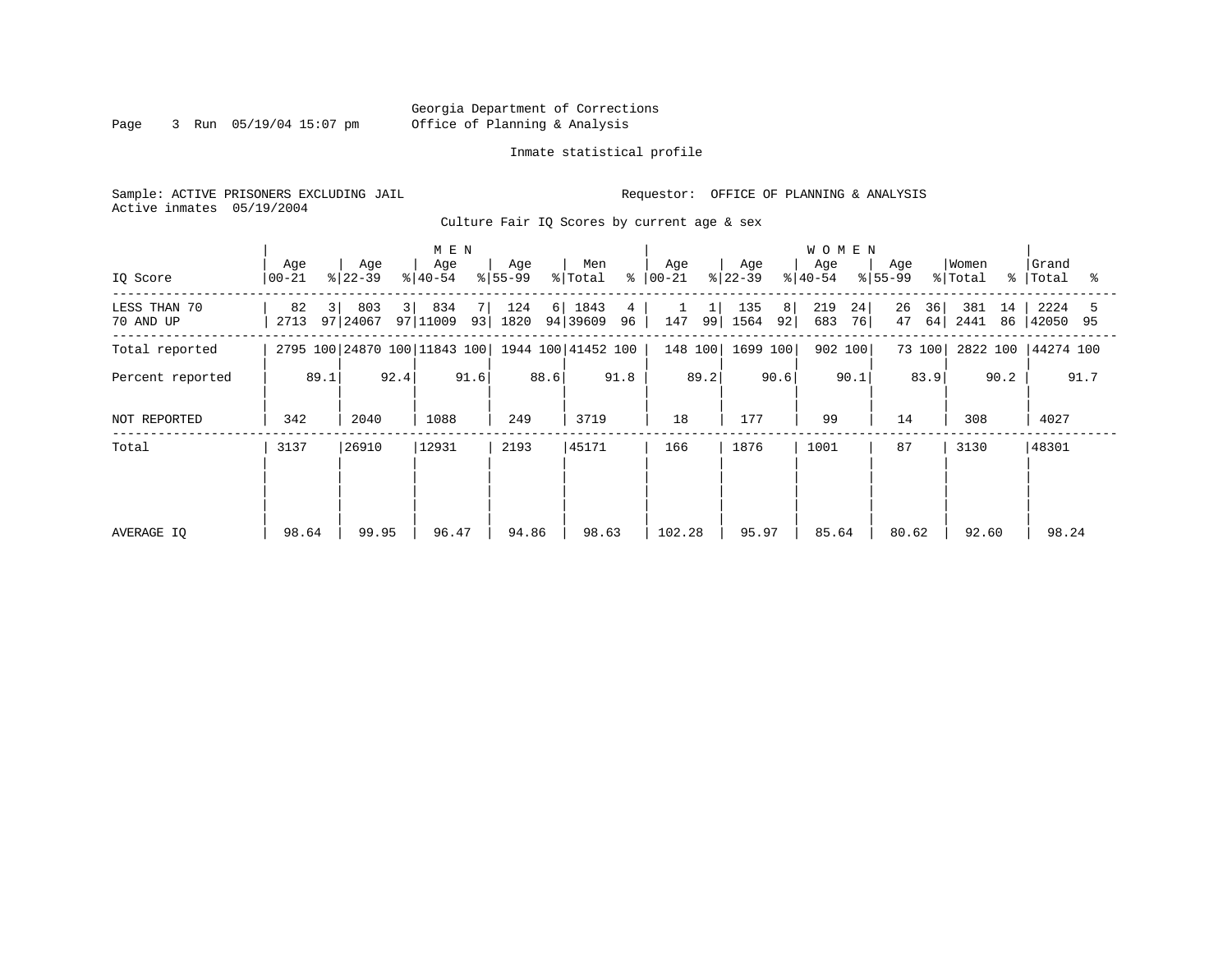Georgia Department of Corrections
Office of Planning & Analysis

Inmate statistical profile

Sample: ACTIVE PRISONERS EXCLUDING JAIL

Requestor: OFFICE OF PLANNING & ANALYSIS

Active inmates 05/19/2004

Culture Fair IQ Scores by current age & sex

| IQ Score | MEN Age 00-21 | % | Age 22-39 | % | Age 40-54 | % | Age 55-99 | % | Men Total | % | WOMEN Age 00-21 | % | Age 22-39 | % | Age 40-54 | % | Age 55-99 | % | Women Total | % | Grand Total | % |
|---|---|---|---|---|---|---|---|---|---|---|---|---|---|---|---|---|---|---|---|---|---|---|
| LESS THAN 70 | 82 | 3 | 803 | 3 | 834 | 7 | 124 | 6 | 1843 | 4 | 1 | 1 | 135 | 8 | 219 | 24 | 26 | 36 | 381 | 14 | 2224 | 5 |
| 70 AND UP | 2713 | 97 | 24067 | 97 | 11009 | 93 | 1820 | 94 | 39609 | 96 | 147 | 99 | 1564 | 92 | 683 | 76 | 47 | 64 | 2441 | 86 | 42050 | 95 |
| Total reported | 2795 | 100 | 24870 | 100 | 11843 | 100 | 1944 | 100 | 41452 | 100 | 148 | 100 | 1699 | 100 | 902 | 100 | 73 | 100 | 2822 | 100 | 44274 | 100 |
| Percent reported | | 89.1 | | 92.4 | | 91.6 | | 88.6 | | 91.8 | | 89.2 | | 90.6 | | 90.1 | | 83.9 | | 90.2 | | 91.7 |
| NOT REPORTED | 342 | | 2040 | | 1088 | | 249 | | 3719 | | 18 | | 177 | | 99 | | 14 | | 308 | | 4027 | |
| Total | 3137 | | 26910 | | 12931 | | 2193 | | 45171 | | 166 | | 1876 | | 1001 | | 87 | | 3130 | | 48301 | |
| AVERAGE IQ | 98.64 | | 99.95 | | 96.47 | | 94.86 | | 98.63 | | 102.28 | | 95.97 | | 85.64 | | 80.62 | | 92.60 | | 98.24 | |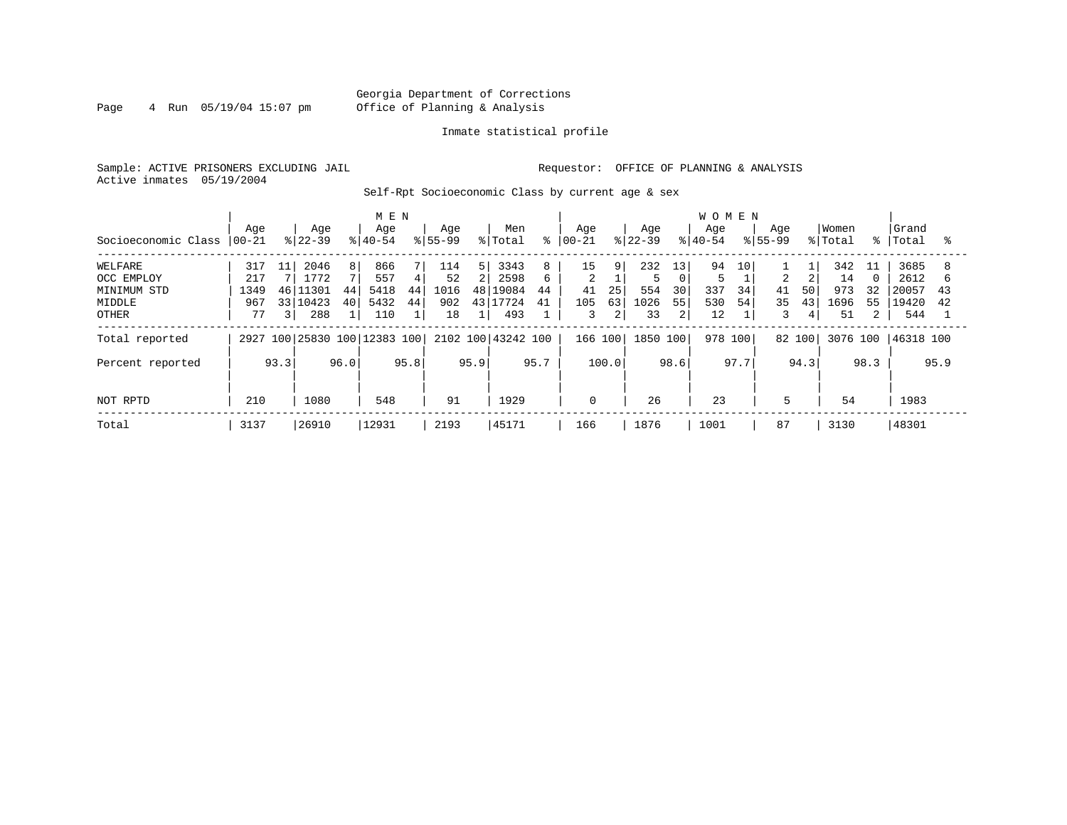Georgia Department of Corrections
Office of Planning & Analysis

Inmate statistical profile

Sample: ACTIVE PRISONERS EXCLUDING JAIL    Requestor: OFFICE OF PLANNING & ANALYSIS
Active inmates 05/19/2004

Self-Rpt Socioeconomic Class by current age & sex

| | MEN | | | | | | | | | | WOMEN | | | | | | | | | | | |
|---|---|---|---|---|---|---|---|---|---|---|---|---|---|---|---|---|---|---|---|---|---|---|
| Socioeconomic Class | Age 00-21 | % | Age 22-39 | % | Age 40-54 | % | Age 55-99 | % | Men Total | % | Age 00-21 | % | Age 22-39 | % | Age 40-54 | % | Age 55-99 | % | Women Total | % | Grand Total | % |
| WELFARE | 317 | 11 | 2046 | 8 | 866 | 7 | 114 | 5 | 3343 | 8 | 15 | 9 | 232 | 13 | 94 | 10 | 1 | 1 | 342 | 11 | 3685 | 8 |
| OCC EMPLOY | 217 | 7 | 1772 | 7 | 557 | 4 | 52 | 2 | 2598 | 6 | 2 | 1 | 5 | 0 | 5 | 1 | 2 | 2 | 14 | 0 | 2612 | 6 |
| MINIMUM STD | 1349 | 46 | 11301 | 44 | 5418 | 44 | 1016 | 48 | 19084 | 44 | 41 | 25 | 554 | 30 | 337 | 34 | 41 | 50 | 973 | 32 | 20057 | 43 |
| MIDDLE | 967 | 33 | 10423 | 40 | 5432 | 44 | 902 | 43 | 17724 | 41 | 105 | 63 | 1026 | 55 | 530 | 54 | 35 | 43 | 1696 | 55 | 19420 | 42 |
| OTHER | 77 | 3 | 288 | 1 | 110 | 1 | 18 | 1 | 493 | 1 | 3 | 2 | 33 | 2 | 12 | 1 | 3 | 4 | 51 | 2 | 544 | 1 |
| Total reported | 2927 | 100 | 25830 | 100 | 12383 | 100 | 2102 | 100 | 43242 | 100 | 166 | 100 | 1850 | 100 | 978 | 100 | 82 | 100 | 3076 | 100 | 46318 | 100 |
| Percent reported | | 93.3 | | 96.0 | | 95.8 | | 95.9 | | 95.7 | | 100.0 | | 98.6 | | 97.7 | | 94.3 | | 98.3 | | 95.9 |
| NOT RPTD | 210 | | 1080 | | 548 | | 91 | | 1929 | | 0 | | 26 | | 23 | | 5 | | 54 | | 1983 | |
| Total | 3137 | | 26910 | | 12931 | | 2193 | | 45171 | | 166 | | 1876 | | 1001 | | 87 | | 3130 | | 48301 | |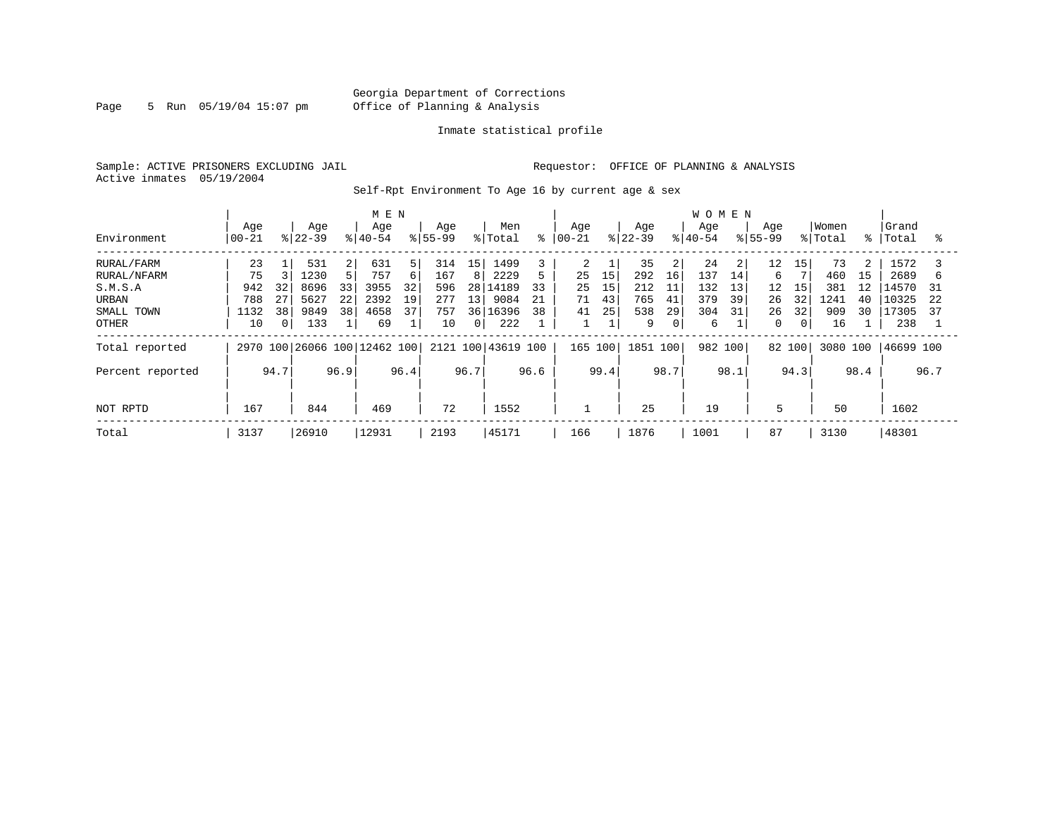Georgia Department of Corrections
Office of Planning & Analysis

Inmate statistical profile

Sample: ACTIVE PRISONERS EXCLUDING JAIL

Requestor: OFFICE OF PLANNING & ANALYSIS

Active inmates 05/19/2004

Self-Rpt Environment To Age 16 by current age & sex

| Environment | MEN Age 00-21 | % | Age 22-39 | % | Age 40-54 | % | Age 55-99 | % | Men Total | % | WOMEN Age 00-21 | % | Age 22-39 | % | Age 40-54 | % | Age 55-99 | % | Women Total | % | Grand Total | % |
|---|---|---|---|---|---|---|---|---|---|---|---|---|---|---|---|---|---|---|---|---|---|---|
| RURAL/FARM | 23 | 1 | 531 | 2 | 631 | 5 | 314 | 15 | 1499 | 3 | 2 | 1 | 35 | 2 | 24 | 2 | 12 | 15 | 73 | 2 | 1572 | 3 |
| RURAL/NFARM | 75 | 3 | 1230 | 5 | 757 | 6 | 167 | 8 | 2229 | 5 | 25 | 15 | 292 | 16 | 137 | 14 | 6 | 7 | 460 | 15 | 2689 | 6 |
| S.M.S.A | 942 | 32 | 8696 | 33 | 3955 | 32 | 596 | 28 | 14189 | 33 | 25 | 15 | 212 | 11 | 132 | 13 | 12 | 15 | 381 | 12 | 14570 | 31 |
| URBAN | 788 | 27 | 5627 | 22 | 2392 | 19 | 277 | 13 | 9084 | 21 | 71 | 43 | 765 | 41 | 379 | 39 | 26 | 32 | 1241 | 40 | 10325 | 22 |
| SMALL TOWN | 1132 | 38 | 9849 | 38 | 4658 | 37 | 757 | 36 | 16396 | 38 | 41 | 25 | 538 | 29 | 304 | 31 | 26 | 32 | 909 | 30 | 17305 | 37 |
| OTHER | 10 | 0 | 133 | 1 | 69 | 1 | 10 | 0 | 222 | 1 | 1 | 1 | 9 | 0 | 6 | 1 | 0 | 0 | 16 | 1 | 238 | 1 |
| Total reported | 2970 | 100 | 26066 | 100 | 12462 | 100 | 2121 | 100 | 43619 | 100 | 165 | 100 | 1851 | 100 | 982 | 100 | 82 | 100 | 3080 | 100 | 46699 | 100 |
| Percent reported | | 94.7 | | 96.9 | | 96.4 | | 96.7 | | 96.6 | | 99.4 | | 98.7 | | 98.1 | | 94.3 | | 98.4 | | 96.7 |
| NOT RPTD | 167 | | 844 | | 469 | | 72 | | 1552 | | 1 | | 25 | | 19 | | 5 | | 50 | | 1602 | |
| Total | 3137 | | 26910 | | 12931 | | 2193 | | 45171 | | 166 | | 1876 | | 1001 | | 87 | | 3130 | | 48301 | |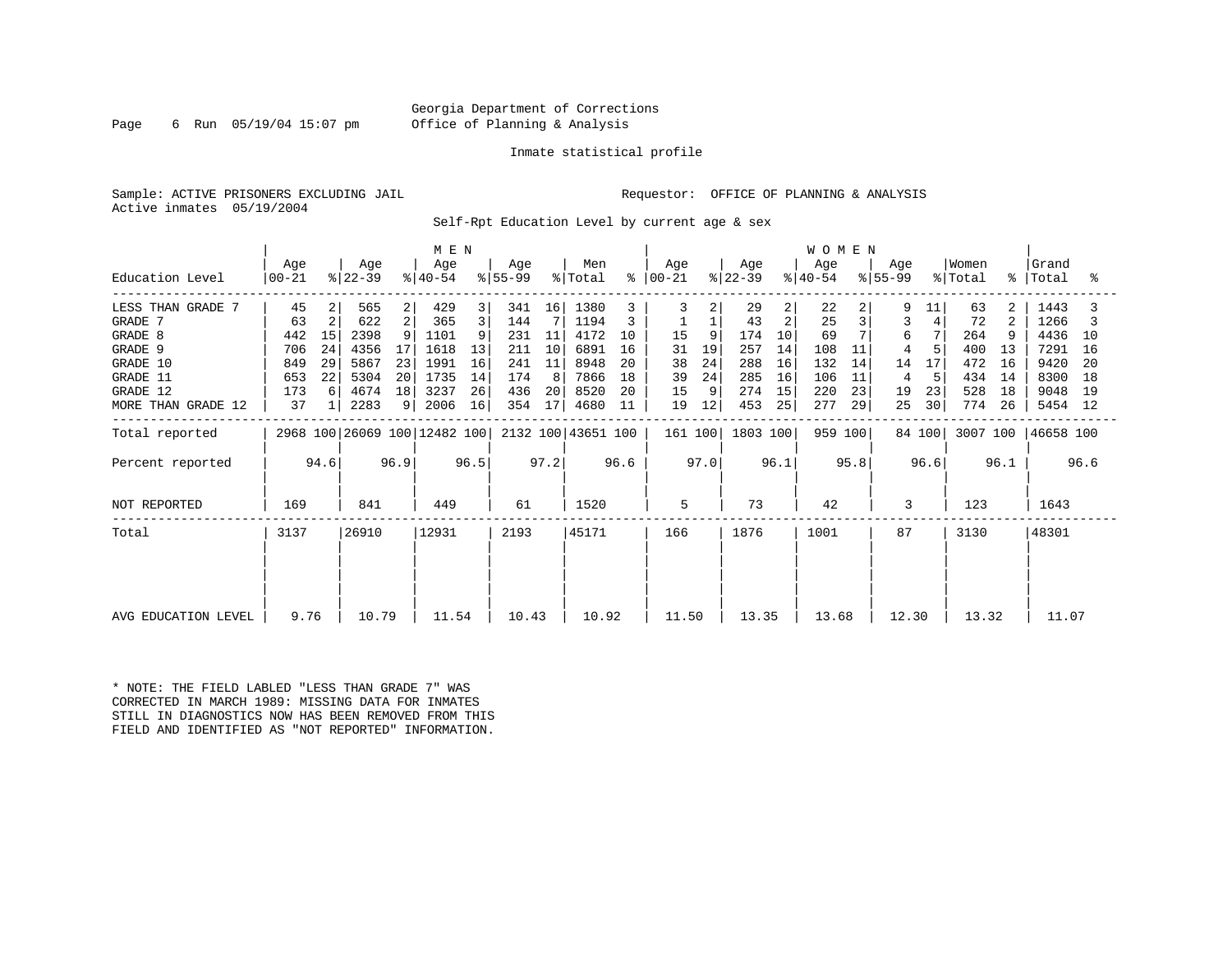Georgia Department of Corrections
Office of Planning & Analysis

Inmate statistical profile

Sample: ACTIVE PRISONERS EXCLUDING JAIL
Active inmates 05/19/2004

Requestor: OFFICE OF PLANNING & ANALYSIS

Self-Rpt Education Level by current age & sex

| | MEN | | | | | | | | | | WOMEN | | | | | | | | | | | |
|---|---|---|---|---|---|---|---|---|---|---|---|---|---|---|---|---|---|---|---|---|---|---|
| Education Level | Age 00-21 | % | Age 22-39 | % | Age 40-54 | % | Age 55-99 | % | Men Total | % | Age 00-21 | % | Age 22-39 | % | Age 40-54 | % | Age 55-99 | % | Women Total | % | Grand Total | % |
| LESS THAN GRADE 7 | 45 | 2 | 565 | 2 | 429 | 3 | 341 | 16 | 1380 | 3 | 3 | 2 | 29 | 2 | 22 | 2 | 9 | 11 | 63 | 2 | 1443 | 3 |
| GRADE 7 | 63 | 2 | 622 | 2 | 365 | 3 | 144 | 7 | 1194 | 3 | 1 | 1 | 43 | 2 | 25 | 3 | 3 | 4 | 72 | 2 | 1266 | 3 |
| GRADE 8 | 442 | 15 | 2398 | 9 | 1101 | 9 | 231 | 11 | 4172 | 10 | 15 | 9 | 174 | 10 | 69 | 7 | 6 | 7 | 264 | 9 | 4436 | 10 |
| GRADE 9 | 706 | 24 | 4356 | 17 | 1618 | 13 | 211 | 10 | 6891 | 16 | 31 | 19 | 257 | 14 | 108 | 11 | 4 | 5 | 400 | 13 | 7291 | 16 |
| GRADE 10 | 849 | 29 | 5867 | 23 | 1991 | 16 | 241 | 11 | 8948 | 20 | 38 | 24 | 288 | 16 | 132 | 14 | 14 | 17 | 472 | 16 | 9420 | 20 |
| GRADE 11 | 653 | 22 | 5304 | 20 | 1735 | 14 | 174 | 8 | 7866 | 18 | 39 | 24 | 285 | 16 | 106 | 11 | 4 | 5 | 434 | 14 | 8300 | 18 |
| GRADE 12 | 173 | 6 | 4674 | 18 | 3237 | 26 | 436 | 20 | 8520 | 20 | 15 | 9 | 274 | 15 | 220 | 23 | 19 | 23 | 528 | 18 | 9048 | 19 |
| MORE THAN GRADE 12 | 37 | 1 | 2283 | 9 | 2006 | 16 | 354 | 17 | 4680 | 11 | 19 | 12 | 453 | 25 | 277 | 29 | 25 | 30 | 774 | 26 | 5454 | 12 |
| Total reported | 2968 | 100 | 26069 | 100 | 12482 | 100 | 2132 | 100 | 43651 | 100 | 161 | 100 | 1803 | 100 | 959 | 100 | 84 | 100 | 3007 | 100 | 46658 | 100 |
| Percent reported | | 94.6 | | 96.9 | | 96.5 | | 97.2 | | 96.6 | | 97.0 | | 96.1 | | 95.8 | | 96.6 | | 96.1 | | 96.6 |
| NOT REPORTED | 169 | | 841 | | 449 | | 61 | | 1520 | | 5 | | 73 | | 42 | | 3 | | 123 | | 1643 | |
| Total | 3137 | | 26910 | | 12931 | | 2193 | | 45171 | | 166 | | 1876 | | 1001 | | 87 | | 3130 | | 48301 | |
| AVG EDUCATION LEVEL | 9.76 | | 10.79 | | 11.54 | | 10.43 | | 10.92 | | 11.50 | | 13.35 | | 13.68 | | 12.30 | | 13.32 | | 11.07 | |

* NOTE: THE FIELD LABLED "LESS THAN GRADE 7" WAS CORRECTED IN MARCH 1989: MISSING DATA FOR INMATES STILL IN DIAGNOSTICS NOW HAS BEEN REMOVED FROM THIS FIELD AND IDENTIFIED AS "NOT REPORTED" INFORMATION.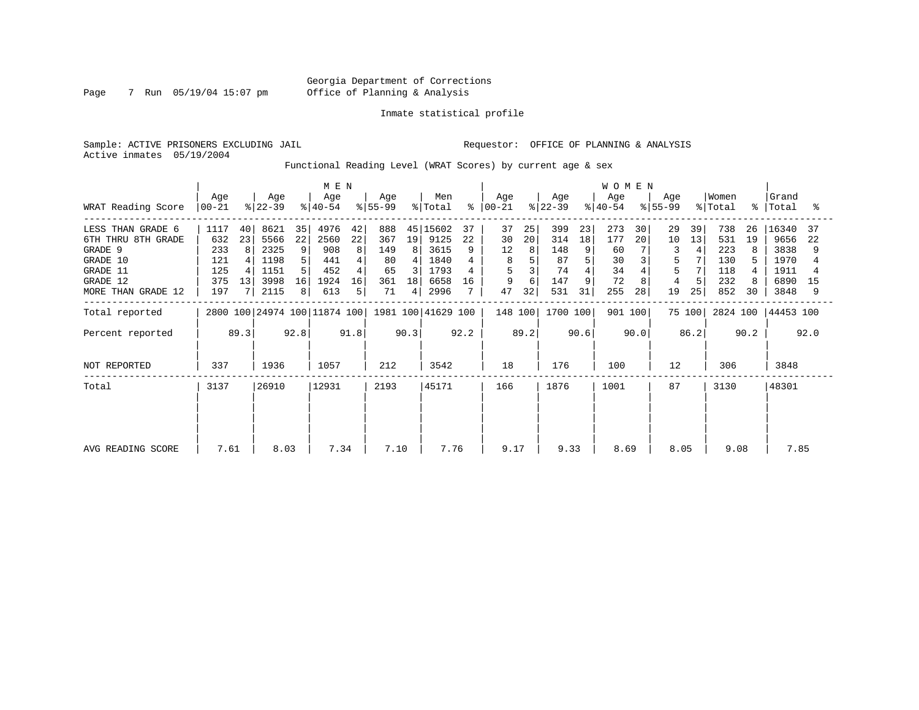Georgia Department of Corrections
Office of Planning & Analysis

Inmate statistical profile

Sample: ACTIVE PRISONERS EXCLUDING JAIL

Requestor: OFFICE OF PLANNING & ANALYSIS

Active inmates 05/19/2004

Functional Reading Level (WRAT Scores) by current age & sex

| WRAT Reading Score | MEN Age 00-21 | % | Age 22-39 | % | Age 40-54 | % | Age 55-99 | % | Men Total | % | WOMEN Age 00-21 | % | Age 22-39 | % | Age 40-54 | % | Age 55-99 | % | Women Total | % | Grand Total | % |
|---|---|---|---|---|---|---|---|---|---|---|---|---|---|---|---|---|---|---|---|---|---|---|
| LESS THAN GRADE 6 | 1117 | 40 | 8621 | 35 | 4976 | 42 | 888 | 45 | 15602 | 37 | 37 | 25 | 399 | 23 | 273 | 30 | 29 | 39 | 738 | 26 | 16340 | 37 |
| 6TH THRU 8TH GRADE | 632 | 23 | 5566 | 22 | 2560 | 22 | 367 | 19 | 9125 | 22 | 30 | 20 | 314 | 18 | 177 | 20 | 10 | 13 | 531 | 19 | 9656 | 22 |
| GRADE 9 | 233 | 8 | 2325 | 9 | 908 | 8 | 149 | 8 | 3615 | 9 | 12 | 8 | 148 | 9 | 60 | 7 | 3 | 4 | 223 | 8 | 3838 | 9 |
| GRADE 10 | 121 | 4 | 1198 | 5 | 441 | 4 | 80 | 4 | 1840 | 4 | 8 | 5 | 87 | 5 | 30 | 3 | 5 | 7 | 130 | 5 | 1970 | 4 |
| GRADE 11 | 125 | 4 | 1151 | 5 | 452 | 4 | 65 | 3 | 1793 | 4 | 5 | 3 | 74 | 4 | 34 | 4 | 5 | 7 | 118 | 4 | 1911 | 4 |
| GRADE 12 | 375 | 13 | 3998 | 16 | 1924 | 16 | 361 | 18 | 6658 | 16 | 9 | 6 | 147 | 9 | 72 | 8 | 4 | 5 | 232 | 8 | 6890 | 15 |
| MORE THAN GRADE 12 | 197 | 7 | 2115 | 8 | 613 | 5 | 71 | 4 | 2996 | 7 | 47 | 32 | 531 | 31 | 255 | 28 | 19 | 25 | 852 | 30 | 3848 | 9 |
| Total reported | 2800 | 100 | 24974 | 100 | 11874 | 100 | 1981 | 100 | 41629 | 100 | 148 | 100 | 1700 | 100 | 901 | 100 | 75 | 100 | 2824 | 100 | 44453 | 100 |
| Percent reported | | 89.3 | | 92.8 | | 91.8 | | 90.3 | | 92.2 | | 89.2 | | 90.6 | | 90.0 | | 86.2 | | 90.2 | | 92.0 |
| NOT REPORTED | 337 | | 1936 | | 1057 | | 212 | | 3542 | | 18 | | 176 | | 100 | | 12 | | 306 | | 3848 | |
| Total | 3137 | | 26910 | | 12931 | | 2193 | | 45171 | | 166 | | 1876 | | 1001 | | 87 | | 3130 | | 48301 | |
| AVG READING SCORE | 7.61 | | 8.03 | | 7.34 | | 7.10 | | 7.76 | | 9.17 | | 9.33 | | 8.69 | | 8.05 | | 9.08 | | 7.85 | |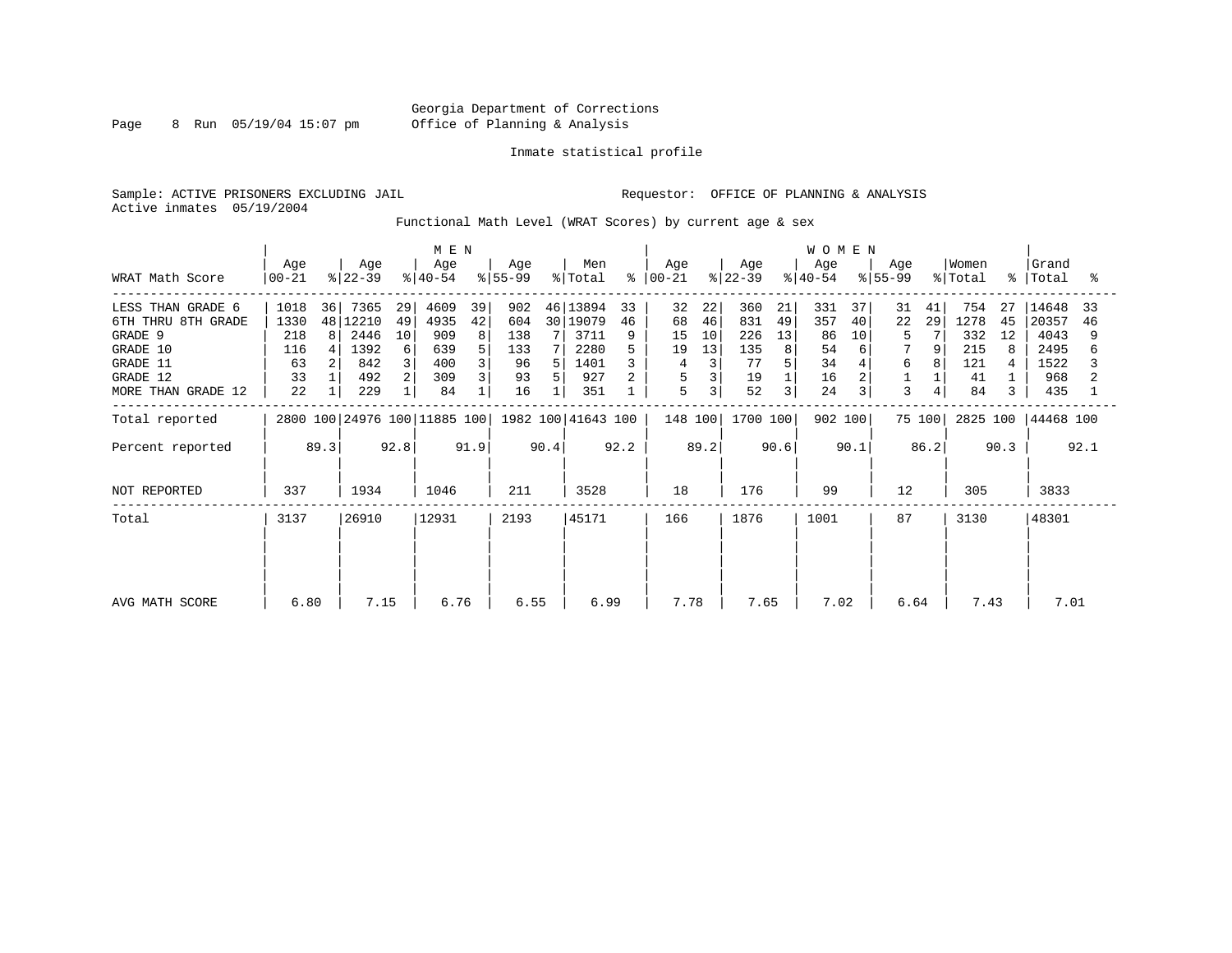Georgia Department of Corrections
Office of Planning & Analysis

Inmate statistical profile

Sample: ACTIVE PRISONERS EXCLUDING JAIL    Requestor: OFFICE OF PLANNING & ANALYSIS
Active inmates 05/19/2004

Functional Math Level (WRAT Scores) by current age & sex

| WRAT Math Score | MEN Age 00-21 | % | Age 22-39 | % | Age 40-54 | % | Age 55-99 | % | Men Total | % | WOMEN Age 00-21 | % | Age 22-39 | % | Age 40-54 | % | Age 55-99 | % | Women Total | % | Grand Total | % |
|---|---|---|---|---|---|---|---|---|---|---|---|---|---|---|---|---|---|---|---|---|---|---|
| LESS THAN GRADE 6 | 1018 | 36 | 7365 | 29 | 4609 | 39 | 902 | 46 | 13894 | 33 | 32 | 22 | 360 | 21 | 331 | 37 | 31 | 41 | 754 | 27 | 14648 | 33 |
| 6TH THRU 8TH GRADE | 1330 | 48 | 12210 | 49 | 4935 | 42 | 604 | 30 | 19079 | 46 | 68 | 46 | 831 | 49 | 357 | 40 | 22 | 29 | 1278 | 45 | 20357 | 46 |
| GRADE 9 | 218 | 8 | 2446 | 10 | 909 | 8 | 138 | 7 | 3711 | 9 | 15 | 10 | 226 | 13 | 86 | 10 | 5 | 7 | 332 | 12 | 4043 | 9 |
| GRADE 10 | 116 | 4 | 1392 | 6 | 639 | 5 | 133 | 7 | 2280 | 5 | 19 | 13 | 135 | 8 | 54 | 6 | 7 | 9 | 215 | 8 | 2495 | 6 |
| GRADE 11 | 63 | 2 | 842 | 3 | 400 | 3 | 96 | 5 | 1401 | 3 | 4 | 3 | 77 | 5 | 34 | 4 | 6 | 8 | 121 | 4 | 1522 | 3 |
| GRADE 12 | 33 | 1 | 492 | 2 | 309 | 3 | 93 | 5 | 927 | 2 | 5 | 3 | 19 | 1 | 16 | 2 | 1 | 1 | 41 | 1 | 968 | 2 |
| MORE THAN GRADE 12 | 22 | 1 | 229 | 1 | 84 | 1 | 16 | 1 | 351 | 1 | 5 | 3 | 52 | 3 | 24 | 3 | 3 | 4 | 84 | 3 | 435 | 1 |
| Total reported | 2800 | 100 | 24976 | 100 | 11885 | 100 | 1982 | 100 | 41643 | 100 | 148 | 100 | 1700 | 100 | 902 | 100 | 75 | 100 | 2825 | 100 | 44468 | 100 |
| Percent reported | | 89.3 | | 92.8 | | 91.9 | | 90.4 | | 92.2 | | 89.2 | | 90.6 | | 90.1 | | 86.2 | | 90.3 | | 92.1 |
| NOT REPORTED | 337 | | 1934 | | 1046 | | 211 | | 3528 | | 18 | | 176 | | 99 | | 12 | | 305 | | 3833 | |
| Total | 3137 | | 26910 | | 12931 | | 2193 | | 45171 | | 166 | | 1876 | | 1001 | | 87 | | 3130 | | 48301 | |
| AVG MATH SCORE | 6.80 | | 7.15 | | 6.76 | | 6.55 | | 6.99 | | 7.78 | | 7.65 | | 7.02 | | 6.64 | | 7.43 | | 7.01 | |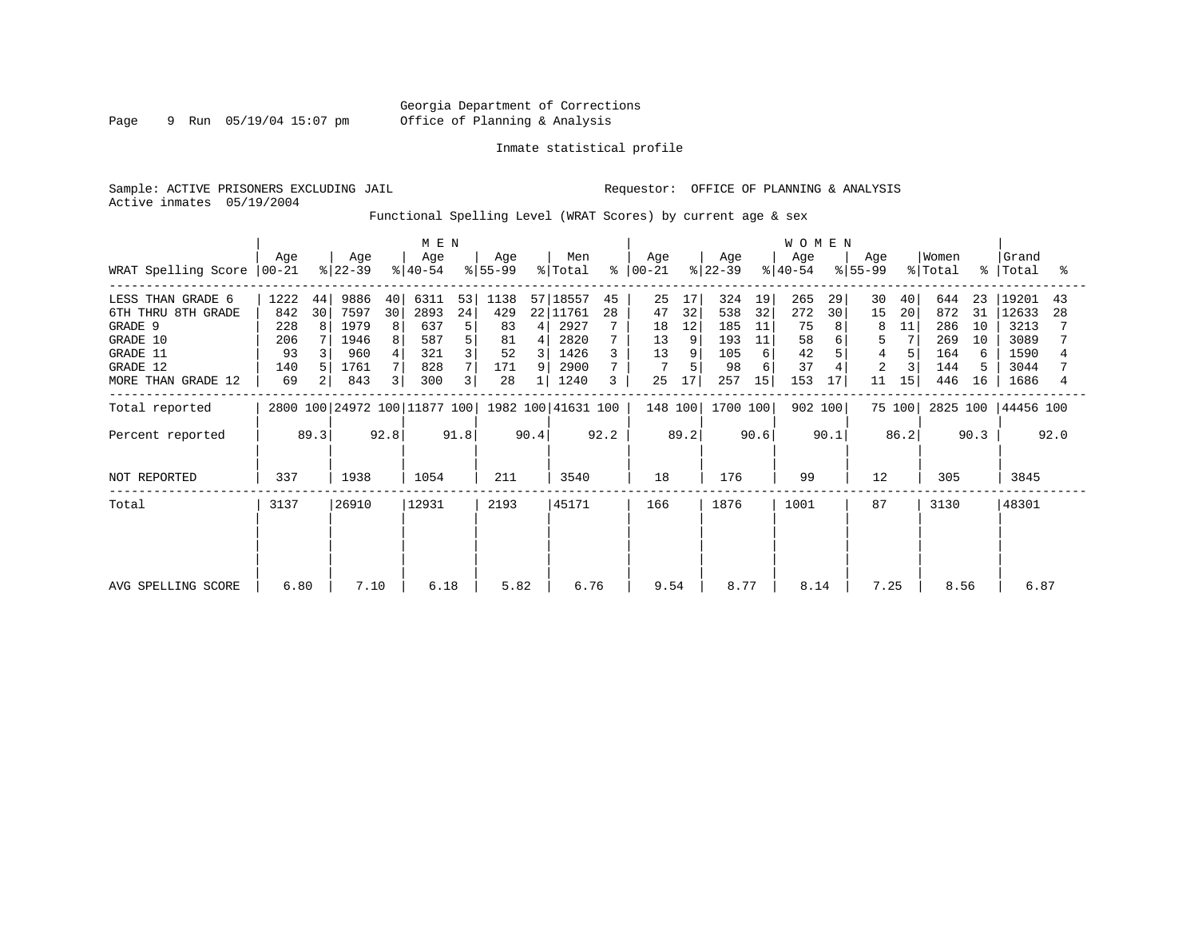Georgia Department of Corrections
Office of Planning & Analysis

Inmate statistical profile

Sample: ACTIVE PRISONERS EXCLUDING JAIL    Requestor: OFFICE OF PLANNING & ANALYSIS
Active inmates 05/19/2004

Functional Spelling Level (WRAT Scores) by current age & sex

| WRAT Spelling Score | MEN Age 00-21 | % | Age 22-39 | % | Age 40-54 | % | Age 55-99 | % | Men Total | % | WOMEN Age 00-21 | % | Age 22-39 | % | Age 40-54 | % | Age 55-99 | % | Women Total | % | Grand Total | % |
|---|---|---|---|---|---|---|---|---|---|---|---|---|---|---|---|---|---|---|---|---|---|---|
| LESS THAN GRADE 6 | 1222 | 44 | 9886 | 40 | 6311 | 53 | 1138 | 57 | 18557 | 45 | 25 | 17 | 324 | 19 | 265 | 29 | 30 | 40 | 644 | 23 | 19201 | 43 |
| 6TH THRU 8TH GRADE | 842 | 30 | 7597 | 30 | 2893 | 24 | 429 | 22 | 11761 | 28 | 47 | 32 | 538 | 32 | 272 | 30 | 15 | 20 | 872 | 31 | 12633 | 28 |
| GRADE 9 | 228 | 8 | 1979 | 8 | 637 | 5 | 83 | 4 | 2927 | 7 | 18 | 12 | 185 | 11 | 75 | 8 | 8 | 11 | 286 | 10 | 3213 | 7 |
| GRADE 10 | 206 | 7 | 1946 | 8 | 587 | 5 | 81 | 4 | 2820 | 7 | 13 | 9 | 193 | 11 | 58 | 6 | 5 | 7 | 269 | 10 | 3089 | 7 |
| GRADE 11 | 93 | 3 | 960 | 4 | 321 | 3 | 52 | 3 | 1426 | 3 | 13 | 9 | 105 | 6 | 42 | 5 | 4 | 5 | 164 | 6 | 1590 | 4 |
| GRADE 12 | 140 | 5 | 1761 | 7 | 828 | 7 | 171 | 9 | 2900 | 7 | 7 | 5 | 98 | 6 | 37 | 4 | 2 | 3 | 144 | 5 | 3044 | 7 |
| MORE THAN GRADE 12 | 69 | 2 | 843 | 3 | 300 | 3 | 28 | 1 | 1240 | 3 | 25 | 17 | 257 | 15 | 153 | 17 | 11 | 15 | 446 | 16 | 1686 | 4 |
| Total reported | 2800 | 100 | 24972 | 100 | 11877 | 100 | 1982 | 100 | 41631 | 100 | 148 | 100 | 1700 | 100 | 902 | 100 | 75 | 100 | 2825 | 100 | 44456 | 100 |
| Percent reported | | 89.3 | | 92.8 | | 91.8 | | 90.4 | | 92.2 | | 89.2 | | 90.6 | | 90.1 | | 86.2 | | 90.3 | | 92.0 |
| NOT REPORTED | 337 | | 1938 | | 1054 | | 211 | | 3540 | | 18 | | 176 | | 99 | | 12 | | 305 | | 3845 | |
| Total | 3137 | | 26910 | | 12931 | | 2193 | | 45171 | | 166 | | 1876 | | 1001 | | 87 | | 3130 | | 48301 | |
| AVG SPELLING SCORE | 6.80 | | 7.10 | | 6.18 | | 5.82 | | 6.76 | | 9.54 | | 8.77 | | 8.14 | | 7.25 | | 8.56 | | 6.87 | |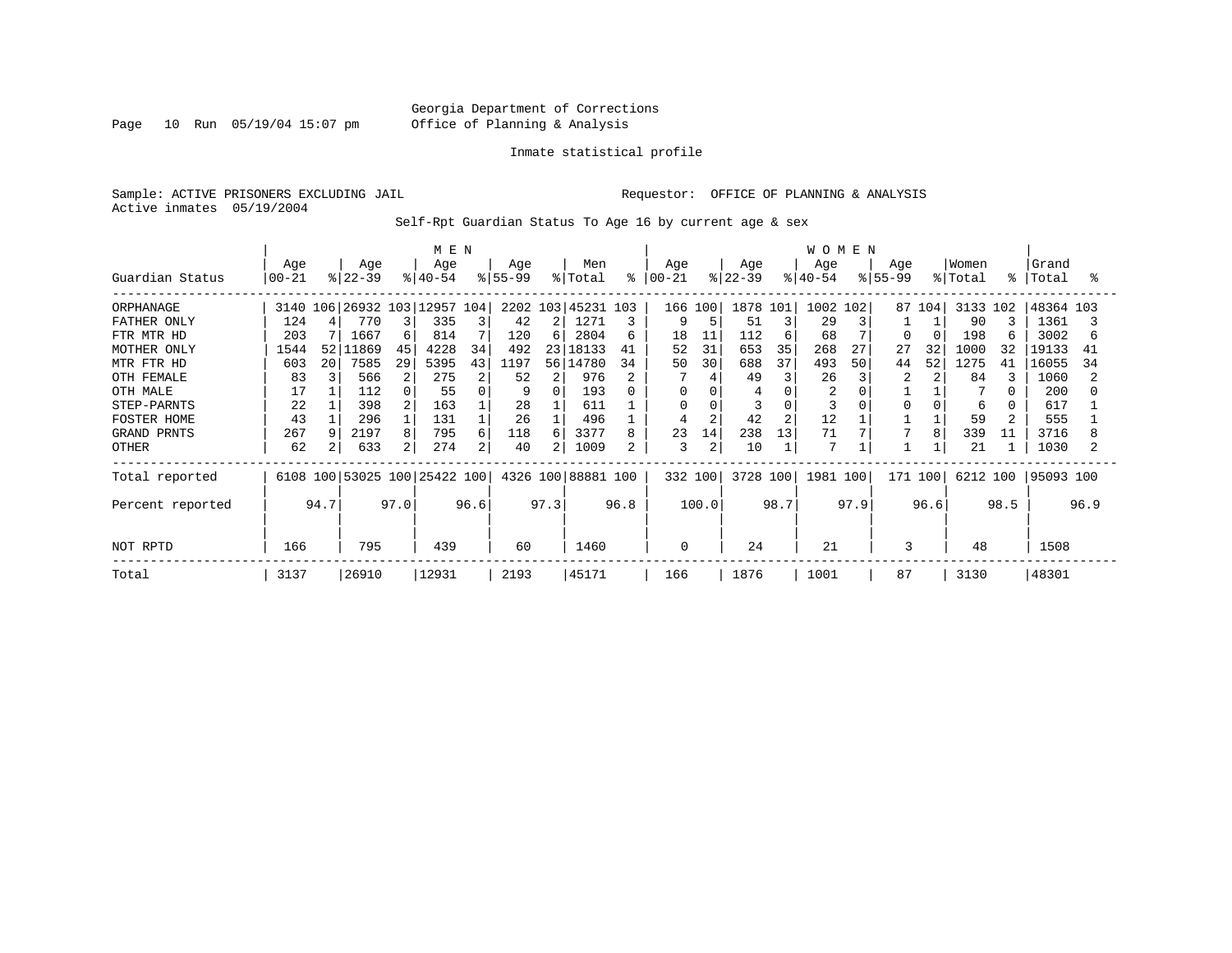Georgia Department of Corrections
Office of Planning & Analysis

Inmate statistical profile

Sample: ACTIVE PRISONERS EXCLUDING JAIL

Requestor: OFFICE OF PLANNING & ANALYSIS

Active inmates 05/19/2004

Self-Rpt Guardian Status To Age 16 by current age & sex

| Guardian Status | MEN Age 00-21 | % | Age 22-39 | % | Age 40-54 | % | Age 55-99 | % | Men Total | % | WOMEN Age 00-21 | % | Age 22-39 | % | Age 40-54 | % | Age 55-99 | % | Women Total | % | Grand Total | % |
|---|---|---|---|---|---|---|---|---|---|---|---|---|---|---|---|---|---|---|---|---|---|---|
| ORPHANAGE | 3140 | 106 | 26932 | 103 | 12957 | 104 | 2202 | 103 | 45231 | 103 | 166 | 100 | 1878 | 101 | 1002 | 102 | 87 | 104 | 3133 | 102 | 48364 | 103 |
| FATHER ONLY | 124 | 4 | 770 | 3 | 335 | 3 | 42 | 2 | 1271 | 3 | 9 | 5 | 51 | 3 | 29 | 3 | 1 | 1 | 90 | 3 | 1361 | 3 |
| FTR MTR HD | 203 | 7 | 1667 | 6 | 814 | 7 | 120 | 6 | 2804 | 6 | 18 | 11 | 112 | 6 | 68 | 7 | 0 | 0 | 198 | 6 | 3002 | 6 |
| MOTHER ONLY | 1544 | 52 | 11869 | 45 | 4228 | 34 | 492 | 23 | 18133 | 41 | 52 | 31 | 653 | 35 | 268 | 27 | 27 | 32 | 1000 | 32 | 19133 | 41 |
| MTR FTR HD | 603 | 20 | 7585 | 29 | 5395 | 43 | 1197 | 56 | 14780 | 34 | 50 | 30 | 688 | 37 | 493 | 50 | 44 | 52 | 1275 | 41 | 16055 | 34 |
| OTH FEMALE | 83 | 3 | 566 | 2 | 275 | 2 | 52 | 2 | 976 | 2 | 7 | 4 | 49 | 3 | 26 | 3 | 2 | 2 | 84 | 3 | 1060 | 2 |
| OTH MALE | 17 | 1 | 112 | 0 | 55 | 0 | 9 | 0 | 193 | 0 | 0 | 0 | 4 | 0 | 2 | 0 | 1 | 1 | 7 | 0 | 200 | 0 |
| STEP-PARNTS | 22 | 1 | 398 | 2 | 163 | 1 | 28 | 1 | 611 | 1 | 0 | 0 | 3 | 0 | 3 | 0 | 0 | 0 | 6 | 0 | 617 | 1 |
| FOSTER HOME | 43 | 1 | 296 | 1 | 131 | 1 | 26 | 1 | 496 | 1 | 4 | 2 | 42 | 2 | 12 | 1 | 1 | 1 | 59 | 2 | 555 | 1 |
| GRAND PRNTS | 267 | 9 | 2197 | 8 | 795 | 6 | 118 | 6 | 3377 | 8 | 23 | 14 | 238 | 13 | 71 | 7 | 7 | 8 | 339 | 11 | 3716 | 8 |
| OTHER | 62 | 2 | 633 | 2 | 274 | 2 | 40 | 2 | 1009 | 2 | 3 | 2 | 10 | 1 | 7 | 1 | 1 | 1 | 21 | 1 | 1030 | 2 |
| Total reported | 6108 | 100 | 53025 | 100 | 25422 | 100 | 4326 | 100 | 88881 | 100 | 332 | 100 | 3728 | 100 | 1981 | 100 | 171 | 100 | 6212 | 100 | 95093 | 100 |
| Percent reported | | 94.7 | | 97.0 | | 96.6 | | 97.3 | | 96.8 | | 100.0 | | 98.7 | | 97.9 | | 96.6 | | 98.5 | | 96.9 |
| NOT RPTD | 166 | | 795 | | 439 | | 60 | | 1460 | | 0 | | 24 | | 21 | | 3 | | 48 | | 1508 | |
| Total | 3137 | | 26910 | | 12931 | | 2193 | | 45171 | | 166 | | 1876 | | 1001 | | 87 | | 3130 | | 48301 | |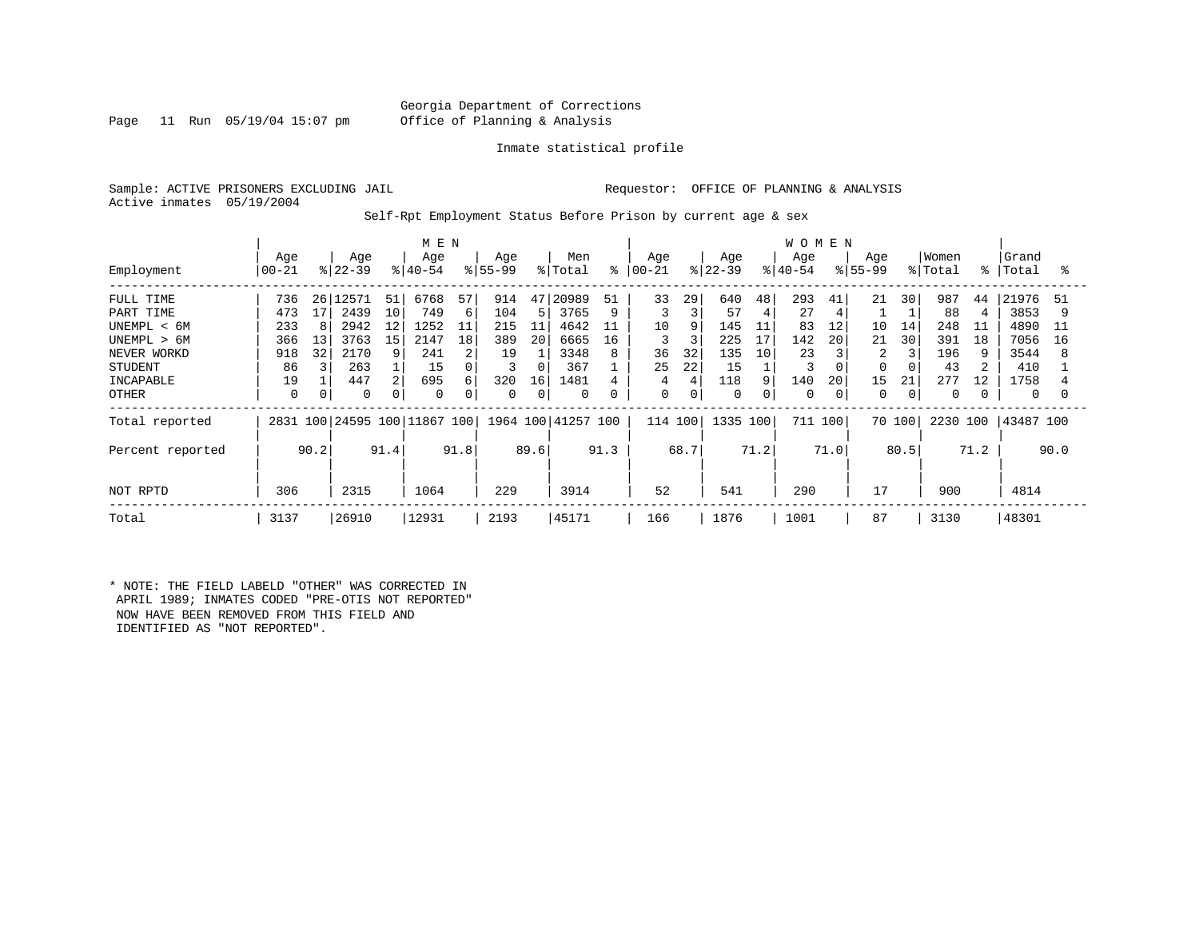Georgia Department of Corrections
Office of Planning & Analysis

Inmate statistical profile

Sample: ACTIVE PRISONERS EXCLUDING JAIL

Requestor: OFFICE OF PLANNING & ANALYSIS

Active inmates 05/19/2004

Self-Rpt Employment Status Before Prison by current age & sex

| | MEN | | | | | | | | | | WOMEN | | | | | | | | | | | |
|---|---|---|---|---|---|---|---|---|---|---|---|---|---|---|---|---|---|---|---|---|---|---|
| Employment | Age 00-21 | % | Age 22-39 | % | Age 40-54 | % | Age 55-99 | % | Men Total | % | Age 00-21 | % | Age 22-39 | % | Age 40-54 | % | Age 55-99 | % | Women Total | % | Grand Total | % |
| FULL TIME | 736 | 26 | 12571 | 51 | 6768 | 57 | 914 | 47 | 20989 | 51 | 33 | 29 | 640 | 48 | 293 | 41 | 21 | 30 | 987 | 44 | 21976 | 51 |
| PART TIME | 473 | 17 | 2439 | 10 | 749 | 6 | 104 | 5 | 3765 | 9 | 3 | 3 | 57 | 4 | 27 | 4 | 1 | 1 | 88 | 4 | 3853 | 9 |
| UNEMPL < 6M | 233 | 8 | 2942 | 12 | 1252 | 11 | 215 | 11 | 4642 | 11 | 10 | 9 | 145 | 11 | 83 | 12 | 10 | 14 | 248 | 11 | 4890 | 11 |
| UNEMPL > 6M | 366 | 13 | 3763 | 15 | 2147 | 18 | 389 | 20 | 6665 | 16 | 3 | 3 | 225 | 17 | 142 | 20 | 21 | 30 | 391 | 18 | 7056 | 16 |
| NEVER WORKD | 918 | 32 | 2170 | 9 | 241 | 2 | 19 | 1 | 3348 | 8 | 36 | 32 | 135 | 10 | 23 | 3 | 2 | 3 | 196 | 9 | 3544 | 8 |
| STUDENT | 86 | 3 | 263 | 1 | 15 | 0 | 3 | 0 | 367 | 1 | 25 | 22 | 15 | 1 | 3 | 0 | 0 | 0 | 43 | 2 | 410 | 1 |
| INCAPABLE | 19 | 1 | 447 | 2 | 695 | 6 | 320 | 16 | 1481 | 4 | 4 | 4 | 118 | 9 | 140 | 20 | 15 | 21 | 277 | 12 | 1758 | 4 |
| OTHER | 0 | 0 | 0 | 0 | 0 | 0 | 0 | 0 | 0 | 0 | 0 | 0 | 0 | 0 | 0 | 0 | 0 | 0 | 0 | 0 | 0 | 0 |
| Total reported | 2831 | 100 | 24595 | 100 | 11867 | 100 | 1964 | 100 | 41257 | 100 | 114 | 100 | 1335 | 100 | 711 | 100 | 70 | 100 | 2230 | 100 | 43487 | 100 |
| Percent reported | | 90.2 | | 91.4 | | 91.8 | | 89.6 | | 91.3 | | 68.7 | | 71.2 | | 71.0 | | 80.5 | | 71.2 | | 90.0 |
| NOT RPTD | 306 | | 2315 | | 1064 | | 229 | | 3914 | | 52 | | 541 | | 290 | | 17 | | 900 | | 4814 | |
| Total | 3137 | | 26910 | | 12931 | | 2193 | | 45171 | | 166 | | 1876 | | 1001 | | 87 | | 3130 | | 48301 | |

* NOTE: THE FIELD LABELD "OTHER" WAS CORRECTED IN APRIL 1989; INMATES CODED "PRE-OTIS NOT REPORTED" NOW HAVE BEEN REMOVED FROM THIS FIELD AND IDENTIFIED AS "NOT REPORTED".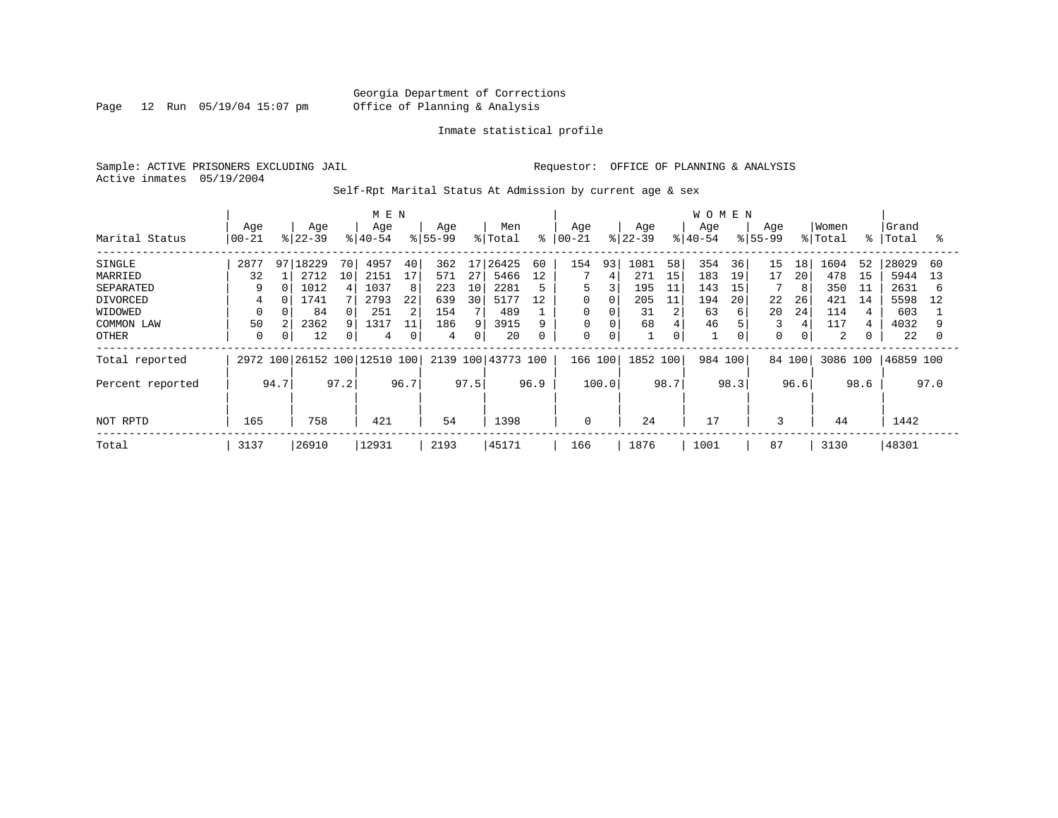Georgia Department of Corrections
Office of Planning & Analysis

Inmate statistical profile

Sample: ACTIVE PRISONERS EXCLUDING JAIL
Active inmates 05/19/2004

Requestor: OFFICE OF PLANNING & ANALYSIS

Self-Rpt Marital Status At Admission by current age & sex

| Marital Status | MEN Age 00-21 | % | Age 22-39 | % | Age 40-54 | % | Age 55-99 | % | Men Total | % | WOMEN Age 00-21 | % | Age 22-39 | % | Age 40-54 | % | Age 55-99 | % | Women Total | % | Grand Total | % |
|---|---|---|---|---|---|---|---|---|---|---|---|---|---|---|---|---|---|---|---|---|---|---|
| SINGLE | 2877 | 97 | 18229 | 70 | 4957 | 40 | 362 | 17 | 26425 | 60 | 154 | 93 | 1081 | 58 | 354 | 36 | 15 | 18 | 1604 | 52 | 28029 | 60 |
| MARRIED | 32 | 1 | 2712 | 10 | 2151 | 17 | 571 | 27 | 5466 | 12 | 7 | 4 | 271 | 15 | 183 | 19 | 17 | 20 | 478 | 15 | 5944 | 13 |
| SEPARATED | 9 | 0 | 1012 | 4 | 1037 | 8 | 223 | 10 | 2281 | 5 | 5 | 3 | 195 | 11 | 143 | 15 | 7 | 8 | 350 | 11 | 2631 | 6 |
| DIVORCED | 4 | 0 | 1741 | 7 | 2793 | 22 | 639 | 30 | 5177 | 12 | 0 | 0 | 205 | 11 | 194 | 20 | 22 | 26 | 421 | 14 | 5598 | 12 |
| WIDOWED | 0 | 0 | 84 | 0 | 251 | 2 | 154 | 7 | 489 | 1 | 0 | 0 | 31 | 2 | 63 | 6 | 20 | 24 | 114 | 4 | 603 | 1 |
| COMMON LAW | 50 | 2 | 2362 | 9 | 1317 | 11 | 186 | 9 | 3915 | 9 | 0 | 0 | 68 | 4 | 46 | 5 | 3 | 4 | 117 | 4 | 4032 | 9 |
| OTHER | 0 | 0 | 12 | 0 | 4 | 0 | 4 | 0 | 20 | 0 | 0 | 0 | 1 | 0 | 1 | 0 | 0 | 0 | 2 | 0 | 22 | 0 |
| Total reported | 2972 | 100 | 26152 | 100 | 12510 | 100 | 2139 | 100 | 43773 | 100 | 166 | 100 | 1852 | 100 | 984 | 100 | 84 | 100 | 3086 | 100 | 46859 | 100 |
| Percent reported | | 94.7 | | 97.2 | | 96.7 | | 97.5 | | 96.9 | | 100.0 | | 98.7 | | 98.3 | | 96.6 | | 98.6 | | 97.0 |
| NOT RPTD | 165 | | 758 | | 421 | | 54 | | 1398 | | 0 | | 24 | | 17 | | 3 | | 44 | | 1442 | |
| Total | 3137 | | 26910 | | 12931 | | 2193 | | 45171 | | 166 | | 1876 | | 1001 | | 87 | | 3130 | | 48301 | |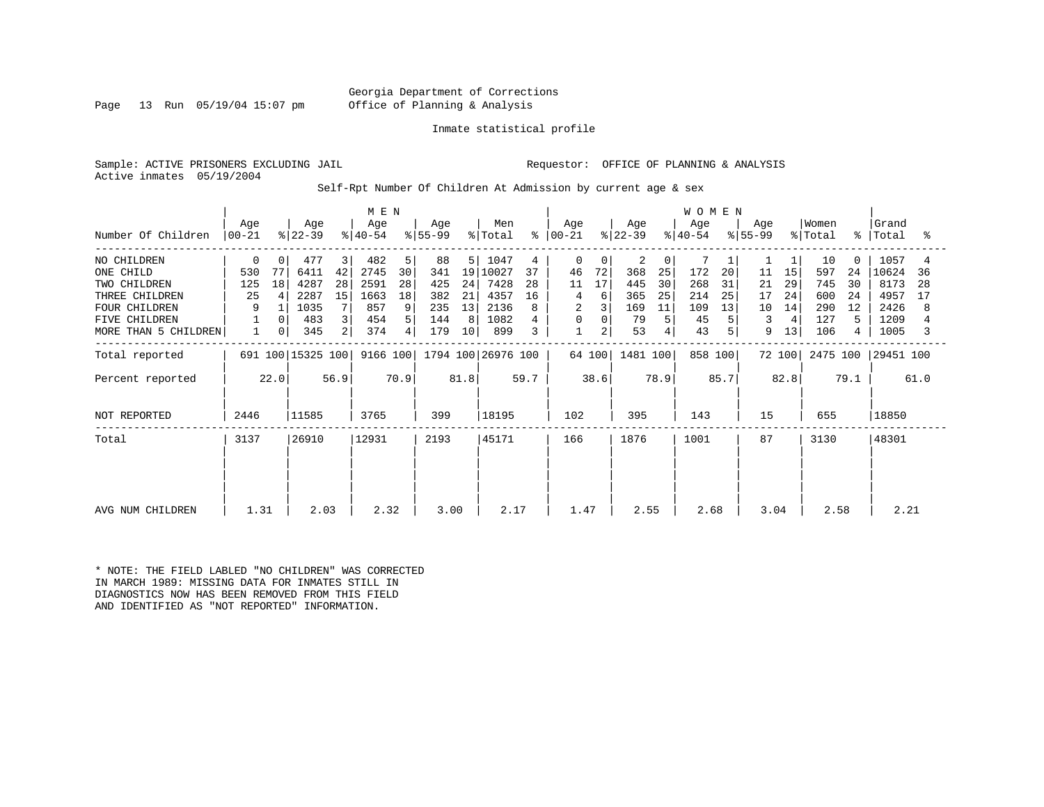Georgia Department of Corrections
Office of Planning & Analysis

Inmate statistical profile

Sample: ACTIVE PRISONERS EXCLUDING JAIL                    Requestor: OFFICE OF PLANNING & ANALYSIS
Active inmates 05/19/2004

Self-Rpt Number Of Children At Admission by current age & sex

| Number Of Children | MEN Age 00-21 | % | Age 22-39 | % | Age 40-54 | % | Age 55-99 | % | Men Total | % | WOMEN Age 00-21 | % | Age 22-39 | % | Age 40-54 | % | Age 55-99 | % | Women Total | % | Grand Total | % |
|---|---|---|---|---|---|---|---|---|---|---|---|---|---|---|---|---|---|---|---|---|---|---|
| NO CHILDREN | 0 | 0 | 477 | 3 | 482 | 5 | 88 | 5 | 1047 | 4 | 0 | 0 | 2 | 0 | 7 | 1 | 1 | 1 | 10 | 0 | 1057 | 4 |
| ONE CHILD | 530 | 77 | 6411 | 42 | 2745 | 30 | 341 | 19 | 10027 | 37 | 46 | 72 | 368 | 25 | 172 | 20 | 11 | 15 | 597 | 24 | 10624 | 36 |
| TWO CHILDREN | 125 | 18 | 4287 | 28 | 2591 | 28 | 425 | 24 | 7428 | 28 | 11 | 17 | 445 | 30 | 268 | 31 | 21 | 29 | 745 | 30 | 8173 | 28 |
| THREE CHILDREN | 25 | 4 | 2287 | 15 | 1663 | 18 | 382 | 21 | 4357 | 16 | 4 | 6 | 365 | 25 | 214 | 25 | 17 | 24 | 600 | 24 | 4957 | 17 |
| FOUR CHILDREN | 9 | 1 | 1035 | 7 | 857 | 9 | 235 | 13 | 2136 | 8 | 2 | 3 | 169 | 11 | 109 | 13 | 10 | 14 | 290 | 12 | 2426 | 8 |
| FIVE CHILDREN | 1 | 0 | 483 | 3 | 454 | 5 | 144 | 8 | 1082 | 4 | 0 | 0 | 79 | 5 | 45 | 5 | 3 | 4 | 127 | 5 | 1209 | 4 |
| MORE THAN 5 CHILDREN | 1 | 0 | 345 | 2 | 374 | 4 | 179 | 10 | 899 | 3 | 1 | 2 | 53 | 4 | 43 | 5 | 9 | 13 | 106 | 4 | 1005 | 3 |
| Total reported | 691 | 100 | 15325 | 100 | 9166 | 100 | 1794 | 100 | 26976 | 100 | 64 | 100 | 1481 | 100 | 858 | 100 | 72 | 100 | 2475 | 100 | 29451 | 100 |
| Percent reported | | 22.0 | | 56.9 | | 70.9 | | 81.8 | | 59.7 | | 38.6 | | 78.9 | | 85.7 | | 82.8 | | 79.1 | | 61.0 |
| NOT REPORTED | 2446 | | 11585 | | 3765 | | 399 | | 18195 | | 102 | | 395 | | 143 | | 15 | | 655 | | 18850 | |
| Total | 3137 | | 26910 | | 12931 | | 2193 | | 45171 | | 166 | | 1876 | | 1001 | | 87 | | 3130 | | 48301 | |
| AVG NUM CHILDREN | 1.31 | | 2.03 | | 2.32 | | 3.00 | | 2.17 | | 1.47 | | 2.55 | | 2.68 | | 3.04 | | 2.58 | | 2.21 | |

* NOTE: THE FIELD LABLED "NO CHILDREN" WAS CORRECTED IN MARCH 1989: MISSING DATA FOR INMATES STILL IN DIAGNOSTICS NOW HAS BEEN REMOVED FROM THIS FIELD AND IDENTIFIED AS "NOT REPORTED" INFORMATION.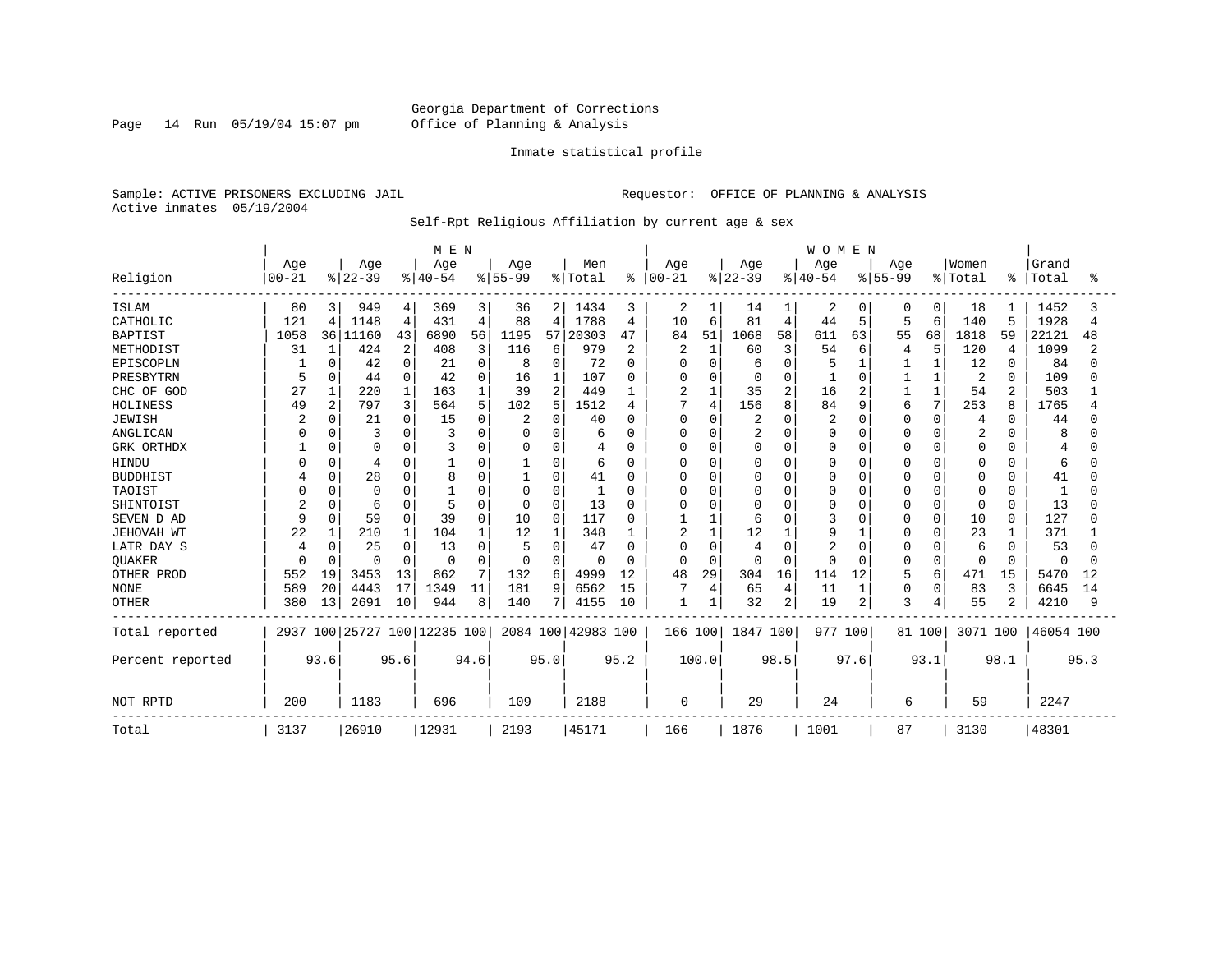Georgia Department of Corrections
Office of Planning & Analysis

Inmate statistical profile

Sample: ACTIVE PRISONERS EXCLUDING JAIL
Active inmates 05/19/2004

Requestor: OFFICE OF PLANNING & ANALYSIS

Self-Rpt Religious Affiliation by current age & sex

| Religion | MEN Age 00-21 | % | Age 22-39 | % | Age 40-54 | % | Age 55-99 | % | Men Total | % | WOMEN Age 00-21 | % | Age 22-39 | % | Age 40-54 | % | Age 55-99 | % | Women Total | % | Grand Total | % |
|---|---|---|---|---|---|---|---|---|---|---|---|---|---|---|---|---|---|---|---|---|---|---|
| ISLAM | 80 | 3 | 949 | 4 | 369 | 3 | 36 | 2 | 1434 | 3 | 2 | 1 | 14 | 1 | 2 | 0 | 0 | 0 | 18 | 1 | 1452 | 3 |
| CATHOLIC | 121 | 4 | 1148 | 4 | 431 | 4 | 88 | 4 | 1788 | 4 | 10 | 6 | 81 | 4 | 44 | 5 | 5 | 6 | 140 | 5 | 1928 | 4 |
| BAPTIST | 1058 | 36 | 11160 | 43 | 6890 | 56 | 1195 | 57 | 20303 | 47 | 84 | 51 | 1068 | 58 | 611 | 63 | 55 | 68 | 1818 | 59 | 22121 | 48 |
| METHODIST | 31 | 1 | 424 | 2 | 408 | 3 | 116 | 6 | 979 | 2 | 2 | 1 | 60 | 3 | 54 | 6 | 4 | 5 | 120 | 4 | 1099 | 2 |
| EPISCOPLN | 1 | 0 | 42 | 0 | 21 | 0 | 8 | 0 | 72 | 0 | 0 | 0 | 6 | 0 | 5 | 1 | 1 | 1 | 12 | 0 | 84 | 0 |
| PRESBYTRN | 5 | 0 | 44 | 0 | 42 | 0 | 16 | 1 | 107 | 0 | 0 | 0 | 0 | 0 | 1 | 0 | 1 | 1 | 2 | 0 | 109 | 0 |
| CHC OF GOD | 27 | 1 | 220 | 1 | 163 | 1 | 39 | 2 | 449 | 1 | 2 | 1 | 35 | 2 | 16 | 2 | 1 | 1 | 54 | 2 | 503 | 1 |
| HOLINESS | 49 | 2 | 797 | 3 | 564 | 5 | 102 | 5 | 1512 | 4 | 7 | 4 | 156 | 8 | 84 | 9 | 6 | 7 | 253 | 8 | 1765 | 4 |
| JEWISH | 2 | 0 | 21 | 0 | 15 | 0 | 2 | 0 | 40 | 0 | 0 | 0 | 2 | 0 | 2 | 0 | 0 | 0 | 4 | 0 | 44 | 0 |
| ANGLICAN | 0 | 0 | 3 | 0 | 3 | 0 | 0 | 0 | 6 | 0 | 0 | 0 | 2 | 0 | 0 | 0 | 0 | 0 | 2 | 0 | 8 | 0 |
| GRK ORTHDX | 1 | 0 | 0 | 0 | 3 | 0 | 0 | 0 | 4 | 0 | 0 | 0 | 0 | 0 | 0 | 0 | 0 | 0 | 0 | 0 | 4 | 0 |
| HINDU | 0 | 0 | 4 | 0 | 1 | 0 | 1 | 0 | 6 | 0 | 0 | 0 | 0 | 0 | 0 | 0 | 0 | 0 | 0 | 0 | 6 | 0 |
| BUDDHIST | 4 | 0 | 28 | 0 | 8 | 0 | 1 | 0 | 41 | 0 | 0 | 0 | 0 | 0 | 0 | 0 | 0 | 0 | 0 | 0 | 41 | 0 |
| TAOIST | 0 | 0 | 0 | 0 | 1 | 0 | 0 | 0 | 1 | 0 | 0 | 0 | 0 | 0 | 0 | 0 | 0 | 0 | 0 | 0 | 1 | 0 |
| SHINTOIST | 2 | 0 | 6 | 0 | 5 | 0 | 0 | 0 | 13 | 0 | 0 | 0 | 0 | 0 | 0 | 0 | 0 | 0 | 0 | 0 | 13 | 0 |
| SEVEN D AD | 9 | 0 | 59 | 0 | 39 | 0 | 10 | 0 | 117 | 0 | 1 | 1 | 6 | 0 | 3 | 0 | 0 | 0 | 10 | 0 | 127 | 0 |
| JEHOVAH WT | 22 | 1 | 210 | 1 | 104 | 1 | 12 | 1 | 348 | 1 | 2 | 1 | 12 | 1 | 9 | 1 | 0 | 0 | 23 | 1 | 371 | 1 |
| LATR DAY S | 4 | 0 | 25 | 0 | 13 | 0 | 5 | 0 | 47 | 0 | 0 | 0 | 4 | 0 | 2 | 0 | 0 | 0 | 6 | 0 | 53 | 0 |
| QUAKER | 0 | 0 | 0 | 0 | 0 | 0 | 0 | 0 | 0 | 0 | 0 | 0 | 0 | 0 | 0 | 0 | 0 | 0 | 0 | 0 | 0 | 0 |
| OTHER PROD | 552 | 19 | 3453 | 13 | 862 | 7 | 132 | 6 | 4999 | 12 | 48 | 29 | 304 | 16 | 114 | 12 | 5 | 6 | 471 | 15 | 5470 | 12 |
| NONE | 589 | 20 | 4443 | 17 | 1349 | 11 | 181 | 9 | 6562 | 15 | 7 | 4 | 65 | 4 | 11 | 1 | 0 | 0 | 83 | 3 | 6645 | 14 |
| OTHER | 380 | 13 | 2691 | 10 | 944 | 8 | 140 | 7 | 4155 | 10 | 1 | 1 | 32 | 2 | 19 | 2 | 3 | 4 | 55 | 2 | 4210 | 9 |
| Total reported | 2937 | 100 | 25727 | 100 | 12235 | 100 | 2084 | 100 | 42983 | 100 | 166 | 100 | 1847 | 100 | 977 | 100 | 81 | 100 | 3071 | 100 | 46054 | 100 |
| Percent reported | | 93.6 | | 95.6 | | 94.6 | | 95.0 | | 95.2 | | 100.0 | | 98.5 | | 97.6 | | 93.1 | | 98.1 | | 95.3 |
| NOT RPTD | 200 | | 1183 | | 696 | | 109 | | 2188 | | 0 | | 29 | | 24 | | 6 | | 59 | | 2247 | |
| Total | 3137 | | 26910 | | 12931 | | 2193 | | 45171 | | 166 | | 1876 | | 1001 | | 87 | | 3130 | | 48301 | |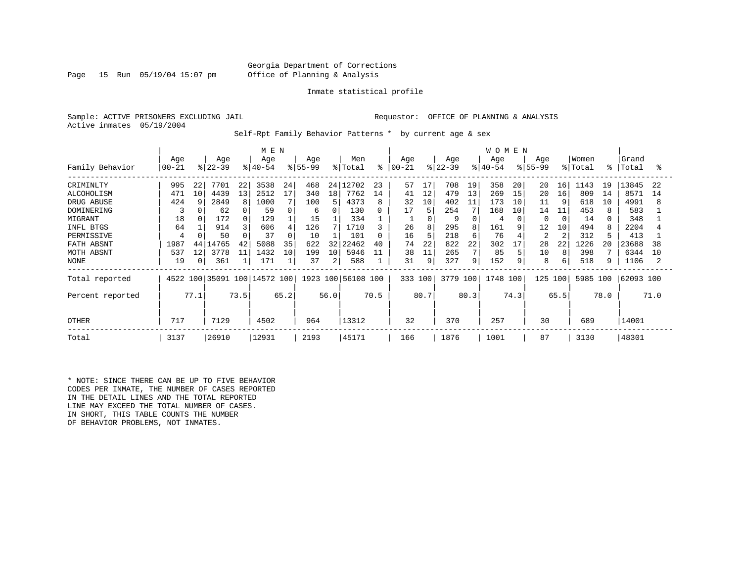Georgia Department of Corrections
Office of Planning & Analysis

Inmate statistical profile

Sample: ACTIVE PRISONERS EXCLUDING JAIL                    Requestor: OFFICE OF PLANNING & ANALYSIS
Active inmates 05/19/2004

Self-Rpt Family Behavior Patterns * by current age & sex

| Family Behavior | MEN Age 00-21 | % | Age 22-39 | % | Age 40-54 | % | Age 55-99 | % | Men Total | % | WOMEN Age 00-21 | % | Age 22-39 | % | Age 40-54 | % | Age 55-99 | % | Women Total | % | Grand Total | % |
|---|---|---|---|---|---|---|---|---|---|---|---|---|---|---|---|---|---|---|---|---|---|---|
| CRIMINLTY | 995 | 22 | 7701 | 22 | 3538 | 24 | 468 | 24 | 12702 | 23 | 57 | 17 | 708 | 19 | 358 | 20 | 20 | 16 | 1143 | 19 | 13845 | 22 |
| ALCOHOLISM | 471 | 10 | 4439 | 13 | 2512 | 17 | 340 | 18 | 7762 | 14 | 41 | 12 | 479 | 13 | 269 | 15 | 20 | 16 | 809 | 14 | 8571 | 14 |
| DRUG ABUSE | 424 | 9 | 2849 | 8 | 1000 | 7 | 100 | 5 | 4373 | 8 | 32 | 10 | 402 | 11 | 173 | 10 | 11 | 9 | 618 | 10 | 4991 | 8 |
| DOMINERING | 3 | 0 | 62 | 0 | 59 | 0 | 6 | 0 | 130 | 0 | 17 | 5 | 254 | 7 | 168 | 10 | 14 | 11 | 453 | 8 | 583 | 1 |
| MIGRANT | 18 | 0 | 172 | 0 | 129 | 1 | 15 | 1 | 334 | 1 | 1 | 0 | 9 | 0 | 4 | 0 | 0 | 0 | 14 | 0 | 348 | 1 |
| INFL BTGS | 64 | 1 | 914 | 3 | 606 | 4 | 126 | 7 | 1710 | 3 | 26 | 8 | 295 | 8 | 161 | 9 | 12 | 10 | 494 | 8 | 2204 | 4 |
| PERMISSIVE | 4 | 0 | 50 | 0 | 37 | 0 | 10 | 1 | 101 | 0 | 16 | 5 | 218 | 6 | 76 | 4 | 2 | 2 | 312 | 5 | 413 | 1 |
| FATH ABSNT | 1987 | 44 | 14765 | 42 | 5088 | 35 | 622 | 32 | 22462 | 40 | 74 | 22 | 822 | 22 | 302 | 17 | 28 | 22 | 1226 | 20 | 23688 | 38 |
| MOTH ABSNT | 537 | 12 | 3778 | 11 | 1432 | 10 | 199 | 10 | 5946 | 11 | 38 | 11 | 265 | 7 | 85 | 5 | 10 | 8 | 398 | 7 | 6344 | 10 |
| NONE | 19 | 0 | 361 | 1 | 171 | 1 | 37 | 2 | 588 | 1 | 31 | 9 | 327 | 9 | 152 | 9 | 8 | 6 | 518 | 9 | 1106 | 2 |
| Total reported | 4522 | 100 | 35091 | 100 | 14572 | 100 | 1923 | 100 | 56108 | 100 | 333 | 100 | 3779 | 100 | 1748 | 100 | 125 | 100 | 5985 | 100 | 62093 | 100 |
| Percent reported | | 77.1 | | 73.5 | | 65.2 | | 56.0 | | 70.5 | | 80.7 | | 80.3 | | 74.3 | | 65.5 | | 78.0 | | 71.0 |
| OTHER | 717 | | 7129 | | 4502 | | 964 | | 13312 | | 32 | | 370 | | 257 | | 30 | | 689 | | 14001 | |
| Total | 3137 | | 26910 | | 12931 | | 2193 | | 45171 | | 166 | | 1876 | | 1001 | | 87 | | 3130 | | 48301 | |

* NOTE: SINCE THERE CAN BE UP TO FIVE BEHAVIOR CODES PER INMATE, THE NUMBER OF CASES REPORTED IN THE DETAIL LINES AND THE TOTAL REPORTED LINE MAY EXCEED THE TOTAL NUMBER OF CASES. IN SHORT, THIS TABLE COUNTS THE NUMBER OF BEHAVIOR PROBLEMS, NOT INMATES.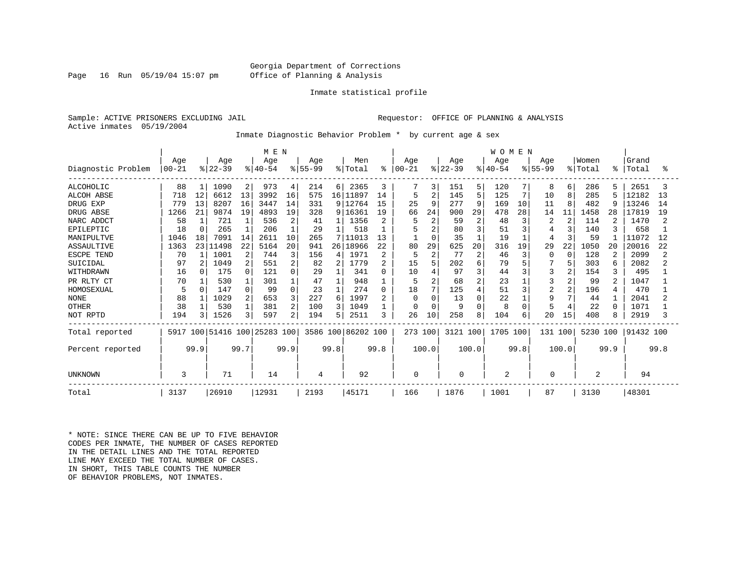Georgia Department of Corrections
Office of Planning & Analysis

Inmate statistical profile

Sample: ACTIVE PRISONERS EXCLUDING JAIL    Requestor: OFFICE OF PLANNING & ANALYSIS
Active inmates 05/19/2004

Inmate Diagnostic Behavior Problem * by current age & sex

| | MEN | | | | | | | | | | WOMEN | | | | | | | | | | | |
|---|---|---|---|---|---|---|---|---|---|---|---|---|---|---|---|---|---|---|---|---|---|---|
| Diagnostic Problem | Age 00-21 | % | Age 22-39 | % | Age 40-54 | % | Age 55-99 | % | Men Total | % | Age 00-21 | % | Age 22-39 | % | Age 40-54 | % | Age 55-99 | % | Women Total | % | Grand Total | % |
| ALCOHOLIC | 88 | 1 | 1090 | 2 | 973 | 4 | 214 | 6 | 2365 | 3 | 7 | 3 | 151 | 5 | 120 | 7 | 8 | 6 | 286 | 5 | 2651 | 3 |
| ALCOH ABSE | 718 | 12 | 6612 | 13 | 3992 | 16 | 575 | 16 | 11897 | 14 | 5 | 2 | 145 | 5 | 125 | 7 | 10 | 8 | 285 | 5 | 12182 | 13 |
| DRUG EXP | 779 | 13 | 8207 | 16 | 3447 | 14 | 331 | 9 | 12764 | 15 | 25 | 9 | 277 | 9 | 169 | 10 | 11 | 8 | 482 | 9 | 13246 | 14 |
| DRUG ABSE | 1266 | 21 | 9874 | 19 | 4893 | 19 | 328 | 9 | 16361 | 19 | 66 | 24 | 900 | 29 | 478 | 28 | 14 | 11 | 1458 | 28 | 17819 | 19 |
| NARC ADDCT | 58 | 1 | 721 | 1 | 536 | 2 | 41 | 1 | 1356 | 2 | 5 | 2 | 59 | 2 | 48 | 3 | 2 | 2 | 114 | 2 | 1470 | 2 |
| EPILEPTIC | 18 | 0 | 265 | 1 | 206 | 1 | 29 | 1 | 518 | 1 | 5 | 2 | 80 | 3 | 51 | 3 | 4 | 3 | 140 | 3 | 658 | 1 |
| MANIPULTVE | 1046 | 18 | 7091 | 14 | 2611 | 10 | 265 | 7 | 11013 | 13 | 1 | 0 | 35 | 1 | 19 | 1 | 4 | 3 | 59 | 1 | 11072 | 12 |
| ASSAULTIVE | 1363 | 23 | 11498 | 22 | 5164 | 20 | 941 | 26 | 18966 | 22 | 80 | 29 | 625 | 20 | 316 | 19 | 29 | 22 | 1050 | 20 | 20016 | 22 |
| ESCPE TEND | 70 | 1 | 1001 | 2 | 744 | 3 | 156 | 4 | 1971 | 2 | 5 | 2 | 77 | 2 | 46 | 3 | 0 | 0 | 128 | 2 | 2099 | 2 |
| SUICIDAL | 97 | 2 | 1049 | 2 | 551 | 2 | 82 | 2 | 1779 | 2 | 15 | 5 | 202 | 6 | 79 | 5 | 7 | 5 | 303 | 6 | 2082 | 2 |
| WITHDRAWN | 16 | 0 | 175 | 0 | 121 | 0 | 29 | 1 | 341 | 0 | 10 | 4 | 97 | 3 | 44 | 3 | 3 | 2 | 154 | 3 | 495 | 1 |
| PR RLTY CT | 70 | 1 | 530 | 1 | 301 | 1 | 47 | 1 | 948 | 1 | 5 | 2 | 68 | 2 | 23 | 1 | 3 | 2 | 99 | 2 | 1047 | 1 |
| HOMOSEXUAL | 5 | 0 | 147 | 0 | 99 | 0 | 23 | 1 | 274 | 0 | 18 | 7 | 125 | 4 | 51 | 3 | 2 | 2 | 196 | 4 | 470 | 1 |
| NONE | 88 | 1 | 1029 | 2 | 653 | 3 | 227 | 6 | 1997 | 2 | 0 | 0 | 13 | 0 | 22 | 1 | 9 | 7 | 44 | 1 | 2041 | 2 |
| OTHER | 38 | 1 | 530 | 1 | 381 | 2 | 100 | 3 | 1049 | 1 | 0 | 0 | 9 | 0 | 8 | 0 | 5 | 4 | 22 | 0 | 1071 | 1 |
| NOT RPTD | 194 | 3 | 1526 | 3 | 597 | 2 | 194 | 5 | 2511 | 3 | 26 | 10 | 258 | 8 | 104 | 6 | 20 | 15 | 408 | 8 | 2919 | 3 |
| Total reported | 5917 | 100 | 51416 | 100 | 25283 | 100 | 3586 | 100 | 86202 | 100 | 273 | 100 | 3121 | 100 | 1705 | 100 | 131 | 100 | 5230 | 100 | 91432 | 100 |
| Percent reported | | 99.9 | | 99.7 | | 99.9 | | 99.8 | | 99.8 | | 100.0 | | 100.0 | | 99.8 | | 100.0 | | 99.9 | | 99.8 |
| UNKNOWN | 3 | | 71 | | 14 | | 4 | | 92 | | 0 | | 0 | | 2 | | 0 | | 2 | | 94 | |
| Total | 3137 | | 26910 | | 12931 | | 2193 | | 45171 | | 166 | | 1876 | | 1001 | | 87 | | 3130 | | 48301 | |

* NOTE: SINCE THERE CAN BE UP TO FIVE BEHAVIOR CODES PER INMATE, THE NUMBER OF CASES REPORTED IN THE DETAIL LINES AND THE TOTAL REPORTED LINE MAY EXCEED THE TOTAL NUMBER OF CASES. IN SHORT, THIS TABLE COUNTS THE NUMBER OF BEHAVIOR PROBLEMS, NOT INMATES.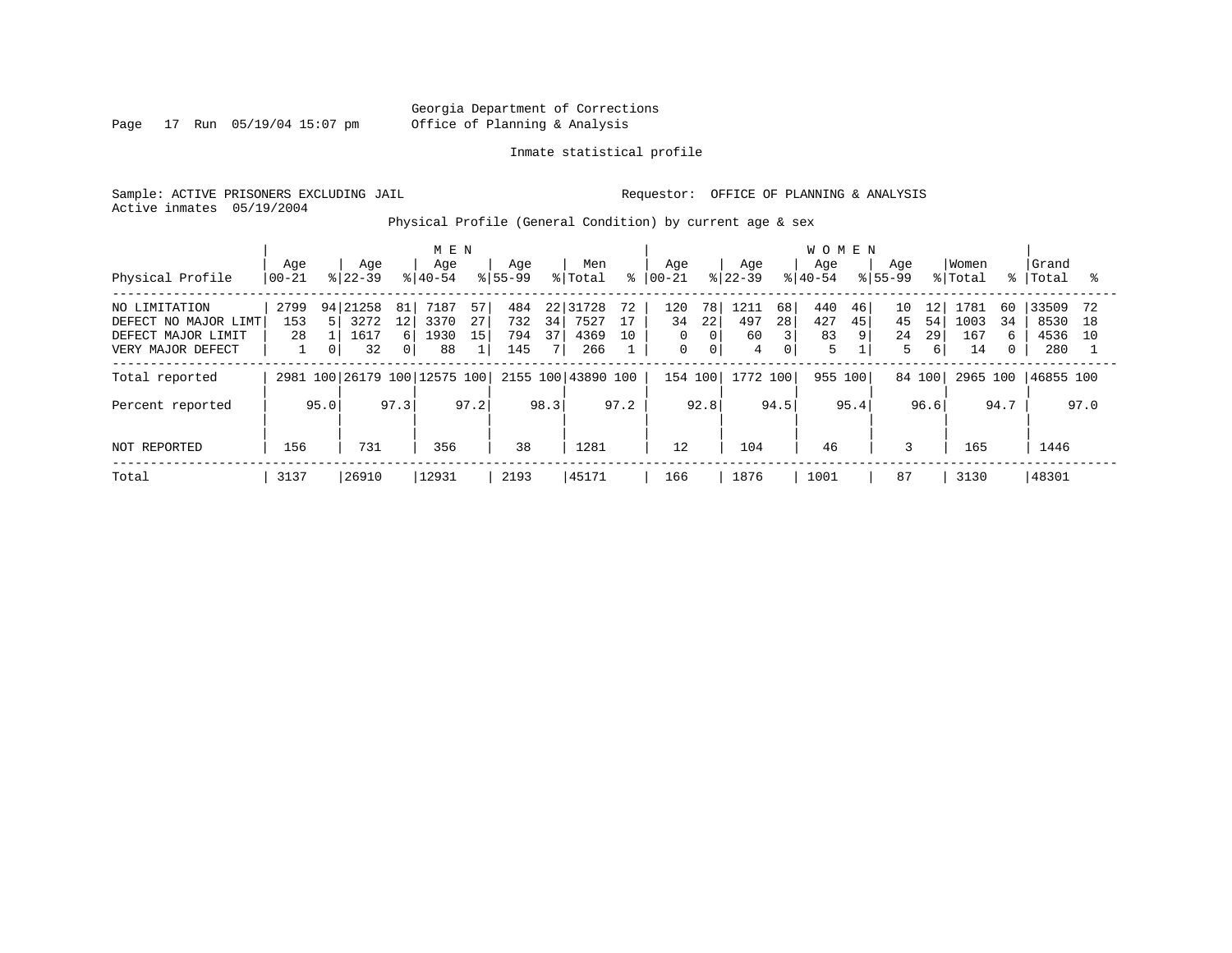Georgia Department of Corrections
Office of Planning & Analysis

Inmate statistical profile

Sample: ACTIVE PRISONERS EXCLUDING JAIL

Requestor: OFFICE OF PLANNING & ANALYSIS

Active inmates 05/19/2004

Physical Profile (General Condition) by current age & sex

| Physical Profile | MEN Age 00-21 | % | Age 22-39 | % | Age 40-54 | % | Age 55-99 | % | Men Total | % | WOMEN Age 00-21 | % | Age 22-39 | % | Age 40-54 | % | Age 55-99 | % | Women Total | % | Grand Total | % |
|---|---|---|---|---|---|---|---|---|---|---|---|---|---|---|---|---|---|---|---|---|---|---|
| NO LIMITATION | 2799 | 94 | 21258 | 81 | 7187 | 57 | 484 | 22 | 31728 | 72 | 120 | 78 | 1211 | 68 | 440 | 46 | 10 | 12 | 1781 | 60 | 33509 | 72 |
| DEFECT NO MAJOR LIMT | 153 | 5 | 3272 | 12 | 3370 | 27 | 732 | 34 | 7527 | 17 | 34 | 22 | 497 | 28 | 427 | 45 | 45 | 54 | 1003 | 34 | 8530 | 18 |
| DEFECT MAJOR LIMIT | 28 | 1 | 1617 | 6 | 1930 | 15 | 794 | 37 | 4369 | 10 | 0 | 0 | 60 | 3 | 83 | 9 | 24 | 29 | 167 | 6 | 4536 | 10 |
| VERY MAJOR DEFECT | 1 | 0 | 32 | 0 | 88 | 1 | 145 | 7 | 266 | 1 | 0 | 0 | 4 | 0 | 5 | 1 | 5 | 6 | 14 | 0 | 280 | 1 |
| Total reported | 2981 | 100 | 26179 | 100 | 12575 | 100 | 2155 | 100 | 43890 | 100 | 154 | 100 | 1772 | 100 | 955 | 100 | 84 | 100 | 2965 | 100 | 46855 | 100 |
| Percent reported | | 95.0 | | 97.3 | | 97.2 | | 98.3 | | 97.2 | | 92.8 | | 94.5 | | 95.4 | | 96.6 | | 94.7 | | 97.0 |
| NOT REPORTED | 156 | | 731 | | 356 | | 38 | | 1281 | | 12 | | 104 | | 46 | | 3 | | 165 | | 1446 | |
| Total | 3137 | | 26910 | | 12931 | | 2193 | | 45171 | | 166 | | 1876 | | 1001 | | 87 | | 3130 | | 48301 | |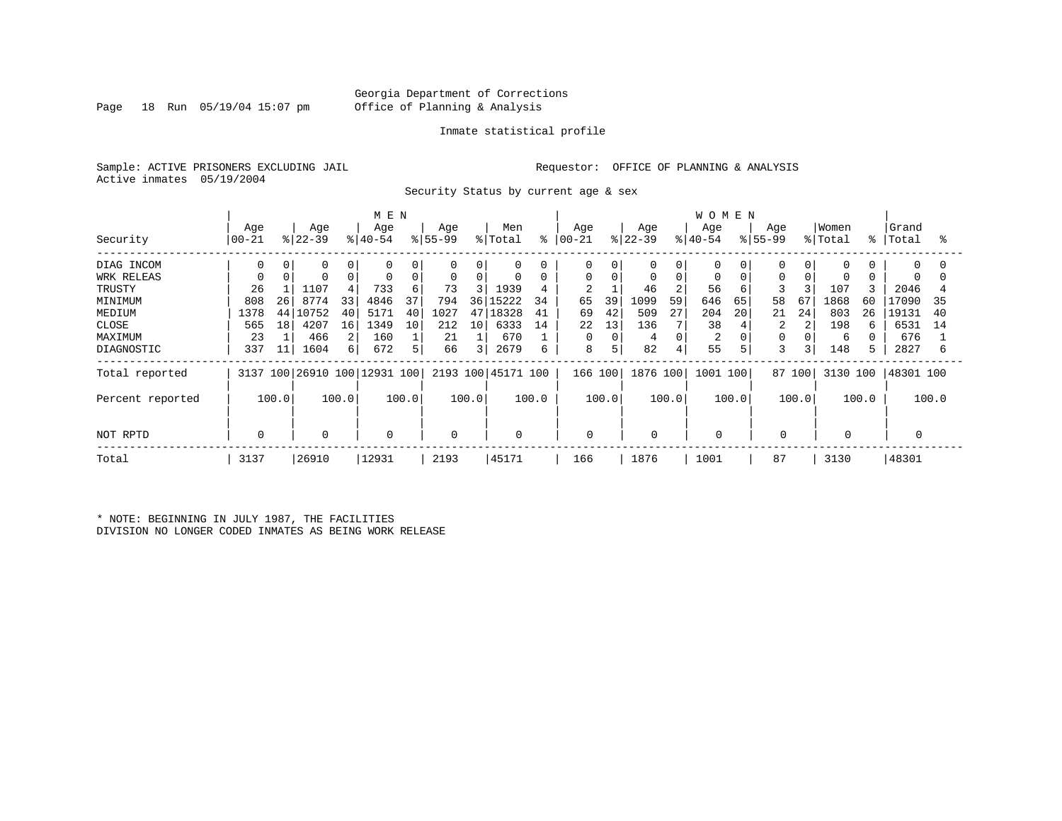Georgia Department of Corrections
Office of Planning & Analysis

Inmate statistical profile

Sample: ACTIVE PRISONERS EXCLUDING JAIL
Active inmates 05/19/2004

Requestor: OFFICE OF PLANNING & ANALYSIS

Security Status by current age & sex

| Security | MEN Age 00-21 | % | Age 22-39 | % | Age 40-54 | % | Age 55-99 | % | Men Total | % | WOMEN Age 00-21 | % | Age 22-39 | % | Age 40-54 | % | Age 55-99 | % | Women Total | % | Grand Total | % |
|---|---|---|---|---|---|---|---|---|---|---|---|---|---|---|---|---|---|---|---|---|---|---|
| DIAG INCOM | 0 | 0 | 0 | 0 | 0 | 0 | 0 | 0 | 0 | 0 | 0 | 0 | 0 | 0 | 0 | 0 | 0 | 0 | 0 | 0 | 0 | 0 |
| WRK RELEAS | 0 | 0 | 0 | 0 | 0 | 0 | 0 | 0 | 0 | 0 | 0 | 0 | 0 | 0 | 0 | 0 | 0 | 0 | 0 | 0 | 0 | 0 |
| TRUSTY | 26 | 1 | 1107 | 4 | 733 | 6 | 73 | 3 | 1939 | 4 | 2 | 1 | 46 | 2 | 56 | 6 | 3 | 3 | 107 | 3 | 2046 | 4 |
| MINIMUM | 808 | 26 | 8774 | 33 | 4846 | 37 | 794 | 36 | 15222 | 34 | 65 | 39 | 1099 | 59 | 646 | 65 | 58 | 67 | 1868 | 60 | 17090 | 35 |
| MEDIUM | 1378 | 44 | 10752 | 40 | 5171 | 40 | 1027 | 47 | 18328 | 41 | 69 | 42 | 509 | 27 | 204 | 20 | 21 | 24 | 803 | 26 | 19131 | 40 |
| CLOSE | 565 | 18 | 4207 | 16 | 1349 | 10 | 212 | 10 | 6333 | 14 | 22 | 13 | 136 | 7 | 38 | 4 | 2 | 2 | 198 | 6 | 6531 | 14 |
| MAXIMUM | 23 | 1 | 466 | 2 | 160 | 1 | 21 | 1 | 670 | 1 | 0 | 0 | 4 | 0 | 2 | 0 | 0 | 0 | 6 | 0 | 676 | 1 |
| DIAGNOSTIC | 337 | 11 | 1604 | 6 | 672 | 5 | 66 | 3 | 2679 | 6 | 8 | 5 | 82 | 4 | 55 | 5 | 3 | 3 | 148 | 5 | 2827 | 6 |
| Total reported | 3137 | 100 | 26910 | 100 | 12931 | 100 | 2193 | 100 | 45171 | 100 | 166 | 100 | 1876 | 100 | 1001 | 100 | 87 | 100 | 3130 | 100 | 48301 | 100 |
| Percent reported | | 100.0 | | 100.0 | | 100.0 | | 100.0 | | 100.0 | | 100.0 | | 100.0 | | 100.0 | | 100.0 | | 100.0 | | 100.0 |
| NOT RPTD | 0 | | 0 | | 0 | | 0 | | 0 | | 0 | | 0 | | 0 | | 0 | | 0 | | 0 | |
| Total | 3137 | | 26910 | | 12931 | | 2193 | | 45171 | | 166 | | 1876 | | 1001 | | 87 | | 3130 | | 48301 | |

* NOTE: BEGINNING IN JULY 1987, THE FACILITIES DIVISION NO LONGER CODED INMATES AS BEING WORK RELEASE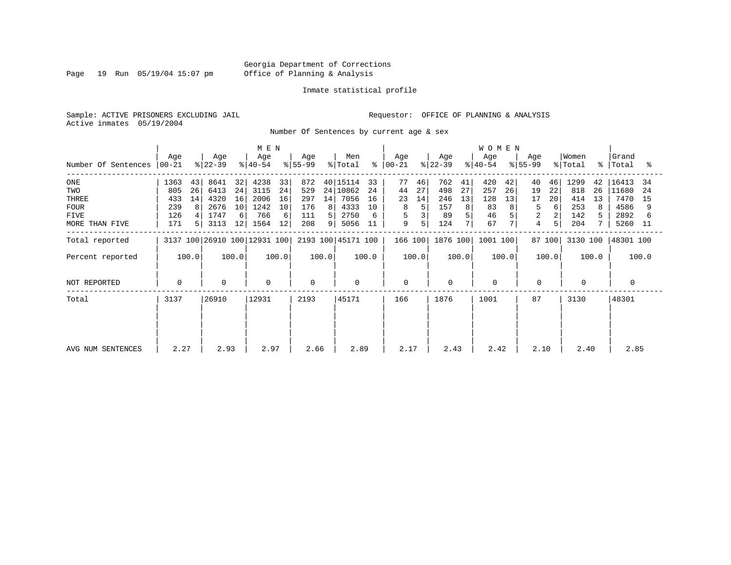Georgia Department of Corrections
Office of Planning & Analysis

Inmate statistical profile

Sample: ACTIVE PRISONERS EXCLUDING JAIL
Active inmates 05/19/2004

Requestor: OFFICE OF PLANNING & ANALYSIS

Number Of Sentences by current age & sex

| Number Of Sentences | MEN Age 00-21 | % | Age 22-39 | % | Age 40-54 | % | Age 55-99 | % | Men Total | % | WOMEN Age 00-21 | % | Age 22-39 | % | Age 40-54 | % | Age 55-99 | % | Women Total | % | Grand Total | % |
|---|---|---|---|---|---|---|---|---|---|---|---|---|---|---|---|---|---|---|---|---|---|---|
| ONE | 1363 | 43 | 8641 | 32 | 4238 | 33 | 872 | 40 | 15114 | 33 | 77 | 46 | 762 | 41 | 420 | 42 | 40 | 46 | 1299 | 42 | 16413 | 34 |
| TWO | 805 | 26 | 6413 | 24 | 3115 | 24 | 529 | 24 | 10862 | 24 | 44 | 27 | 498 | 27 | 257 | 26 | 19 | 22 | 818 | 26 | 11680 | 24 |
| THREE | 433 | 14 | 4320 | 16 | 2006 | 16 | 297 | 14 | 7056 | 16 | 23 | 14 | 246 | 13 | 128 | 13 | 17 | 20 | 414 | 13 | 7470 | 15 |
| FOUR | 239 | 8 | 2676 | 10 | 1242 | 10 | 176 | 8 | 4333 | 10 | 8 | 5 | 157 | 8 | 83 | 8 | 5 | 6 | 253 | 8 | 4586 | 9 |
| FIVE | 126 | 4 | 1747 | 6 | 766 | 6 | 111 | 5 | 2750 | 6 | 5 | 3 | 89 | 5 | 46 | 5 | 2 | 2 | 142 | 5 | 2892 | 6 |
| MORE THAN FIVE | 171 | 5 | 3113 | 12 | 1564 | 12 | 208 | 9 | 5056 | 11 | 9 | 5 | 124 | 7 | 67 | 7 | 4 | 5 | 204 | 7 | 5260 | 11 |
| Total reported | 3137 | 100 | 26910 | 100 | 12931 | 100 | 2193 | 100 | 45171 | 100 | 166 | 100 | 1876 | 100 | 1001 | 100 | 87 | 100 | 3130 | 100 | 48301 | 100 |
| Percent reported | | 100.0 | | 100.0 | | 100.0 | | 100.0 | | 100.0 | | 100.0 | | 100.0 | | 100.0 | | 100.0 | | 100.0 | | 100.0 |
| NOT REPORTED | 0 | | 0 | | 0 | | 0 | | 0 | | 0 | | 0 | | 0 | | 0 | | 0 | | 0 | |
| Total | 3137 | | 26910 | | 12931 | | 2193 | | 45171 | | 166 | | 1876 | | 1001 | | 87 | | 3130 | | 48301 | |
| AVG NUM SENTENCES | 2.27 | | 2.93 | | 2.97 | | 2.66 | | 2.89 | | 2.17 | | 2.43 | | 2.42 | | 2.10 | | 2.40 | | 2.85 | |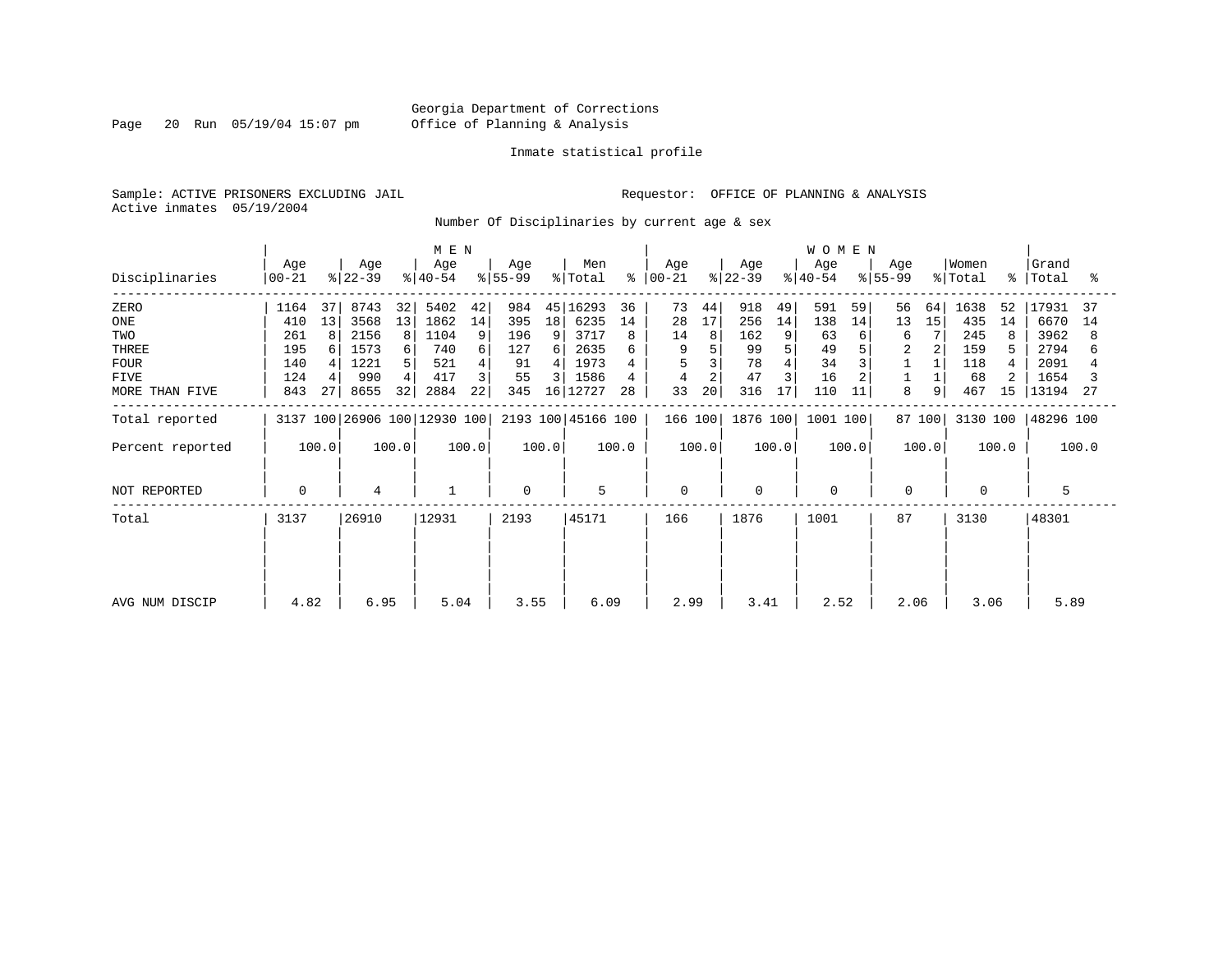Georgia Department of Corrections
Office of Planning & Analysis

Inmate statistical profile

Sample: ACTIVE PRISONERS EXCLUDING JAIL

Requestor: OFFICE OF PLANNING & ANALYSIS

Active inmates 05/19/2004

Number Of Disciplinaries by current age & sex

| Disciplinaries | MEN Age 00-21 | % | Age 22-39 | % | Age 40-54 | % | Age 55-99 | % | Men Total | % | WOMEN Age 00-21 | % | Age 22-39 | % | Age 40-54 | % | Age 55-99 | % | Women Total | % | Grand Total | % |
|---|---|---|---|---|---|---|---|---|---|---|---|---|---|---|---|---|---|---|---|---|---|---|
| ZERO | 1164 | 37 | 8743 | 32 | 5402 | 42 | 984 | 45 | 16293 | 36 | 73 | 44 | 918 | 49 | 591 | 59 | 56 | 64 | 1638 | 52 | 17931 | 37 |
| ONE | 410 | 13 | 3568 | 13 | 1862 | 14 | 395 | 18 | 6235 | 14 | 28 | 17 | 256 | 14 | 138 | 14 | 13 | 15 | 435 | 14 | 6670 | 14 |
| TWO | 261 | 8 | 2156 | 8 | 1104 | 9 | 196 | 9 | 3717 | 8 | 14 | 8 | 162 | 9 | 63 | 6 | 6 | 7 | 245 | 8 | 3962 | 8 |
| THREE | 195 | 6 | 1573 | 6 | 740 | 6 | 127 | 6 | 2635 | 6 | 9 | 5 | 99 | 5 | 49 | 5 | 2 | 2 | 159 | 5 | 2794 | 6 |
| FOUR | 140 | 4 | 1221 | 5 | 521 | 4 | 91 | 4 | 1973 | 4 | 5 | 3 | 78 | 4 | 34 | 3 | 1 | 1 | 118 | 4 | 2091 | 4 |
| FIVE | 124 | 4 | 990 | 4 | 417 | 3 | 55 | 3 | 1586 | 4 | 4 | 2 | 47 | 3 | 16 | 2 | 1 | 1 | 68 | 2 | 1654 | 3 |
| MORE THAN FIVE | 843 | 27 | 8655 | 32 | 2884 | 22 | 345 | 16 | 12727 | 28 | 33 | 20 | 316 | 17 | 110 | 11 | 8 | 9 | 467 | 15 | 13194 | 27 |
| Total reported | 3137 | 100 | 26906 | 100 | 12930 | 100 | 2193 | 100 | 45166 | 100 | 166 | 100 | 1876 | 100 | 1001 | 100 | 87 | 100 | 3130 | 100 | 48296 | 100 |
| Percent reported | | 100.0 | | 100.0 | | 100.0 | | 100.0 | | 100.0 | | 100.0 | | 100.0 | | 100.0 | | 100.0 | | 100.0 | | 100.0 |
| NOT REPORTED | 0 | | 4 | | 1 | | 0 | | 5 | | 0 | | 0 | | 0 | | 0 | | 0 | | 5 | |
| Total | 3137 | | 26910 | | 12931 | | 2193 | | 45171 | | 166 | | 1876 | | 1001 | | 87 | | 3130 | | 48301 | |
| AVG NUM DISCIP | 4.82 | | 6.95 | | 5.04 | | 3.55 | | 6.09 | | 2.99 | | 3.41 | | 2.52 | | 2.06 | | 3.06 | | 5.89 | |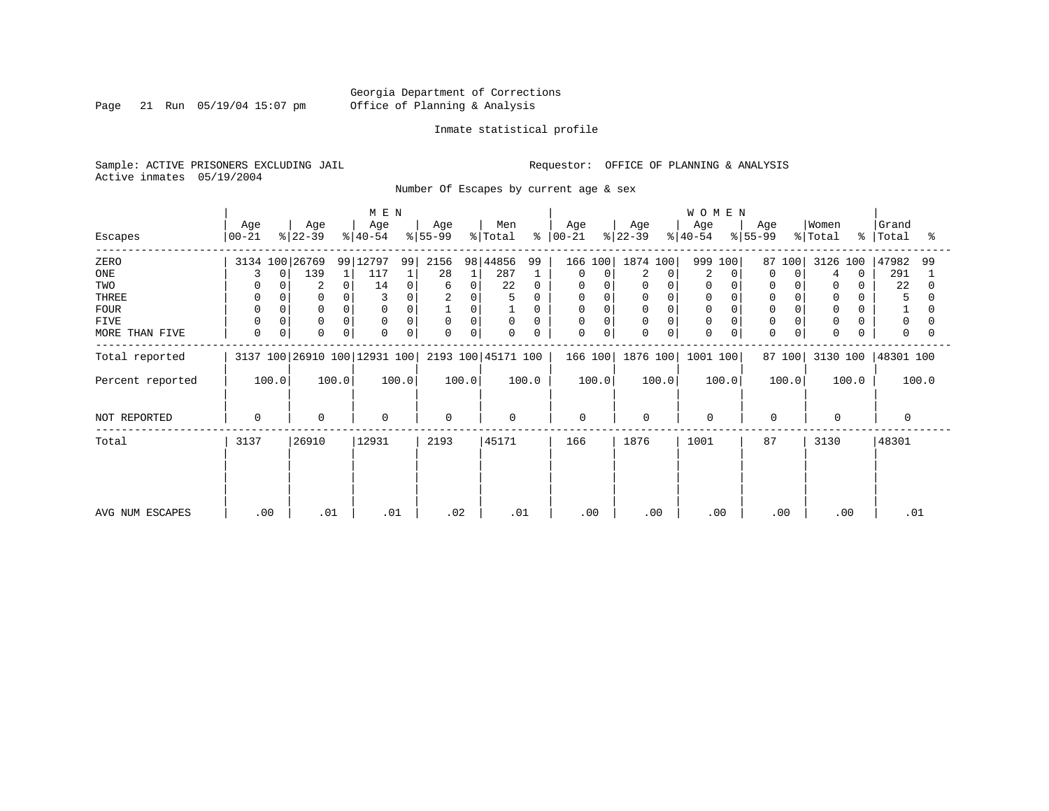Georgia Department of Corrections
Office of Planning & Analysis

Inmate statistical profile

Sample: ACTIVE PRISONERS EXCLUDING JAIL

Requestor: OFFICE OF PLANNING & ANALYSIS

Active inmates 05/19/2004

Number Of Escapes by current age & sex

| Escapes | MEN Age 00-21 | % | MEN Age 22-39 | % | MEN Age 40-54 | % | MEN Age 55-99 | % | Men Total | % | WOMEN Age 00-21 | % | WOMEN Age 22-39 | % | WOMEN Age 40-54 | % | WOMEN Age 55-99 | % | Women Total | % | Grand Total | % |
|---|---|---|---|---|---|---|---|---|---|---|---|---|---|---|---|---|---|---|---|---|---|---|
| ZERO | 3134 | 100 | 26769 | 99 | 12797 | 99 | 2156 | 98 | 44856 | 99 | 166 | 100 | 1874 | 100 | 999 | 100 | 87 | 100 | 3126 | 100 | 47982 | 99 |
| ONE | 3 | 0 | 139 | 1 | 117 | 1 | 28 | 1 | 287 | 1 | 0 | 0 | 2 | 0 | 2 | 0 | 0 | 0 | 4 | 0 | 291 | 1 |
| TWO | 0 | 0 | 2 | 0 | 14 | 0 | 6 | 0 | 22 | 0 | 0 | 0 | 0 | 0 | 0 | 0 | 0 | 0 | 0 | 0 | 22 | 0 |
| THREE | 0 | 0 | 0 | 0 | 3 | 0 | 2 | 0 | 5 | 0 | 0 | 0 | 0 | 0 | 0 | 0 | 0 | 0 | 0 | 0 | 5 | 0 |
| FOUR | 0 | 0 | 0 | 0 | 0 | 0 | 1 | 0 | 1 | 0 | 0 | 0 | 0 | 0 | 0 | 0 | 0 | 0 | 0 | 0 | 1 | 0 |
| FIVE | 0 | 0 | 0 | 0 | 0 | 0 | 0 | 0 | 0 | 0 | 0 | 0 | 0 | 0 | 0 | 0 | 0 | 0 | 0 | 0 | 0 | 0 |
| MORE THAN FIVE | 0 | 0 | 0 | 0 | 0 | 0 | 0 | 0 | 0 | 0 | 0 | 0 | 0 | 0 | 0 | 0 | 0 | 0 | 0 | 0 | 0 | 0 |
| Total reported | 3137 | 100 | 26910 | 100 | 12931 | 100 | 2193 | 100 | 45171 | 100 | 166 | 100 | 1876 | 100 | 1001 | 100 | 87 | 100 | 3130 | 100 | 48301 | 100 |
| Percent reported | 100.0 | | 100.0 | | 100.0 | | 100.0 | | 100.0 | | 100.0 | | 100.0 | | 100.0 | | 100.0 | | 100.0 | | 100.0 | |
| NOT REPORTED | 0 | | 0 | | 0 | | 0 | | 0 | | 0 | | 0 | | 0 | | 0 | | 0 | | 0 | |
| Total | 3137 | | 26910 | | 12931 | | 2193 | | 45171 | | 166 | | 1876 | | 1001 | | 87 | | 3130 | | 48301 | |
| AVG NUM ESCAPES | .00 | | .01 | | .01 | | .02 | | .01 | | .00 | | .00 | | .00 | | .00 | | .00 | | .01 | |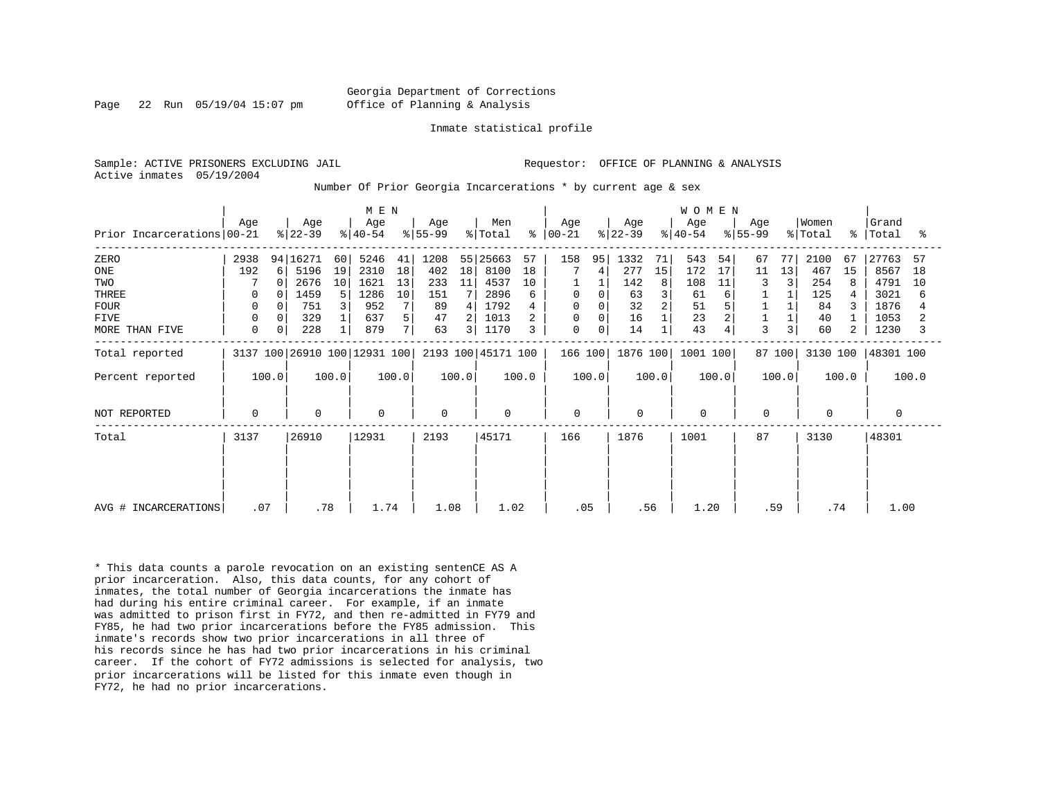Georgia Department of Corrections
Office of Planning & Analysis

Inmate statistical profile

Sample: ACTIVE PRISONERS EXCLUDING JAIL
Active inmates 05/19/2004

Requestor: OFFICE OF PLANNING & ANALYSIS

Number Of Prior Georgia Incarcerations * by current age & sex

| Prior Incarcerations | MEN Age 00-21 | % | Age 22-39 | % | Age 40-54 | % | Age 55-99 | % | Men Total | % | WOMEN Age 00-21 | % | Age 22-39 | % | Age 40-54 | % | Age 55-99 | % | Women Total | % | Grand Total | % |
|---|---|---|---|---|---|---|---|---|---|---|---|---|---|---|---|---|---|---|---|---|---|---|
| ZERO | 2938 | 94 | 16271 | 60 | 5246 | 41 | 1208 | 55 | 25663 | 57 | 158 | 95 | 1332 | 71 | 543 | 54 | 67 | 77 | 2100 | 67 | 27763 | 57 |
| ONE | 192 | 6 | 5196 | 19 | 2310 | 18 | 402 | 18 | 8100 | 18 | 7 | 4 | 277 | 15 | 172 | 17 | 11 | 13 | 467 | 15 | 8567 | 18 |
| TWO | 7 | 0 | 2676 | 10 | 1621 | 13 | 233 | 11 | 4537 | 10 | 1 | 1 | 142 | 8 | 108 | 11 | 3 | 3 | 254 | 8 | 4791 | 10 |
| THREE | 0 | 0 | 1459 | 5 | 1286 | 10 | 151 | 7 | 2896 | 6 | 0 | 0 | 63 | 3 | 61 | 6 | 1 | 1 | 125 | 4 | 3021 | 6 |
| FOUR | 0 | 0 | 751 | 3 | 952 | 7 | 89 | 4 | 1792 | 4 | 0 | 0 | 32 | 2 | 51 | 5 | 1 | 1 | 84 | 3 | 1876 | 4 |
| FIVE | 0 | 0 | 329 | 1 | 637 | 5 | 47 | 2 | 1013 | 2 | 0 | 0 | 16 | 1 | 23 | 2 | 1 | 1 | 40 | 1 | 1053 | 2 |
| MORE THAN FIVE | 0 | 0 | 228 | 1 | 879 | 7 | 63 | 3 | 1170 | 3 | 0 | 0 | 14 | 1 | 43 | 4 | 3 | 3 | 60 | 2 | 1230 | 3 |
| Total reported | 3137 | 100 | 26910 | 100 | 12931 | 100 | 2193 | 100 | 45171 | 100 | 166 | 100 | 1876 | 100 | 1001 | 100 | 87 | 100 | 3130 | 100 | 48301 | 100 |
| Percent reported | 100.0 | | 100.0 | | 100.0 | | 100.0 | | 100.0 | | 100.0 | | 100.0 | | 100.0 | | 100.0 | | 100.0 | | 100.0 | |
| NOT REPORTED | 0 | | 0 | | 0 | | 0 | | 0 | | 0 | | 0 | | 0 | | 0 | | 0 | | 0 | |
| Total | 3137 | | 26910 | | 12931 | | 2193 | | 45171 | | 166 | | 1876 | | 1001 | | 87 | | 3130 | | 48301 | |
| AVG # INCARCERATIONS | .07 | | .78 | | 1.74 | | 1.08 | | 1.02 | | .05 | | .56 | | 1.20 | | .59 | | .74 | | 1.00 | |

* This data counts a parole revocation on an existing sentenCE AS A prior incarceration. Also, this data counts, for any cohort of inmates, the total number of Georgia incarcerations the inmate has had during his entire criminal career. For example, if an inmate was admitted to prison first in FY72, and then re-admitted in FY79 and FY85, he had two prior incarcerations before the FY85 admission. This inmate's records show two prior incarcerations in all three of his records since he has had two prior incarcerations in his criminal career. If the cohort of FY72 admissions is selected for analysis, two prior incarcerations will be listed for this inmate even though in FY72, he had no prior incarcerations.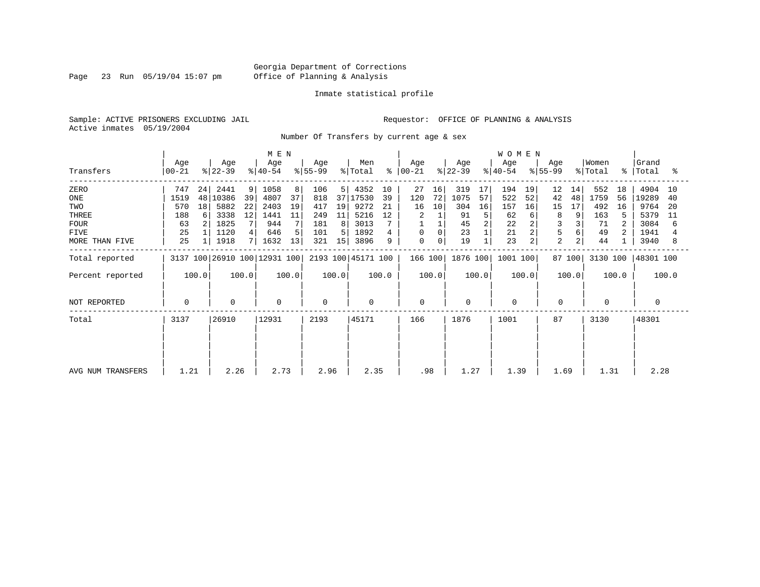Georgia Department of Corrections
Office of Planning & Analysis

Inmate statistical profile

Sample: ACTIVE PRISONERS EXCLUDING JAIL    Requestor: OFFICE OF PLANNING & ANALYSIS
Active inmates 05/19/2004

Number Of Transfers by current age & sex

| Transfers | MEN Age 00-21 | % | Age 22-39 | % | Age 40-54 | % | Age 55-99 | % | Men Total | % | WOMEN Age 00-21 | % | Age 22-39 | % | Age 40-54 | % | Age 55-99 | % | Women Total | % | Grand Total | % |
|---|---|---|---|---|---|---|---|---|---|---|---|---|---|---|---|---|---|---|---|---|---|---|
| ZERO | 747 | 24 | 2441 | 9 | 1058 | 8 | 106 | 5 | 4352 | 10 | 27 | 16 | 319 | 17 | 194 | 19 | 12 | 14 | 552 | 18 | 4904 | 10 |
| ONE | 1519 | 48 | 10386 | 39 | 4807 | 37 | 818 | 37 | 17530 | 39 | 120 | 72 | 1075 | 57 | 522 | 52 | 42 | 48 | 1759 | 56 | 19289 | 40 |
| TWO | 570 | 18 | 5882 | 22 | 2403 | 19 | 417 | 19 | 9272 | 21 | 16 | 10 | 304 | 16 | 157 | 16 | 15 | 17 | 492 | 16 | 9764 | 20 |
| THREE | 188 | 6 | 3338 | 12 | 1441 | 11 | 249 | 11 | 5216 | 12 | 2 | 1 | 91 | 5 | 62 | 6 | 8 | 9 | 163 | 5 | 5379 | 11 |
| FOUR | 63 | 2 | 1825 | 7 | 944 | 7 | 181 | 8 | 3013 | 7 | 1 | 1 | 45 | 2 | 22 | 2 | 3 | 3 | 71 | 2 | 3084 | 6 |
| FIVE | 25 | 1 | 1120 | 4 | 646 | 5 | 101 | 5 | 1892 | 4 | 0 | 0 | 23 | 1 | 21 | 2 | 5 | 6 | 49 | 2 | 1941 | 4 |
| MORE THAN FIVE | 25 | 1 | 1918 | 7 | 1632 | 13 | 321 | 15 | 3896 | 9 | 0 | 0 | 19 | 1 | 23 | 2 | 2 | 2 | 44 | 1 | 3940 | 8 |
| Total reported | 3137 | 100 | 26910 | 100 | 12931 | 100 | 2193 | 100 | 45171 | 100 | 166 | 100 | 1876 | 100 | 1001 | 100 | 87 | 100 | 3130 | 100 | 48301 | 100 |
| Percent reported | 100.0 | | 100.0 | | 100.0 | | 100.0 | | 100.0 | | 100.0 | | 100.0 | | 100.0 | | 100.0 | | 100.0 | | 100.0 | |
| NOT REPORTED | 0 | | 0 | | 0 | | 0 | | 0 | | 0 | | 0 | | 0 | | 0 | | 0 | | 0 | |
| Total | 3137 | | 26910 | | 12931 | | 2193 | | 45171 | | 166 | | 1876 | | 1001 | | 87 | | 3130 | | 48301 | |
| AVG NUM TRANSFERS | 1.21 | | 2.26 | | 2.73 | | 2.96 | | 2.35 | | .98 | | 1.27 | | 1.39 | | 1.69 | | 1.31 | | 2.28 | |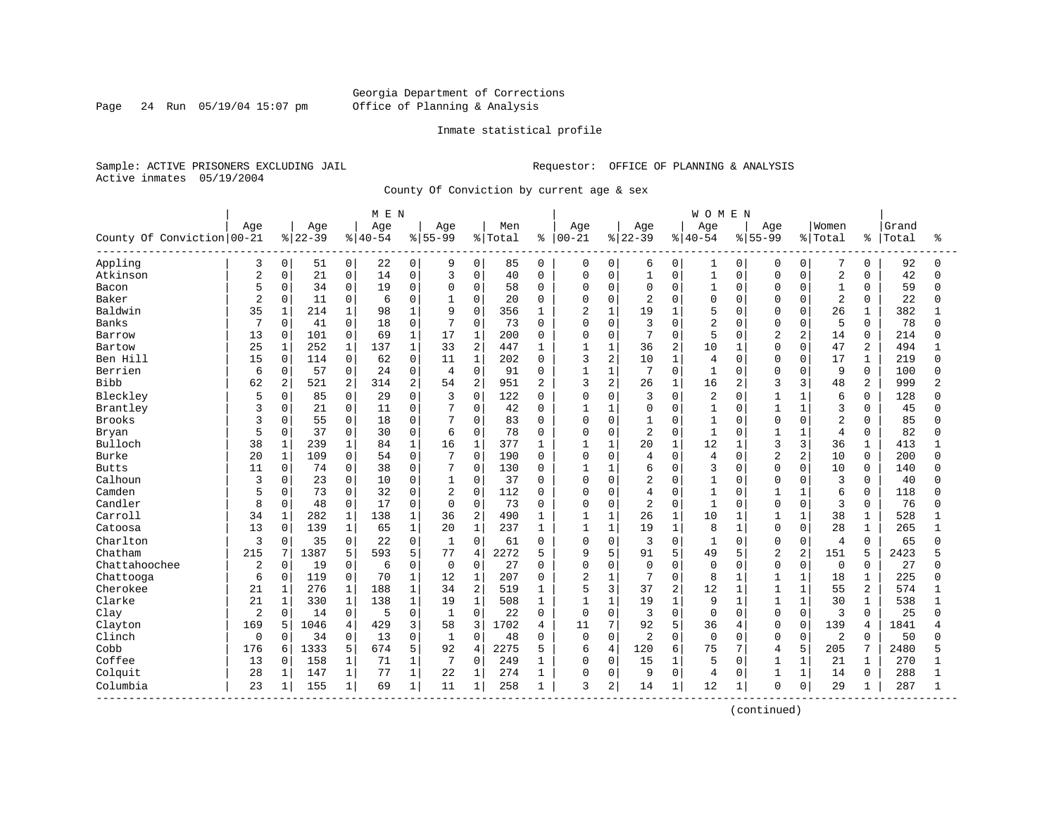Georgia Department of Corrections
Office of Planning & Analysis

Inmate statistical profile

Sample: ACTIVE PRISONERS EXCLUDING JAIL

Active inmates 05/19/2004

Requestor: OFFICE OF PLANNING & ANALYSIS

County Of Conviction by current age & sex

| County Of Conviction | MEN Age 00-21 | % | Age 22-39 | % | Age 40-54 | % | Age 55-99 | % | Men Total | % | WOMEN Age 00-21 | % | Age 22-39 | % | Age 40-54 | % | Age 55-99 | % | Women Total | % | Grand Total | % |
|---|---|---|---|---|---|---|---|---|---|---|---|---|---|---|---|---|---|---|---|---|---|---|
| Appling | 3 | 0 | 51 | 0 | 22 | 0 | 9 | 0 | 85 | 0 | 0 | 0 | 6 | 0 | 1 | 0 | 0 | 0 | 7 | 0 | 92 | 0 |
| Atkinson | 2 | 0 | 21 | 0 | 14 | 0 | 3 | 0 | 40 | 0 | 0 | 0 | 1 | 0 | 1 | 0 | 0 | 0 | 2 | 0 | 42 | 0 |
| Bacon | 5 | 0 | 34 | 0 | 19 | 0 | 0 | 0 | 58 | 0 | 0 | 0 | 0 | 0 | 1 | 0 | 0 | 0 | 1 | 0 | 59 | 0 |
| Baker | 2 | 0 | 11 | 0 | 6 | 0 | 1 | 0 | 20 | 0 | 0 | 0 | 2 | 0 | 0 | 0 | 0 | 0 | 2 | 0 | 22 | 0 |
| Baldwin | 35 | 1 | 214 | 1 | 98 | 1 | 9 | 0 | 356 | 1 | 2 | 1 | 19 | 1 | 5 | 0 | 0 | 0 | 26 | 1 | 382 | 1 |
| Banks | 7 | 0 | 41 | 0 | 18 | 0 | 7 | 0 | 73 | 0 | 0 | 0 | 3 | 0 | 2 | 0 | 0 | 0 | 5 | 0 | 78 | 0 |
| Barrow | 13 | 0 | 101 | 0 | 69 | 1 | 17 | 1 | 200 | 0 | 0 | 0 | 7 | 0 | 5 | 0 | 2 | 2 | 14 | 0 | 214 | 0 |
| Bartow | 25 | 1 | 252 | 1 | 137 | 1 | 33 | 2 | 447 | 1 | 1 | 1 | 36 | 2 | 10 | 1 | 0 | 0 | 47 | 2 | 494 | 1 |
| Ben Hill | 15 | 0 | 114 | 0 | 62 | 0 | 11 | 1 | 202 | 0 | 3 | 2 | 10 | 1 | 4 | 0 | 0 | 0 | 17 | 1 | 219 | 0 |
| Berrien | 6 | 0 | 57 | 0 | 24 | 0 | 4 | 0 | 91 | 0 | 1 | 1 | 7 | 0 | 1 | 0 | 0 | 0 | 9 | 0 | 100 | 0 |
| Bibb | 62 | 2 | 521 | 2 | 314 | 2 | 54 | 2 | 951 | 2 | 3 | 2 | 26 | 1 | 16 | 2 | 3 | 3 | 48 | 2 | 999 | 2 |
| Bleckley | 5 | 0 | 85 | 0 | 29 | 0 | 3 | 0 | 122 | 0 | 0 | 0 | 3 | 0 | 2 | 0 | 1 | 1 | 6 | 0 | 128 | 0 |
| Brantley | 3 | 0 | 21 | 0 | 11 | 0 | 7 | 0 | 42 | 0 | 1 | 1 | 0 | 0 | 1 | 0 | 1 | 1 | 3 | 0 | 45 | 0 |
| Brooks | 3 | 0 | 55 | 0 | 18 | 0 | 7 | 0 | 83 | 0 | 0 | 0 | 1 | 0 | 1 | 0 | 0 | 0 | 2 | 0 | 85 | 0 |
| Bryan | 5 | 0 | 37 | 0 | 30 | 0 | 6 | 0 | 78 | 0 | 0 | 0 | 2 | 0 | 1 | 0 | 1 | 1 | 4 | 0 | 82 | 0 |
| Bulloch | 38 | 1 | 239 | 1 | 84 | 1 | 16 | 1 | 377 | 1 | 1 | 1 | 20 | 1 | 12 | 1 | 3 | 3 | 36 | 1 | 413 | 1 |
| Burke | 20 | 1 | 109 | 0 | 54 | 0 | 7 | 0 | 190 | 0 | 0 | 0 | 4 | 0 | 4 | 0 | 2 | 2 | 10 | 0 | 200 | 0 |
| Butts | 11 | 0 | 74 | 0 | 38 | 0 | 7 | 0 | 130 | 0 | 1 | 1 | 6 | 0 | 3 | 0 | 0 | 0 | 10 | 0 | 140 | 0 |
| Calhoun | 3 | 0 | 23 | 0 | 10 | 0 | 1 | 0 | 37 | 0 | 0 | 0 | 2 | 0 | 1 | 0 | 0 | 0 | 3 | 0 | 40 | 0 |
| Camden | 5 | 0 | 73 | 0 | 32 | 0 | 2 | 0 | 112 | 0 | 0 | 0 | 4 | 0 | 1 | 0 | 1 | 1 | 6 | 0 | 118 | 0 |
| Candler | 8 | 0 | 48 | 0 | 17 | 0 | 0 | 0 | 73 | 0 | 0 | 0 | 2 | 0 | 1 | 0 | 0 | 0 | 3 | 0 | 76 | 0 |
| Carroll | 34 | 1 | 282 | 1 | 138 | 1 | 36 | 2 | 490 | 1 | 1 | 1 | 26 | 1 | 10 | 1 | 1 | 1 | 38 | 1 | 528 | 1 |
| Catoosa | 13 | 0 | 139 | 1 | 65 | 1 | 20 | 1 | 237 | 1 | 1 | 1 | 19 | 1 | 8 | 1 | 0 | 0 | 28 | 1 | 265 | 1 |
| Charlton | 3 | 0 | 35 | 0 | 22 | 0 | 1 | 0 | 61 | 0 | 0 | 0 | 3 | 0 | 1 | 0 | 0 | 0 | 4 | 0 | 65 | 0 |
| Chatham | 215 | 7 | 1387 | 5 | 593 | 5 | 77 | 4 | 2272 | 5 | 9 | 5 | 91 | 5 | 49 | 5 | 2 | 2 | 151 | 5 | 2423 | 5 |
| Chattahoochee | 2 | 0 | 19 | 0 | 6 | 0 | 0 | 0 | 27 | 0 | 0 | 0 | 0 | 0 | 0 | 0 | 0 | 0 | 0 | 0 | 27 | 0 |
| Chattooga | 6 | 0 | 119 | 0 | 70 | 1 | 12 | 1 | 207 | 0 | 2 | 1 | 7 | 0 | 8 | 1 | 1 | 1 | 18 | 1 | 225 | 0 |
| Cherokee | 21 | 1 | 276 | 1 | 188 | 1 | 34 | 2 | 519 | 1 | 5 | 3 | 37 | 2 | 12 | 1 | 1 | 1 | 55 | 2 | 574 | 1 |
| Clarke | 21 | 1 | 330 | 1 | 138 | 1 | 19 | 1 | 508 | 1 | 1 | 1 | 19 | 1 | 9 | 1 | 1 | 1 | 30 | 1 | 538 | 1 |
| Clay | 2 | 0 | 14 | 0 | 5 | 0 | 1 | 0 | 22 | 0 | 0 | 0 | 3 | 0 | 0 | 0 | 0 | 0 | 3 | 0 | 25 | 0 |
| Clayton | 169 | 5 | 1046 | 4 | 429 | 3 | 58 | 3 | 1702 | 4 | 11 | 7 | 92 | 5 | 36 | 4 | 0 | 0 | 139 | 4 | 1841 | 4 |
| Clinch | 0 | 0 | 34 | 0 | 13 | 0 | 1 | 0 | 48 | 0 | 0 | 0 | 2 | 0 | 0 | 0 | 0 | 0 | 2 | 0 | 50 | 0 |
| Cobb | 176 | 6 | 1333 | 5 | 674 | 5 | 92 | 4 | 2275 | 5 | 6 | 4 | 120 | 6 | 75 | 7 | 4 | 5 | 205 | 7 | 2480 | 5 |
| Coffee | 13 | 0 | 158 | 1 | 71 | 1 | 7 | 0 | 249 | 1 | 0 | 0 | 15 | 1 | 5 | 0 | 1 | 1 | 21 | 1 | 270 | 1 |
| Colquit | 28 | 1 | 147 | 1 | 77 | 1 | 22 | 1 | 274 | 1 | 0 | 0 | 9 | 0 | 4 | 0 | 1 | 1 | 14 | 0 | 288 | 1 |
| Columbia | 23 | 1 | 155 | 1 | 69 | 1 | 11 | 1 | 258 | 1 | 3 | 2 | 14 | 1 | 12 | 1 | 0 | 0 | 29 | 1 | 287 | 1 |

(continued)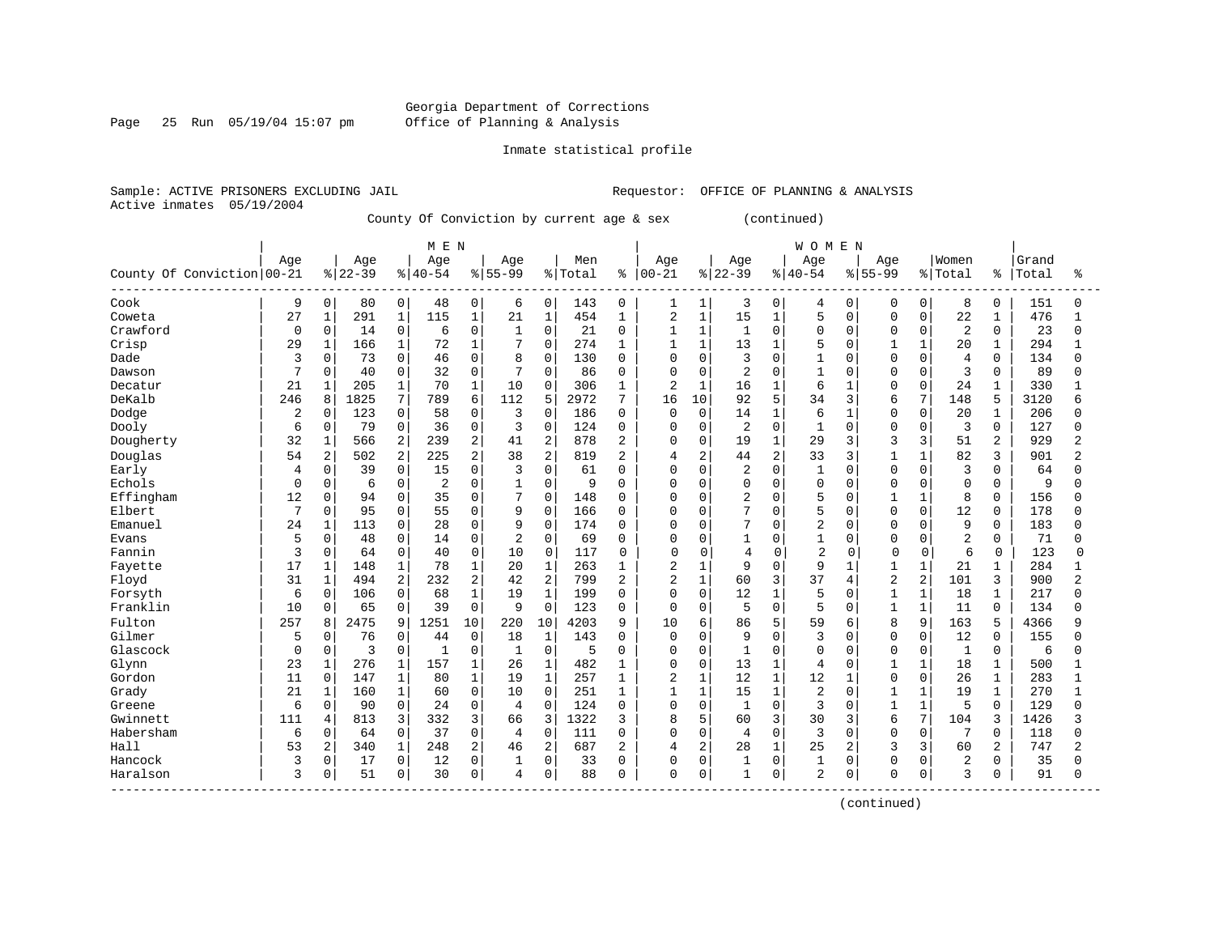Georgia Department of Corrections
Office of Planning & Analysis

Inmate statistical profile

Sample: ACTIVE PRISONERS EXCLUDING JAIL
Active inmates 05/19/2004

Requestor: OFFICE OF PLANNING & ANALYSIS

County Of Conviction by current age & sex (continued)

| County Of Conviction | MEN Age 00-21 | % | Age 22-39 | % | Age 40-54 | % | Age 55-99 | % | Men Total | % | WOMEN Age 00-21 | % | Age 22-39 | % | Age 40-54 | % | Age 55-99 | % | Women Total | % | Grand Total | % |
|---|---|---|---|---|---|---|---|---|---|---|---|---|---|---|---|---|---|---|---|---|---|---|
| Cook | 9 | 0 | 80 | 0 | 48 | 0 | 6 | 0 | 143 | 0 | 1 | 1 | 3 | 0 | 4 | 0 | 0 | 0 | 8 | 0 | 151 | 0 |
| Coweta | 27 | 1 | 291 | 1 | 115 | 1 | 21 | 1 | 454 | 1 | 2 | 1 | 15 | 1 | 5 | 0 | 0 | 0 | 22 | 1 | 476 | 1 |
| Crawford | 0 | 0 | 14 | 0 | 6 | 0 | 1 | 0 | 21 | 0 | 1 | 1 | 1 | 0 | 0 | 0 | 0 | 0 | 2 | 0 | 23 | 0 |
| Crisp | 29 | 1 | 166 | 1 | 72 | 1 | 7 | 0 | 274 | 1 | 1 | 1 | 13 | 1 | 5 | 0 | 1 | 1 | 20 | 1 | 294 | 1 |
| Dade | 3 | 0 | 73 | 0 | 46 | 0 | 8 | 0 | 130 | 0 | 0 | 0 | 3 | 0 | 1 | 0 | 0 | 0 | 4 | 0 | 134 | 0 |
| Dawson | 7 | 0 | 40 | 0 | 32 | 0 | 7 | 0 | 86 | 0 | 0 | 0 | 2 | 0 | 1 | 0 | 0 | 0 | 3 | 0 | 89 | 0 |
| Decatur | 21 | 1 | 205 | 1 | 70 | 1 | 10 | 0 | 306 | 1 | 2 | 1 | 16 | 1 | 6 | 1 | 0 | 0 | 24 | 1 | 330 | 1 |
| DeKalb | 246 | 8 | 1825 | 7 | 789 | 6 | 112 | 5 | 2972 | 7 | 16 | 10 | 92 | 5 | 34 | 3 | 6 | 7 | 148 | 5 | 3120 | 6 |
| Dodge | 2 | 0 | 123 | 0 | 58 | 0 | 3 | 0 | 186 | 0 | 0 | 0 | 14 | 1 | 6 | 1 | 0 | 0 | 20 | 1 | 206 | 0 |
| Dooly | 6 | 0 | 79 | 0 | 36 | 0 | 3 | 0 | 124 | 0 | 0 | 0 | 2 | 0 | 1 | 0 | 0 | 0 | 3 | 0 | 127 | 0 |
| Dougherty | 32 | 1 | 566 | 2 | 239 | 2 | 41 | 2 | 878 | 2 | 0 | 0 | 19 | 1 | 29 | 3 | 3 | 3 | 51 | 2 | 929 | 2 |
| Douglas | 54 | 2 | 502 | 2 | 225 | 2 | 38 | 2 | 819 | 2 | 4 | 2 | 44 | 2 | 33 | 3 | 1 | 1 | 82 | 3 | 901 | 2 |
| Early | 4 | 0 | 39 | 0 | 15 | 0 | 3 | 0 | 61 | 0 | 0 | 0 | 2 | 0 | 1 | 0 | 0 | 0 | 3 | 0 | 64 | 0 |
| Echols | 0 | 0 | 6 | 0 | 2 | 0 | 1 | 0 | 9 | 0 | 0 | 0 | 0 | 0 | 0 | 0 | 0 | 0 | 0 | 0 | 9 | 0 |
| Effingham | 12 | 0 | 94 | 0 | 35 | 0 | 7 | 0 | 148 | 0 | 0 | 0 | 2 | 0 | 5 | 0 | 1 | 1 | 8 | 0 | 156 | 0 |
| Elbert | 7 | 0 | 95 | 0 | 55 | 0 | 9 | 0 | 166 | 0 | 0 | 0 | 7 | 0 | 5 | 0 | 0 | 0 | 12 | 0 | 178 | 0 |
| Emanuel | 24 | 1 | 113 | 0 | 28 | 0 | 9 | 0 | 174 | 0 | 0 | 0 | 7 | 0 | 2 | 0 | 0 | 0 | 9 | 0 | 183 | 0 |
| Evans | 5 | 0 | 48 | 0 | 14 | 0 | 2 | 0 | 69 | 0 | 0 | 0 | 1 | 0 | 1 | 0 | 0 | 0 | 2 | 0 | 71 | 0 |
| Fannin | 3 | 0 | 64 | 0 | 40 | 0 | 10 | 0 | 117 | 0 | 0 | 0 | 4 | 0 | 2 | 0 | 0 | 0 | 6 | 0 | 123 | 0 |
| Fayette | 17 | 1 | 148 | 1 | 78 | 1 | 20 | 1 | 263 | 1 | 2 | 1 | 9 | 0 | 9 | 1 | 1 | 1 | 21 | 1 | 284 | 1 |
| Floyd | 31 | 1 | 494 | 2 | 232 | 2 | 42 | 2 | 799 | 2 | 2 | 1 | 60 | 3 | 37 | 4 | 2 | 2 | 101 | 3 | 900 | 2 |
| Forsyth | 6 | 0 | 106 | 0 | 68 | 1 | 19 | 1 | 199 | 0 | 0 | 0 | 12 | 1 | 5 | 0 | 1 | 1 | 18 | 1 | 217 | 0 |
| Franklin | 10 | 0 | 65 | 0 | 39 | 0 | 9 | 0 | 123 | 0 | 0 | 0 | 5 | 0 | 5 | 0 | 1 | 1 | 11 | 0 | 134 | 0 |
| Fulton | 257 | 8 | 2475 | 9 | 1251 | 10 | 220 | 10 | 4203 | 9 | 10 | 6 | 86 | 5 | 59 | 6 | 8 | 9 | 163 | 5 | 4366 | 9 |
| Gilmer | 5 | 0 | 76 | 0 | 44 | 0 | 18 | 1 | 143 | 0 | 0 | 0 | 9 | 0 | 3 | 0 | 0 | 0 | 12 | 0 | 155 | 0 |
| Glascock | 0 | 0 | 3 | 0 | 1 | 0 | 1 | 0 | 5 | 0 | 0 | 0 | 1 | 0 | 0 | 0 | 0 | 0 | 1 | 0 | 6 | 0 |
| Glynn | 23 | 1 | 276 | 1 | 157 | 1 | 26 | 1 | 482 | 1 | 0 | 0 | 13 | 1 | 4 | 0 | 1 | 1 | 18 | 1 | 500 | 1 |
| Gordon | 11 | 0 | 147 | 1 | 80 | 1 | 19 | 1 | 257 | 1 | 2 | 1 | 12 | 1 | 12 | 1 | 0 | 0 | 26 | 1 | 283 | 1 |
| Grady | 21 | 1 | 160 | 1 | 60 | 0 | 10 | 0 | 251 | 1 | 1 | 1 | 15 | 1 | 2 | 0 | 1 | 1 | 19 | 1 | 270 | 1 |
| Greene | 6 | 0 | 90 | 0 | 24 | 0 | 4 | 0 | 124 | 0 | 0 | 0 | 1 | 0 | 3 | 0 | 1 | 1 | 5 | 0 | 129 | 0 |
| Gwinnett | 111 | 4 | 813 | 3 | 332 | 3 | 66 | 3 | 1322 | 3 | 8 | 5 | 60 | 3 | 30 | 3 | 6 | 7 | 104 | 3 | 1426 | 3 |
| Habersham | 6 | 0 | 64 | 0 | 37 | 0 | 4 | 0 | 111 | 0 | 0 | 0 | 4 | 0 | 3 | 0 | 0 | 0 | 7 | 0 | 118 | 0 |
| Hall | 53 | 2 | 340 | 1 | 248 | 2 | 46 | 2 | 687 | 2 | 4 | 2 | 28 | 1 | 25 | 2 | 3 | 3 | 60 | 2 | 747 | 2 |
| Hancock | 3 | 0 | 17 | 0 | 12 | 0 | 1 | 0 | 33 | 0 | 0 | 0 | 1 | 0 | 1 | 0 | 0 | 0 | 2 | 0 | 35 | 0 |
| Haralson | 3 | 0 | 51 | 0 | 30 | 0 | 4 | 0 | 88 | 0 | 0 | 0 | 1 | 0 | 2 | 0 | 0 | 0 | 3 | 0 | 91 | 0 |

(continued)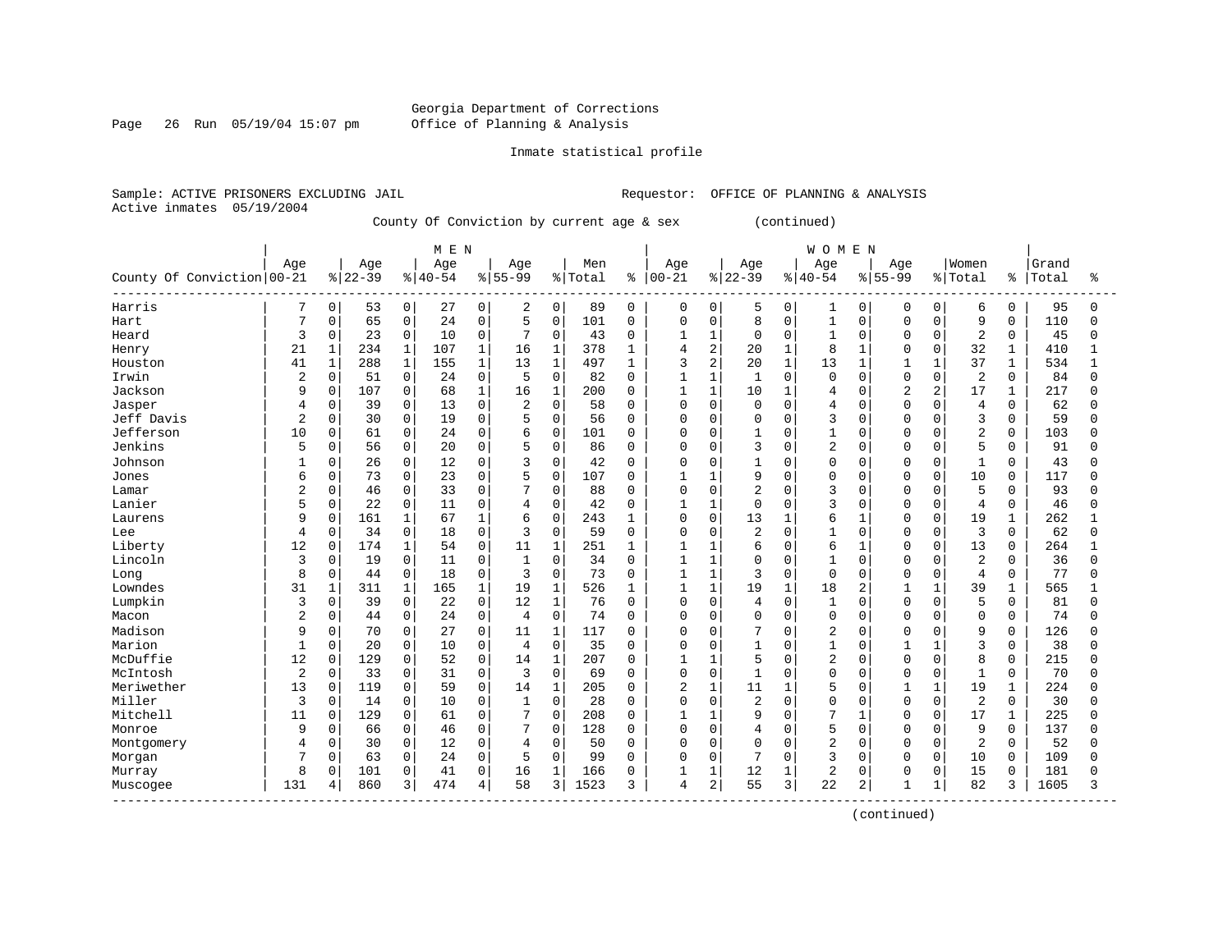Georgia Department of Corrections
Office of Planning & Analysis

Inmate statistical profile

Sample: ACTIVE PRISONERS EXCLUDING JAIL                    Requestor: OFFICE OF PLANNING & ANALYSIS
Active inmates 05/19/2004

County Of Conviction by current age & sex (continued)

| County Of Conviction | MEN Age 00-21 | % | Age 22-39 | % | Age 40-54 | % | Age 55-99 | % | Men Total | % | WOMEN Age 00-21 | % | Age 22-39 | % | Age 40-54 | % | Age 55-99 | % | Women Total | % | Grand Total | % |
|---|---|---|---|---|---|---|---|---|---|---|---|---|---|---|---|---|---|---|---|---|---|---|
| Harris | 7 | 0 | 53 | 0 | 27 | 0 | 2 | 0 | 89 | 0 | 0 | 0 | 5 | 0 | 1 | 0 | 0 | 0 | 6 | 0 | 95 | 0 |
| Hart | 7 | 0 | 65 | 0 | 24 | 0 | 5 | 0 | 101 | 0 | 0 | 0 | 8 | 0 | 1 | 0 | 0 | 0 | 9 | 0 | 110 | 0 |
| Heard | 3 | 0 | 23 | 0 | 10 | 0 | 7 | 0 | 43 | 0 | 1 | 1 | 0 | 0 | 1 | 0 | 0 | 0 | 2 | 0 | 45 | 0 |
| Henry | 21 | 1 | 234 | 1 | 107 | 1 | 16 | 1 | 378 | 1 | 4 | 2 | 20 | 1 | 8 | 1 | 0 | 0 | 32 | 1 | 410 | 1 |
| Houston | 41 | 1 | 288 | 1 | 155 | 1 | 13 | 1 | 497 | 1 | 3 | 2 | 20 | 1 | 13 | 1 | 1 | 1 | 37 | 1 | 534 | 1 |
| Irwin | 2 | 0 | 51 | 0 | 24 | 0 | 5 | 0 | 82 | 0 | 1 | 1 | 1 | 0 | 0 | 0 | 0 | 0 | 2 | 0 | 84 | 0 |
| Jackson | 9 | 0 | 107 | 0 | 68 | 1 | 16 | 1 | 200 | 0 | 1 | 1 | 10 | 1 | 4 | 0 | 2 | 2 | 17 | 1 | 217 | 0 |
| Jasper | 4 | 0 | 39 | 0 | 13 | 0 | 2 | 0 | 58 | 0 | 0 | 0 | 0 | 0 | 4 | 0 | 0 | 0 | 4 | 0 | 62 | 0 |
| Jeff Davis | 2 | 0 | 30 | 0 | 19 | 0 | 5 | 0 | 56 | 0 | 0 | 0 | 0 | 0 | 3 | 0 | 0 | 0 | 3 | 0 | 59 | 0 |
| Jefferson | 10 | 0 | 61 | 0 | 24 | 0 | 6 | 0 | 101 | 0 | 0 | 0 | 1 | 0 | 1 | 0 | 0 | 0 | 2 | 0 | 103 | 0 |
| Jenkins | 5 | 0 | 56 | 0 | 20 | 0 | 5 | 0 | 86 | 0 | 0 | 0 | 3 | 0 | 2 | 0 | 0 | 0 | 5 | 0 | 91 | 0 |
| Johnson | 1 | 0 | 26 | 0 | 12 | 0 | 3 | 0 | 42 | 0 | 0 | 0 | 1 | 0 | 0 | 0 | 0 | 0 | 1 | 0 | 43 | 0 |
| Jones | 6 | 0 | 73 | 0 | 23 | 0 | 5 | 0 | 107 | 0 | 1 | 1 | 9 | 0 | 0 | 0 | 0 | 0 | 10 | 0 | 117 | 0 |
| Lamar | 2 | 0 | 46 | 0 | 33 | 0 | 7 | 0 | 88 | 0 | 0 | 0 | 2 | 0 | 3 | 0 | 0 | 0 | 5 | 0 | 93 | 0 |
| Lanier | 5 | 0 | 22 | 0 | 11 | 0 | 4 | 0 | 42 | 0 | 1 | 1 | 0 | 0 | 3 | 0 | 0 | 0 | 4 | 0 | 46 | 0 |
| Laurens | 9 | 0 | 161 | 1 | 67 | 1 | 6 | 0 | 243 | 1 | 0 | 0 | 13 | 1 | 6 | 1 | 0 | 0 | 19 | 1 | 262 | 1 |
| Lee | 4 | 0 | 34 | 0 | 18 | 0 | 3 | 0 | 59 | 0 | 0 | 0 | 2 | 0 | 1 | 0 | 0 | 0 | 3 | 0 | 62 | 0 |
| Liberty | 12 | 0 | 174 | 1 | 54 | 0 | 11 | 1 | 251 | 1 | 1 | 1 | 6 | 0 | 6 | 1 | 0 | 0 | 13 | 0 | 264 | 1 |
| Lincoln | 3 | 0 | 19 | 0 | 11 | 0 | 1 | 0 | 34 | 0 | 1 | 1 | 0 | 0 | 1 | 0 | 0 | 0 | 2 | 0 | 36 | 0 |
| Long | 8 | 0 | 44 | 0 | 18 | 0 | 3 | 0 | 73 | 0 | 1 | 1 | 3 | 0 | 0 | 0 | 0 | 0 | 4 | 0 | 77 | 0 |
| Lowndes | 31 | 1 | 311 | 1 | 165 | 1 | 19 | 1 | 526 | 1 | 1 | 1 | 19 | 1 | 18 | 2 | 1 | 1 | 39 | 1 | 565 | 1 |
| Lumpkin | 3 | 0 | 39 | 0 | 22 | 0 | 12 | 1 | 76 | 0 | 0 | 0 | 4 | 0 | 1 | 0 | 0 | 0 | 5 | 0 | 81 | 0 |
| Macon | 2 | 0 | 44 | 0 | 24 | 0 | 4 | 0 | 74 | 0 | 0 | 0 | 0 | 0 | 0 | 0 | 0 | 0 | 0 | 0 | 74 | 0 |
| Madison | 9 | 0 | 70 | 0 | 27 | 0 | 11 | 1 | 117 | 0 | 0 | 0 | 7 | 0 | 2 | 0 | 0 | 0 | 9 | 0 | 126 | 0 |
| Marion | 1 | 0 | 20 | 0 | 10 | 0 | 4 | 0 | 35 | 0 | 0 | 0 | 1 | 0 | 1 | 0 | 1 | 1 | 3 | 0 | 38 | 0 |
| McDuffie | 12 | 0 | 129 | 0 | 52 | 0 | 14 | 1 | 207 | 0 | 1 | 1 | 5 | 0 | 2 | 0 | 0 | 0 | 8 | 0 | 215 | 0 |
| McIntosh | 2 | 0 | 33 | 0 | 31 | 0 | 3 | 0 | 69 | 0 | 0 | 0 | 1 | 0 | 0 | 0 | 0 | 0 | 1 | 0 | 70 | 0 |
| Meriwether | 13 | 0 | 119 | 0 | 59 | 0 | 14 | 1 | 205 | 0 | 2 | 1 | 11 | 1 | 5 | 0 | 1 | 1 | 19 | 1 | 224 | 0 |
| Miller | 3 | 0 | 14 | 0 | 10 | 0 | 1 | 0 | 28 | 0 | 0 | 0 | 2 | 0 | 0 | 0 | 0 | 0 | 2 | 0 | 30 | 0 |
| Mitchell | 11 | 0 | 129 | 0 | 61 | 0 | 7 | 0 | 208 | 0 | 1 | 1 | 9 | 0 | 7 | 1 | 0 | 0 | 17 | 1 | 225 | 0 |
| Monroe | 9 | 0 | 66 | 0 | 46 | 0 | 7 | 0 | 128 | 0 | 0 | 0 | 4 | 0 | 5 | 0 | 0 | 0 | 9 | 0 | 137 | 0 |
| Montgomery | 4 | 0 | 30 | 0 | 12 | 0 | 4 | 0 | 50 | 0 | 0 | 0 | 0 | 0 | 2 | 0 | 0 | 0 | 2 | 0 | 52 | 0 |
| Morgan | 7 | 0 | 63 | 0 | 24 | 0 | 5 | 0 | 99 | 0 | 0 | 0 | 7 | 0 | 3 | 0 | 0 | 0 | 10 | 0 | 109 | 0 |
| Murray | 8 | 0 | 101 | 0 | 41 | 0 | 16 | 1 | 166 | 0 | 1 | 1 | 12 | 1 | 2 | 0 | 0 | 0 | 15 | 0 | 181 | 0 |
| Muscogee | 131 | 4 | 860 | 3 | 474 | 4 | 58 | 3 | 1523 | 3 | 4 | 2 | 55 | 3 | 22 | 2 | 1 | 1 | 82 | 3 | 1605 | 3 |

(continued)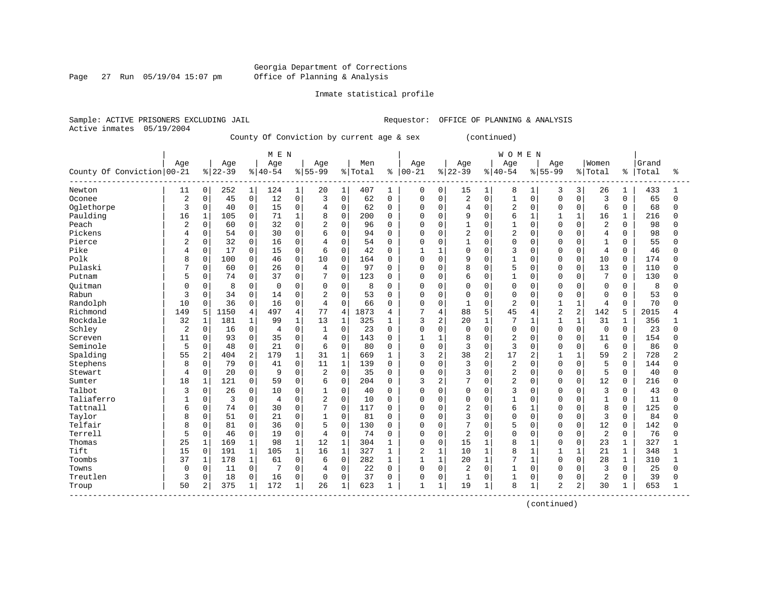Georgia Department of Corrections
Office of Planning & Analysis

Inmate statistical profile

Sample: ACTIVE PRISONERS EXCLUDING JAIL                                  Requestor: OFFICE OF PLANNING & ANALYSIS
Active inmates 05/19/2004

County Of Conviction by current age & sex (continued)

| County Of Conviction | MEN Age 00-21 | % | Age 22-39 | % | Age 40-54 | % | Age 55-99 | % | Men Total | % | WOMEN Age 00-21 | % | Age 22-39 | % | Age 40-54 | % | Age 55-99 | % | Women Total | % | Grand Total | % |
|---|---|---|---|---|---|---|---|---|---|---|---|---|---|---|---|---|---|---|---|---|---|---|
| Newton | 11 | 0 | 252 | 1 | 124 | 1 | 20 | 1 | 407 | 1 | 0 | 0 | 15 | 1 | 8 | 1 | 3 | 3 | 26 | 1 | 433 | 1 |
| Oconee | 2 | 0 | 45 | 0 | 12 | 0 | 3 | 0 | 62 | 0 | 0 | 0 | 2 | 0 | 1 | 0 | 0 | 0 | 3 | 0 | 65 | 0 |
| Oglethorpe | 3 | 0 | 40 | 0 | 15 | 0 | 4 | 0 | 62 | 0 | 0 | 0 | 4 | 0 | 2 | 0 | 0 | 0 | 6 | 0 | 68 | 0 |
| Paulding | 16 | 1 | 105 | 0 | 71 | 1 | 8 | 0 | 200 | 0 | 0 | 0 | 9 | 0 | 6 | 1 | 1 | 1 | 16 | 1 | 216 | 0 |
| Peach | 2 | 0 | 60 | 0 | 32 | 0 | 2 | 0 | 96 | 0 | 0 | 0 | 1 | 0 | 1 | 0 | 0 | 0 | 2 | 0 | 98 | 0 |
| Pickens | 4 | 0 | 54 | 0 | 30 | 0 | 6 | 0 | 94 | 0 | 0 | 0 | 2 | 0 | 2 | 0 | 0 | 0 | 4 | 0 | 98 | 0 |
| Pierce | 2 | 0 | 32 | 0 | 16 | 0 | 4 | 0 | 54 | 0 | 0 | 0 | 1 | 0 | 0 | 0 | 0 | 0 | 1 | 0 | 55 | 0 |
| Pike | 4 | 0 | 17 | 0 | 15 | 0 | 6 | 0 | 42 | 0 | 1 | 1 | 0 | 0 | 3 | 0 | 0 | 0 | 4 | 0 | 46 | 0 |
| Polk | 8 | 0 | 100 | 0 | 46 | 0 | 10 | 0 | 164 | 0 | 0 | 0 | 9 | 0 | 1 | 0 | 0 | 0 | 10 | 0 | 174 | 0 |
| Pulaski | 7 | 0 | 60 | 0 | 26 | 0 | 4 | 0 | 97 | 0 | 0 | 0 | 8 | 0 | 5 | 0 | 0 | 0 | 13 | 0 | 110 | 0 |
| Putnam | 5 | 0 | 74 | 0 | 37 | 0 | 7 | 0 | 123 | 0 | 0 | 0 | 6 | 0 | 1 | 0 | 0 | 0 | 7 | 0 | 130 | 0 |
| Quitman | 0 | 0 | 8 | 0 | 0 | 0 | 0 | 0 | 8 | 0 | 0 | 0 | 0 | 0 | 0 | 0 | 0 | 0 | 0 | 0 | 8 | 0 |
| Rabun | 3 | 0 | 34 | 0 | 14 | 0 | 2 | 0 | 53 | 0 | 0 | 0 | 0 | 0 | 0 | 0 | 0 | 0 | 0 | 0 | 53 | 0 |
| Randolph | 10 | 0 | 36 | 0 | 16 | 0 | 4 | 0 | 66 | 0 | 0 | 0 | 1 | 0 | 2 | 0 | 1 | 1 | 4 | 0 | 70 | 0 |
| Richmond | 149 | 5 | 1150 | 4 | 497 | 4 | 77 | 4 | 1873 | 4 | 7 | 4 | 88 | 5 | 45 | 4 | 2 | 2 | 142 | 5 | 2015 | 4 |
| Rockdale | 32 | 1 | 181 | 1 | 99 | 1 | 13 | 1 | 325 | 1 | 3 | 2 | 20 | 1 | 7 | 1 | 1 | 1 | 31 | 1 | 356 | 1 |
| Schley | 2 | 0 | 16 | 0 | 4 | 0 | 1 | 0 | 23 | 0 | 0 | 0 | 0 | 0 | 0 | 0 | 0 | 0 | 0 | 0 | 23 | 0 |
| Screven | 11 | 0 | 93 | 0 | 35 | 0 | 4 | 0 | 143 | 0 | 1 | 1 | 8 | 0 | 2 | 0 | 0 | 0 | 11 | 0 | 154 | 0 |
| Seminole | 5 | 0 | 48 | 0 | 21 | 0 | 6 | 0 | 80 | 0 | 0 | 0 | 3 | 0 | 3 | 0 | 0 | 0 | 6 | 0 | 86 | 0 |
| Spalding | 55 | 2 | 404 | 2 | 179 | 1 | 31 | 1 | 669 | 1 | 3 | 2 | 38 | 2 | 17 | 2 | 1 | 1 | 59 | 2 | 728 | 2 |
| Stephens | 8 | 0 | 79 | 0 | 41 | 0 | 11 | 1 | 139 | 0 | 0 | 0 | 3 | 0 | 2 | 0 | 0 | 0 | 5 | 0 | 144 | 0 |
| Stewart | 4 | 0 | 20 | 0 | 9 | 0 | 2 | 0 | 35 | 0 | 0 | 0 | 3 | 0 | 2 | 0 | 0 | 0 | 5 | 0 | 40 | 0 |
| Sumter | 18 | 1 | 121 | 0 | 59 | 0 | 6 | 0 | 204 | 0 | 3 | 2 | 7 | 0 | 2 | 0 | 0 | 0 | 12 | 0 | 216 | 0 |
| Talbot | 3 | 0 | 26 | 0 | 10 | 0 | 1 | 0 | 40 | 0 | 0 | 0 | 0 | 0 | 3 | 0 | 0 | 0 | 3 | 0 | 43 | 0 |
| Taliaferro | 1 | 0 | 3 | 0 | 4 | 0 | 2 | 0 | 10 | 0 | 0 | 0 | 0 | 0 | 1 | 0 | 0 | 0 | 1 | 0 | 11 | 0 |
| Tattnall | 6 | 0 | 74 | 0 | 30 | 0 | 7 | 0 | 117 | 0 | 0 | 0 | 2 | 0 | 6 | 1 | 0 | 0 | 8 | 0 | 125 | 0 |
| Taylor | 8 | 0 | 51 | 0 | 21 | 0 | 1 | 0 | 81 | 0 | 0 | 0 | 3 | 0 | 0 | 0 | 0 | 0 | 3 | 0 | 84 | 0 |
| Telfair | 8 | 0 | 81 | 0 | 36 | 0 | 5 | 0 | 130 | 0 | 0 | 0 | 7 | 0 | 5 | 0 | 0 | 0 | 12 | 0 | 142 | 0 |
| Terrell | 5 | 0 | 46 | 0 | 19 | 0 | 4 | 0 | 74 | 0 | 0 | 0 | 2 | 0 | 0 | 0 | 0 | 0 | 2 | 0 | 76 | 0 |
| Thomas | 25 | 1 | 169 | 1 | 98 | 1 | 12 | 1 | 304 | 1 | 0 | 0 | 15 | 1 | 8 | 1 | 0 | 0 | 23 | 1 | 327 | 1 |
| Tift | 15 | 0 | 191 | 1 | 105 | 1 | 16 | 1 | 327 | 1 | 2 | 1 | 10 | 1 | 8 | 1 | 1 | 1 | 21 | 1 | 348 | 1 |
| Toombs | 37 | 1 | 178 | 1 | 61 | 0 | 6 | 0 | 282 | 1 | 1 | 1 | 20 | 1 | 7 | 1 | 0 | 0 | 28 | 1 | 310 | 1 |
| Towns | 0 | 0 | 11 | 0 | 7 | 0 | 4 | 0 | 22 | 0 | 0 | 0 | 2 | 0 | 1 | 0 | 0 | 0 | 3 | 0 | 25 | 0 |
| Treutlen | 3 | 0 | 18 | 0 | 16 | 0 | 0 | 0 | 37 | 0 | 0 | 0 | 1 | 0 | 1 | 0 | 0 | 0 | 2 | 0 | 39 | 0 |
| Troup | 50 | 2 | 375 | 1 | 172 | 1 | 26 | 1 | 623 | 1 | 1 | 1 | 19 | 1 | 8 | 1 | 2 | 2 | 30 | 1 | 653 | 1 |

(continued)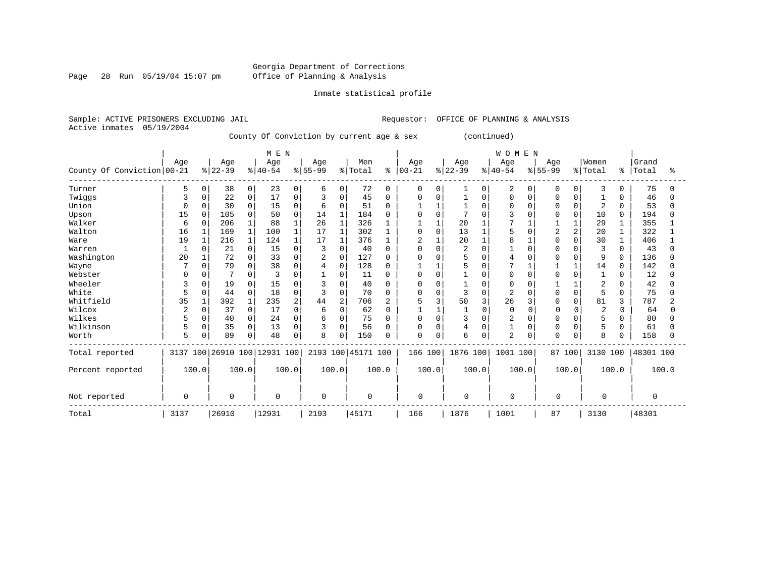Georgia Department of Corrections
Office of Planning & Analysis

Inmate statistical profile

Sample: ACTIVE PRISONERS EXCLUDING JAIL  Requestor: OFFICE OF PLANNING & ANALYSIS
Active inmates 05/19/2004

County Of Conviction by current age & sex (continued)

| County Of Conviction | MEN Age 00-21 | % | Age 22-39 | % | Age 40-54 | % | Age 55-99 | % | Men Total | % | WOMEN Age 00-21 | % | Age 22-39 | % | Age 40-54 | % | Age 55-99 | % | Women Total | % | Grand Total | % |
|---|---|---|---|---|---|---|---|---|---|---|---|---|---|---|---|---|---|---|---|---|---|---|
| Turner | 5 | 0 | 38 | 0 | 23 | 0 | 6 | 0 | 72 | 0 | 0 | 0 | 1 | 0 | 2 | 0 | 0 | 0 | 3 | 0 | 75 | 0 |
| Twiggs | 3 | 0 | 22 | 0 | 17 | 0 | 3 | 0 | 45 | 0 | 0 | 0 | 1 | 0 | 0 | 0 | 0 | 0 | 1 | 0 | 46 | 0 |
| Union | 0 | 0 | 30 | 0 | 15 | 0 | 6 | 0 | 51 | 0 | 1 | 1 | 1 | 0 | 0 | 0 | 0 | 0 | 2 | 0 | 53 | 0 |
| Upson | 15 | 0 | 105 | 0 | 50 | 0 | 14 | 1 | 184 | 0 | 0 | 0 | 7 | 0 | 3 | 0 | 0 | 0 | 10 | 0 | 194 | 0 |
| Walker | 6 | 0 | 206 | 1 | 88 | 1 | 26 | 1 | 326 | 1 | 1 | 1 | 20 | 1 | 7 | 1 | 1 | 1 | 29 | 1 | 355 | 1 |
| Walton | 16 | 1 | 169 | 1 | 100 | 1 | 17 | 1 | 302 | 1 | 0 | 0 | 13 | 1 | 5 | 0 | 2 | 2 | 20 | 1 | 322 | 1 |
| Ware | 19 | 1 | 216 | 1 | 124 | 1 | 17 | 1 | 376 | 1 | 2 | 1 | 20 | 1 | 8 | 1 | 0 | 0 | 30 | 1 | 406 | 1 |
| Warren | 1 | 0 | 21 | 0 | 15 | 0 | 3 | 0 | 40 | 0 | 0 | 0 | 2 | 0 | 1 | 0 | 0 | 0 | 3 | 0 | 43 | 0 |
| Washington | 20 | 1 | 72 | 0 | 33 | 0 | 2 | 0 | 127 | 0 | 0 | 0 | 5 | 0 | 4 | 0 | 0 | 0 | 9 | 0 | 136 | 0 |
| Wayne | 7 | 0 | 79 | 0 | 38 | 0 | 4 | 0 | 128 | 0 | 1 | 1 | 5 | 0 | 7 | 1 | 1 | 1 | 14 | 0 | 142 | 0 |
| Webster | 0 | 0 | 7 | 0 | 3 | 0 | 1 | 0 | 11 | 0 | 0 | 0 | 1 | 0 | 0 | 0 | 0 | 0 | 1 | 0 | 12 | 0 |
| Wheeler | 3 | 0 | 19 | 0 | 15 | 0 | 3 | 0 | 40 | 0 | 0 | 0 | 1 | 0 | 0 | 0 | 1 | 1 | 2 | 0 | 42 | 0 |
| White | 5 | 0 | 44 | 0 | 18 | 0 | 3 | 0 | 70 | 0 | 0 | 0 | 3 | 0 | 2 | 0 | 0 | 0 | 5 | 0 | 75 | 0 |
| Whitfield | 35 | 1 | 392 | 1 | 235 | 2 | 44 | 2 | 706 | 2 | 5 | 3 | 50 | 3 | 26 | 3 | 0 | 0 | 81 | 3 | 787 | 2 |
| Wilcox | 2 | 0 | 37 | 0 | 17 | 0 | 6 | 0 | 62 | 0 | 1 | 1 | 1 | 0 | 0 | 0 | 0 | 0 | 2 | 0 | 64 | 0 |
| Wilkes | 5 | 0 | 40 | 0 | 24 | 0 | 6 | 0 | 75 | 0 | 0 | 0 | 3 | 0 | 2 | 0 | 0 | 0 | 5 | 0 | 80 | 0 |
| Wilkinson | 5 | 0 | 35 | 0 | 13 | 0 | 3 | 0 | 56 | 0 | 0 | 0 | 4 | 0 | 1 | 0 | 0 | 0 | 5 | 0 | 61 | 0 |
| Worth | 5 | 0 | 89 | 0 | 48 | 0 | 8 | 0 | 150 | 0 | 0 | 0 | 6 | 0 | 2 | 0 | 0 | 0 | 8 | 0 | 158 | 0 |
| Total reported | 3137 | 100 | 26910 | 100 | 12931 | 100 | 2193 | 100 | 45171 | 100 | 166 | 100 | 1876 | 100 | 1001 | 100 | 87 | 100 | 3130 | 100 | 48301 | 100 |
| Percent reported | | 100.0 | | 100.0 | | 100.0 | | 100.0 | | 100.0 | | 100.0 | | 100.0 | | 100.0 | | 100.0 | | 100.0 | | 100.0 |
| Not reported | 0 | | 0 | | 0 | | 0 | | 0 | | 0 | | 0 | | 0 | | 0 | | 0 | | 0 | |
| Total | 3137 | | 26910 | | 12931 | | 2193 | | 45171 | | 166 | | 1876 | | 1001 | | 87 | | 3130 | | 48301 | |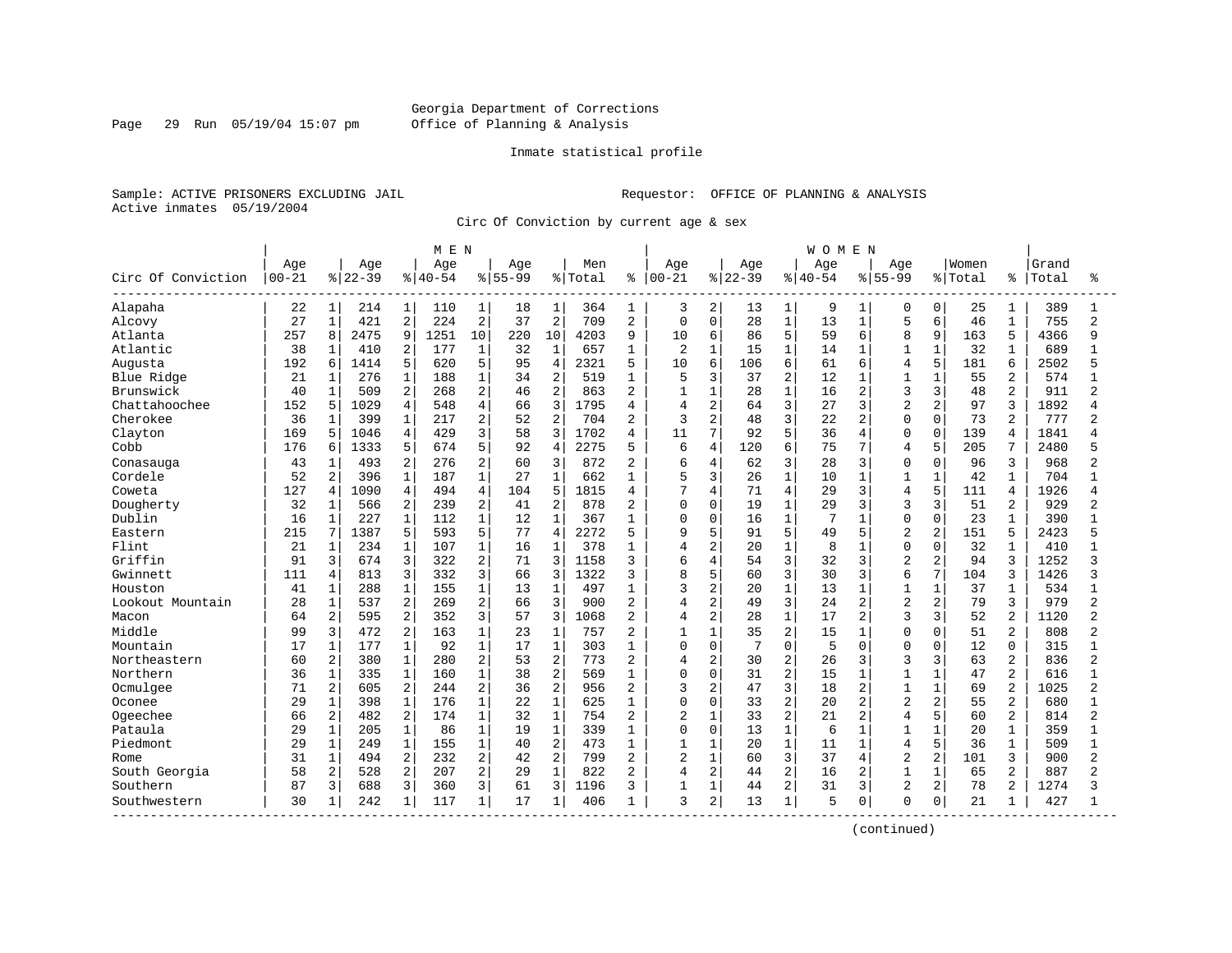Georgia Department of Corrections
Office of Planning & Analysis

Inmate statistical profile

Sample: ACTIVE PRISONERS EXCLUDING JAIL

Requestor: OFFICE OF PLANNING & ANALYSIS

Active inmates 05/19/2004

Circ Of Conviction by current age & sex

| Circ Of Conviction | MEN Age 00-21 | % | Age 22-39 | % | Age 40-54 | % | Age 55-99 | % | Men Total | % | WOMEN Age 00-21 | % | Age 22-39 | % | Age 40-54 | % | Age 55-99 | % | Women Total | % | Grand Total | % |
|---|---|---|---|---|---|---|---|---|---|---|---|---|---|---|---|---|---|---|---|---|---|---|
| Alapaha | 22 | 1 | 214 | 1 | 110 | 1 | 18 | 1 | 364 | 1 | 3 | 2 | 13 | 1 | 9 | 1 | 0 | 0 | 25 | 1 | 389 | 1 |
| Alcovy | 27 | 1 | 421 | 2 | 224 | 2 | 37 | 2 | 709 | 2 | 0 | 0 | 28 | 1 | 13 | 1 | 5 | 6 | 46 | 1 | 755 | 2 |
| Atlanta | 257 | 8 | 2475 | 9 | 1251 | 10 | 220 | 10 | 4203 | 9 | 10 | 6 | 86 | 5 | 59 | 6 | 8 | 9 | 163 | 5 | 4366 | 9 |
| Atlantic | 38 | 1 | 410 | 2 | 177 | 1 | 32 | 1 | 657 | 1 | 2 | 1 | 15 | 1 | 14 | 1 | 1 | 1 | 32 | 1 | 689 | 1 |
| Augusta | 192 | 6 | 1414 | 5 | 620 | 5 | 95 | 4 | 2321 | 5 | 10 | 6 | 106 | 6 | 61 | 6 | 4 | 5 | 181 | 6 | 2502 | 5 |
| Blue Ridge | 21 | 1 | 276 | 1 | 188 | 1 | 34 | 2 | 519 | 1 | 5 | 3 | 37 | 2 | 12 | 1 | 1 | 1 | 55 | 2 | 574 | 1 |
| Brunswick | 40 | 1 | 509 | 2 | 268 | 2 | 46 | 2 | 863 | 2 | 1 | 1 | 28 | 1 | 16 | 2 | 3 | 3 | 48 | 2 | 911 | 2 |
| Chattahoochee | 152 | 5 | 1029 | 4 | 548 | 4 | 66 | 3 | 1795 | 4 | 4 | 2 | 64 | 3 | 27 | 3 | 2 | 2 | 97 | 3 | 1892 | 4 |
| Cherokee | 36 | 1 | 399 | 1 | 217 | 2 | 52 | 2 | 704 | 2 | 3 | 2 | 48 | 3 | 22 | 2 | 0 | 0 | 73 | 2 | 777 | 2 |
| Clayton | 169 | 5 | 1046 | 4 | 429 | 3 | 58 | 3 | 1702 | 4 | 11 | 7 | 92 | 5 | 36 | 4 | 0 | 0 | 139 | 4 | 1841 | 4 |
| Cobb | 176 | 6 | 1333 | 5 | 674 | 5 | 92 | 4 | 2275 | 5 | 6 | 4 | 120 | 6 | 75 | 7 | 4 | 5 | 205 | 7 | 2480 | 5 |
| Conasauga | 43 | 1 | 493 | 2 | 276 | 2 | 60 | 3 | 872 | 2 | 6 | 4 | 62 | 3 | 28 | 3 | 0 | 0 | 96 | 3 | 968 | 2 |
| Cordele | 52 | 2 | 396 | 1 | 187 | 1 | 27 | 1 | 662 | 1 | 5 | 3 | 26 | 1 | 10 | 1 | 1 | 1 | 42 | 1 | 704 | 1 |
| Coweta | 127 | 4 | 1090 | 4 | 494 | 4 | 104 | 5 | 1815 | 4 | 7 | 4 | 71 | 4 | 29 | 3 | 4 | 5 | 111 | 4 | 1926 | 4 |
| Dougherty | 32 | 1 | 566 | 2 | 239 | 2 | 41 | 2 | 878 | 2 | 0 | 0 | 19 | 1 | 29 | 3 | 3 | 3 | 51 | 2 | 929 | 2 |
| Dublin | 16 | 1 | 227 | 1 | 112 | 1 | 12 | 1 | 367 | 1 | 0 | 0 | 16 | 1 | 7 | 1 | 0 | 0 | 23 | 1 | 390 | 1 |
| Eastern | 215 | 7 | 1387 | 5 | 593 | 5 | 77 | 4 | 2272 | 5 | 9 | 5 | 91 | 5 | 49 | 5 | 2 | 2 | 151 | 5 | 2423 | 5 |
| Flint | 21 | 1 | 234 | 1 | 107 | 1 | 16 | 1 | 378 | 1 | 4 | 2 | 20 | 1 | 8 | 1 | 0 | 0 | 32 | 1 | 410 | 1 |
| Griffin | 91 | 3 | 674 | 3 | 322 | 2 | 71 | 3 | 1158 | 3 | 6 | 4 | 54 | 3 | 32 | 3 | 2 | 2 | 94 | 3 | 1252 | 3 |
| Gwinnett | 111 | 4 | 813 | 3 | 332 | 3 | 66 | 3 | 1322 | 3 | 8 | 5 | 60 | 3 | 30 | 3 | 6 | 7 | 104 | 3 | 1426 | 3 |
| Houston | 41 | 1 | 288 | 1 | 155 | 1 | 13 | 1 | 497 | 1 | 3 | 2 | 20 | 1 | 13 | 1 | 1 | 1 | 37 | 1 | 534 | 1 |
| Lookout Mountain | 28 | 1 | 537 | 2 | 269 | 2 | 66 | 3 | 900 | 2 | 4 | 2 | 49 | 3 | 24 | 2 | 2 | 2 | 79 | 3 | 979 | 2 |
| Macon | 64 | 2 | 595 | 2 | 352 | 3 | 57 | 3 | 1068 | 2 | 4 | 2 | 28 | 1 | 17 | 2 | 3 | 3 | 52 | 2 | 1120 | 2 |
| Middle | 99 | 3 | 472 | 2 | 163 | 1 | 23 | 1 | 757 | 2 | 1 | 1 | 35 | 2 | 15 | 1 | 0 | 0 | 51 | 2 | 808 | 2 |
| Mountain | 17 | 1 | 177 | 1 | 92 | 1 | 17 | 1 | 303 | 1 | 0 | 0 | 7 | 0 | 5 | 0 | 0 | 0 | 12 | 0 | 315 | 1 |
| Northeastern | 60 | 2 | 380 | 1 | 280 | 2 | 53 | 2 | 773 | 2 | 4 | 2 | 30 | 2 | 26 | 3 | 3 | 3 | 63 | 2 | 836 | 2 |
| Northern | 36 | 1 | 335 | 1 | 160 | 1 | 38 | 2 | 569 | 1 | 0 | 0 | 31 | 2 | 15 | 1 | 1 | 1 | 47 | 2 | 616 | 1 |
| Ocmulgee | 71 | 2 | 605 | 2 | 244 | 2 | 36 | 2 | 956 | 2 | 3 | 2 | 47 | 3 | 18 | 2 | 1 | 1 | 69 | 2 | 1025 | 2 |
| Oconee | 29 | 1 | 398 | 1 | 176 | 1 | 22 | 1 | 625 | 1 | 0 | 0 | 33 | 2 | 20 | 2 | 2 | 2 | 55 | 2 | 680 | 1 |
| Ogeechee | 66 | 2 | 482 | 2 | 174 | 1 | 32 | 1 | 754 | 2 | 2 | 1 | 33 | 2 | 21 | 2 | 4 | 5 | 60 | 2 | 814 | 2 |
| Pataula | 29 | 1 | 205 | 1 | 86 | 1 | 19 | 1 | 339 | 1 | 0 | 0 | 13 | 1 | 6 | 1 | 1 | 1 | 20 | 1 | 359 | 1 |
| Piedmont | 29 | 1 | 249 | 1 | 155 | 1 | 40 | 2 | 473 | 1 | 1 | 1 | 20 | 1 | 11 | 1 | 4 | 5 | 36 | 1 | 509 | 1 |
| Rome | 31 | 1 | 494 | 2 | 232 | 2 | 42 | 2 | 799 | 2 | 2 | 1 | 60 | 3 | 37 | 4 | 2 | 2 | 101 | 3 | 900 | 2 |
| South Georgia | 58 | 2 | 528 | 2 | 207 | 2 | 29 | 1 | 822 | 2 | 4 | 2 | 44 | 2 | 16 | 2 | 1 | 1 | 65 | 2 | 887 | 2 |
| Southern | 87 | 3 | 688 | 3 | 360 | 3 | 61 | 3 | 1196 | 3 | 1 | 1 | 44 | 2 | 31 | 3 | 2 | 2 | 78 | 2 | 1274 | 3 |
| Southwestern | 30 | 1 | 242 | 1 | 117 | 1 | 17 | 1 | 406 | 1 | 3 | 2 | 13 | 1 | 5 | 0 | 0 | 0 | 21 | 1 | 427 | 1 |

(continued)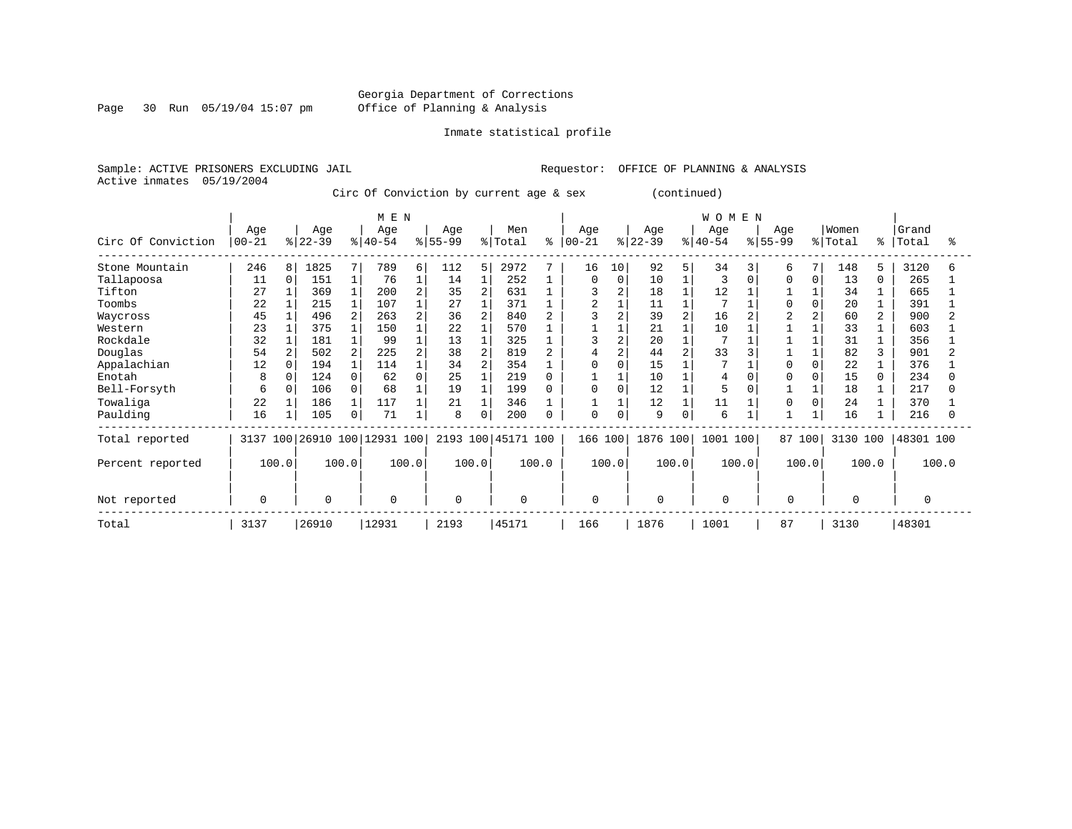Georgia Department of Corrections
Office of Planning & Analysis

Inmate statistical profile

Sample: ACTIVE PRISONERS EXCLUDING JAIL          Requestor: OFFICE OF PLANNING & ANALYSIS
Active inmates 05/19/2004

Circ Of Conviction by current age & sex (continued)

| Circ Of Conviction | MEN Age 00-21 | % | Age 22-39 | % | Age 40-54 | % | Age 55-99 | % | Men Total | % | WOMEN Age 00-21 | % | Age 22-39 | % | Age 40-54 | % | Age 55-99 | % | Women Total | % | Grand Total | % |
|---|---|---|---|---|---|---|---|---|---|---|---|---|---|---|---|---|---|---|---|---|---|---|
| Stone Mountain | 246 | 8 | 1825 | 7 | 789 | 6 | 112 | 5 | 2972 | 7 | 16 | 10 | 92 | 5 | 34 | 3 | 6 | 7 | 148 | 5 | 3120 | 6 |
| Tallapoosa | 11 | 0 | 151 | 1 | 76 | 1 | 14 | 1 | 252 | 1 | 0 | 0 | 10 | 1 | 3 | 0 | 0 | 0 | 13 | 0 | 265 | 1 |
| Tifton | 27 | 1 | 369 | 1 | 200 | 2 | 35 | 2 | 631 | 1 | 3 | 2 | 18 | 1 | 12 | 1 | 1 | 1 | 34 | 1 | 665 | 1 |
| Toombs | 22 | 1 | 215 | 1 | 107 | 1 | 27 | 1 | 371 | 1 | 2 | 1 | 11 | 1 | 7 | 1 | 0 | 0 | 20 | 1 | 391 | 1 |
| Waycross | 45 | 1 | 496 | 2 | 263 | 2 | 36 | 2 | 840 | 2 | 3 | 2 | 39 | 2 | 16 | 2 | 2 | 2 | 60 | 2 | 900 | 2 |
| Western | 23 | 1 | 375 | 1 | 150 | 1 | 22 | 1 | 570 | 1 | 1 | 1 | 21 | 1 | 10 | 1 | 1 | 1 | 33 | 1 | 603 | 1 |
| Rockdale | 32 | 1 | 181 | 1 | 99 | 1 | 13 | 1 | 325 | 1 | 3 | 2 | 20 | 1 | 7 | 1 | 1 | 1 | 31 | 1 | 356 | 1 |
| Douglas | 54 | 2 | 502 | 2 | 225 | 2 | 38 | 2 | 819 | 2 | 4 | 2 | 44 | 2 | 33 | 3 | 1 | 1 | 82 | 3 | 901 | 2 |
| Appalachian | 12 | 0 | 194 | 1 | 114 | 1 | 34 | 2 | 354 | 1 | 0 | 0 | 15 | 1 | 7 | 1 | 0 | 0 | 22 | 1 | 376 | 1 |
| Enotah | 8 | 0 | 124 | 0 | 62 | 0 | 25 | 1 | 219 | 0 | 1 | 1 | 10 | 1 | 4 | 0 | 0 | 0 | 15 | 0 | 234 | 0 |
| Bell-Forsyth | 6 | 0 | 106 | 0 | 68 | 1 | 19 | 1 | 199 | 0 | 0 | 0 | 12 | 1 | 5 | 0 | 1 | 1 | 18 | 1 | 217 | 0 |
| Towaliga | 22 | 1 | 186 | 1 | 117 | 1 | 21 | 1 | 346 | 1 | 1 | 1 | 12 | 1 | 11 | 1 | 0 | 0 | 24 | 1 | 370 | 1 |
| Paulding | 16 | 1 | 105 | 0 | 71 | 1 | 8 | 0 | 200 | 0 | 0 | 0 | 9 | 0 | 6 | 1 | 1 | 1 | 16 | 1 | 216 | 0 |
| Total reported | 3137 | 100 | 26910 | 100 | 12931 | 100 | 2193 | 100 | 45171 | 100 | 166 | 100 | 1876 | 100 | 1001 | 100 | 87 | 100 | 3130 | 100 | 48301 | 100 |
| Percent reported | 100.0 | | 100.0 | | 100.0 | | 100.0 | | 100.0 | | 100.0 | | 100.0 | | 100.0 | | 100.0 | | 100.0 | | 100.0 | |
| Not reported | 0 | | 0 | | 0 | | 0 | | 0 | | 0 | | 0 | | 0 | | 0 | | 0 | | 0 | |
| Total | 3137 | | 26910 | | 12931 | | 2193 | | 45171 | | 166 | | 1876 | | 1001 | | 87 | | 3130 | | 48301 | |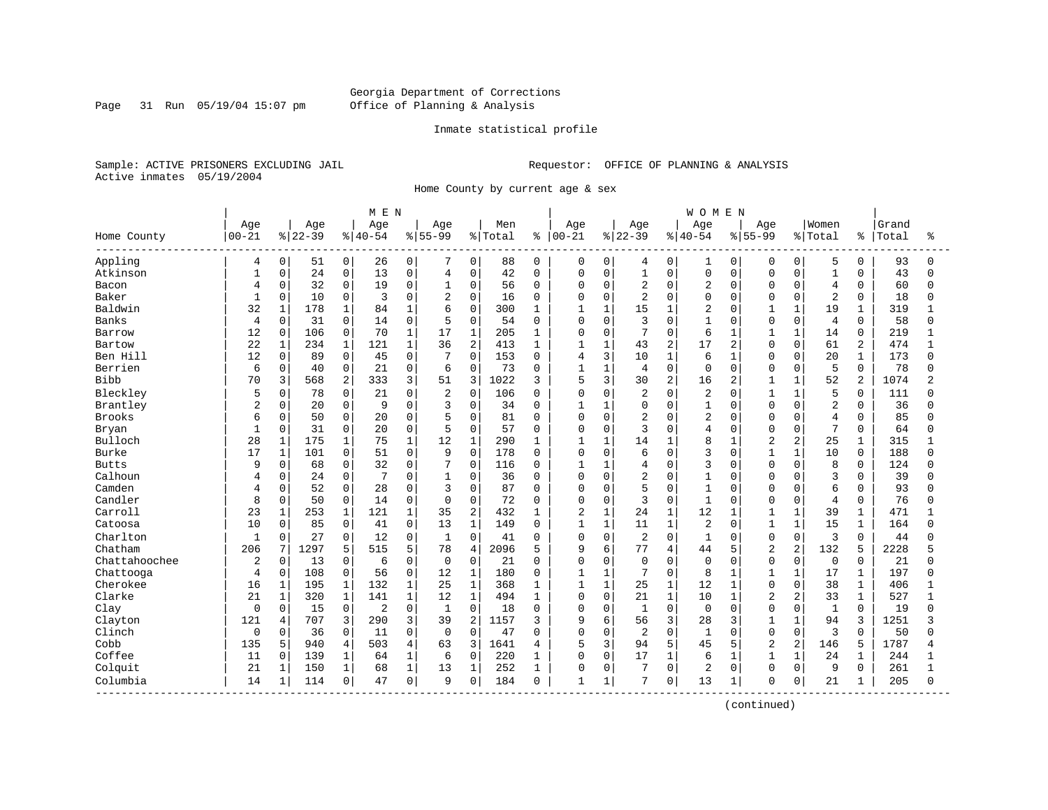Georgia Department of Corrections
Office of Planning & Analysis

Inmate statistical profile

Sample: ACTIVE PRISONERS EXCLUDING JAIL
Active inmates 05/19/2004

Requestor: OFFICE OF PLANNING & ANALYSIS

Home County by current age & sex

| | MEN | | | | | | | | | | WOMEN | | | | | | | | | | | |
|---|---|---|---|---|---|---|---|---|---|---|---|---|---|---|---|---|---|---|---|---|---|---|
| Home County | Age 00-21 | % | Age 22-39 | % | Age 40-54 | % | Age 55-99 | % | Men Total | % | Age 00-21 | % | Age 22-39 | % | Age 40-54 | % | Age 55-99 | % | Women Total | % | Grand Total | % |
| Appling | 4 | 0 | 51 | 0 | 26 | 0 | 7 | 0 | 88 | 0 | 0 | 0 | 4 | 0 | 1 | 0 | 0 | 0 | 5 | 0 | 93 | 0 |
| Atkinson | 1 | 0 | 24 | 0 | 13 | 0 | 4 | 0 | 42 | 0 | 0 | 0 | 1 | 0 | 0 | 0 | 0 | 0 | 1 | 0 | 43 | 0 |
| Bacon | 4 | 0 | 32 | 0 | 19 | 0 | 1 | 0 | 56 | 0 | 0 | 0 | 2 | 0 | 2 | 0 | 0 | 0 | 4 | 0 | 60 | 0 |
| Baker | 1 | 0 | 10 | 0 | 3 | 0 | 2 | 0 | 16 | 0 | 0 | 0 | 2 | 0 | 0 | 0 | 0 | 0 | 2 | 0 | 18 | 0 |
| Baldwin | 32 | 1 | 178 | 1 | 84 | 1 | 6 | 0 | 300 | 1 | 1 | 1 | 15 | 1 | 2 | 0 | 1 | 1 | 19 | 1 | 319 | 1 |
| Banks | 4 | 0 | 31 | 0 | 14 | 0 | 5 | 0 | 54 | 0 | 0 | 0 | 3 | 0 | 1 | 0 | 0 | 0 | 4 | 0 | 58 | 0 |
| Barrow | 12 | 0 | 106 | 0 | 70 | 1 | 17 | 1 | 205 | 1 | 0 | 0 | 7 | 0 | 6 | 1 | 1 | 1 | 14 | 0 | 219 | 1 |
| Bartow | 22 | 1 | 234 | 1 | 121 | 1 | 36 | 2 | 413 | 1 | 1 | 1 | 43 | 2 | 17 | 2 | 0 | 0 | 61 | 2 | 474 | 1 |
| Ben Hill | 12 | 0 | 89 | 0 | 45 | 0 | 7 | 0 | 153 | 0 | 4 | 3 | 10 | 1 | 6 | 1 | 0 | 0 | 20 | 1 | 173 | 0 |
| Berrien | 6 | 0 | 40 | 0 | 21 | 0 | 6 | 0 | 73 | 0 | 1 | 1 | 4 | 0 | 0 | 0 | 0 | 0 | 5 | 0 | 78 | 0 |
| Bibb | 70 | 3 | 568 | 2 | 333 | 3 | 51 | 3 | 1022 | 3 | 5 | 3 | 30 | 2 | 16 | 2 | 1 | 1 | 52 | 2 | 1074 | 2 |
| Bleckley | 5 | 0 | 78 | 0 | 21 | 0 | 2 | 0 | 106 | 0 | 0 | 0 | 2 | 0 | 2 | 0 | 1 | 1 | 5 | 0 | 111 | 0 |
| Brantley | 2 | 0 | 20 | 0 | 9 | 0 | 3 | 0 | 34 | 0 | 1 | 1 | 0 | 0 | 1 | 0 | 0 | 0 | 2 | 0 | 36 | 0 |
| Brooks | 6 | 0 | 50 | 0 | 20 | 0 | 5 | 0 | 81 | 0 | 0 | 0 | 2 | 0 | 2 | 0 | 0 | 0 | 4 | 0 | 85 | 0 |
| Bryan | 1 | 0 | 31 | 0 | 20 | 0 | 5 | 0 | 57 | 0 | 0 | 0 | 3 | 0 | 4 | 0 | 0 | 0 | 7 | 0 | 64 | 0 |
| Bulloch | 28 | 1 | 175 | 1 | 75 | 1 | 12 | 1 | 290 | 1 | 1 | 1 | 14 | 1 | 8 | 1 | 2 | 2 | 25 | 1 | 315 | 1 |
| Burke | 17 | 1 | 101 | 0 | 51 | 0 | 9 | 0 | 178 | 0 | 0 | 0 | 6 | 0 | 3 | 0 | 1 | 1 | 10 | 0 | 188 | 0 |
| Butts | 9 | 0 | 68 | 0 | 32 | 0 | 7 | 0 | 116 | 0 | 1 | 1 | 4 | 0 | 3 | 0 | 0 | 0 | 8 | 0 | 124 | 0 |
| Calhoun | 4 | 0 | 24 | 0 | 7 | 0 | 1 | 0 | 36 | 0 | 0 | 0 | 2 | 0 | 1 | 0 | 0 | 0 | 3 | 0 | 39 | 0 |
| Camden | 4 | 0 | 52 | 0 | 28 | 0 | 3 | 0 | 87 | 0 | 0 | 0 | 5 | 0 | 1 | 0 | 0 | 0 | 6 | 0 | 93 | 0 |
| Candler | 8 | 0 | 50 | 0 | 14 | 0 | 0 | 0 | 72 | 0 | 0 | 0 | 3 | 0 | 1 | 0 | 0 | 0 | 4 | 0 | 76 | 0 |
| Carroll | 23 | 1 | 253 | 1 | 121 | 1 | 35 | 2 | 432 | 1 | 2 | 1 | 24 | 1 | 12 | 1 | 1 | 1 | 39 | 1 | 471 | 1 |
| Catoosa | 10 | 0 | 85 | 0 | 41 | 0 | 13 | 1 | 149 | 0 | 1 | 1 | 11 | 1 | 2 | 0 | 1 | 1 | 15 | 1 | 164 | 0 |
| Charlton | 1 | 0 | 27 | 0 | 12 | 0 | 1 | 0 | 41 | 0 | 0 | 0 | 2 | 0 | 1 | 0 | 0 | 0 | 3 | 0 | 44 | 0 |
| Chatham | 206 | 7 | 1297 | 5 | 515 | 5 | 78 | 4 | 2096 | 5 | 9 | 6 | 77 | 4 | 44 | 5 | 2 | 2 | 132 | 5 | 2228 | 5 |
| Chattahoochee | 2 | 0 | 13 | 0 | 6 | 0 | 0 | 0 | 21 | 0 | 0 | 0 | 0 | 0 | 0 | 0 | 0 | 0 | 0 | 0 | 21 | 0 |
| Chattooga | 4 | 0 | 108 | 0 | 56 | 0 | 12 | 1 | 180 | 0 | 1 | 1 | 7 | 0 | 8 | 1 | 1 | 1 | 17 | 1 | 197 | 0 |
| Cherokee | 16 | 1 | 195 | 1 | 132 | 1 | 25 | 1 | 368 | 1 | 1 | 1 | 25 | 1 | 12 | 1 | 0 | 0 | 38 | 1 | 406 | 1 |
| Clarke | 21 | 1 | 320 | 1 | 141 | 1 | 12 | 1 | 494 | 1 | 0 | 0 | 21 | 1 | 10 | 1 | 2 | 2 | 33 | 1 | 527 | 1 |
| Clay | 0 | 0 | 15 | 0 | 2 | 0 | 1 | 0 | 18 | 0 | 0 | 0 | 1 | 0 | 0 | 0 | 0 | 0 | 1 | 0 | 19 | 0 |
| Clayton | 121 | 4 | 707 | 3 | 290 | 3 | 39 | 2 | 1157 | 3 | 9 | 6 | 56 | 3 | 28 | 3 | 1 | 1 | 94 | 3 | 1251 | 3 |
| Clinch | 0 | 0 | 36 | 0 | 11 | 0 | 0 | 0 | 47 | 0 | 0 | 0 | 2 | 0 | 1 | 0 | 0 | 0 | 3 | 0 | 50 | 0 |
| Cobb | 135 | 5 | 940 | 4 | 503 | 4 | 63 | 3 | 1641 | 4 | 5 | 3 | 94 | 5 | 45 | 5 | 2 | 2 | 146 | 5 | 1787 | 4 |
| Coffee | 11 | 0 | 139 | 1 | 64 | 1 | 6 | 0 | 220 | 1 | 0 | 0 | 17 | 1 | 6 | 1 | 1 | 1 | 24 | 1 | 244 | 1 |
| Colquit | 21 | 1 | 150 | 1 | 68 | 1 | 13 | 1 | 252 | 1 | 0 | 0 | 7 | 0 | 2 | 0 | 0 | 0 | 9 | 0 | 261 | 1 |
| Columbia | 14 | 1 | 114 | 0 | 47 | 0 | 9 | 0 | 184 | 0 | 1 | 1 | 7 | 0 | 13 | 1 | 0 | 0 | 21 | 1 | 205 | 0 |

(continued)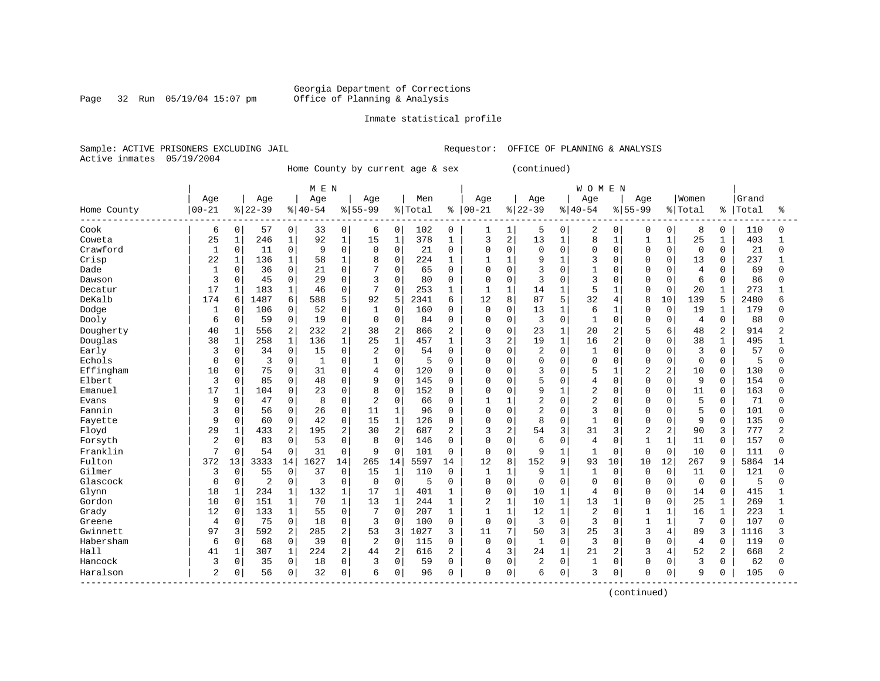Georgia Department of Corrections
Office of Planning & Analysis

Inmate statistical profile

Sample: ACTIVE PRISONERS EXCLUDING JAIL                    Requestor: OFFICE OF PLANNING & ANALYSIS
Active inmates 05/19/2004

Home County by current age & sex (continued)

| Home County | MEN Age 00-21 | % | Age 22-39 | % | Age 40-54 | % | Age 55-99 | % | Men Total | % | WOMEN Age 00-21 | % | Age 22-39 | % | Age 40-54 | % | Age 55-99 | % | Women Total | % | Grand Total | % |
|---|---|---|---|---|---|---|---|---|---|---|---|---|---|---|---|---|---|---|---|---|---|---|
| Cook | 6 | 0 | 57 | 0 | 33 | 0 | 6 | 0 | 102 | 0 | 1 | 1 | 5 | 0 | 2 | 0 | 0 | 0 | 8 | 0 | 110 | 0 |
| Coweta | 25 | 1 | 246 | 1 | 92 | 1 | 15 | 1 | 378 | 1 | 3 | 2 | 13 | 1 | 8 | 1 | 1 | 1 | 25 | 1 | 403 | 1 |
| Crawford | 1 | 0 | 11 | 0 | 9 | 0 | 0 | 0 | 21 | 0 | 0 | 0 | 0 | 0 | 0 | 0 | 0 | 0 | 0 | 0 | 21 | 0 |
| Crisp | 22 | 1 | 136 | 1 | 58 | 1 | 8 | 0 | 224 | 1 | 1 | 1 | 9 | 1 | 3 | 0 | 0 | 0 | 13 | 0 | 237 | 1 |
| Dade | 1 | 0 | 36 | 0 | 21 | 0 | 7 | 0 | 65 | 0 | 0 | 0 | 3 | 0 | 1 | 0 | 0 | 0 | 4 | 0 | 69 | 0 |
| Dawson | 3 | 0 | 45 | 0 | 29 | 0 | 3 | 0 | 80 | 0 | 0 | 0 | 3 | 0 | 3 | 0 | 0 | 0 | 6 | 0 | 86 | 0 |
| Decatur | 17 | 1 | 183 | 1 | 46 | 0 | 7 | 0 | 253 | 1 | 1 | 1 | 14 | 1 | 5 | 1 | 0 | 0 | 20 | 1 | 273 | 1 |
| DeKalb | 174 | 6 | 1487 | 6 | 588 | 5 | 92 | 5 | 2341 | 6 | 12 | 8 | 87 | 5 | 32 | 4 | 8 | 10 | 139 | 5 | 2480 | 6 |
| Dodge | 1 | 0 | 106 | 0 | 52 | 0 | 1 | 0 | 160 | 0 | 0 | 0 | 13 | 1 | 6 | 1 | 0 | 0 | 19 | 1 | 179 | 0 |
| Dooly | 6 | 0 | 59 | 0 | 19 | 0 | 0 | 0 | 84 | 0 | 0 | 0 | 3 | 0 | 1 | 0 | 0 | 0 | 4 | 0 | 88 | 0 |
| Dougherty | 40 | 1 | 556 | 2 | 232 | 2 | 38 | 2 | 866 | 2 | 0 | 0 | 23 | 1 | 20 | 2 | 5 | 6 | 48 | 2 | 914 | 2 |
| Douglas | 38 | 1 | 258 | 1 | 136 | 1 | 25 | 1 | 457 | 1 | 3 | 2 | 19 | 1 | 16 | 2 | 0 | 0 | 38 | 1 | 495 | 1 |
| Early | 3 | 0 | 34 | 0 | 15 | 0 | 2 | 0 | 54 | 0 | 0 | 0 | 2 | 0 | 1 | 0 | 0 | 0 | 3 | 0 | 57 | 0 |
| Echols | 0 | 0 | 3 | 0 | 1 | 0 | 1 | 0 | 5 | 0 | 0 | 0 | 0 | 0 | 0 | 0 | 0 | 0 | 0 | 0 | 5 | 0 |
| Effingham | 10 | 0 | 75 | 0 | 31 | 0 | 4 | 0 | 120 | 0 | 0 | 0 | 3 | 0 | 5 | 1 | 2 | 2 | 10 | 0 | 130 | 0 |
| Elbert | 3 | 0 | 85 | 0 | 48 | 0 | 9 | 0 | 145 | 0 | 0 | 0 | 5 | 0 | 4 | 0 | 0 | 0 | 9 | 0 | 154 | 0 |
| Emanuel | 17 | 1 | 104 | 0 | 23 | 0 | 8 | 0 | 152 | 0 | 0 | 0 | 9 | 1 | 2 | 0 | 0 | 0 | 11 | 0 | 163 | 0 |
| Evans | 9 | 0 | 47 | 0 | 8 | 0 | 2 | 0 | 66 | 0 | 1 | 1 | 2 | 0 | 2 | 0 | 0 | 0 | 5 | 0 | 71 | 0 |
| Fannin | 3 | 0 | 56 | 0 | 26 | 0 | 11 | 1 | 96 | 0 | 0 | 0 | 2 | 0 | 3 | 0 | 0 | 0 | 5 | 0 | 101 | 0 |
| Fayette | 9 | 0 | 60 | 0 | 42 | 0 | 15 | 1 | 126 | 0 | 0 | 0 | 8 | 0 | 1 | 0 | 0 | 0 | 9 | 0 | 135 | 0 |
| Floyd | 29 | 1 | 433 | 2 | 195 | 2 | 30 | 2 | 687 | 2 | 3 | 2 | 54 | 3 | 31 | 3 | 2 | 2 | 90 | 3 | 777 | 2 |
| Forsyth | 2 | 0 | 83 | 0 | 53 | 0 | 8 | 0 | 146 | 0 | 0 | 0 | 6 | 0 | 4 | 0 | 1 | 1 | 11 | 0 | 157 | 0 |
| Franklin | 7 | 0 | 54 | 0 | 31 | 0 | 9 | 0 | 101 | 0 | 0 | 0 | 9 | 1 | 1 | 0 | 0 | 0 | 10 | 0 | 111 | 0 |
| Fulton | 372 | 13 | 3333 | 14 | 1627 | 14 | 265 | 14 | 5597 | 14 | 12 | 8 | 152 | 9 | 93 | 10 | 10 | 12 | 267 | 9 | 5864 | 14 |
| Gilmer | 3 | 0 | 55 | 0 | 37 | 0 | 15 | 1 | 110 | 0 | 1 | 1 | 9 | 1 | 1 | 0 | 0 | 0 | 11 | 0 | 121 | 0 |
| Glascock | 0 | 0 | 2 | 0 | 3 | 0 | 0 | 0 | 5 | 0 | 0 | 0 | 0 | 0 | 0 | 0 | 0 | 0 | 0 | 0 | 5 | 0 |
| Glynn | 18 | 1 | 234 | 1 | 132 | 1 | 17 | 1 | 401 | 1 | 0 | 0 | 10 | 1 | 4 | 0 | 0 | 0 | 14 | 0 | 415 | 1 |
| Gordon | 10 | 0 | 151 | 1 | 70 | 1 | 13 | 1 | 244 | 1 | 2 | 1 | 10 | 1 | 13 | 1 | 0 | 0 | 25 | 1 | 269 | 1 |
| Grady | 12 | 0 | 133 | 1 | 55 | 0 | 7 | 0 | 207 | 1 | 1 | 1 | 12 | 1 | 2 | 0 | 1 | 1 | 16 | 1 | 223 | 1 |
| Greene | 4 | 0 | 75 | 0 | 18 | 0 | 3 | 0 | 100 | 0 | 0 | 0 | 3 | 0 | 3 | 0 | 1 | 1 | 7 | 0 | 107 | 0 |
| Gwinnett | 97 | 3 | 592 | 2 | 285 | 2 | 53 | 3 | 1027 | 3 | 11 | 7 | 50 | 3 | 25 | 3 | 3 | 4 | 89 | 3 | 1116 | 3 |
| Habersham | 6 | 0 | 68 | 0 | 39 | 0 | 2 | 0 | 115 | 0 | 0 | 0 | 1 | 0 | 3 | 0 | 0 | 0 | 4 | 0 | 119 | 0 |
| Hall | 41 | 1 | 307 | 1 | 224 | 2 | 44 | 2 | 616 | 2 | 4 | 3 | 24 | 1 | 21 | 2 | 3 | 4 | 52 | 2 | 668 | 2 |
| Hancock | 3 | 0 | 35 | 0 | 18 | 0 | 3 | 0 | 59 | 0 | 0 | 0 | 2 | 0 | 1 | 0 | 0 | 0 | 3 | 0 | 62 | 0 |
| Haralson | 2 | 0 | 56 | 0 | 32 | 0 | 6 | 0 | 96 | 0 | 0 | 0 | 6 | 0 | 3 | 0 | 0 | 0 | 9 | 0 | 105 | 0 |

(continued)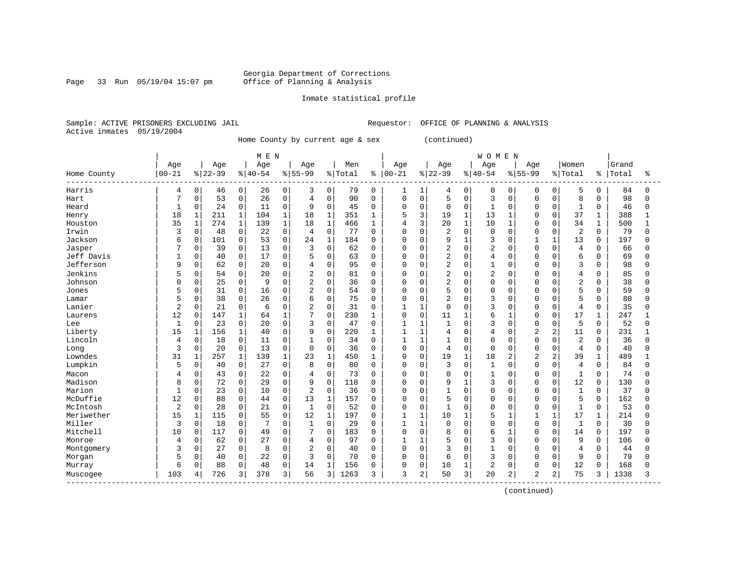Georgia Department of Corrections
Office of Planning & Analysis

Inmate statistical profile

Sample: ACTIVE PRISONERS EXCLUDING JAIL    Requestor: OFFICE OF PLANNING & ANALYSIS
Active inmates 05/19/2004

Home County by current age & sex (continued)

| | MEN | | | | | | | | | | WOMEN | | | | | | | | | | | |
|---|---|---|---|---|---|---|---|---|---|---|---|---|---|---|---|---|---|---|---|---|---|---|
| Home County | Age 00-21 | % | Age 22-39 | % | Age 40-54 | % | Age 55-99 | % | Men Total | % | Age 00-21 | % | Age 22-39 | % | Age 40-54 | % | Age 55-99 | % | Women Total | % | Grand Total | % |
| Harris | 4 | 0 | 46 | 0 | 26 | 0 | 3 | 0 | 79 | 0 | 1 | 1 | 4 | 0 | 0 | 0 | 0 | 0 | 5 | 0 | 84 | 0 |
| Hart | 7 | 0 | 53 | 0 | 26 | 0 | 4 | 0 | 90 | 0 | 0 | 0 | 5 | 0 | 3 | 0 | 0 | 0 | 8 | 0 | 98 | 0 |
| Heard | 1 | 0 | 24 | 0 | 11 | 0 | 9 | 0 | 45 | 0 | 0 | 0 | 0 | 0 | 1 | 0 | 0 | 0 | 1 | 0 | 46 | 0 |
| Henry | 18 | 1 | 211 | 1 | 104 | 1 | 18 | 1 | 351 | 1 | 5 | 3 | 19 | 1 | 13 | 1 | 0 | 0 | 37 | 1 | 388 | 1 |
| Houston | 35 | 1 | 274 | 1 | 139 | 1 | 18 | 1 | 466 | 1 | 4 | 3 | 20 | 1 | 10 | 1 | 0 | 0 | 34 | 1 | 500 | 1 |
| Irwin | 3 | 0 | 48 | 0 | 22 | 0 | 4 | 0 | 77 | 0 | 0 | 0 | 2 | 0 | 0 | 0 | 0 | 0 | 2 | 0 | 79 | 0 |
| Jackson | 6 | 0 | 101 | 0 | 53 | 0 | 24 | 1 | 184 | 0 | 0 | 0 | 9 | 1 | 3 | 0 | 1 | 1 | 13 | 0 | 197 | 0 |
| Jasper | 7 | 0 | 39 | 0 | 13 | 0 | 3 | 0 | 62 | 0 | 0 | 0 | 2 | 0 | 2 | 0 | 0 | 0 | 4 | 0 | 66 | 0 |
| Jeff Davis | 1 | 0 | 40 | 0 | 17 | 0 | 5 | 0 | 63 | 0 | 0 | 0 | 2 | 0 | 4 | 0 | 0 | 0 | 6 | 0 | 69 | 0 |
| Jefferson | 9 | 0 | 62 | 0 | 20 | 0 | 4 | 0 | 95 | 0 | 0 | 0 | 2 | 0 | 1 | 0 | 0 | 0 | 3 | 0 | 98 | 0 |
| Jenkins | 5 | 0 | 54 | 0 | 20 | 0 | 2 | 0 | 81 | 0 | 0 | 0 | 2 | 0 | 2 | 0 | 0 | 0 | 4 | 0 | 85 | 0 |
| Johnson | 0 | 0 | 25 | 0 | 9 | 0 | 2 | 0 | 36 | 0 | 0 | 0 | 2 | 0 | 0 | 0 | 0 | 0 | 2 | 0 | 38 | 0 |
| Jones | 5 | 0 | 31 | 0 | 16 | 0 | 2 | 0 | 54 | 0 | 0 | 0 | 5 | 0 | 0 | 0 | 0 | 0 | 5 | 0 | 59 | 0 |
| Lamar | 5 | 0 | 38 | 0 | 26 | 0 | 6 | 0 | 75 | 0 | 0 | 0 | 2 | 0 | 3 | 0 | 0 | 0 | 5 | 0 | 80 | 0 |
| Lanier | 2 | 0 | 21 | 0 | 6 | 0 | 2 | 0 | 31 | 0 | 1 | 1 | 0 | 0 | 3 | 0 | 0 | 0 | 4 | 0 | 35 | 0 |
| Laurens | 12 | 0 | 147 | 1 | 64 | 1 | 7 | 0 | 230 | 1 | 0 | 0 | 11 | 1 | 6 | 1 | 0 | 0 | 17 | 1 | 247 | 1 |
| Lee | 1 | 0 | 23 | 0 | 20 | 0 | 3 | 0 | 47 | 0 | 1 | 1 | 1 | 0 | 3 | 0 | 0 | 0 | 5 | 0 | 52 | 0 |
| Liberty | 15 | 1 | 156 | 1 | 40 | 0 | 9 | 0 | 220 | 1 | 1 | 1 | 4 | 0 | 4 | 0 | 2 | 2 | 11 | 0 | 231 | 1 |
| Lincoln | 4 | 0 | 18 | 0 | 11 | 0 | 1 | 0 | 34 | 0 | 1 | 1 | 1 | 0 | 0 | 0 | 0 | 0 | 2 | 0 | 36 | 0 |
| Long | 3 | 0 | 20 | 0 | 13 | 0 | 0 | 0 | 36 | 0 | 0 | 0 | 4 | 0 | 0 | 0 | 0 | 0 | 4 | 0 | 40 | 0 |
| Lowndes | 31 | 1 | 257 | 1 | 139 | 1 | 23 | 1 | 450 | 1 | 0 | 0 | 19 | 1 | 18 | 2 | 2 | 2 | 39 | 1 | 489 | 1 |
| Lumpkin | 5 | 0 | 40 | 0 | 27 | 0 | 8 | 0 | 80 | 0 | 0 | 0 | 3 | 0 | 1 | 0 | 0 | 0 | 4 | 0 | 84 | 0 |
| Macon | 4 | 0 | 43 | 0 | 22 | 0 | 4 | 0 | 73 | 0 | 0 | 0 | 0 | 0 | 1 | 0 | 0 | 0 | 1 | 0 | 74 | 0 |
| Madison | 8 | 0 | 72 | 0 | 29 | 0 | 9 | 0 | 118 | 0 | 0 | 0 | 9 | 1 | 3 | 0 | 0 | 0 | 12 | 0 | 130 | 0 |
| Marion | 1 | 0 | 23 | 0 | 10 | 0 | 2 | 0 | 36 | 0 | 0 | 0 | 1 | 0 | 0 | 0 | 0 | 0 | 1 | 0 | 37 | 0 |
| McDuffie | 12 | 0 | 88 | 0 | 44 | 0 | 13 | 1 | 157 | 0 | 0 | 0 | 5 | 0 | 0 | 0 | 0 | 0 | 5 | 0 | 162 | 0 |
| McIntosh | 2 | 0 | 28 | 0 | 21 | 0 | 1 | 0 | 52 | 0 | 0 | 0 | 1 | 0 | 0 | 0 | 0 | 0 | 1 | 0 | 53 | 0 |
| Meriwether | 15 | 1 | 115 | 0 | 55 | 0 | 12 | 1 | 197 | 0 | 1 | 1 | 10 | 1 | 5 | 1 | 1 | 1 | 17 | 1 | 214 | 0 |
| Miller | 3 | 0 | 18 | 0 | 7 | 0 | 1 | 0 | 29 | 0 | 1 | 1 | 0 | 0 | 0 | 0 | 0 | 0 | 1 | 0 | 30 | 0 |
| Mitchell | 10 | 0 | 117 | 0 | 49 | 0 | 7 | 0 | 183 | 0 | 0 | 0 | 8 | 0 | 6 | 1 | 0 | 0 | 14 | 0 | 197 | 0 |
| Monroe | 4 | 0 | 62 | 0 | 27 | 0 | 4 | 0 | 97 | 0 | 1 | 1 | 5 | 0 | 3 | 0 | 0 | 0 | 9 | 0 | 106 | 0 |
| Montgomery | 3 | 0 | 27 | 0 | 8 | 0 | 2 | 0 | 40 | 0 | 0 | 0 | 3 | 0 | 1 | 0 | 0 | 0 | 4 | 0 | 44 | 0 |
| Morgan | 5 | 0 | 40 | 0 | 22 | 0 | 3 | 0 | 70 | 0 | 0 | 0 | 6 | 0 | 3 | 0 | 0 | 0 | 9 | 0 | 79 | 0 |
| Murray | 6 | 0 | 88 | 0 | 48 | 0 | 14 | 1 | 156 | 0 | 0 | 0 | 10 | 1 | 2 | 0 | 0 | 0 | 12 | 0 | 168 | 0 |
| Muscogee | 103 | 4 | 726 | 3 | 378 | 3 | 56 | 3 | 1263 | 3 | 3 | 2 | 50 | 3 | 20 | 2 | 2 | 2 | 75 | 3 | 1338 | 3 |

(continued)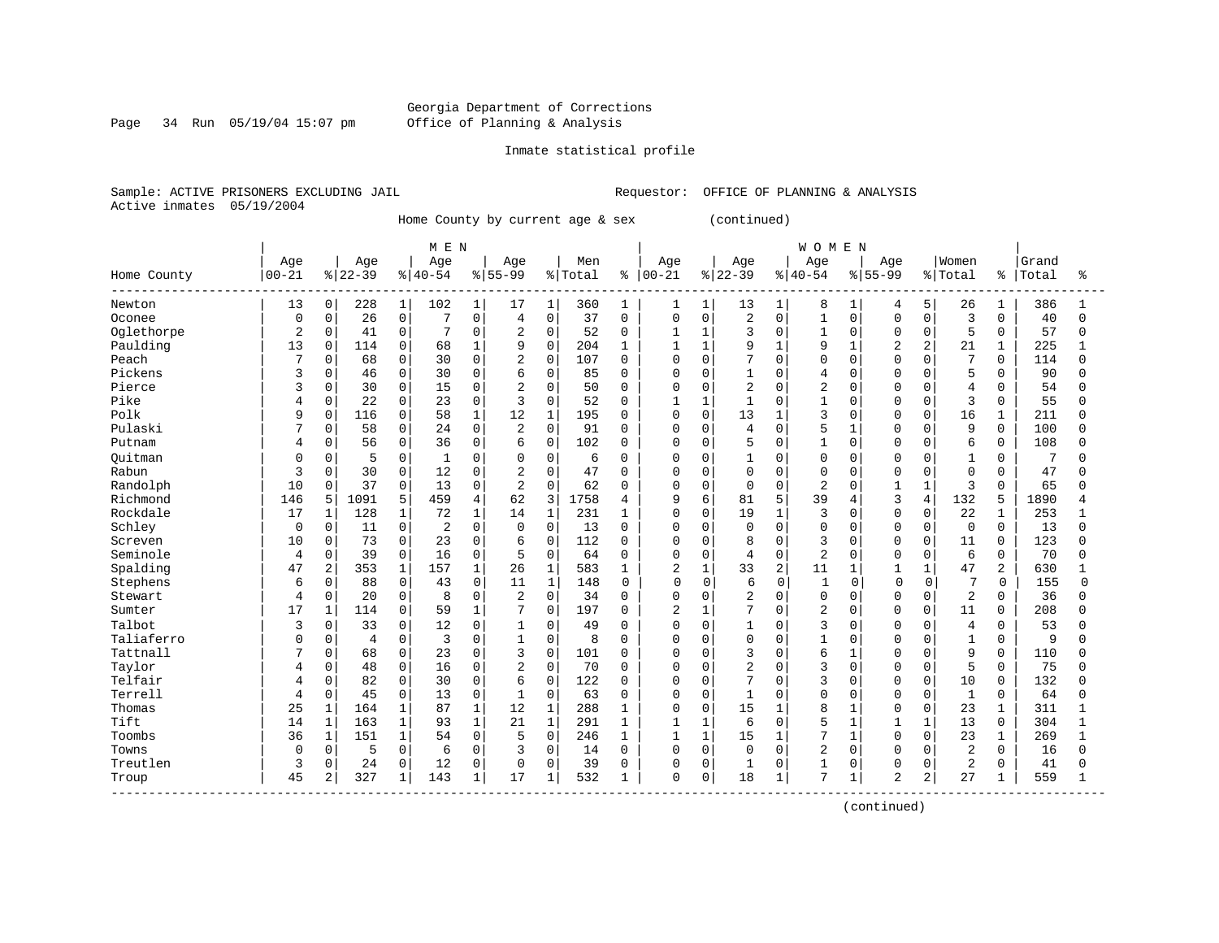Georgia Department of Corrections
Office of Planning & Analysis

Inmate statistical profile

Sample: ACTIVE PRISONERS EXCLUDING JAIL                                Requestor: OFFICE OF PLANNING & ANALYSIS
Active inmates 05/19/2004

Home County by current age & sex (continued)

| Home County | MEN Age 00-21 | % | Age 22-39 | % | Age 40-54 | % | Age 55-99 | % | Men Total | % | WOMEN Age 00-21 | % | Age 22-39 | % | Age 40-54 | % | Age 55-99 | % | Women Total | % | Grand Total | % |
|---|---|---|---|---|---|---|---|---|---|---|---|---|---|---|---|---|---|---|---|---|---|---|
| Newton | 13 | 0 | 228 | 1 | 102 | 1 | 17 | 1 | 360 | 1 | 1 | 1 | 13 | 1 | 8 | 1 | 4 | 5 | 26 | 1 | 386 | 1 |
| Oconee | 0 | 0 | 26 | 0 | 7 | 0 | 4 | 0 | 37 | 0 | 0 | 0 | 2 | 0 | 1 | 0 | 0 | 0 | 3 | 0 | 40 | 0 |
| Oglethorpe | 2 | 0 | 41 | 0 | 7 | 0 | 2 | 0 | 52 | 0 | 1 | 1 | 3 | 0 | 1 | 0 | 0 | 0 | 5 | 0 | 57 | 0 |
| Paulding | 13 | 0 | 114 | 0 | 68 | 1 | 9 | 0 | 204 | 1 | 1 | 1 | 9 | 1 | 9 | 1 | 2 | 2 | 21 | 1 | 225 | 1 |
| Peach | 7 | 0 | 68 | 0 | 30 | 0 | 2 | 0 | 107 | 0 | 0 | 0 | 7 | 0 | 0 | 0 | 0 | 0 | 7 | 0 | 114 | 0 |
| Pickens | 3 | 0 | 46 | 0 | 30 | 0 | 6 | 0 | 85 | 0 | 0 | 0 | 1 | 0 | 4 | 0 | 0 | 0 | 5 | 0 | 90 | 0 |
| Pierce | 3 | 0 | 30 | 0 | 15 | 0 | 2 | 0 | 50 | 0 | 0 | 0 | 2 | 0 | 2 | 0 | 0 | 0 | 4 | 0 | 54 | 0 |
| Pike | 4 | 0 | 22 | 0 | 23 | 0 | 3 | 0 | 52 | 0 | 1 | 1 | 1 | 0 | 1 | 0 | 0 | 0 | 3 | 0 | 55 | 0 |
| Polk | 9 | 0 | 116 | 0 | 58 | 1 | 12 | 1 | 195 | 0 | 0 | 0 | 13 | 1 | 3 | 0 | 0 | 0 | 16 | 1 | 211 | 0 |
| Pulaski | 7 | 0 | 58 | 0 | 24 | 0 | 2 | 0 | 91 | 0 | 0 | 0 | 4 | 0 | 5 | 1 | 0 | 0 | 9 | 0 | 100 | 0 |
| Putnam | 4 | 0 | 56 | 0 | 36 | 0 | 6 | 0 | 102 | 0 | 0 | 0 | 5 | 0 | 1 | 0 | 0 | 0 | 6 | 0 | 108 | 0 |
| Quitman | 0 | 0 | 5 | 0 | 1 | 0 | 0 | 0 | 6 | 0 | 0 | 0 | 1 | 0 | 0 | 0 | 0 | 0 | 1 | 0 | 7 | 0 |
| Rabun | 3 | 0 | 30 | 0 | 12 | 0 | 2 | 0 | 47 | 0 | 0 | 0 | 0 | 0 | 0 | 0 | 0 | 0 | 0 | 0 | 47 | 0 |
| Randolph | 10 | 0 | 37 | 0 | 13 | 0 | 2 | 0 | 62 | 0 | 0 | 0 | 0 | 0 | 2 | 0 | 1 | 1 | 3 | 0 | 65 | 0 |
| Richmond | 146 | 5 | 1091 | 5 | 459 | 4 | 62 | 3 | 1758 | 4 | 9 | 6 | 81 | 5 | 39 | 4 | 3 | 4 | 132 | 5 | 1890 | 4 |
| Rockdale | 17 | 1 | 128 | 1 | 72 | 1 | 14 | 1 | 231 | 1 | 0 | 0 | 19 | 1 | 3 | 0 | 0 | 0 | 22 | 1 | 253 | 1 |
| Schley | 0 | 0 | 11 | 0 | 2 | 0 | 0 | 0 | 13 | 0 | 0 | 0 | 0 | 0 | 0 | 0 | 0 | 0 | 0 | 0 | 13 | 0 |
| Screven | 10 | 0 | 73 | 0 | 23 | 0 | 6 | 0 | 112 | 0 | 0 | 0 | 8 | 0 | 3 | 0 | 0 | 0 | 11 | 0 | 123 | 0 |
| Seminole | 4 | 0 | 39 | 0 | 16 | 0 | 5 | 0 | 64 | 0 | 0 | 0 | 4 | 0 | 2 | 0 | 0 | 0 | 6 | 0 | 70 | 0 |
| Spalding | 47 | 2 | 353 | 1 | 157 | 1 | 26 | 1 | 583 | 1 | 2 | 1 | 33 | 2 | 11 | 1 | 1 | 1 | 47 | 2 | 630 | 1 |
| Stephens | 6 | 0 | 88 | 0 | 43 | 0 | 11 | 1 | 148 | 0 | 0 | 0 | 6 | 0 | 1 | 0 | 0 | 0 | 7 | 0 | 155 | 0 |
| Stewart | 4 | 0 | 20 | 0 | 8 | 0 | 2 | 0 | 34 | 0 | 0 | 0 | 2 | 0 | 0 | 0 | 0 | 0 | 2 | 0 | 36 | 0 |
| Sumter | 17 | 1 | 114 | 0 | 59 | 1 | 7 | 0 | 197 | 0 | 2 | 1 | 7 | 0 | 2 | 0 | 0 | 0 | 11 | 0 | 208 | 0 |
| Talbot | 3 | 0 | 33 | 0 | 12 | 0 | 1 | 0 | 49 | 0 | 0 | 0 | 1 | 0 | 3 | 0 | 0 | 0 | 4 | 0 | 53 | 0 |
| Taliaferro | 0 | 0 | 4 | 0 | 3 | 0 | 1 | 0 | 8 | 0 | 0 | 0 | 0 | 0 | 1 | 0 | 0 | 0 | 1 | 0 | 9 | 0 |
| Tattnall | 7 | 0 | 68 | 0 | 23 | 0 | 3 | 0 | 101 | 0 | 0 | 0 | 3 | 0 | 6 | 1 | 0 | 0 | 9 | 0 | 110 | 0 |
| Taylor | 4 | 0 | 48 | 0 | 16 | 0 | 2 | 0 | 70 | 0 | 0 | 0 | 2 | 0 | 3 | 0 | 0 | 0 | 5 | 0 | 75 | 0 |
| Telfair | 4 | 0 | 82 | 0 | 30 | 0 | 6 | 0 | 122 | 0 | 0 | 0 | 7 | 0 | 3 | 0 | 0 | 0 | 10 | 0 | 132 | 0 |
| Terrell | 4 | 0 | 45 | 0 | 13 | 0 | 1 | 0 | 63 | 0 | 0 | 0 | 1 | 0 | 0 | 0 | 0 | 0 | 1 | 0 | 64 | 0 |
| Thomas | 25 | 1 | 164 | 1 | 87 | 1 | 12 | 1 | 288 | 1 | 0 | 0 | 15 | 1 | 8 | 1 | 0 | 0 | 23 | 1 | 311 | 1 |
| Tift | 14 | 1 | 163 | 1 | 93 | 1 | 21 | 1 | 291 | 1 | 1 | 1 | 6 | 0 | 5 | 1 | 1 | 1 | 13 | 0 | 304 | 1 |
| Toombs | 36 | 1 | 151 | 1 | 54 | 0 | 5 | 0 | 246 | 1 | 1 | 1 | 15 | 1 | 7 | 1 | 0 | 0 | 23 | 1 | 269 | 1 |
| Towns | 0 | 0 | 5 | 0 | 6 | 0 | 3 | 0 | 14 | 0 | 0 | 0 | 0 | 0 | 2 | 0 | 0 | 0 | 2 | 0 | 16 | 0 |
| Treutlen | 3 | 0 | 24 | 0 | 12 | 0 | 0 | 0 | 39 | 0 | 0 | 0 | 1 | 0 | 1 | 0 | 0 | 0 | 2 | 0 | 41 | 0 |
| Troup | 45 | 2 | 327 | 1 | 143 | 1 | 17 | 1 | 532 | 1 | 0 | 0 | 18 | 1 | 7 | 1 | 2 | 2 | 27 | 1 | 559 | 1 |

(continued)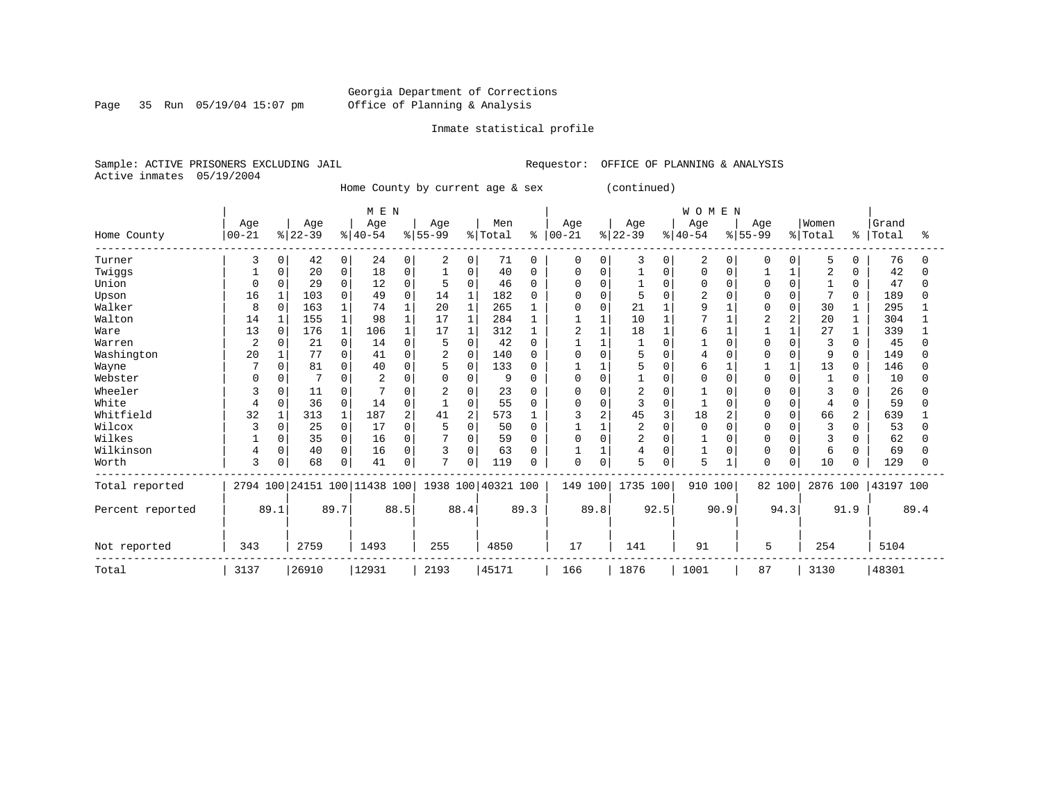Georgia Department of Corrections
Office of Planning & Analysis

Inmate statistical profile

Sample: ACTIVE PRISONERS EXCLUDING JAIL
Active inmates 05/19/2004

Requestor: OFFICE OF PLANNING & ANALYSIS

Home County by current age & sex (continued)

| Home County | MEN Age 00-21 | % | Age 22-39 | % | Age 40-54 | % | Age 55-99 | % | Men Total | % | WOMEN Age 00-21 | % | Age 22-39 | % | Age 40-54 | % | Age 55-99 | % | Women Total | % | Grand Total | % |
|---|---|---|---|---|---|---|---|---|---|---|---|---|---|---|---|---|---|---|---|---|---|---|
| Turner | 3 | 0 | 42 | 0 | 24 | 0 | 2 | 0 | 71 | 0 | 0 | 0 | 3 | 0 | 2 | 0 | 0 | 0 | 5 | 0 | 76 | 0 |
| Twiggs | 1 | 0 | 20 | 0 | 18 | 0 | 1 | 0 | 40 | 0 | 0 | 0 | 1 | 0 | 0 | 0 | 1 | 1 | 2 | 0 | 42 | 0 |
| Union | 0 | 0 | 29 | 0 | 12 | 0 | 5 | 0 | 46 | 0 | 0 | 0 | 1 | 0 | 0 | 0 | 0 | 0 | 1 | 0 | 47 | 0 |
| Upson | 16 | 1 | 103 | 0 | 49 | 0 | 14 | 1 | 182 | 0 | 0 | 0 | 5 | 0 | 2 | 0 | 0 | 0 | 7 | 0 | 189 | 0 |
| Walker | 8 | 0 | 163 | 1 | 74 | 1 | 20 | 1 | 265 | 1 | 0 | 0 | 21 | 1 | 9 | 1 | 0 | 0 | 30 | 1 | 295 | 1 |
| Walton | 14 | 1 | 155 | 1 | 98 | 1 | 17 | 1 | 284 | 1 | 1 | 1 | 10 | 1 | 7 | 1 | 2 | 2 | 20 | 1 | 304 | 1 |
| Ware | 13 | 0 | 176 | 1 | 106 | 1 | 17 | 1 | 312 | 1 | 2 | 1 | 18 | 1 | 6 | 1 | 1 | 1 | 27 | 1 | 339 | 1 |
| Warren | 2 | 0 | 21 | 0 | 14 | 0 | 5 | 0 | 42 | 0 | 1 | 1 | 1 | 0 | 1 | 0 | 0 | 0 | 3 | 0 | 45 | 0 |
| Washington | 20 | 1 | 77 | 0 | 41 | 0 | 2 | 0 | 140 | 0 | 0 | 0 | 5 | 0 | 4 | 0 | 0 | 0 | 9 | 0 | 149 | 0 |
| Wayne | 7 | 0 | 81 | 0 | 40 | 0 | 5 | 0 | 133 | 0 | 1 | 1 | 5 | 0 | 6 | 1 | 1 | 1 | 13 | 0 | 146 | 0 |
| Webster | 0 | 0 | 7 | 0 | 2 | 0 | 0 | 0 | 9 | 0 | 0 | 0 | 1 | 0 | 0 | 0 | 0 | 0 | 1 | 0 | 10 | 0 |
| Wheeler | 3 | 0 | 11 | 0 | 7 | 0 | 2 | 0 | 23 | 0 | 0 | 0 | 2 | 0 | 1 | 0 | 0 | 0 | 3 | 0 | 26 | 0 |
| White | 4 | 0 | 36 | 0 | 14 | 0 | 1 | 0 | 55 | 0 | 0 | 0 | 3 | 0 | 1 | 0 | 0 | 0 | 4 | 0 | 59 | 0 |
| Whitfield | 32 | 1 | 313 | 1 | 187 | 2 | 41 | 2 | 573 | 1 | 3 | 2 | 45 | 3 | 18 | 2 | 0 | 0 | 66 | 2 | 639 | 1 |
| Wilcox | 3 | 0 | 25 | 0 | 17 | 0 | 5 | 0 | 50 | 0 | 1 | 1 | 2 | 0 | 0 | 0 | 0 | 0 | 3 | 0 | 53 | 0 |
| Wilkes | 1 | 0 | 35 | 0 | 16 | 0 | 7 | 0 | 59 | 0 | 0 | 0 | 2 | 0 | 1 | 0 | 0 | 0 | 3 | 0 | 62 | 0 |
| Wilkinson | 4 | 0 | 40 | 0 | 16 | 0 | 3 | 0 | 63 | 0 | 1 | 1 | 4 | 0 | 1 | 0 | 0 | 0 | 6 | 0 | 69 | 0 |
| Worth | 3 | 0 | 68 | 0 | 41 | 0 | 7 | 0 | 119 | 0 | 0 | 0 | 5 | 0 | 5 | 1 | 0 | 0 | 10 | 0 | 129 | 0 |
| Total reported | 2794 | 100 | 24151 | 100 | 11438 | 100 | 1938 | 100 | 40321 | 100 | 149 | 100 | 1735 | 100 | 910 | 100 | 82 | 100 | 2876 | 100 | 43197 | 100 |
| Percent reported | | 89.1 | | 89.7 | | 88.5 | | 88.4 | | 89.3 | | 89.8 | | 92.5 | | 90.9 | | 94.3 | | 91.9 | | 89.4 |
| Not reported | 343 | | 2759 | | 1493 | | 255 | | 4850 | | 17 | | 141 | | 91 | | 5 | | 254 | | 5104 | |
| Total | 3137 | | 26910 | | 12931 | | 2193 | | 45171 | | 166 | | 1876 | | 1001 | | 87 | | 3130 | | 48301 | |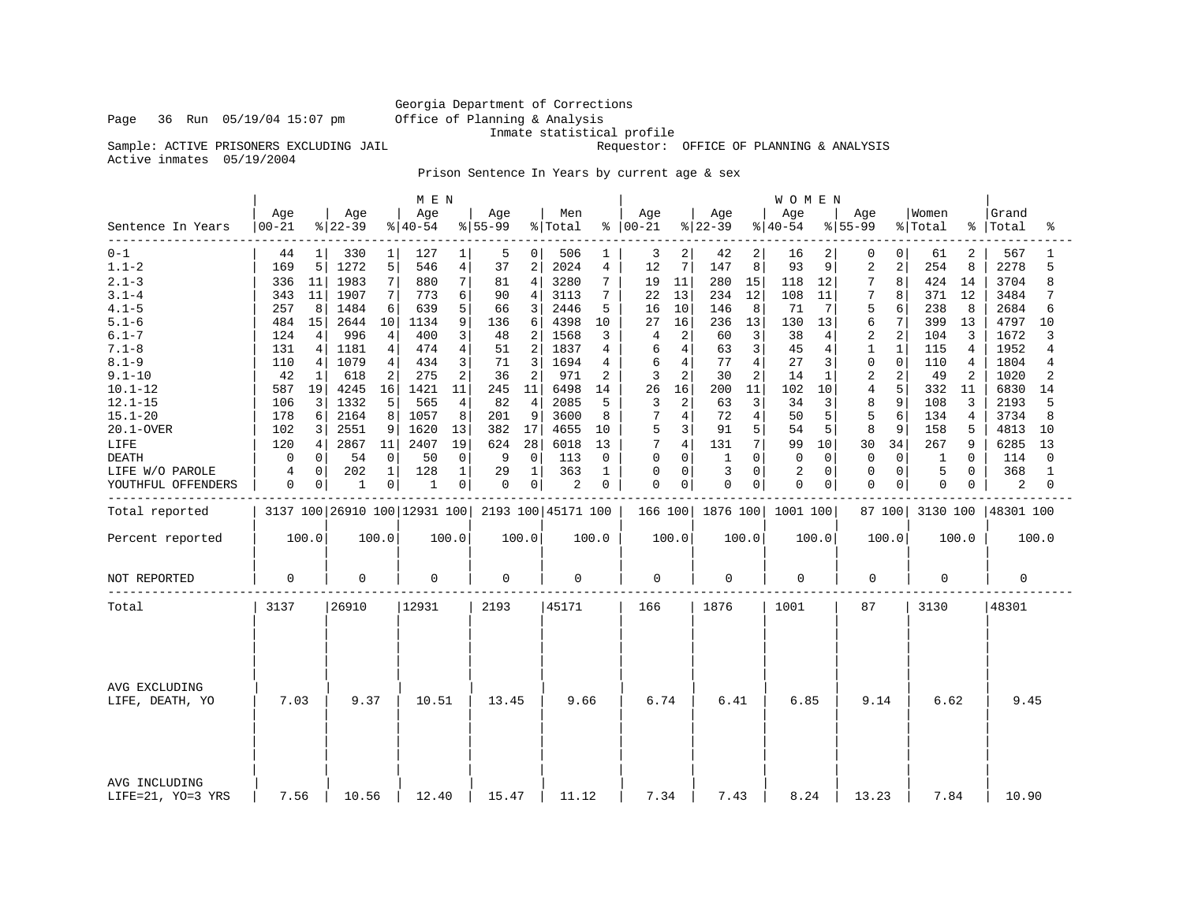Georgia Department of Corrections
Office of Planning & Analysis
Inmate statistical profile

Page 36 Run 05/19/04 15:07 pm

Sample: ACTIVE PRISONERS EXCLUDING JAIL — Requestor: OFFICE OF PLANNING & ANALYSIS

Active inmates 05/19/2004

Prison Sentence In Years by current age & sex

| Sentence In Years | MEN Age 00-21 | % | Age 22-39 | % | Age 40-54 | % | Age 55-99 | % | Men Total | % | WOMEN Age 00-21 | % | Age 22-39 | % | Age 40-54 | % | Age 55-99 | % | Women Total | % | Grand Total | % |
|---|---|---|---|---|---|---|---|---|---|---|---|---|---|---|---|---|---|---|---|---|---|---|
| 0-1 | 44 | 1 | 330 | 1 | 127 | 1 | 5 | 0 | 506 | 1 | 3 | 2 | 42 | 2 | 16 | 2 | 0 | 0 | 61 | 2 | 567 | 1 |
| 1.1-2 | 169 | 5 | 1272 | 5 | 546 | 4 | 37 | 2 | 2024 | 4 | 12 | 7 | 147 | 8 | 93 | 9 | 2 | 2 | 254 | 8 | 2278 | 5 |
| 2.1-3 | 336 | 11 | 1983 | 7 | 880 | 7 | 81 | 4 | 3280 | 7 | 19 | 11 | 280 | 15 | 118 | 12 | 7 | 8 | 424 | 14 | 3704 | 8 |
| 3.1-4 | 343 | 11 | 1907 | 7 | 773 | 6 | 90 | 4 | 3113 | 7 | 22 | 13 | 234 | 12 | 108 | 11 | 7 | 8 | 371 | 12 | 3484 | 7 |
| 4.1-5 | 257 | 8 | 1484 | 6 | 639 | 5 | 66 | 3 | 2446 | 5 | 16 | 10 | 146 | 8 | 71 | 7 | 5 | 6 | 238 | 8 | 2684 | 6 |
| 5.1-6 | 484 | 15 | 2644 | 10 | 1134 | 9 | 136 | 6 | 4398 | 10 | 27 | 16 | 236 | 13 | 130 | 13 | 6 | 7 | 399 | 13 | 4797 | 10 |
| 6.1-7 | 124 | 4 | 996 | 4 | 400 | 3 | 48 | 2 | 1568 | 3 | 4 | 2 | 60 | 3 | 38 | 4 | 2 | 2 | 104 | 3 | 1672 | 3 |
| 7.1-8 | 131 | 4 | 1181 | 4 | 474 | 4 | 51 | 2 | 1837 | 4 | 6 | 4 | 63 | 3 | 45 | 4 | 1 | 1 | 115 | 4 | 1952 | 4 |
| 8.1-9 | 110 | 4 | 1079 | 4 | 434 | 3 | 71 | 3 | 1694 | 4 | 6 | 4 | 77 | 4 | 27 | 3 | 0 | 0 | 110 | 4 | 1804 | 4 |
| 9.1-10 | 42 | 1 | 618 | 2 | 275 | 2 | 36 | 2 | 971 | 2 | 3 | 2 | 30 | 2 | 14 | 1 | 2 | 2 | 49 | 2 | 1020 | 2 |
| 10.1-12 | 587 | 19 | 4245 | 16 | 1421 | 11 | 245 | 11 | 6498 | 14 | 26 | 16 | 200 | 11 | 102 | 10 | 4 | 5 | 332 | 11 | 6830 | 14 |
| 12.1-15 | 106 | 3 | 1332 | 5 | 565 | 4 | 82 | 4 | 2085 | 5 | 3 | 2 | 63 | 3 | 34 | 3 | 8 | 9 | 108 | 3 | 2193 | 5 |
| 15.1-20 | 178 | 6 | 2164 | 8 | 1057 | 8 | 201 | 9 | 3600 | 8 | 7 | 4 | 72 | 4 | 50 | 5 | 5 | 6 | 134 | 4 | 3734 | 8 |
| 20.1-OVER | 102 | 3 | 2551 | 9 | 1620 | 13 | 382 | 17 | 4655 | 10 | 5 | 3 | 91 | 5 | 54 | 5 | 8 | 9 | 158 | 5 | 4813 | 10 |
| LIFE | 120 | 4 | 2867 | 11 | 2407 | 19 | 624 | 28 | 6018 | 13 | 7 | 4 | 131 | 7 | 99 | 10 | 30 | 34 | 267 | 9 | 6285 | 13 |
| DEATH | 0 | 0 | 54 | 0 | 50 | 0 | 9 | 0 | 113 | 0 | 0 | 0 | 1 | 0 | 0 | 0 | 0 | 0 | 1 | 0 | 114 | 0 |
| LIFE W/O PAROLE | 4 | 0 | 202 | 1 | 128 | 1 | 29 | 1 | 363 | 1 | 0 | 0 | 3 | 0 | 2 | 0 | 0 | 0 | 5 | 0 | 368 | 1 |
| YOUTHFUL OFFENDERS | 0 | 0 | 1 | 0 | 1 | 0 | 0 | 0 | 2 | 0 | 0 | 0 | 0 | 0 | 0 | 0 | 0 | 0 | 0 | 0 | 2 | 0 |
| Total reported | 3137 | 100 | 26910 | 100 | 12931 | 100 | 2193 | 100 | 45171 | 100 | 166 | 100 | 1876 | 100 | 1001 | 100 | 87 | 100 | 3130 | 100 | 48301 | 100 |
| Percent reported | 100.0 | | 100.0 | | 100.0 | | 100.0 | | 100.0 | | 100.0 | | 100.0 | | 100.0 | | 100.0 | | 100.0 | | 100.0 | |
| NOT REPORTED | 0 | | 0 | | 0 | | 0 | | 0 | | 0 | | 0 | | 0 | | 0 | | 0 | | 0 | |
| Total | 3137 | | 26910 | | 12931 | | 2193 | | 45171 | | 166 | | 1876 | | 1001 | | 87 | | 3130 | | 48301 | |
| AVG EXCLUDING LIFE, DEATH, YO | 7.03 | | 9.37 | | 10.51 | | 13.45 | | 9.66 | | 6.74 | | 6.41 | | 6.85 | | 9.14 | | 6.62 | | 9.45 | |
| AVG INCLUDING LIFE=21, YO=3 YRS | 7.56 | | 10.56 | | 12.40 | | 15.47 | | 11.12 | | 7.34 | | 7.43 | | 8.24 | | 13.23 | | 7.84 | | 10.90 | |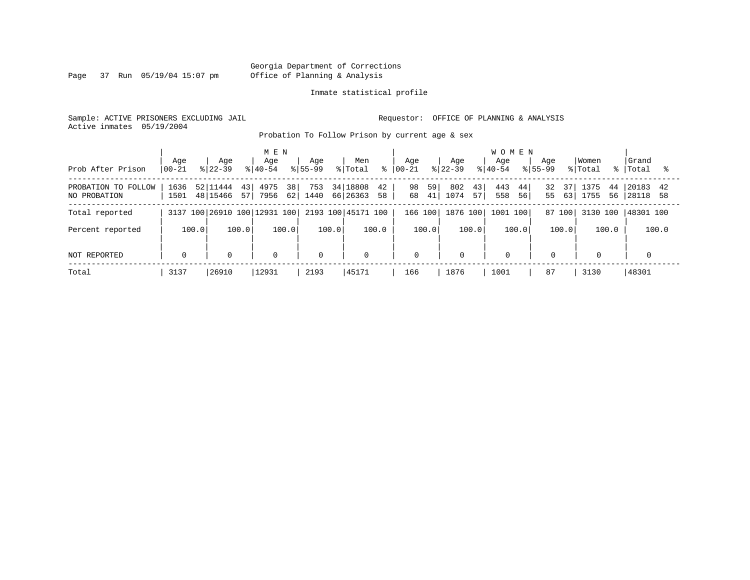Georgia Department of Corrections
Office of Planning & Analysis

Inmate statistical profile

Sample: ACTIVE PRISONERS EXCLUDING JAIL

Requestor: OFFICE OF PLANNING & ANALYSIS

Active inmates 05/19/2004

Probation To Follow Prison by current age & sex

| Prob After Prison | MEN Age 00-21 | % | Age 22-39 | % | Age 40-54 | % | Age 55-99 | % | Men Total | % | WOMEN Age 00-21 | % | Age 22-39 | % | Age 40-54 | % | Age 55-99 | % | Women Total | % | Grand Total | % |
|---|---|---|---|---|---|---|---|---|---|---|---|---|---|---|---|---|---|---|---|---|---|---|
| PROBATION TO FOLLOW | 1636 | 52 | 11444 | 43 | 4975 | 38 | 753 | 34 | 18808 | 42 | 98 | 59 | 802 | 43 | 443 | 44 | 32 | 37 | 1375 | 44 | 20183 | 42 |
| NO PROBATION | 1501 | 48 | 15466 | 57 | 7956 | 62 | 1440 | 66 | 26363 | 58 | 68 | 41 | 1074 | 57 | 558 | 56 | 55 | 63 | 1755 | 56 | 28118 | 58 |
| Total reported | 3137 | 100 | 26910 | 100 | 12931 | 100 | 2193 | 100 | 45171 | 100 | 166 | 100 | 1876 | 100 | 1001 | 100 | 87 | 100 | 3130 | 100 | 48301 | 100 |
| Percent reported | | 100.0 | | 100.0 | | 100.0 | | 100.0 | | 100.0 | | 100.0 | | 100.0 | | 100.0 | | 100.0 | | 100.0 | | 100.0 |
| NOT REPORTED | 0 | | 0 | | 0 | | 0 | | 0 | | 0 | | 0 | | 0 | | 0 | | 0 | | 0 | |
| Total | 3137 | | 26910 | | 12931 | | 2193 | | 45171 | | 166 | | 1876 | | 1001 | | 87 | | 3130 | | 48301 | |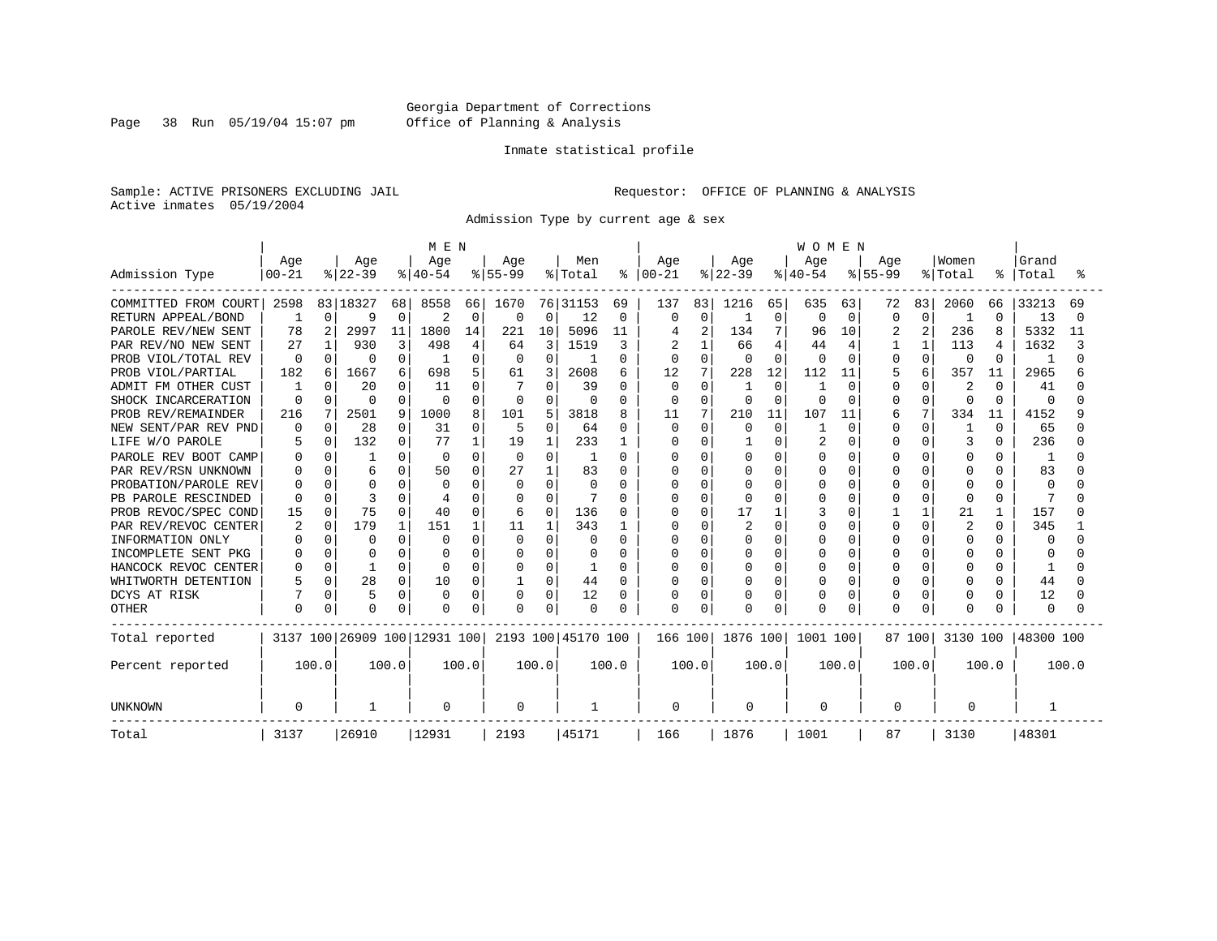Georgia Department of Corrections
Office of Planning & Analysis

Inmate statistical profile

Sample: ACTIVE PRISONERS EXCLUDING JAIL

Requestor: OFFICE OF PLANNING & ANALYSIS

Active inmates 05/19/2004

Admission Type by current age & sex

| Admission Type | MEN Age 00-21 | % | Age 22-39 | % | Age 40-54 | % | Age 55-99 | % | Men Total | % | WOMEN Age 00-21 | % | Age 22-39 | % | Age 40-54 | % | Age 55-99 | % | Women Total | % | Grand Total | % |
|---|---|---|---|---|---|---|---|---|---|---|---|---|---|---|---|---|---|---|---|---|---|---|
| COMMITTED FROM COURT | 2598 | 83 | 18327 | 68 | 8558 | 66 | 1670 | 76 | 31153 | 69 | 137 | 83 | 1216 | 65 | 635 | 63 | 72 | 83 | 2060 | 66 | 33213 | 69 |
| RETURN APPEAL/BOND | 1 | 0 | 9 | 0 | 2 | 0 | 0 | 0 | 12 | 0 | 0 | 0 | 1 | 0 | 0 | 0 | 0 | 0 | 1 | 0 | 13 | 0 |
| PAROLE REV/NEW SENT | 78 | 2 | 2997 | 11 | 1800 | 14 | 221 | 10 | 5096 | 11 | 4 | 2 | 134 | 7 | 96 | 10 | 2 | 2 | 236 | 8 | 5332 | 11 |
| PAR REV/NO NEW SENT | 27 | 1 | 930 | 3 | 498 | 4 | 64 | 3 | 1519 | 3 | 2 | 1 | 66 | 4 | 44 | 4 | 1 | 1 | 113 | 4 | 1632 | 3 |
| PROB VIOL/TOTAL REV | 0 | 0 | 0 | 0 | 1 | 0 | 0 | 0 | 1 | 0 | 0 | 0 | 0 | 0 | 0 | 0 | 0 | 0 | 0 | 0 | 1 | 0 |
| PROB VIOL/PARTIAL | 182 | 6 | 1667 | 6 | 698 | 5 | 61 | 3 | 2608 | 6 | 12 | 7 | 228 | 12 | 112 | 11 | 5 | 6 | 357 | 11 | 2965 | 6 |
| ADMIT FM OTHER CUST | 1 | 0 | 20 | 0 | 11 | 0 | 7 | 0 | 39 | 0 | 0 | 0 | 1 | 0 | 1 | 0 | 0 | 0 | 2 | 0 | 41 | 0 |
| SHOCK INCARCERATION | 0 | 0 | 0 | 0 | 0 | 0 | 0 | 0 | 0 | 0 | 0 | 0 | 0 | 0 | 0 | 0 | 0 | 0 | 0 | 0 | 0 | 0 |
| PROB REV/REMAINDER | 216 | 7 | 2501 | 9 | 1000 | 8 | 101 | 5 | 3818 | 8 | 11 | 7 | 210 | 11 | 107 | 11 | 6 | 7 | 334 | 11 | 4152 | 9 |
| NEW SENT/PAR REV PND | 0 | 0 | 28 | 0 | 31 | 0 | 5 | 0 | 64 | 0 | 0 | 0 | 0 | 0 | 1 | 0 | 0 | 0 | 1 | 0 | 65 | 0 |
| LIFE W/O PAROLE | 5 | 0 | 132 | 0 | 77 | 1 | 19 | 1 | 233 | 1 | 0 | 0 | 1 | 0 | 2 | 0 | 0 | 0 | 3 | 0 | 236 | 0 |
| PAROLE REV BOOT CAMP | 0 | 0 | 1 | 0 | 0 | 0 | 0 | 0 | 1 | 0 | 0 | 0 | 0 | 0 | 0 | 0 | 0 | 0 | 0 | 0 | 1 | 0 |
| PAR REV/RSN UNKNOWN | 0 | 0 | 6 | 0 | 50 | 0 | 27 | 1 | 83 | 0 | 0 | 0 | 0 | 0 | 0 | 0 | 0 | 0 | 0 | 0 | 83 | 0 |
| PROBATION/PAROLE REV | 0 | 0 | 0 | 0 | 0 | 0 | 0 | 0 | 0 | 0 | 0 | 0 | 0 | 0 | 0 | 0 | 0 | 0 | 0 | 0 | 0 | 0 |
| PB PAROLE RESCINDED | 0 | 0 | 3 | 0 | 4 | 0 | 0 | 0 | 7 | 0 | 0 | 0 | 0 | 0 | 0 | 0 | 0 | 0 | 0 | 0 | 7 | 0 |
| PROB REVOC/SPEC COND | 15 | 0 | 75 | 0 | 40 | 0 | 6 | 0 | 136 | 0 | 0 | 0 | 17 | 1 | 3 | 0 | 1 | 1 | 21 | 1 | 157 | 0 |
| PAR REV/REVOC CENTER | 2 | 0 | 179 | 1 | 151 | 1 | 11 | 1 | 343 | 1 | 0 | 0 | 2 | 0 | 0 | 0 | 0 | 0 | 2 | 0 | 345 | 1 |
| INFORMATION ONLY | 0 | 0 | 0 | 0 | 0 | 0 | 0 | 0 | 0 | 0 | 0 | 0 | 0 | 0 | 0 | 0 | 0 | 0 | 0 | 0 | 0 | 0 |
| INCOMPLETE SENT PKG | 0 | 0 | 0 | 0 | 0 | 0 | 0 | 0 | 0 | 0 | 0 | 0 | 0 | 0 | 0 | 0 | 0 | 0 | 0 | 0 | 0 | 0 |
| HANCOCK REVOC CENTER | 0 | 0 | 1 | 0 | 0 | 0 | 0 | 0 | 1 | 0 | 0 | 0 | 0 | 0 | 0 | 0 | 0 | 0 | 0 | 0 | 1 | 0 |
| WHITWORTH DETENTION | 5 | 0 | 28 | 0 | 10 | 0 | 1 | 0 | 44 | 0 | 0 | 0 | 0 | 0 | 0 | 0 | 0 | 0 | 0 | 0 | 44 | 0 |
| DCYS AT RISK | 7 | 0 | 5 | 0 | 0 | 0 | 0 | 0 | 12 | 0 | 0 | 0 | 0 | 0 | 0 | 0 | 0 | 0 | 0 | 0 | 12 | 0 |
| OTHER | 0 | 0 | 0 | 0 | 0 | 0 | 0 | 0 | 0 | 0 | 0 | 0 | 0 | 0 | 0 | 0 | 0 | 0 | 0 | 0 | 0 | 0 |
| Total reported | 3137 | 100 | 26909 | 100 | 12931 | 100 | 2193 | 100 | 45170 | 100 | 166 | 100 | 1876 | 100 | 1001 | 100 | 87 | 100 | 3130 | 100 | 48300 | 100 |
| Percent reported | 100.0 | | 100.0 | | 100.0 | | 100.0 | | 100.0 | | 100.0 | | 100.0 | | 100.0 | | 100.0 | | 100.0 | | 100.0 | |
| UNKNOWN | 0 | | 1 | | 0 | | 0 | | 1 | | 0 | | 0 | | 0 | | 0 | | 0 | | 1 | |
| Total | 3137 | | 26910 | | 12931 | | 2193 | | 45171 | | 166 | | 1876 | | 1001 | | 87 | | 3130 | | 48301 | |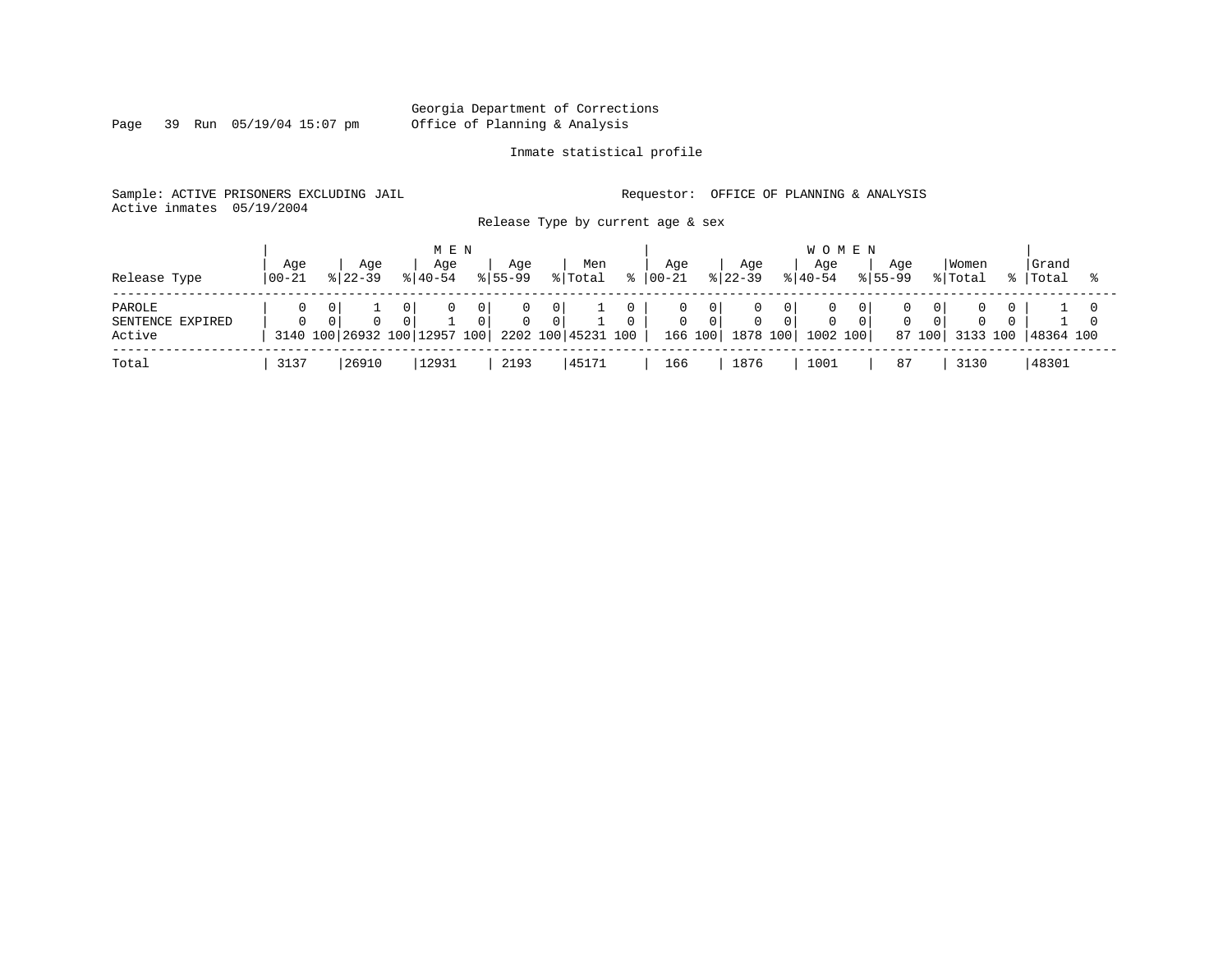Georgia Department of Corrections
Office of Planning & Analysis

Inmate statistical profile

Sample: ACTIVE PRISONERS EXCLUDING JAIL

Requestor: OFFICE OF PLANNING & ANALYSIS

Active inmates 05/19/2004

Release Type by current age & sex

| Release Type | MEN Age 00-21 | % | Age 22-39 | % | Age 40-54 | % | Age 55-99 | % | Men Total | % | WOMEN Age 00-21 | % | Age 22-39 | % | Age 40-54 | % | Age 55-99 | % | Women Total | % | Grand Total | % |
|---|---|---|---|---|---|---|---|---|---|---|---|---|---|---|---|---|---|---|---|---|---|---|
| PAROLE | 0 | 0 | 1 | 0 | 0 | 0 | 0 | 0 | 1 | 0 | 0 | 0 | 0 | 0 | 0 | 0 | 0 | 0 | 0 | 0 | 1 | 0 |
| SENTENCE EXPIRED | 0 | 0 | 0 | 0 | 1 | 0 | 0 | 0 | 1 | 0 | 0 | 0 | 0 | 0 | 0 | 0 | 0 | 0 | 0 | 0 | 1 | 0 |
| Active | 3140 | 100 | 26932 | 100 | 12957 | 100 | 2202 | 100 | 45231 | 100 | 166 | 100 | 1878 | 100 | 1002 | 100 | 87 | 100 | 3133 | 100 | 48364 | 100 |
| Total | 3137 | | 26910 | | 12931 | | 2193 | | 45171 | | 166 | | 1876 | | 1001 | | 87 | | 3130 | | 48301 | |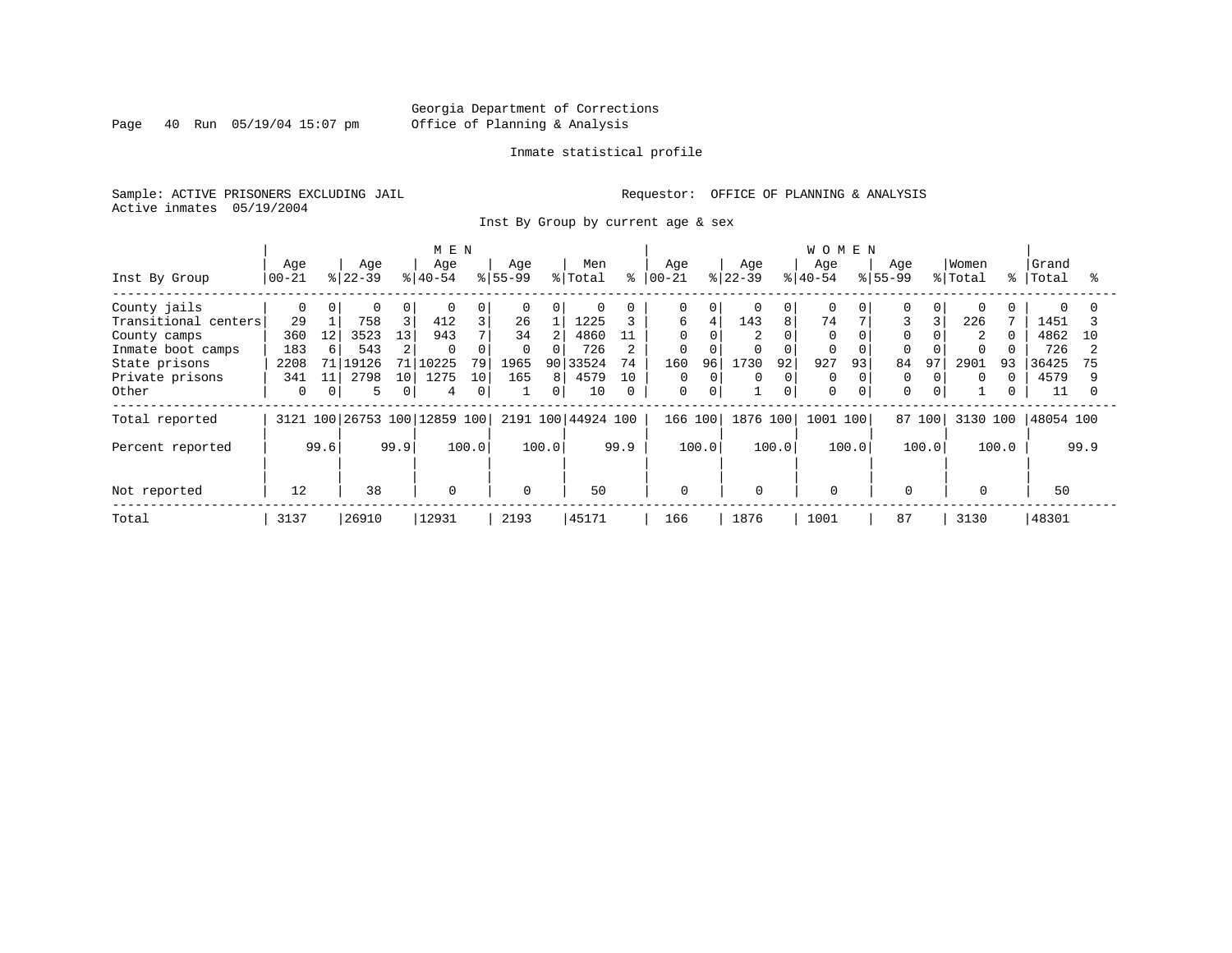Georgia Department of Corrections
Office of Planning & Analysis

Inmate statistical profile

Sample: ACTIVE PRISONERS EXCLUDING JAIL
Active inmates 05/19/2004

Requestor: OFFICE OF PLANNING & ANALYSIS

Inst By Group by current age & sex

| Inst By Group | MEN Age 00-21 | % | Age 22-39 | % | Age 40-54 | % | Age 55-99 | % | Men Total | % | WOMEN Age 00-21 | % | Age 22-39 | % | Age 40-54 | % | Age 55-99 | % | Women Total | % | Grand Total | % |
|---|---|---|---|---|---|---|---|---|---|---|---|---|---|---|---|---|---|---|---|---|---|---|
| County jails | 0 | 0 | 0 | 0 | 0 | 0 | 0 | 0 | 0 | 0 | 0 | 0 | 0 | 0 | 0 | 0 | 0 | 0 | 0 | 0 | 0 | 0 |
| Transitional centers | 29 | 1 | 758 | 3 | 412 | 3 | 26 | 1 | 1225 | 3 | 6 | 4 | 143 | 8 | 74 | 7 | 3 | 3 | 226 | 7 | 1451 | 3 |
| County camps | 360 | 12 | 3523 | 13 | 943 | 7 | 34 | 2 | 4860 | 11 | 0 | 0 | 2 | 0 | 0 | 0 | 0 | 0 | 2 | 0 | 4862 | 10 |
| Inmate boot camps | 183 | 6 | 543 | 2 | 0 | 0 | 0 | 0 | 726 | 2 | 0 | 0 | 0 | 0 | 0 | 0 | 0 | 0 | 0 | 0 | 726 | 2 |
| State prisons | 2208 | 71 | 19126 | 71 | 10225 | 79 | 1965 | 90 | 33524 | 74 | 160 | 96 | 1730 | 92 | 927 | 93 | 84 | 97 | 2901 | 93 | 36425 | 75 |
| Private prisons | 341 | 11 | 2798 | 10 | 1275 | 10 | 165 | 8 | 4579 | 10 | 0 | 0 | 0 | 0 | 0 | 0 | 0 | 0 | 0 | 0 | 4579 | 9 |
| Other | 0 | 0 | 5 | 0 | 4 | 0 | 1 | 0 | 10 | 0 | 0 | 0 | 1 | 0 | 0 | 0 | 0 | 0 | 1 | 0 | 11 | 0 |
| Total reported | 3121 | 100 | 26753 | 100 | 12859 | 100 | 2191 | 100 | 44924 | 100 | 166 | 100 | 1876 | 100 | 1001 | 100 | 87 | 100 | 3130 | 100 | 48054 | 100 |
| Percent reported | | 99.6 | | 99.9 | | 100.0 | | 100.0 | | 99.9 | | 100.0 | | 100.0 | | 100.0 | | 100.0 | | 100.0 | | 99.9 |
| Not reported | 12 | | 38 | | 0 | | 0 | | 50 | | 0 | | 0 | | 0 | | 0 | | 0 | | 50 | |
| Total | 3137 | | 26910 | | 12931 | | 2193 | | 45171 | | 166 | | 1876 | | 1001 | | 87 | | 3130 | | 48301 | |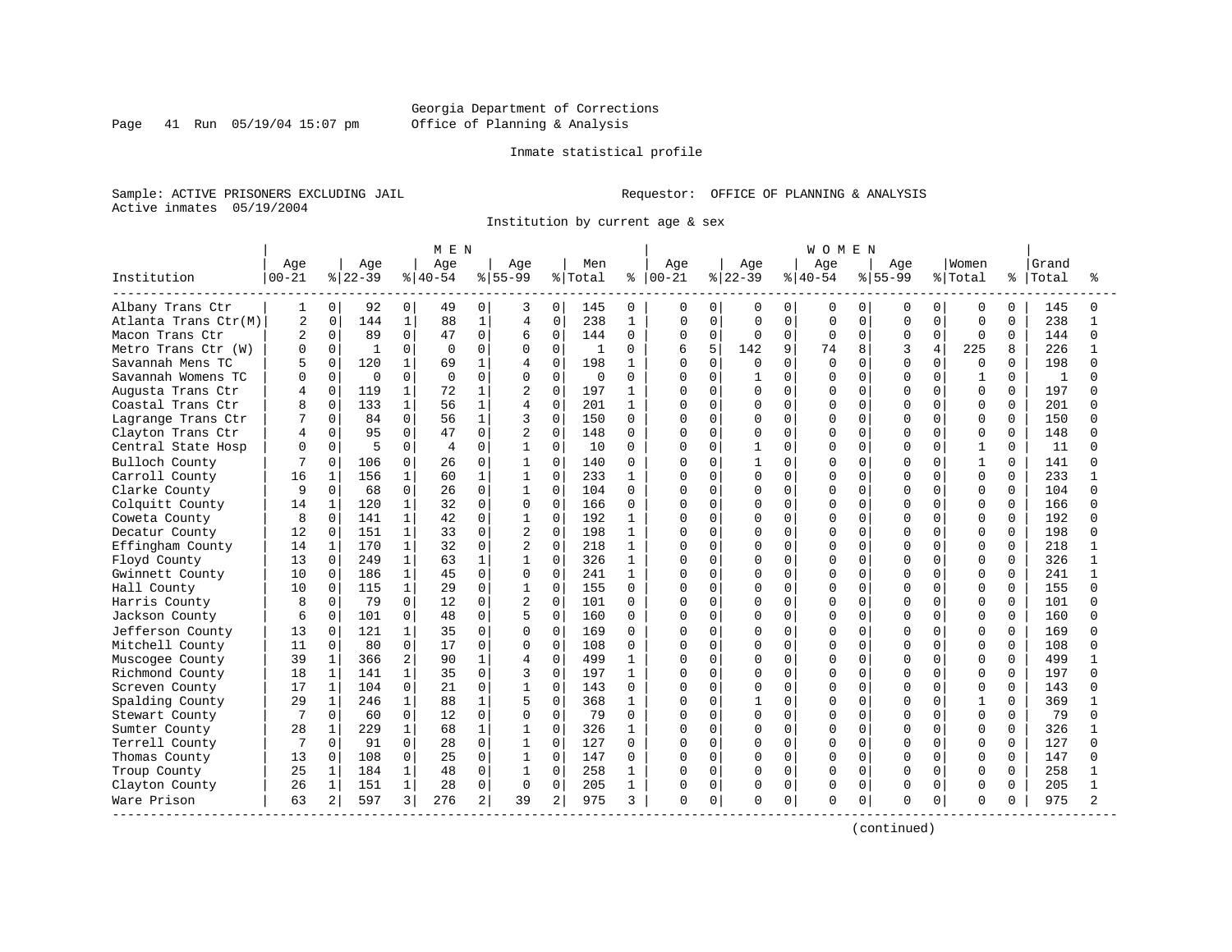Georgia Department of Corrections
Office of Planning & Analysis

Inmate statistical profile

Sample: ACTIVE PRISONERS EXCLUDING JAIL
Active inmates 05/19/2004

Requestor: OFFICE OF PLANNING & ANALYSIS

Institution by current age & sex

| Institution | MEN Age 00-21 | % | Age 22-39 | % | Age 40-54 | % | Age 55-99 | % | Men Total | % | WOMEN Age 00-21 | % | Age 22-39 | % | Age 40-54 | % | Age 55-99 | % | Women Total | % | Grand Total | % |
|---|---|---|---|---|---|---|---|---|---|---|---|---|---|---|---|---|---|---|---|---|---|---|
| Albany Trans Ctr | 1 | 0 | 92 | 0 | 49 | 0 | 3 | 0 | 145 | 0 | 0 | 0 | 0 | 0 | 0 | 0 | 0 | 0 | 0 | 0 | 145 | 0 |
| Atlanta Trans Ctr(M) | 2 | 0 | 144 | 1 | 88 | 1 | 4 | 0 | 238 | 1 | 0 | 0 | 0 | 0 | 0 | 0 | 0 | 0 | 0 | 0 | 238 | 1 |
| Macon Trans Ctr | 2 | 0 | 89 | 0 | 47 | 0 | 6 | 0 | 144 | 0 | 0 | 0 | 0 | 0 | 0 | 0 | 0 | 0 | 0 | 0 | 144 | 0 |
| Metro Trans Ctr (W) | 0 | 0 | 1 | 0 | 0 | 0 | 0 | 0 | 1 | 0 | 6 | 5 | 142 | 9 | 74 | 8 | 3 | 4 | 225 | 8 | 226 | 1 |
| Savannah Mens TC | 5 | 0 | 120 | 1 | 69 | 1 | 4 | 0 | 198 | 1 | 0 | 0 | 0 | 0 | 0 | 0 | 0 | 0 | 0 | 0 | 198 | 0 |
| Savannah Womens TC | 0 | 0 | 0 | 0 | 0 | 0 | 0 | 0 | 0 | 0 | 0 | 0 | 1 | 0 | 0 | 0 | 0 | 0 | 1 | 0 | 1 | 0 |
| Augusta Trans Ctr | 4 | 0 | 119 | 1 | 72 | 1 | 2 | 0 | 197 | 1 | 0 | 0 | 0 | 0 | 0 | 0 | 0 | 0 | 0 | 0 | 197 | 0 |
| Coastal Trans Ctr | 8 | 0 | 133 | 1 | 56 | 1 | 4 | 0 | 201 | 1 | 0 | 0 | 0 | 0 | 0 | 0 | 0 | 0 | 0 | 0 | 201 | 0 |
| Lagrange Trans Ctr | 7 | 0 | 84 | 0 | 56 | 1 | 3 | 0 | 150 | 0 | 0 | 0 | 0 | 0 | 0 | 0 | 0 | 0 | 0 | 0 | 150 | 0 |
| Clayton Trans Ctr | 4 | 0 | 95 | 0 | 47 | 0 | 2 | 0 | 148 | 0 | 0 | 0 | 0 | 0 | 0 | 0 | 0 | 0 | 0 | 0 | 148 | 0 |
| Central State Hosp | 0 | 0 | 5 | 0 | 4 | 0 | 1 | 0 | 10 | 0 | 0 | 0 | 1 | 0 | 0 | 0 | 0 | 0 | 1 | 0 | 11 | 0 |
| Bulloch County | 7 | 0 | 106 | 0 | 26 | 0 | 1 | 0 | 140 | 0 | 0 | 0 | 1 | 0 | 0 | 0 | 0 | 0 | 1 | 0 | 141 | 0 |
| Carroll County | 16 | 1 | 156 | 1 | 60 | 1 | 1 | 0 | 233 | 1 | 0 | 0 | 0 | 0 | 0 | 0 | 0 | 0 | 0 | 0 | 233 | 1 |
| Clarke County | 9 | 0 | 68 | 0 | 26 | 0 | 1 | 0 | 104 | 0 | 0 | 0 | 0 | 0 | 0 | 0 | 0 | 0 | 0 | 0 | 104 | 0 |
| Colquitt County | 14 | 1 | 120 | 1 | 32 | 0 | 0 | 0 | 166 | 0 | 0 | 0 | 0 | 0 | 0 | 0 | 0 | 0 | 0 | 0 | 166 | 0 |
| Coweta County | 8 | 0 | 141 | 1 | 42 | 0 | 1 | 0 | 192 | 1 | 0 | 0 | 0 | 0 | 0 | 0 | 0 | 0 | 0 | 0 | 192 | 0 |
| Decatur County | 12 | 0 | 151 | 1 | 33 | 0 | 2 | 0 | 198 | 1 | 0 | 0 | 0 | 0 | 0 | 0 | 0 | 0 | 0 | 0 | 198 | 0 |
| Effingham County | 14 | 1 | 170 | 1 | 32 | 0 | 2 | 0 | 218 | 1 | 0 | 0 | 0 | 0 | 0 | 0 | 0 | 0 | 0 | 0 | 218 | 1 |
| Floyd County | 13 | 0 | 249 | 1 | 63 | 1 | 1 | 0 | 326 | 1 | 0 | 0 | 0 | 0 | 0 | 0 | 0 | 0 | 0 | 0 | 326 | 1 |
| Gwinnett County | 10 | 0 | 186 | 1 | 45 | 0 | 0 | 0 | 241 | 1 | 0 | 0 | 0 | 0 | 0 | 0 | 0 | 0 | 0 | 0 | 241 | 1 |
| Hall County | 10 | 0 | 115 | 1 | 29 | 0 | 1 | 0 | 155 | 0 | 0 | 0 | 0 | 0 | 0 | 0 | 0 | 0 | 0 | 0 | 155 | 0 |
| Harris County | 8 | 0 | 79 | 0 | 12 | 0 | 2 | 0 | 101 | 0 | 0 | 0 | 0 | 0 | 0 | 0 | 0 | 0 | 0 | 0 | 101 | 0 |
| Jackson County | 6 | 0 | 101 | 0 | 48 | 0 | 5 | 0 | 160 | 0 | 0 | 0 | 0 | 0 | 0 | 0 | 0 | 0 | 0 | 0 | 160 | 0 |
| Jefferson County | 13 | 0 | 121 | 1 | 35 | 0 | 0 | 0 | 169 | 0 | 0 | 0 | 0 | 0 | 0 | 0 | 0 | 0 | 0 | 0 | 169 | 0 |
| Mitchell County | 11 | 0 | 80 | 0 | 17 | 0 | 0 | 0 | 108 | 0 | 0 | 0 | 0 | 0 | 0 | 0 | 0 | 0 | 0 | 0 | 108 | 0 |
| Muscogee County | 39 | 1 | 366 | 2 | 90 | 1 | 4 | 0 | 499 | 1 | 0 | 0 | 0 | 0 | 0 | 0 | 0 | 0 | 0 | 0 | 499 | 1 |
| Richmond County | 18 | 1 | 141 | 1 | 35 | 0 | 3 | 0 | 197 | 1 | 0 | 0 | 0 | 0 | 0 | 0 | 0 | 0 | 0 | 0 | 197 | 0 |
| Screven County | 17 | 1 | 104 | 0 | 21 | 0 | 1 | 0 | 143 | 0 | 0 | 0 | 0 | 0 | 0 | 0 | 0 | 0 | 0 | 0 | 143 | 0 |
| Spalding County | 29 | 1 | 246 | 1 | 88 | 1 | 5 | 0 | 368 | 1 | 0 | 0 | 1 | 0 | 0 | 0 | 0 | 0 | 1 | 0 | 369 | 1 |
| Stewart County | 7 | 0 | 60 | 0 | 12 | 0 | 0 | 0 | 79 | 0 | 0 | 0 | 0 | 0 | 0 | 0 | 0 | 0 | 0 | 0 | 79 | 0 |
| Sumter County | 28 | 1 | 229 | 1 | 68 | 1 | 1 | 0 | 326 | 1 | 0 | 0 | 0 | 0 | 0 | 0 | 0 | 0 | 0 | 0 | 326 | 1 |
| Terrell County | 7 | 0 | 91 | 0 | 28 | 0 | 1 | 0 | 127 | 0 | 0 | 0 | 0 | 0 | 0 | 0 | 0 | 0 | 0 | 0 | 127 | 0 |
| Thomas County | 13 | 0 | 108 | 0 | 25 | 0 | 1 | 0 | 147 | 0 | 0 | 0 | 0 | 0 | 0 | 0 | 0 | 0 | 0 | 0 | 147 | 0 |
| Troup County | 25 | 1 | 184 | 1 | 48 | 0 | 1 | 0 | 258 | 1 | 0 | 0 | 0 | 0 | 0 | 0 | 0 | 0 | 0 | 0 | 258 | 1 |
| Clayton County | 26 | 1 | 151 | 1 | 28 | 0 | 0 | 0 | 205 | 1 | 0 | 0 | 0 | 0 | 0 | 0 | 0 | 0 | 0 | 0 | 205 | 1 |
| Ware Prison | 63 | 2 | 597 | 3 | 276 | 2 | 39 | 2 | 975 | 3 | 0 | 0 | 0 | 0 | 0 | 0 | 0 | 0 | 0 | 0 | 975 | 2 |

(continued)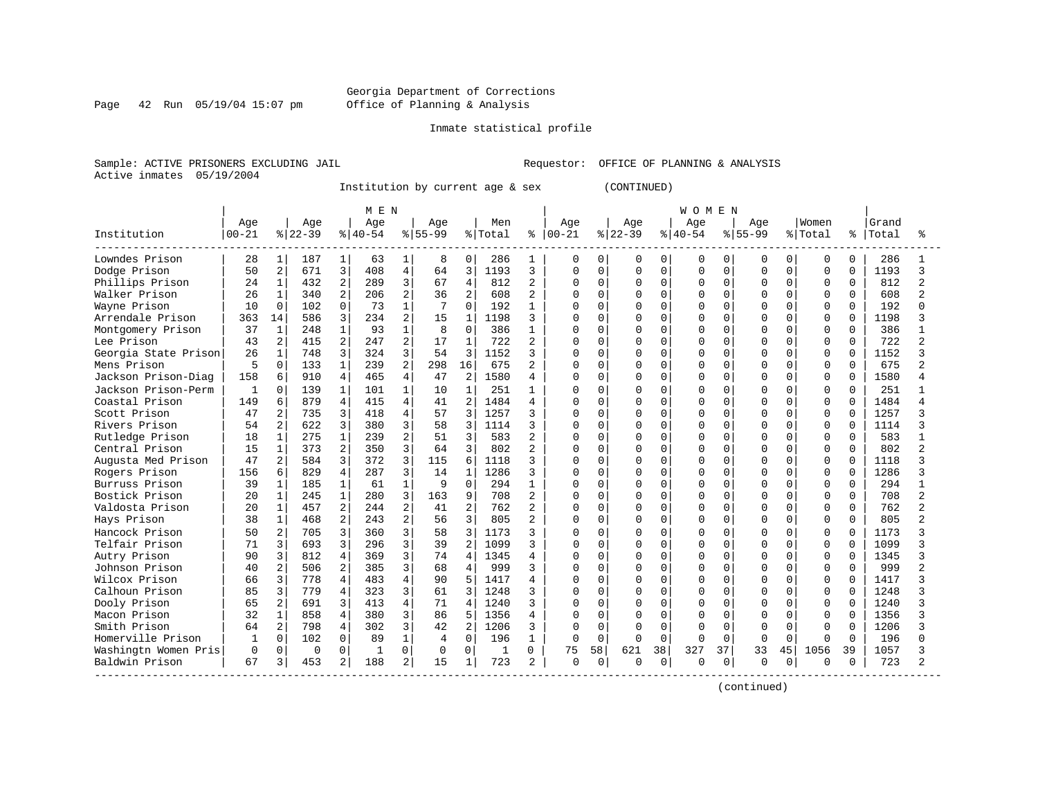Georgia Department of Corrections
Office of Planning & Analysis

Inmate statistical profile

Sample: ACTIVE PRISONERS EXCLUDING JAIL    Requestor: OFFICE OF PLANNING & ANALYSIS
Active inmates 05/19/2004

Institution by current age & sex (CONTINUED)

| Institution | MEN Age 00-21 | % | Age 22-39 | % | Age 40-54 | % | Age 55-99 | % | Men Total | % | WOMEN Age 00-21 | % | Age 22-39 | % | Age 40-54 | % | Age 55-99 | % | Women Total | % | Grand Total | % |
|---|---|---|---|---|---|---|---|---|---|---|---|---|---|---|---|---|---|---|---|---|---|---|
| Lowndes Prison | 28 | 1 | 187 | 1 | 63 | 1 | 8 | 0 | 286 | 1 | 0 | 0 | 0 | 0 | 0 | 0 | 0 | 0 | 0 | 0 | 286 | 1 |
| Dodge Prison | 50 | 2 | 671 | 3 | 408 | 4 | 64 | 3 | 1193 | 3 | 0 | 0 | 0 | 0 | 0 | 0 | 0 | 0 | 0 | 0 | 1193 | 3 |
| Phillips Prison | 24 | 1 | 432 | 2 | 289 | 3 | 67 | 4 | 812 | 2 | 0 | 0 | 0 | 0 | 0 | 0 | 0 | 0 | 0 | 0 | 812 | 2 |
| Walker Prison | 26 | 1 | 340 | 2 | 206 | 2 | 36 | 2 | 608 | 2 | 0 | 0 | 0 | 0 | 0 | 0 | 0 | 0 | 0 | 0 | 608 | 2 |
| Wayne Prison | 10 | 0 | 102 | 0 | 73 | 1 | 7 | 0 | 192 | 1 | 0 | 0 | 0 | 0 | 0 | 0 | 0 | 0 | 0 | 0 | 192 | 0 |
| Arrendale Prison | 363 | 14 | 586 | 3 | 234 | 2 | 15 | 1 | 1198 | 3 | 0 | 0 | 0 | 0 | 0 | 0 | 0 | 0 | 0 | 0 | 1198 | 3 |
| Montgomery Prison | 37 | 1 | 248 | 1 | 93 | 1 | 8 | 0 | 386 | 1 | 0 | 0 | 0 | 0 | 0 | 0 | 0 | 0 | 0 | 0 | 386 | 1 |
| Lee Prison | 43 | 2 | 415 | 2 | 247 | 2 | 17 | 1 | 722 | 2 | 0 | 0 | 0 | 0 | 0 | 0 | 0 | 0 | 0 | 0 | 722 | 2 |
| Georgia State Prison | 26 | 1 | 748 | 3 | 324 | 3 | 54 | 3 | 1152 | 3 | 0 | 0 | 0 | 0 | 0 | 0 | 0 | 0 | 0 | 0 | 1152 | 3 |
| Mens Prison | 5 | 0 | 133 | 1 | 239 | 2 | 298 | 16 | 675 | 2 | 0 | 0 | 0 | 0 | 0 | 0 | 0 | 0 | 0 | 0 | 675 | 2 |
| Jackson Prison-Diag | 158 | 6 | 910 | 4 | 465 | 4 | 47 | 2 | 1580 | 4 | 0 | 0 | 0 | 0 | 0 | 0 | 0 | 0 | 0 | 0 | 1580 | 4 |
| Jackson Prison-Perm | 1 | 0 | 139 | 1 | 101 | 1 | 10 | 1 | 251 | 1 | 0 | 0 | 0 | 0 | 0 | 0 | 0 | 0 | 0 | 0 | 251 | 1 |
| Coastal Prison | 149 | 6 | 879 | 4 | 415 | 4 | 41 | 2 | 1484 | 4 | 0 | 0 | 0 | 0 | 0 | 0 | 0 | 0 | 0 | 0 | 1484 | 4 |
| Scott Prison | 47 | 2 | 735 | 3 | 418 | 4 | 57 | 3 | 1257 | 3 | 0 | 0 | 0 | 0 | 0 | 0 | 0 | 0 | 0 | 0 | 1257 | 3 |
| Rivers Prison | 54 | 2 | 622 | 3 | 380 | 3 | 58 | 3 | 1114 | 3 | 0 | 0 | 0 | 0 | 0 | 0 | 0 | 0 | 0 | 0 | 1114 | 3 |
| Rutledge Prison | 18 | 1 | 275 | 1 | 239 | 2 | 51 | 3 | 583 | 2 | 0 | 0 | 0 | 0 | 0 | 0 | 0 | 0 | 0 | 0 | 583 | 1 |
| Central Prison | 15 | 1 | 373 | 2 | 350 | 3 | 64 | 3 | 802 | 2 | 0 | 0 | 0 | 0 | 0 | 0 | 0 | 0 | 0 | 0 | 802 | 2 |
| Augusta Med Prison | 47 | 2 | 584 | 3 | 372 | 3 | 115 | 6 | 1118 | 3 | 0 | 0 | 0 | 0 | 0 | 0 | 0 | 0 | 0 | 0 | 1118 | 3 |
| Rogers Prison | 156 | 6 | 829 | 4 | 287 | 3 | 14 | 1 | 1286 | 3 | 0 | 0 | 0 | 0 | 0 | 0 | 0 | 0 | 0 | 0 | 1286 | 3 |
| Burruss Prison | 39 | 1 | 185 | 1 | 61 | 1 | 9 | 0 | 294 | 1 | 0 | 0 | 0 | 0 | 0 | 0 | 0 | 0 | 0 | 0 | 294 | 1 |
| Bostick Prison | 20 | 1 | 245 | 1 | 280 | 3 | 163 | 9 | 708 | 2 | 0 | 0 | 0 | 0 | 0 | 0 | 0 | 0 | 0 | 0 | 708 | 2 |
| Valdosta Prison | 20 | 1 | 457 | 2 | 244 | 2 | 41 | 2 | 762 | 2 | 0 | 0 | 0 | 0 | 0 | 0 | 0 | 0 | 0 | 0 | 762 | 2 |
| Hays Prison | 38 | 1 | 468 | 2 | 243 | 2 | 56 | 3 | 805 | 2 | 0 | 0 | 0 | 0 | 0 | 0 | 0 | 0 | 0 | 0 | 805 | 2 |
| Hancock Prison | 50 | 2 | 705 | 3 | 360 | 3 | 58 | 3 | 1173 | 3 | 0 | 0 | 0 | 0 | 0 | 0 | 0 | 0 | 0 | 0 | 1173 | 3 |
| Telfair Prison | 71 | 3 | 693 | 3 | 296 | 3 | 39 | 2 | 1099 | 3 | 0 | 0 | 0 | 0 | 0 | 0 | 0 | 0 | 0 | 0 | 1099 | 3 |
| Autry Prison | 90 | 3 | 812 | 4 | 369 | 3 | 74 | 4 | 1345 | 4 | 0 | 0 | 0 | 0 | 0 | 0 | 0 | 0 | 0 | 0 | 1345 | 3 |
| Johnson Prison | 40 | 2 | 506 | 2 | 385 | 3 | 68 | 4 | 999 | 3 | 0 | 0 | 0 | 0 | 0 | 0 | 0 | 0 | 0 | 0 | 999 | 2 |
| Wilcox Prison | 66 | 3 | 778 | 4 | 483 | 4 | 90 | 5 | 1417 | 4 | 0 | 0 | 0 | 0 | 0 | 0 | 0 | 0 | 0 | 0 | 1417 | 3 |
| Calhoun Prison | 85 | 3 | 779 | 4 | 323 | 3 | 61 | 3 | 1248 | 3 | 0 | 0 | 0 | 0 | 0 | 0 | 0 | 0 | 0 | 0 | 1248 | 3 |
| Dooly Prison | 65 | 2 | 691 | 3 | 413 | 4 | 71 | 4 | 1240 | 3 | 0 | 0 | 0 | 0 | 0 | 0 | 0 | 0 | 0 | 0 | 1240 | 3 |
| Macon Prison | 32 | 1 | 858 | 4 | 380 | 3 | 86 | 5 | 1356 | 4 | 0 | 0 | 0 | 0 | 0 | 0 | 0 | 0 | 0 | 0 | 1356 | 3 |
| Smith Prison | 64 | 2 | 798 | 4 | 302 | 3 | 42 | 2 | 1206 | 3 | 0 | 0 | 0 | 0 | 0 | 0 | 0 | 0 | 0 | 0 | 1206 | 3 |
| Homerville Prison | 1 | 0 | 102 | 0 | 89 | 1 | 4 | 0 | 196 | 1 | 0 | 0 | 0 | 0 | 0 | 0 | 0 | 0 | 0 | 0 | 196 | 0 |
| Washingtn Women Pris | 0 | 0 | 0 | 0 | 1 | 0 | 0 | 0 | 1 | 0 | 75 | 58 | 621 | 38 | 327 | 37 | 33 | 45 | 1056 | 39 | 1057 | 3 |
| Baldwin Prison | 67 | 3 | 453 | 2 | 188 | 2 | 15 | 1 | 723 | 2 | 0 | 0 | 0 | 0 | 0 | 0 | 0 | 0 | 0 | 0 | 723 | 2 |

(continued)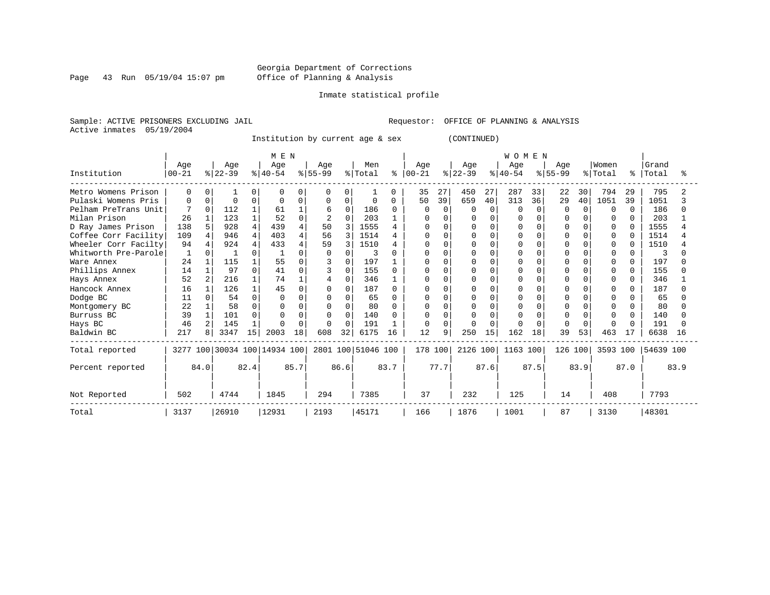Georgia Department of Corrections
Office of Planning & Analysis

Inmate statistical profile

Sample: ACTIVE PRISONERS EXCLUDING JAIL    Requestor: OFFICE OF PLANNING & ANALYSIS
Active inmates 05/19/2004

Institution by current age & sex (CONTINUED)

| Institution | MEN Age 00-21 | % | Age 22-39 | % | Age 40-54 | % | Age 55-99 | % | Men Total | % | WOMEN Age 00-21 | % | Age 22-39 | % | Age 40-54 | % | Age 55-99 | % | Women Total | % | Grand Total | % |
|---|---|---|---|---|---|---|---|---|---|---|---|---|---|---|---|---|---|---|---|---|---|---|
| Metro Womens Prison | 0 | 0 | 1 | 0 | 0 | 0 | 0 | 0 | 1 | 0 | 35 | 27 | 450 | 27 | 287 | 33 | 22 | 30 | 794 | 29 | 795 | 2 |
| Pulaski Womens Pris | 0 | 0 | 0 | 0 | 0 | 0 | 0 | 0 | 0 | 0 | 50 | 39 | 659 | 40 | 313 | 36 | 29 | 40 | 1051 | 39 | 1051 | 3 |
| Pelham PreTrans Unit | 7 | 0 | 112 | 1 | 61 | 1 | 6 | 0 | 186 | 0 | 0 | 0 | 0 | 0 | 0 | 0 | 0 | 0 | 0 | 0 | 186 | 0 |
| Milan Prison | 26 | 1 | 123 | 1 | 52 | 0 | 2 | 0 | 203 | 1 | 0 | 0 | 0 | 0 | 0 | 0 | 0 | 0 | 0 | 0 | 203 | 1 |
| D Ray James Prison | 138 | 5 | 928 | 4 | 439 | 4 | 50 | 3 | 1555 | 4 | 0 | 0 | 0 | 0 | 0 | 0 | 0 | 0 | 0 | 0 | 1555 | 4 |
| Coffee Corr Facility | 109 | 4 | 946 | 4 | 403 | 4 | 56 | 3 | 1514 | 4 | 0 | 0 | 0 | 0 | 0 | 0 | 0 | 0 | 0 | 0 | 1514 | 4 |
| Wheeler Corr Facilty | 94 | 4 | 924 | 4 | 433 | 4 | 59 | 3 | 1510 | 4 | 0 | 0 | 0 | 0 | 0 | 0 | 0 | 0 | 0 | 0 | 1510 | 4 |
| Whitworth Pre-Parole | 1 | 0 | 1 | 0 | 1 | 0 | 0 | 0 | 3 | 0 | 0 | 0 | 0 | 0 | 0 | 0 | 0 | 0 | 0 | 0 | 3 | 0 |
| Ware Annex | 24 | 1 | 115 | 1 | 55 | 0 | 3 | 0 | 197 | 1 | 0 | 0 | 0 | 0 | 0 | 0 | 0 | 0 | 0 | 0 | 197 | 0 |
| Phillips Annex | 14 | 1 | 97 | 0 | 41 | 0 | 3 | 0 | 155 | 0 | 0 | 0 | 0 | 0 | 0 | 0 | 0 | 0 | 0 | 0 | 155 | 0 |
| Hays Annex | 52 | 2 | 216 | 1 | 74 | 1 | 4 | 0 | 346 | 1 | 0 | 0 | 0 | 0 | 0 | 0 | 0 | 0 | 0 | 0 | 346 | 1 |
| Hancock Annex | 16 | 1 | 126 | 1 | 45 | 0 | 0 | 0 | 187 | 0 | 0 | 0 | 0 | 0 | 0 | 0 | 0 | 0 | 0 | 0 | 187 | 0 |
| Dodge BC | 11 | 0 | 54 | 0 | 0 | 0 | 0 | 0 | 65 | 0 | 0 | 0 | 0 | 0 | 0 | 0 | 0 | 0 | 0 | 0 | 65 | 0 |
| Montgomery BC | 22 | 1 | 58 | 0 | 0 | 0 | 0 | 0 | 80 | 0 | 0 | 0 | 0 | 0 | 0 | 0 | 0 | 0 | 0 | 0 | 80 | 0 |
| Burruss BC | 39 | 1 | 101 | 0 | 0 | 0 | 0 | 0 | 140 | 0 | 0 | 0 | 0 | 0 | 0 | 0 | 0 | 0 | 0 | 0 | 140 | 0 |
| Hays BC | 46 | 2 | 145 | 1 | 0 | 0 | 0 | 0 | 191 | 1 | 0 | 0 | 0 | 0 | 0 | 0 | 0 | 0 | 0 | 0 | 191 | 0 |
| Baldwin BC | 217 | 8 | 3347 | 15 | 2003 | 18 | 608 | 32 | 6175 | 16 | 12 | 9 | 250 | 15 | 162 | 18 | 39 | 53 | 463 | 17 | 6638 | 16 |
| Total reported | 3277 | 100 | 30034 | 100 | 14934 | 100 | 2801 | 100 | 51046 | 100 | 178 | 100 | 2126 | 100 | 1163 | 100 | 126 | 100 | 3593 | 100 | 54639 | 100 |
| Percent reported | | 84.0 | | 82.4 | | 85.7 | | 86.6 | | 83.7 | | 77.7 | | 87.6 | | 87.5 | | 83.9 | | 87.0 | | 83.9 |
| Not Reported | 502 | | 4744 | | 1845 | | 294 | | 7385 | | 37 | | 232 | | 125 | | 14 | | 408 | | 7793 | |
| Total | 3137 | | 26910 | | 12931 | | 2193 | | 45171 | | 166 | | 1876 | | 1001 | | 87 | | 3130 | | 48301 | |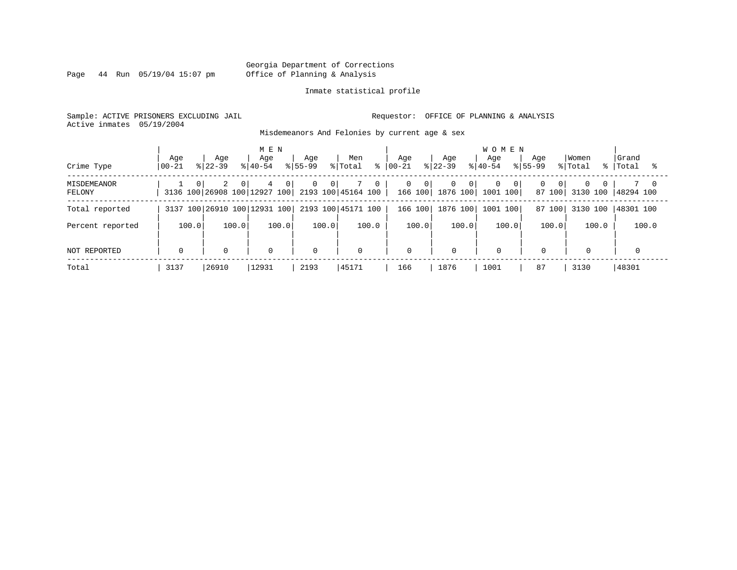Georgia Department of Corrections
Office of Planning & Analysis

Inmate statistical profile

Sample: ACTIVE PRISONERS EXCLUDING JAIL

Requestor: OFFICE OF PLANNING & ANALYSIS

Active inmates 05/19/2004

Misdemeanors And Felonies by current age & sex

| Crime Type | MEN Age 00-21 | % | MEN Age 22-39 | % | MEN Age 40-54 | % | MEN Age 55-99 | % | Men Total | % | WOMEN Age 00-21 | % | WOMEN Age 22-39 | % | WOMEN Age 40-54 | % | WOMEN Age 55-99 | % | Women Total | % | Grand Total | % |
|---|---|---|---|---|---|---|---|---|---|---|---|---|---|---|---|---|---|---|---|---|---|---|
| MISDEMEANOR | 1 | 0 | 2 | 0 | 4 | 0 | 0 | 0 | 7 | 0 | 0 | 0 | 0 | 0 | 0 | 0 | 0 | 0 | 0 | 0 | 7 | 0 |
| FELONY | 3136 | 100 | 26908 | 100 | 12927 | 100 | 2193 | 100 | 45164 | 100 | 166 | 100 | 1876 | 100 | 1001 | 100 | 87 | 100 | 3130 | 100 | 48294 | 100 |
| Total reported | 3137 | 100 | 26910 | 100 | 12931 | 100 | 2193 | 100 | 45171 | 100 | 166 | 100 | 1876 | 100 | 1001 | 100 | 87 | 100 | 3130 | 100 | 48301 | 100 |
| Percent reported | 100.0 | | 100.0 | | 100.0 | | 100.0 | | 100.0 | | 100.0 | | 100.0 | | 100.0 | | 100.0 | | 100.0 | | 100.0 | |
| NOT REPORTED | 0 | | 0 | | 0 | | 0 | | 0 | | 0 | | 0 | | 0 | | 0 | | 0 | | 0 | |
| Total | 3137 | | 26910 | | 12931 | | 2193 | | 45171 | | 166 | | 1876 | | 1001 | | 87 | | 3130 | | 48301 | |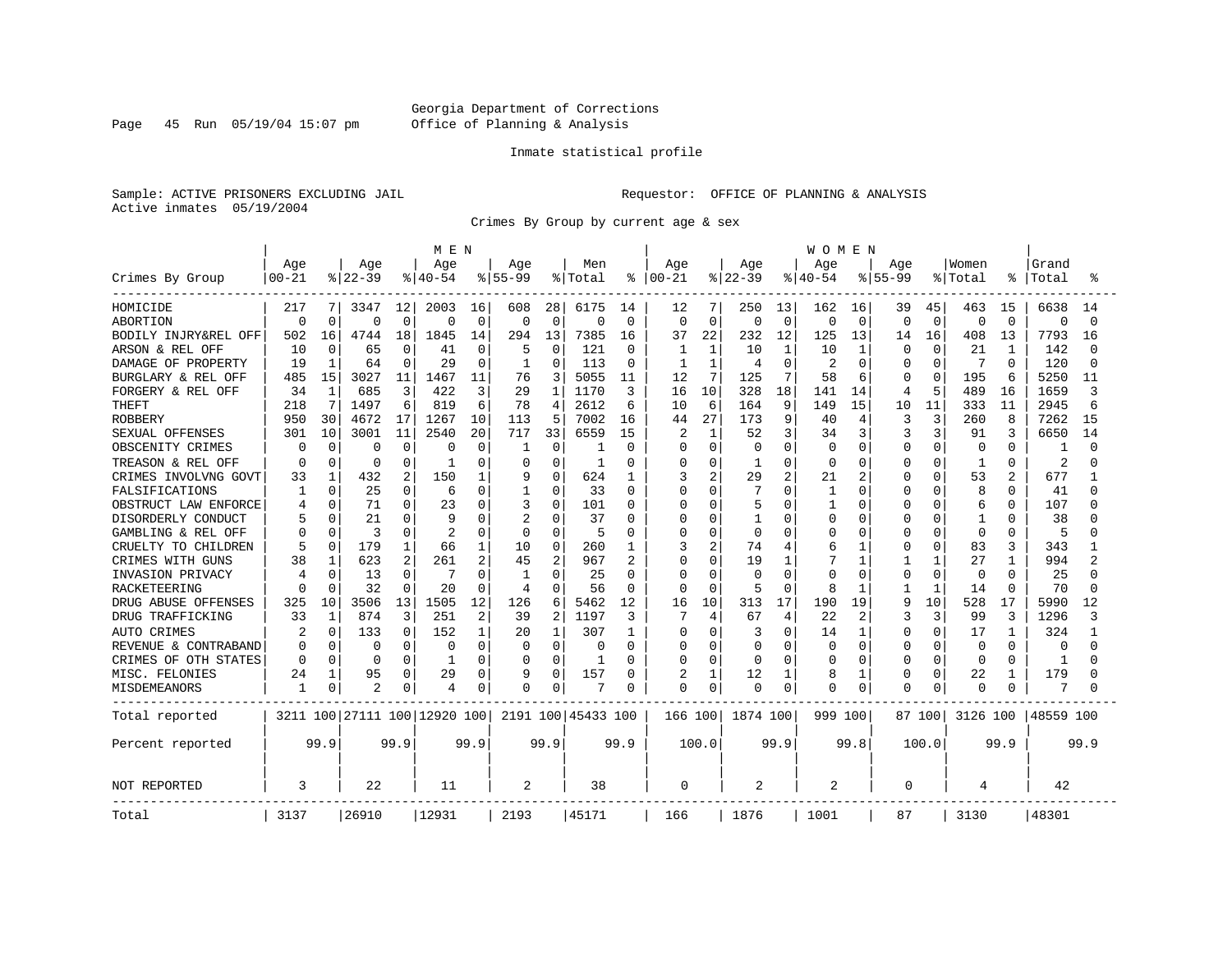Georgia Department of Corrections
Office of Planning & Analysis

Inmate statistical profile

Sample: ACTIVE PRISONERS EXCLUDING JAIL
Active inmates 05/19/2004

Requestor: OFFICE OF PLANNING & ANALYSIS

Crimes By Group by current age & sex

| Crimes By Group | MEN Age 00-21 | % | Age 22-39 | % | Age 40-54 | % | Age 55-99 | % | Men Total | % | WOMEN Age 00-21 | % | Age 22-39 | % | Age 40-54 | % | Age 55-99 | % | Women Total | % | Grand Total | % |
|---|---|---|---|---|---|---|---|---|---|---|---|---|---|---|---|---|---|---|---|---|---|---|
| HOMICIDE | 217 | 7 | 3347 | 12 | 2003 | 16 | 608 | 28 | 6175 | 14 | 12 | 7 | 250 | 13 | 162 | 16 | 39 | 45 | 463 | 15 | 6638 | 14 |
| ABORTION | 0 | 0 | 0 | 0 | 0 | 0 | 0 | 0 | 0 | 0 | 0 | 0 | 0 | 0 | 0 | 0 | 0 | 0 | 0 | 0 | 0 | 0 |
| BODILY INJRY&REL OFF | 502 | 16 | 4744 | 18 | 1845 | 14 | 294 | 13 | 7385 | 16 | 37 | 22 | 232 | 12 | 125 | 13 | 14 | 16 | 408 | 13 | 7793 | 16 |
| ARSON & REL OFF | 10 | 0 | 65 | 0 | 41 | 0 | 5 | 0 | 121 | 0 | 1 | 1 | 10 | 1 | 10 | 1 | 0 | 0 | 21 | 1 | 142 | 0 |
| DAMAGE OF PROPERTY | 19 | 1 | 64 | 0 | 29 | 0 | 1 | 0 | 113 | 0 | 1 | 1 | 4 | 0 | 2 | 0 | 0 | 0 | 7 | 0 | 120 | 0 |
| BURGLARY & REL OFF | 485 | 15 | 3027 | 11 | 1467 | 11 | 76 | 3 | 5055 | 11 | 12 | 7 | 125 | 7 | 58 | 6 | 0 | 0 | 195 | 6 | 5250 | 11 |
| FORGERY & REL OFF | 34 | 1 | 685 | 3 | 422 | 3 | 29 | 1 | 1170 | 3 | 16 | 10 | 328 | 18 | 141 | 14 | 4 | 5 | 489 | 16 | 1659 | 3 |
| THEFT | 218 | 7 | 1497 | 6 | 819 | 6 | 78 | 4 | 2612 | 6 | 10 | 6 | 164 | 9 | 149 | 15 | 10 | 11 | 333 | 11 | 2945 | 6 |
| ROBBERY | 950 | 30 | 4672 | 17 | 1267 | 10 | 113 | 5 | 7002 | 16 | 44 | 27 | 173 | 9 | 40 | 4 | 3 | 3 | 260 | 8 | 7262 | 15 |
| SEXUAL OFFENSES | 301 | 10 | 3001 | 11 | 2540 | 20 | 717 | 33 | 6559 | 15 | 2 | 1 | 52 | 3 | 34 | 3 | 3 | 3 | 91 | 3 | 6650 | 14 |
| OBSCENITY CRIMES | 0 | 0 | 0 | 0 | 0 | 0 | 1 | 0 | 1 | 0 | 0 | 0 | 0 | 0 | 0 | 0 | 0 | 0 | 0 | 0 | 1 | 0 |
| TREASON & REL OFF | 0 | 0 | 0 | 0 | 1 | 0 | 0 | 0 | 1 | 0 | 0 | 0 | 1 | 0 | 0 | 0 | 0 | 0 | 1 | 0 | 2 | 0 |
| CRIMES INVOLVNG GOVT | 33 | 1 | 432 | 2 | 150 | 1 | 9 | 0 | 624 | 1 | 3 | 2 | 29 | 2 | 21 | 2 | 0 | 0 | 53 | 2 | 677 | 1 |
| FALSIFICATIONS | 1 | 0 | 25 | 0 | 6 | 0 | 1 | 0 | 33 | 0 | 0 | 0 | 7 | 0 | 1 | 0 | 0 | 0 | 8 | 0 | 41 | 0 |
| OBSTRUCT LAW ENFORCE | 4 | 0 | 71 | 0 | 23 | 0 | 3 | 0 | 101 | 0 | 0 | 0 | 5 | 0 | 1 | 0 | 0 | 0 | 6 | 0 | 107 | 0 |
| DISORDERLY CONDUCT | 5 | 0 | 21 | 0 | 9 | 0 | 2 | 0 | 37 | 0 | 0 | 0 | 1 | 0 | 0 | 0 | 0 | 0 | 1 | 0 | 38 | 0 |
| GAMBLING & REL OFF | 0 | 0 | 3 | 0 | 2 | 0 | 0 | 0 | 5 | 0 | 0 | 0 | 0 | 0 | 0 | 0 | 0 | 0 | 0 | 0 | 5 | 0 |
| CRUELTY TO CHILDREN | 5 | 0 | 179 | 1 | 66 | 1 | 10 | 0 | 260 | 1 | 3 | 2 | 74 | 4 | 6 | 1 | 0 | 0 | 83 | 3 | 343 | 1 |
| CRIMES WITH GUNS | 38 | 1 | 623 | 2 | 261 | 2 | 45 | 2 | 967 | 2 | 0 | 0 | 19 | 1 | 7 | 1 | 1 | 1 | 27 | 1 | 994 | 2 |
| INVASION PRIVACY | 4 | 0 | 13 | 0 | 7 | 0 | 1 | 0 | 25 | 0 | 0 | 0 | 0 | 0 | 0 | 0 | 0 | 0 | 0 | 0 | 25 | 0 |
| RACKETEERING | 0 | 0 | 32 | 0 | 20 | 0 | 4 | 0 | 56 | 0 | 0 | 0 | 5 | 0 | 8 | 1 | 1 | 1 | 14 | 0 | 70 | 0 |
| DRUG ABUSE OFFENSES | 325 | 10 | 3506 | 13 | 1505 | 12 | 126 | 6 | 5462 | 12 | 16 | 10 | 313 | 17 | 190 | 19 | 9 | 10 | 528 | 17 | 5990 | 12 |
| DRUG TRAFFICKING | 33 | 1 | 874 | 3 | 251 | 2 | 39 | 2 | 1197 | 3 | 7 | 4 | 67 | 4 | 22 | 2 | 3 | 3 | 99 | 3 | 1296 | 3 |
| AUTO CRIMES | 2 | 0 | 133 | 0 | 152 | 1 | 20 | 1 | 307 | 1 | 0 | 0 | 3 | 0 | 14 | 1 | 0 | 0 | 17 | 1 | 324 | 1 |
| REVENUE & CONTRABAND | 0 | 0 | 0 | 0 | 0 | 0 | 0 | 0 | 0 | 0 | 0 | 0 | 0 | 0 | 0 | 0 | 0 | 0 | 0 | 0 | 0 | 0 |
| CRIMES OF OTH STATES | 0 | 0 | 0 | 0 | 1 | 0 | 0 | 0 | 1 | 0 | 0 | 0 | 0 | 0 | 0 | 0 | 0 | 0 | 0 | 0 | 1 | 0 |
| MISC. FELONIES | 24 | 1 | 95 | 0 | 29 | 0 | 9 | 0 | 157 | 0 | 2 | 1 | 12 | 1 | 8 | 1 | 0 | 0 | 22 | 1 | 179 | 0 |
| MISDEMEANORS | 1 | 0 | 2 | 0 | 4 | 0 | 0 | 0 | 7 | 0 | 0 | 0 | 0 | 0 | 0 | 0 | 0 | 0 | 0 | 0 | 7 | 0 |
| Total reported | 3211 | 100 | 27111 | 100 | 12920 | 100 | 2191 | 100 | 45433 | 100 | 166 | 100 | 1874 | 100 | 999 | 100 | 87 | 100 | 3126 | 100 | 48559 | 100 |
| Percent reported | | 99.9 | | 99.9 | | 99.9 | | 99.9 | | 99.9 | | 100.0 | | 99.9 | | 99.8 | | 100.0 | | 99.9 | | 99.9 |
| NOT REPORTED | 3 | | 22 | | 11 | | 2 | | 38 | | 0 | | 2 | | 2 | | 0 | | 4 | | 42 | |
| Total | 3137 | | 26910 | | 12931 | | 2193 | | 45171 | | 166 | | 1876 | | 1001 | | 87 | | 3130 | | 48301 | |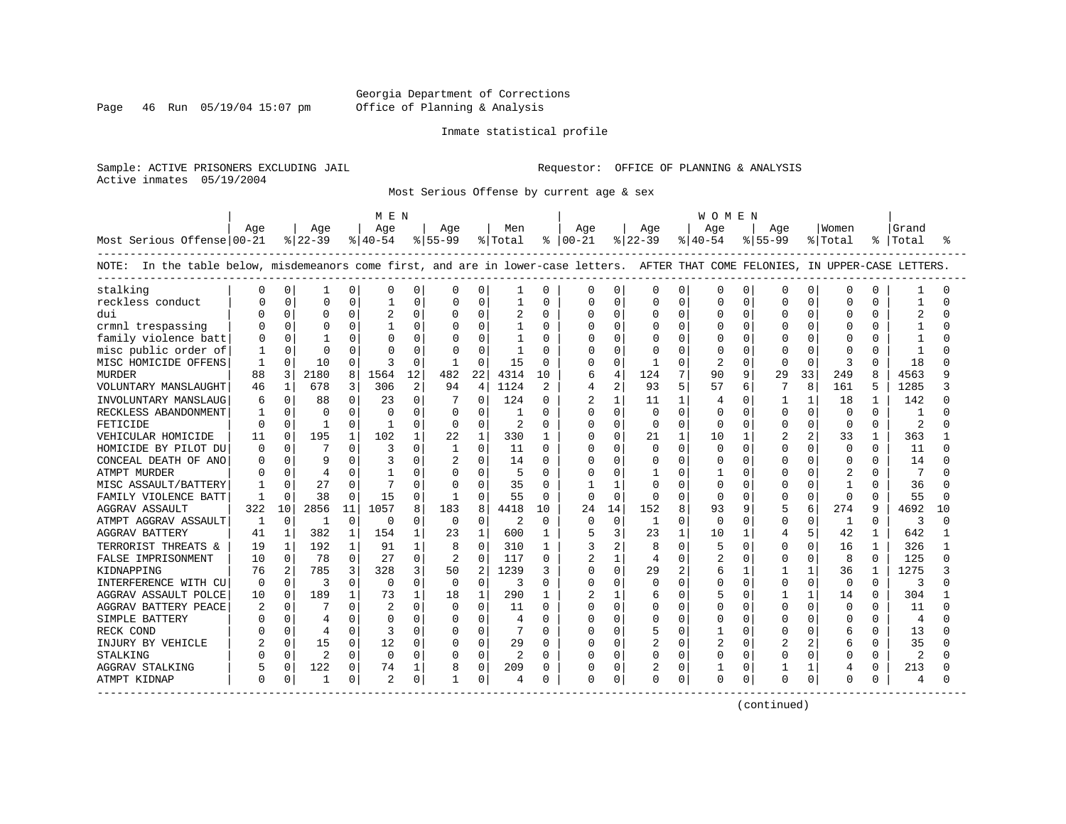Georgia Department of Corrections
Office of Planning & Analysis

Inmate statistical profile

Sample: ACTIVE PRISONERS EXCLUDING JAIL

Requestor: OFFICE OF PLANNING & ANALYSIS

Active inmates 05/19/2004

Most Serious Offense by current age & sex

NOTE: In the table below, misdemeanors come first, and are in lower-case letters. AFTER THAT COME FELONIES, IN UPPER-CASE LETTERS.

| Most Serious Offense | MEN Age 00-21 | % | MEN Age 22-39 | % | MEN Age 40-54 | % | MEN Age 55-99 | % | Men Total | % | WOMEN Age 00-21 | % | WOMEN Age 22-39 | % | WOMEN Age 40-54 | % | WOMEN Age 55-99 | % | Women Total | % | Grand Total | % |
|---|---|---|---|---|---|---|---|---|---|---|---|---|---|---|---|---|---|---|---|---|---|---|
| stalking | 0 | 0 | 1 | 0 | 0 | 0 | 0 | 0 | 1 | 0 | 0 | 0 | 0 | 0 | 0 | 0 | 0 | 0 | 0 | 0 | 1 | 0 |
| reckless conduct | 0 | 0 | 0 | 0 | 1 | 0 | 0 | 0 | 1 | 0 | 0 | 0 | 0 | 0 | 0 | 0 | 0 | 0 | 0 | 0 | 1 | 0 |
| dui | 0 | 0 | 0 | 0 | 2 | 0 | 0 | 0 | 2 | 0 | 0 | 0 | 0 | 0 | 0 | 0 | 0 | 0 | 0 | 0 | 2 | 0 |
| crmnl trespassing | 0 | 0 | 0 | 0 | 1 | 0 | 0 | 0 | 1 | 0 | 0 | 0 | 0 | 0 | 0 | 0 | 0 | 0 | 0 | 0 | 1 | 0 |
| family violence batt | 0 | 0 | 1 | 0 | 0 | 0 | 0 | 0 | 1 | 0 | 0 | 0 | 0 | 0 | 0 | 0 | 0 | 0 | 0 | 0 | 1 | 0 |
| misc public order of | 1 | 0 | 0 | 0 | 0 | 0 | 0 | 0 | 1 | 0 | 0 | 0 | 0 | 0 | 0 | 0 | 0 | 0 | 0 | 0 | 1 | 0 |
| MISC HOMICIDE OFFENS | 1 | 0 | 10 | 0 | 3 | 0 | 1 | 0 | 15 | 0 | 0 | 0 | 1 | 0 | 2 | 0 | 0 | 0 | 3 | 0 | 18 | 0 |
| MURDER | 88 | 3 | 2180 | 8 | 1564 | 12 | 482 | 22 | 4314 | 10 | 6 | 4 | 124 | 7 | 90 | 9 | 29 | 33 | 249 | 8 | 4563 | 9 |
| VOLUNTARY MANSLAUGHT | 46 | 1 | 678 | 3 | 306 | 2 | 94 | 4 | 1124 | 2 | 4 | 2 | 93 | 5 | 57 | 6 | 7 | 8 | 161 | 5 | 1285 | 3 |
| INVOLUNTARY MANSLAUG | 6 | 0 | 88 | 0 | 23 | 0 | 7 | 0 | 124 | 0 | 2 | 1 | 11 | 1 | 4 | 0 | 1 | 1 | 18 | 1 | 142 | 0 |
| RECKLESS ABANDONMENT | 1 | 0 | 0 | 0 | 0 | 0 | 0 | 0 | 1 | 0 | 0 | 0 | 0 | 0 | 0 | 0 | 0 | 0 | 0 | 0 | 1 | 0 |
| FETICIDE | 0 | 0 | 1 | 0 | 1 | 0 | 0 | 0 | 2 | 0 | 0 | 0 | 0 | 0 | 0 | 0 | 0 | 0 | 0 | 0 | 2 | 0 |
| VEHICULAR HOMICIDE | 11 | 0 | 195 | 1 | 102 | 1 | 22 | 1 | 330 | 1 | 0 | 0 | 21 | 1 | 10 | 1 | 2 | 2 | 33 | 1 | 363 | 1 |
| HOMICIDE BY PILOT DU | 0 | 0 | 7 | 0 | 3 | 0 | 1 | 0 | 11 | 0 | 0 | 0 | 0 | 0 | 0 | 0 | 0 | 0 | 0 | 0 | 11 | 0 |
| CONCEAL DEATH OF ANO | 0 | 0 | 9 | 0 | 3 | 0 | 2 | 0 | 14 | 0 | 0 | 0 | 0 | 0 | 0 | 0 | 0 | 0 | 0 | 0 | 14 | 0 |
| ATMPT MURDER | 0 | 0 | 4 | 0 | 1 | 0 | 0 | 0 | 5 | 0 | 0 | 0 | 1 | 0 | 1 | 0 | 0 | 0 | 2 | 0 | 7 | 0 |
| MISC ASSAULT/BATTERY | 1 | 0 | 27 | 0 | 7 | 0 | 0 | 0 | 35 | 0 | 1 | 1 | 0 | 0 | 0 | 0 | 0 | 0 | 1 | 0 | 36 | 0 |
| FAMILY VIOLENCE BATT | 1 | 0 | 38 | 0 | 15 | 0 | 1 | 0 | 55 | 0 | 0 | 0 | 0 | 0 | 0 | 0 | 0 | 0 | 0 | 0 | 55 | 0 |
| AGGRAV ASSAULT | 322 | 10 | 2856 | 11 | 1057 | 8 | 183 | 8 | 4418 | 10 | 24 | 14 | 152 | 8 | 93 | 9 | 5 | 6 | 274 | 9 | 4692 | 10 |
| ATMPT AGGRAV ASSAULT | 1 | 0 | 1 | 0 | 0 | 0 | 0 | 0 | 2 | 0 | 0 | 0 | 1 | 0 | 0 | 0 | 0 | 0 | 1 | 0 | 3 | 0 |
| AGGRAV BATTERY | 41 | 1 | 382 | 1 | 154 | 1 | 23 | 1 | 600 | 1 | 5 | 3 | 23 | 1 | 10 | 1 | 4 | 5 | 42 | 1 | 642 | 1 |
| TERRORIST THREATS & | 19 | 1 | 192 | 1 | 91 | 1 | 8 | 0 | 310 | 1 | 3 | 2 | 8 | 0 | 5 | 0 | 0 | 0 | 16 | 1 | 326 | 1 |
| FALSE IMPRISONMENT | 10 | 0 | 78 | 0 | 27 | 0 | 2 | 0 | 117 | 0 | 2 | 1 | 4 | 0 | 2 | 0 | 0 | 0 | 8 | 0 | 125 | 0 |
| KIDNAPPING | 76 | 2 | 785 | 3 | 328 | 3 | 50 | 2 | 1239 | 3 | 0 | 0 | 29 | 2 | 6 | 1 | 1 | 1 | 36 | 1 | 1275 | 3 |
| INTERFERENCE WITH CU | 0 | 0 | 3 | 0 | 0 | 0 | 0 | 0 | 3 | 0 | 0 | 0 | 0 | 0 | 0 | 0 | 0 | 0 | 0 | 0 | 3 | 0 |
| AGGRAV ASSAULT POLCE | 10 | 0 | 189 | 1 | 73 | 1 | 18 | 1 | 290 | 1 | 2 | 1 | 6 | 0 | 5 | 0 | 1 | 1 | 14 | 0 | 304 | 1 |
| AGGRAV BATTERY PEACE | 2 | 0 | 7 | 0 | 2 | 0 | 0 | 0 | 11 | 0 | 0 | 0 | 0 | 0 | 0 | 0 | 0 | 0 | 0 | 0 | 11 | 0 |
| SIMPLE BATTERY | 0 | 0 | 4 | 0 | 0 | 0 | 0 | 0 | 4 | 0 | 0 | 0 | 0 | 0 | 0 | 0 | 0 | 0 | 0 | 0 | 4 | 0 |
| RECK COND | 0 | 0 | 4 | 0 | 3 | 0 | 0 | 0 | 7 | 0 | 0 | 0 | 5 | 0 | 1 | 0 | 0 | 0 | 6 | 0 | 13 | 0 |
| INJURY BY VEHICLE | 2 | 0 | 15 | 0 | 12 | 0 | 0 | 0 | 29 | 0 | 0 | 0 | 2 | 0 | 2 | 0 | 2 | 2 | 6 | 0 | 35 | 0 |
| STALKING | 0 | 0 | 2 | 0 | 0 | 0 | 0 | 0 | 2 | 0 | 0 | 0 | 0 | 0 | 0 | 0 | 0 | 0 | 0 | 0 | 2 | 0 |
| AGGRAV STALKING | 5 | 0 | 122 | 0 | 74 | 1 | 8 | 0 | 209 | 0 | 0 | 0 | 2 | 0 | 1 | 0 | 1 | 1 | 4 | 0 | 213 | 0 |
| ATMPT KIDNAP | 0 | 0 | 1 | 0 | 2 | 0 | 1 | 0 | 4 | 0 | 0 | 0 | 0 | 0 | 0 | 0 | 0 | 0 | 0 | 0 | 4 | 0 |

(continued)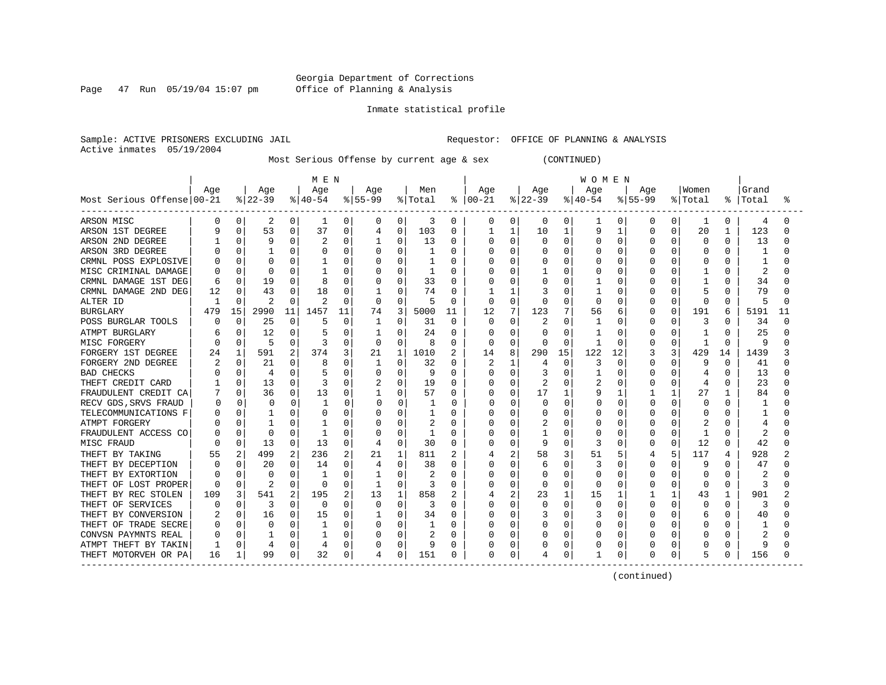Georgia Department of Corrections
Office of Planning & Analysis

Inmate statistical profile

Sample: ACTIVE PRISONERS EXCLUDING JAIL
Active inmates 05/19/2004

Requestor: OFFICE OF PLANNING & ANALYSIS

Most Serious Offense by current age & sex (CONTINUED)

| Most Serious Offense | MEN Age 00-21 | % | Age 22-39 | % | Age 40-54 | % | Age 55-99 | % | Men Total | % | WOMEN Age 00-21 | % | Age 22-39 | % | Age 40-54 | % | Age 55-99 | % | Women Total | % | Grand Total | % |
|---|---|---|---|---|---|---|---|---|---|---|---|---|---|---|---|---|---|---|---|---|---|---|
| ARSON MISC | 0 | 0 | 2 | 0 | 1 | 0 | 0 | 0 | 3 | 0 | 0 | 0 | 0 | 0 | 1 | 0 | 0 | 0 | 1 | 0 | 4 | 0 |
| ARSON 1ST DEGREE | 9 | 0 | 53 | 0 | 37 | 0 | 4 | 0 | 103 | 0 | 1 | 1 | 10 | 1 | 9 | 1 | 0 | 0 | 20 | 1 | 123 | 0 |
| ARSON 2ND DEGREE | 1 | 0 | 9 | 0 | 2 | 0 | 1 | 0 | 13 | 0 | 0 | 0 | 0 | 0 | 0 | 0 | 0 | 0 | 0 | 0 | 13 | 0 |
| ARSON 3RD DEGREE | 0 | 0 | 1 | 0 | 0 | 0 | 0 | 0 | 1 | 0 | 0 | 0 | 0 | 0 | 0 | 0 | 0 | 0 | 0 | 0 | 1 | 0 |
| CRMNL POSS EXPLOSIVE | 0 | 0 | 0 | 0 | 1 | 0 | 0 | 0 | 1 | 0 | 0 | 0 | 0 | 0 | 0 | 0 | 0 | 0 | 0 | 0 | 1 | 0 |
| MISC CRIMINAL DAMAGE | 0 | 0 | 0 | 0 | 1 | 0 | 0 | 0 | 1 | 0 | 0 | 0 | 1 | 0 | 0 | 0 | 0 | 0 | 1 | 0 | 2 | 0 |
| CRMNL DAMAGE 1ST DEG | 6 | 0 | 19 | 0 | 8 | 0 | 0 | 0 | 33 | 0 | 0 | 0 | 0 | 0 | 1 | 0 | 0 | 0 | 1 | 0 | 34 | 0 |
| CRMNL DAMAGE 2ND DEG | 12 | 0 | 43 | 0 | 18 | 0 | 1 | 0 | 74 | 0 | 1 | 1 | 3 | 0 | 1 | 0 | 0 | 0 | 5 | 0 | 79 | 0 |
| ALTER ID | 1 | 0 | 2 | 0 | 2 | 0 | 0 | 0 | 5 | 0 | 0 | 0 | 0 | 0 | 0 | 0 | 0 | 0 | 0 | 0 | 5 | 0 |
| BURGLARY | 479 | 15 | 2990 | 11 | 1457 | 11 | 74 | 3 | 5000 | 11 | 12 | 7 | 123 | 7 | 56 | 6 | 0 | 0 | 191 | 6 | 5191 | 11 |
| POSS BURGLAR TOOLS | 0 | 0 | 25 | 0 | 5 | 0 | 1 | 0 | 31 | 0 | 0 | 0 | 2 | 0 | 1 | 0 | 0 | 0 | 3 | 0 | 34 | 0 |
| ATMPT BURGLARY | 6 | 0 | 12 | 0 | 5 | 0 | 1 | 0 | 24 | 0 | 0 | 0 | 0 | 0 | 1 | 0 | 0 | 0 | 1 | 0 | 25 | 0 |
| MISC FORGERY | 0 | 0 | 5 | 0 | 3 | 0 | 0 | 0 | 8 | 0 | 0 | 0 | 0 | 0 | 1 | 0 | 0 | 0 | 1 | 0 | 9 | 0 |
| FORGERY 1ST DEGREE | 24 | 1 | 591 | 2 | 374 | 3 | 21 | 1 | 1010 | 2 | 14 | 8 | 290 | 15 | 122 | 12 | 3 | 3 | 429 | 14 | 1439 | 3 |
| FORGERY 2ND DEGREE | 2 | 0 | 21 | 0 | 8 | 0 | 1 | 0 | 32 | 0 | 2 | 1 | 4 | 0 | 3 | 0 | 0 | 0 | 9 | 0 | 41 | 0 |
| BAD CHECKS | 0 | 0 | 4 | 0 | 5 | 0 | 0 | 0 | 9 | 0 | 0 | 0 | 3 | 0 | 1 | 0 | 0 | 0 | 4 | 0 | 13 | 0 |
| THEFT CREDIT CARD | 1 | 0 | 13 | 0 | 3 | 0 | 2 | 0 | 19 | 0 | 0 | 0 | 2 | 0 | 2 | 0 | 0 | 0 | 4 | 0 | 23 | 0 |
| FRAUDULENT CREDIT CA | 7 | 0 | 36 | 0 | 13 | 0 | 1 | 0 | 57 | 0 | 0 | 0 | 17 | 1 | 9 | 1 | 1 | 1 | 27 | 1 | 84 | 0 |
| RECV GDS,SRVS FRAUD | 0 | 0 | 0 | 0 | 1 | 0 | 0 | 0 | 1 | 0 | 0 | 0 | 0 | 0 | 0 | 0 | 0 | 0 | 0 | 0 | 1 | 0 |
| TELECOMMUNICATIONS F | 0 | 0 | 1 | 0 | 0 | 0 | 0 | 0 | 1 | 0 | 0 | 0 | 0 | 0 | 0 | 0 | 0 | 0 | 0 | 0 | 1 | 0 |
| ATMPT FORGERY | 0 | 0 | 1 | 0 | 1 | 0 | 0 | 0 | 2 | 0 | 0 | 0 | 2 | 0 | 0 | 0 | 0 | 0 | 2 | 0 | 4 | 0 |
| FRAUDULENT ACCESS CO | 0 | 0 | 0 | 0 | 1 | 0 | 0 | 0 | 1 | 0 | 0 | 0 | 1 | 0 | 0 | 0 | 0 | 0 | 1 | 0 | 2 | 0 |
| MISC FRAUD | 0 | 0 | 13 | 0 | 13 | 0 | 4 | 0 | 30 | 0 | 0 | 0 | 9 | 0 | 3 | 0 | 0 | 0 | 12 | 0 | 42 | 0 |
| THEFT BY TAKING | 55 | 2 | 499 | 2 | 236 | 2 | 21 | 1 | 811 | 2 | 4 | 2 | 58 | 3 | 51 | 5 | 4 | 5 | 117 | 4 | 928 | 2 |
| THEFT BY DECEPTION | 0 | 0 | 20 | 0 | 14 | 0 | 4 | 0 | 38 | 0 | 0 | 0 | 6 | 0 | 3 | 0 | 0 | 0 | 9 | 0 | 47 | 0 |
| THEFT BY EXTORTION | 0 | 0 | 0 | 0 | 1 | 0 | 1 | 0 | 2 | 0 | 0 | 0 | 0 | 0 | 0 | 0 | 0 | 0 | 0 | 0 | 2 | 0 |
| THEFT OF LOST PROPER | 0 | 0 | 2 | 0 | 0 | 0 | 1 | 0 | 3 | 0 | 0 | 0 | 0 | 0 | 0 | 0 | 0 | 0 | 0 | 0 | 3 | 0 |
| THEFT BY REC STOLEN | 109 | 3 | 541 | 2 | 195 | 2 | 13 | 1 | 858 | 2 | 4 | 2 | 23 | 1 | 15 | 1 | 1 | 1 | 43 | 1 | 901 | 2 |
| THEFT OF SERVICES | 0 | 0 | 3 | 0 | 0 | 0 | 0 | 0 | 3 | 0 | 0 | 0 | 0 | 0 | 0 | 0 | 0 | 0 | 0 | 0 | 3 | 0 |
| THEFT BY CONVERSION | 2 | 0 | 16 | 0 | 15 | 0 | 1 | 0 | 34 | 0 | 0 | 0 | 3 | 0 | 3 | 0 | 0 | 0 | 6 | 0 | 40 | 0 |
| THEFT OF TRADE SECRE | 0 | 0 | 0 | 0 | 1 | 0 | 0 | 0 | 1 | 0 | 0 | 0 | 0 | 0 | 0 | 0 | 0 | 0 | 0 | 0 | 1 | 0 |
| CONVSN PAYMNTS REAL | 0 | 0 | 1 | 0 | 1 | 0 | 0 | 0 | 2 | 0 | 0 | 0 | 0 | 0 | 0 | 0 | 0 | 0 | 0 | 0 | 2 | 0 |
| ATMPT THEFT BY TAKIN | 1 | 0 | 4 | 0 | 4 | 0 | 0 | 0 | 9 | 0 | 0 | 0 | 0 | 0 | 0 | 0 | 0 | 0 | 0 | 0 | 9 | 0 |
| THEFT MOTORVEH OR PA | 16 | 1 | 99 | 0 | 32 | 0 | 4 | 0 | 151 | 0 | 0 | 0 | 4 | 0 | 1 | 0 | 0 | 0 | 5 | 0 | 156 | 0 |

(continued)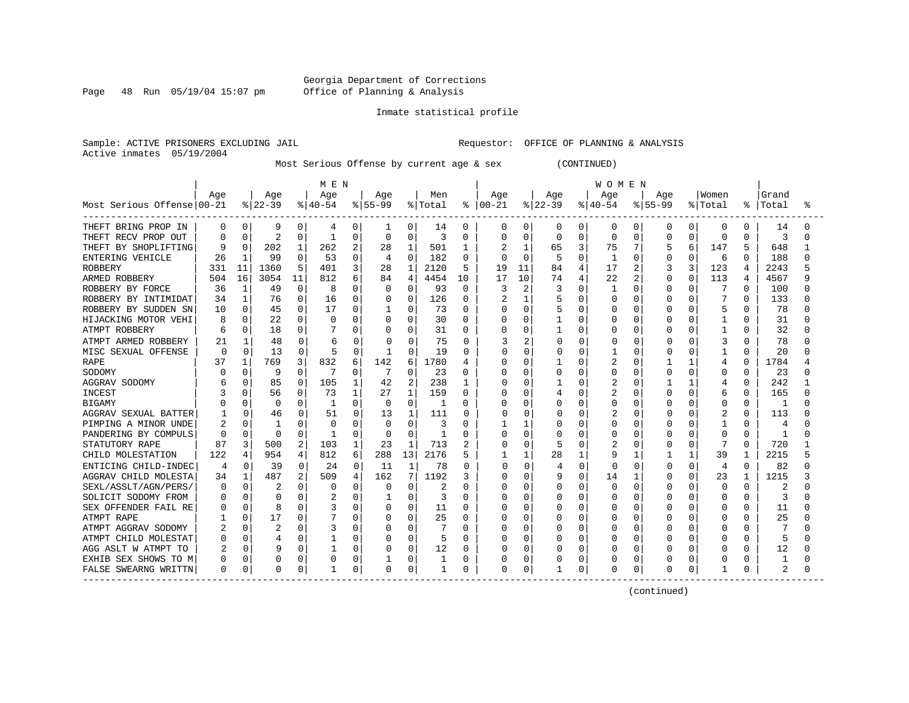Georgia Department of Corrections
Office of Planning & Analysis

Inmate statistical profile

Sample: ACTIVE PRISONERS EXCLUDING JAIL    Requestor: OFFICE OF PLANNING & ANALYSIS
Active inmates 05/19/2004

Most Serious Offense by current age & sex (CONTINUED)

| | MEN | | | | | | | | | | WOMEN | | | | | | | | | | | |
|---|---|---|---|---|---|---|---|---|---|---|---|---|---|---|---|---|---|---|---|---|---|---|
| Most Serious Offense | Age 00-21 | % | Age 22-39 | % | Age 40-54 | % | Age 55-99 | % | Men Total | % | Age 00-21 | % | Age 22-39 | % | Age 40-54 | % | Age 55-99 | % | Women Total | % | Grand Total | % |
| THEFT BRING PROP IN | 0 | 0 | 9 | 0 | 4 | 0 | 1 | 0 | 14 | 0 | 0 | 0 | 0 | 0 | 0 | 0 | 0 | 0 | 0 | 0 | 14 | 0 |
| THEFT RECV PROP OUT | 0 | 0 | 2 | 0 | 1 | 0 | 0 | 0 | 3 | 0 | 0 | 0 | 0 | 0 | 0 | 0 | 0 | 0 | 0 | 0 | 3 | 0 |
| THEFT BY SHOPLIFTING | 9 | 0 | 202 | 1 | 262 | 2 | 28 | 1 | 501 | 1 | 2 | 1 | 65 | 3 | 75 | 7 | 5 | 6 | 147 | 5 | 648 | 1 |
| ENTERING VEHICLE | 26 | 1 | 99 | 0 | 53 | 0 | 4 | 0 | 182 | 0 | 0 | 0 | 5 | 0 | 1 | 0 | 0 | 0 | 6 | 0 | 188 | 0 |
| ROBBERY | 331 | 11 | 1360 | 5 | 401 | 3 | 28 | 1 | 2120 | 5 | 19 | 11 | 84 | 4 | 17 | 2 | 3 | 3 | 123 | 4 | 2243 | 5 |
| ARMED ROBBERY | 504 | 16 | 3054 | 11 | 812 | 6 | 84 | 4 | 4454 | 10 | 17 | 10 | 74 | 4 | 22 | 2 | 0 | 0 | 113 | 4 | 4567 | 9 |
| ROBBERY BY FORCE | 36 | 1 | 49 | 0 | 8 | 0 | 0 | 0 | 93 | 0 | 3 | 2 | 3 | 0 | 1 | 0 | 0 | 0 | 7 | 0 | 100 | 0 |
| ROBBERY BY INTIMIDAT | 34 | 1 | 76 | 0 | 16 | 0 | 0 | 0 | 126 | 0 | 2 | 1 | 5 | 0 | 0 | 0 | 0 | 0 | 7 | 0 | 133 | 0 |
| ROBBERY BY SUDDEN SN | 10 | 0 | 45 | 0 | 17 | 0 | 1 | 0 | 73 | 0 | 0 | 0 | 5 | 0 | 0 | 0 | 0 | 0 | 5 | 0 | 78 | 0 |
| HIJACKING MOTOR VEHI | 8 | 0 | 22 | 0 | 0 | 0 | 0 | 0 | 30 | 0 | 0 | 0 | 1 | 0 | 0 | 0 | 0 | 0 | 1 | 0 | 31 | 0 |
| ATMPT ROBBERY | 6 | 0 | 18 | 0 | 7 | 0 | 0 | 0 | 31 | 0 | 0 | 0 | 1 | 0 | 0 | 0 | 0 | 0 | 1 | 0 | 32 | 0 |
| ATMPT ARMED ROBBERY | 21 | 1 | 48 | 0 | 6 | 0 | 0 | 0 | 75 | 0 | 3 | 2 | 0 | 0 | 0 | 0 | 0 | 0 | 3 | 0 | 78 | 0 |
| MISC SEXUAL OFFENSE | 0 | 0 | 13 | 0 | 5 | 0 | 1 | 0 | 19 | 0 | 0 | 0 | 0 | 0 | 1 | 0 | 0 | 0 | 1 | 0 | 20 | 0 |
| RAPE | 37 | 1 | 769 | 3 | 832 | 6 | 142 | 6 | 1780 | 4 | 0 | 0 | 1 | 0 | 2 | 0 | 1 | 1 | 4 | 0 | 1784 | 4 |
| SODOMY | 0 | 0 | 9 | 0 | 7 | 0 | 7 | 0 | 23 | 0 | 0 | 0 | 0 | 0 | 0 | 0 | 0 | 0 | 0 | 0 | 23 | 0 |
| AGGRAV SODOMY | 6 | 0 | 85 | 0 | 105 | 1 | 42 | 2 | 238 | 1 | 0 | 0 | 1 | 0 | 2 | 0 | 1 | 1 | 4 | 0 | 242 | 1 |
| INCEST | 3 | 0 | 56 | 0 | 73 | 1 | 27 | 1 | 159 | 0 | 0 | 0 | 4 | 0 | 2 | 0 | 0 | 0 | 6 | 0 | 165 | 0 |
| BIGAMY | 0 | 0 | 0 | 0 | 1 | 0 | 0 | 0 | 1 | 0 | 0 | 0 | 0 | 0 | 0 | 0 | 0 | 0 | 0 | 0 | 1 | 0 |
| AGGRAV SEXUAL BATTER | 1 | 0 | 46 | 0 | 51 | 0 | 13 | 1 | 111 | 0 | 0 | 0 | 0 | 0 | 2 | 0 | 0 | 0 | 2 | 0 | 113 | 0 |
| PIMPING A MINOR UNDE | 2 | 0 | 1 | 0 | 0 | 0 | 0 | 0 | 3 | 0 | 1 | 1 | 0 | 0 | 0 | 0 | 0 | 0 | 1 | 0 | 4 | 0 |
| PANDERING BY COMPULS | 0 | 0 | 0 | 0 | 1 | 0 | 0 | 0 | 1 | 0 | 0 | 0 | 0 | 0 | 0 | 0 | 0 | 0 | 0 | 0 | 1 | 0 |
| STATUTORY RAPE | 87 | 3 | 500 | 2 | 103 | 1 | 23 | 1 | 713 | 2 | 0 | 0 | 5 | 0 | 2 | 0 | 0 | 0 | 7 | 0 | 720 | 1 |
| CHILD MOLESTATION | 122 | 4 | 954 | 4 | 812 | 6 | 288 | 13 | 2176 | 5 | 1 | 1 | 28 | 1 | 9 | 1 | 1 | 1 | 39 | 1 | 2215 | 5 |
| ENTICING CHILD-INDEC | 4 | 0 | 39 | 0 | 24 | 0 | 11 | 1 | 78 | 0 | 0 | 0 | 4 | 0 | 0 | 0 | 0 | 0 | 4 | 0 | 82 | 0 |
| AGGRAV CHILD MOLESTA | 34 | 1 | 487 | 2 | 509 | 4 | 162 | 7 | 1192 | 3 | 0 | 0 | 9 | 0 | 14 | 1 | 0 | 0 | 23 | 1 | 1215 | 3 |
| SEXL/ASSLT/AGN/PERS/ | 0 | 0 | 2 | 0 | 0 | 0 | 0 | 0 | 2 | 0 | 0 | 0 | 0 | 0 | 0 | 0 | 0 | 0 | 0 | 0 | 2 | 0 |
| SOLICIT SODOMY FROM | 0 | 0 | 0 | 0 | 2 | 0 | 1 | 0 | 3 | 0 | 0 | 0 | 0 | 0 | 0 | 0 | 0 | 0 | 0 | 0 | 3 | 0 |
| SEX OFFENDER FAIL RE | 0 | 0 | 8 | 0 | 3 | 0 | 0 | 0 | 11 | 0 | 0 | 0 | 0 | 0 | 0 | 0 | 0 | 0 | 0 | 0 | 11 | 0 |
| ATMPT RAPE | 1 | 0 | 17 | 0 | 7 | 0 | 0 | 0 | 25 | 0 | 0 | 0 | 0 | 0 | 0 | 0 | 0 | 0 | 0 | 0 | 25 | 0 |
| ATMPT AGGRAV SODOMY | 2 | 0 | 2 | 0 | 3 | 0 | 0 | 0 | 7 | 0 | 0 | 0 | 0 | 0 | 0 | 0 | 0 | 0 | 0 | 0 | 7 | 0 |
| ATMPT CHILD MOLESTAT | 0 | 0 | 4 | 0 | 1 | 0 | 0 | 0 | 5 | 0 | 0 | 0 | 0 | 0 | 0 | 0 | 0 | 0 | 0 | 0 | 5 | 0 |
| AGG ASLT W ATMPT TO | 2 | 0 | 9 | 0 | 1 | 0 | 0 | 0 | 12 | 0 | 0 | 0 | 0 | 0 | 0 | 0 | 0 | 0 | 0 | 0 | 12 | 0 |
| EXHIB SEX SHOWS TO M | 0 | 0 | 0 | 0 | 0 | 0 | 1 | 0 | 1 | 0 | 0 | 0 | 0 | 0 | 0 | 0 | 0 | 0 | 0 | 0 | 1 | 0 |
| FALSE SWEARNG WRITTN | 0 | 0 | 0 | 0 | 1 | 0 | 0 | 0 | 1 | 0 | 0 | 0 | 1 | 0 | 0 | 0 | 0 | 0 | 1 | 0 | 2 | 0 |

(continued)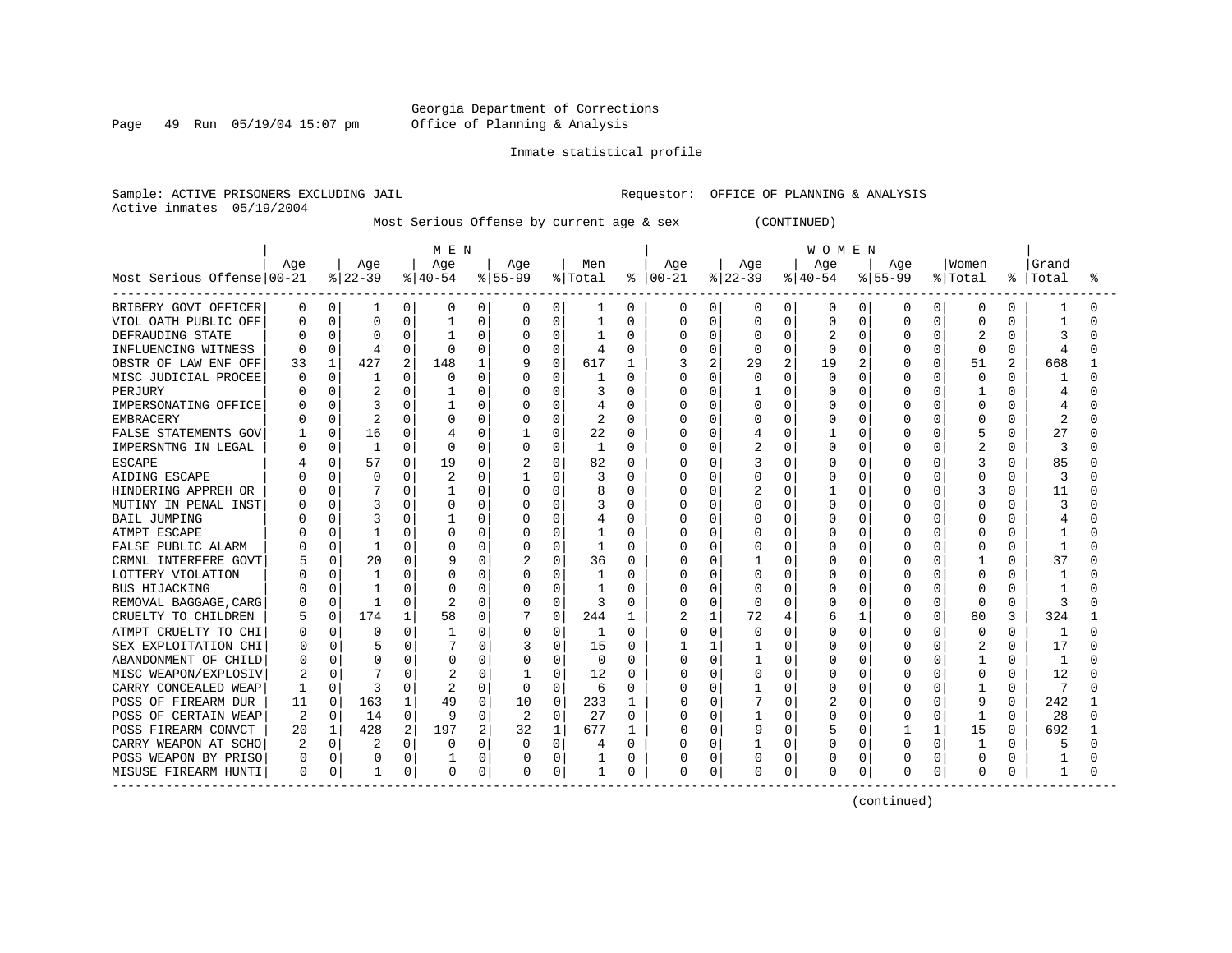Georgia Department of Corrections
Office of Planning & Analysis

Inmate statistical profile

Sample: ACTIVE PRISONERS EXCLUDING JAIL

Requestor: OFFICE OF PLANNING & ANALYSIS

Active inmates 05/19/2004

Most Serious Offense by current age & sex (CONTINUED)

| Most Serious Offense | MEN Age 00-21 | % | Age 22-39 | % | Age 40-54 | % | Age 55-99 | % | Men Total | % | WOMEN Age 00-21 | % | Age 22-39 | % | Age 40-54 | % | Age 55-99 | % | Women Total | % | Grand Total | % |
|---|---|---|---|---|---|---|---|---|---|---|---|---|---|---|---|---|---|---|---|---|---|---|
| BRIBERY GOVT OFFICER | 0 | 0 | 1 | 0 | 0 | 0 | 0 | 0 | 1 | 0 | 0 | 0 | 0 | 0 | 0 | 0 | 0 | 0 | 0 | 0 | 1 | 0 |
| VIOL OATH PUBLIC OFF | 0 | 0 | 0 | 0 | 1 | 0 | 0 | 0 | 1 | 0 | 0 | 0 | 0 | 0 | 0 | 0 | 0 | 0 | 0 | 0 | 1 | 0 |
| DEFRAUDING STATE | 0 | 0 | 0 | 0 | 1 | 0 | 0 | 0 | 1 | 0 | 0 | 0 | 0 | 0 | 2 | 0 | 0 | 0 | 2 | 0 | 3 | 0 |
| INFLUENCING WITNESS | 0 | 0 | 4 | 0 | 0 | 0 | 0 | 0 | 4 | 0 | 0 | 0 | 0 | 0 | 0 | 0 | 0 | 0 | 0 | 0 | 4 | 0 |
| OBSTR OF LAW ENF OFF | 33 | 1 | 427 | 2 | 148 | 1 | 9 | 0 | 617 | 1 | 3 | 2 | 29 | 2 | 19 | 2 | 0 | 0 | 51 | 2 | 668 | 1 |
| MISC JUDICIAL PROCEE | 0 | 0 | 1 | 0 | 0 | 0 | 0 | 0 | 1 | 0 | 0 | 0 | 0 | 0 | 0 | 0 | 0 | 0 | 0 | 0 | 1 | 0 |
| PERJURY | 0 | 0 | 2 | 0 | 1 | 0 | 0 | 0 | 3 | 0 | 0 | 0 | 1 | 0 | 0 | 0 | 0 | 0 | 1 | 0 | 4 | 0 |
| IMPERSONATING OFFICE | 0 | 0 | 3 | 0 | 1 | 0 | 0 | 0 | 4 | 0 | 0 | 0 | 0 | 0 | 0 | 0 | 0 | 0 | 0 | 0 | 4 | 0 |
| EMBRACERY | 0 | 0 | 2 | 0 | 0 | 0 | 0 | 0 | 2 | 0 | 0 | 0 | 0 | 0 | 0 | 0 | 0 | 0 | 0 | 0 | 2 | 0 |
| FALSE STATEMENTS GOV | 1 | 0 | 16 | 0 | 4 | 0 | 1 | 0 | 22 | 0 | 0 | 0 | 4 | 0 | 1 | 0 | 0 | 0 | 5 | 0 | 27 | 0 |
| IMPERSNTNG IN LEGAL | 0 | 0 | 1 | 0 | 0 | 0 | 0 | 0 | 1 | 0 | 0 | 0 | 2 | 0 | 0 | 0 | 0 | 0 | 2 | 0 | 3 | 0 |
| ESCAPE | 4 | 0 | 57 | 0 | 19 | 0 | 2 | 0 | 82 | 0 | 0 | 0 | 3 | 0 | 0 | 0 | 0 | 0 | 3 | 0 | 85 | 0 |
| AIDING ESCAPE | 0 | 0 | 0 | 0 | 2 | 0 | 1 | 0 | 3 | 0 | 0 | 0 | 0 | 0 | 0 | 0 | 0 | 0 | 0 | 0 | 3 | 0 |
| HINDERING APPREH OR | 0 | 0 | 7 | 0 | 1 | 0 | 0 | 0 | 8 | 0 | 0 | 0 | 2 | 0 | 1 | 0 | 0 | 0 | 3 | 0 | 11 | 0 |
| MUTINY IN PENAL INST | 0 | 0 | 3 | 0 | 0 | 0 | 0 | 0 | 3 | 0 | 0 | 0 | 0 | 0 | 0 | 0 | 0 | 0 | 0 | 0 | 3 | 0 |
| BAIL JUMPING | 0 | 0 | 3 | 0 | 1 | 0 | 0 | 0 | 4 | 0 | 0 | 0 | 0 | 0 | 0 | 0 | 0 | 0 | 0 | 0 | 4 | 0 |
| ATMPT ESCAPE | 0 | 0 | 1 | 0 | 0 | 0 | 0 | 0 | 1 | 0 | 0 | 0 | 0 | 0 | 0 | 0 | 0 | 0 | 0 | 0 | 1 | 0 |
| FALSE PUBLIC ALARM | 0 | 0 | 1 | 0 | 0 | 0 | 0 | 0 | 1 | 0 | 0 | 0 | 0 | 0 | 0 | 0 | 0 | 0 | 0 | 0 | 1 | 0 |
| CRMNL INTERFERE GOVT | 5 | 0 | 20 | 0 | 9 | 0 | 2 | 0 | 36 | 0 | 0 | 0 | 1 | 0 | 0 | 0 | 0 | 0 | 1 | 0 | 37 | 0 |
| LOTTERY VIOLATION | 0 | 0 | 1 | 0 | 0 | 0 | 0 | 0 | 1 | 0 | 0 | 0 | 0 | 0 | 0 | 0 | 0 | 0 | 0 | 0 | 1 | 0 |
| BUS HIJACKING | 0 | 0 | 1 | 0 | 0 | 0 | 0 | 0 | 1 | 0 | 0 | 0 | 0 | 0 | 0 | 0 | 0 | 0 | 0 | 0 | 1 | 0 |
| REMOVAL BAGGAGE,CARG | 0 | 0 | 1 | 0 | 2 | 0 | 0 | 0 | 3 | 0 | 0 | 0 | 0 | 0 | 0 | 0 | 0 | 0 | 0 | 0 | 3 | 0 |
| CRUELTY TO CHILDREN | 5 | 0 | 174 | 1 | 58 | 0 | 7 | 0 | 244 | 1 | 2 | 1 | 72 | 4 | 6 | 1 | 0 | 0 | 80 | 3 | 324 | 1 |
| ATMPT CRUELTY TO CHI | 0 | 0 | 0 | 0 | 1 | 0 | 0 | 0 | 1 | 0 | 0 | 0 | 0 | 0 | 0 | 0 | 0 | 0 | 0 | 0 | 1 | 0 |
| SEX EXPLOITATION CHI | 0 | 0 | 5 | 0 | 7 | 0 | 3 | 0 | 15 | 0 | 1 | 1 | 1 | 0 | 0 | 0 | 0 | 0 | 2 | 0 | 17 | 0 |
| ABANDONMENT OF CHILD | 0 | 0 | 0 | 0 | 0 | 0 | 0 | 0 | 0 | 0 | 0 | 0 | 1 | 0 | 0 | 0 | 0 | 0 | 1 | 0 | 1 | 0 |
| MISC WEAPON/EXPLOSIV | 2 | 0 | 7 | 0 | 2 | 0 | 1 | 0 | 12 | 0 | 0 | 0 | 0 | 0 | 0 | 0 | 0 | 0 | 0 | 0 | 12 | 0 |
| CARRY CONCEALED WEAP | 1 | 0 | 3 | 0 | 2 | 0 | 0 | 0 | 6 | 0 | 0 | 0 | 1 | 0 | 0 | 0 | 0 | 0 | 1 | 0 | 7 | 0 |
| POSS OF FIREARM DUR | 11 | 0 | 163 | 1 | 49 | 0 | 10 | 0 | 233 | 1 | 0 | 0 | 7 | 0 | 2 | 0 | 0 | 0 | 9 | 0 | 242 | 1 |
| POSS OF CERTAIN WEAP | 2 | 0 | 14 | 0 | 9 | 0 | 2 | 0 | 27 | 0 | 0 | 0 | 1 | 0 | 0 | 0 | 0 | 0 | 1 | 0 | 28 | 0 |
| POSS FIREARM CONVCT | 20 | 1 | 428 | 2 | 197 | 2 | 32 | 1 | 677 | 1 | 0 | 0 | 9 | 0 | 5 | 0 | 1 | 1 | 15 | 0 | 692 | 1 |
| CARRY WEAPON AT SCHO | 2 | 0 | 2 | 0 | 0 | 0 | 0 | 0 | 4 | 0 | 0 | 0 | 1 | 0 | 0 | 0 | 0 | 0 | 1 | 0 | 5 | 0 |
| POSS WEAPON BY PRISO | 0 | 0 | 0 | 0 | 1 | 0 | 0 | 0 | 1 | 0 | 0 | 0 | 0 | 0 | 0 | 0 | 0 | 0 | 0 | 0 | 1 | 0 |
| MISUSE FIREARM HUNTI | 0 | 0 | 1 | 0 | 0 | 0 | 0 | 0 | 1 | 0 | 0 | 0 | 0 | 0 | 0 | 0 | 0 | 0 | 0 | 0 | 1 | 0 |

(continued)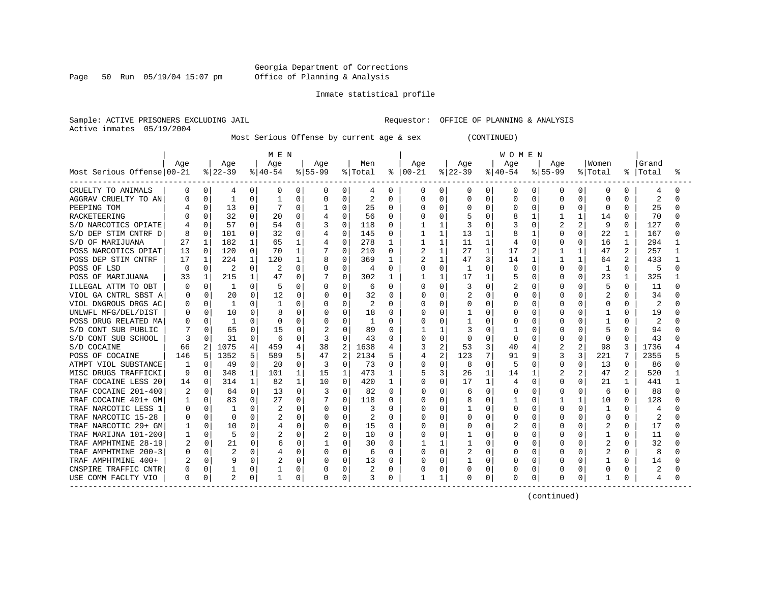Georgia Department of Corrections
Office of Planning & Analysis

Inmate statistical profile

Sample: ACTIVE PRISONERS EXCLUDING JAIL          Requestor: OFFICE OF PLANNING & ANALYSIS
Active inmates 05/19/2004

Most Serious Offense by current age & sex (CONTINUED)

| Most Serious Offense | MEN Age 00-21 | % | Age 22-39 | % | Age 40-54 | % | Age 55-99 | % | Men Total | % | WOMEN Age 00-21 | % | Age 22-39 | % | Age 40-54 | % | Age 55-99 | % | Women Total | % | Grand Total | % |
|---|---|---|---|---|---|---|---|---|---|---|---|---|---|---|---|---|---|---|---|---|---|---|
| CRUELTY TO ANIMALS | 0 | 0 | 4 | 0 | 0 | 0 | 0 | 0 | 4 | 0 | 0 | 0 | 0 | 0 | 0 | 0 | 0 | 0 | 0 | 0 | 4 | 0 |
| AGGRAV CRUELTY TO AN | 0 | 0 | 1 | 0 | 1 | 0 | 0 | 0 | 2 | 0 | 0 | 0 | 0 | 0 | 0 | 0 | 0 | 0 | 0 | 0 | 2 | 0 |
| PEEPING TOM | 4 | 0 | 13 | 0 | 7 | 0 | 1 | 0 | 25 | 0 | 0 | 0 | 0 | 0 | 0 | 0 | 0 | 0 | 0 | 0 | 25 | 0 |
| RACKETEERING | 0 | 0 | 32 | 0 | 20 | 0 | 4 | 0 | 56 | 0 | 0 | 0 | 5 | 0 | 8 | 1 | 1 | 1 | 14 | 0 | 70 | 0 |
| S/D NARCOTICS OPIATE | 4 | 0 | 57 | 0 | 54 | 0 | 3 | 0 | 118 | 0 | 1 | 1 | 3 | 0 | 3 | 0 | 2 | 2 | 9 | 0 | 127 | 0 |
| S/D DEP STIM CNTRF D | 8 | 0 | 101 | 0 | 32 | 0 | 4 | 0 | 145 | 0 | 1 | 1 | 13 | 1 | 8 | 1 | 0 | 0 | 22 | 1 | 167 | 0 |
| S/D OF MARIJUANA | 27 | 1 | 182 | 1 | 65 | 1 | 4 | 0 | 278 | 1 | 1 | 1 | 11 | 1 | 4 | 0 | 0 | 0 | 16 | 1 | 294 | 1 |
| POSS NARCOTICS OPIAT | 13 | 0 | 120 | 0 | 70 | 1 | 7 | 0 | 210 | 0 | 2 | 1 | 27 | 1 | 17 | 2 | 1 | 1 | 47 | 2 | 257 | 1 |
| POSS DEP STIM CNTRF | 17 | 1 | 224 | 1 | 120 | 1 | 8 | 0 | 369 | 1 | 2 | 1 | 47 | 3 | 14 | 1 | 1 | 1 | 64 | 2 | 433 | 1 |
| POSS OF LSD | 0 | 0 | 2 | 0 | 2 | 0 | 0 | 0 | 4 | 0 | 0 | 0 | 1 | 0 | 0 | 0 | 0 | 0 | 1 | 0 | 5 | 0 |
| POSS OF MARIJUANA | 33 | 1 | 215 | 1 | 47 | 0 | 7 | 0 | 302 | 1 | 1 | 1 | 17 | 1 | 5 | 0 | 0 | 0 | 23 | 1 | 325 | 1 |
| ILLEGAL ATTM TO OBT | 0 | 0 | 1 | 0 | 5 | 0 | 0 | 0 | 6 | 0 | 0 | 0 | 3 | 0 | 2 | 0 | 0 | 0 | 5 | 0 | 11 | 0 |
| VIOL GA CNTRL SBST A | 0 | 0 | 20 | 0 | 12 | 0 | 0 | 0 | 32 | 0 | 0 | 0 | 2 | 0 | 0 | 0 | 0 | 0 | 2 | 0 | 34 | 0 |
| VIOL DNGROUS DRGS AC | 0 | 0 | 1 | 0 | 1 | 0 | 0 | 0 | 2 | 0 | 0 | 0 | 0 | 0 | 0 | 0 | 0 | 0 | 0 | 0 | 2 | 0 |
| UNLWFL MFG/DEL/DIST | 0 | 0 | 10 | 0 | 8 | 0 | 0 | 0 | 18 | 0 | 0 | 0 | 1 | 0 | 0 | 0 | 0 | 0 | 1 | 0 | 19 | 0 |
| POSS DRUG RELATED MA | 0 | 0 | 1 | 0 | 0 | 0 | 0 | 0 | 1 | 0 | 0 | 0 | 1 | 0 | 0 | 0 | 0 | 0 | 1 | 0 | 2 | 0 |
| S/D CONT SUB PUBLIC | 7 | 0 | 65 | 0 | 15 | 0 | 2 | 0 | 89 | 0 | 1 | 1 | 3 | 0 | 1 | 0 | 0 | 0 | 5 | 0 | 94 | 0 |
| S/D CONT SUB SCHOOL | 3 | 0 | 31 | 0 | 6 | 0 | 3 | 0 | 43 | 0 | 0 | 0 | 0 | 0 | 0 | 0 | 0 | 0 | 0 | 0 | 43 | 0 |
| S/D COCAINE | 66 | 2 | 1075 | 4 | 459 | 4 | 38 | 2 | 1638 | 4 | 3 | 2 | 53 | 3 | 40 | 4 | 2 | 2 | 98 | 3 | 1736 | 4 |
| POSS OF COCAINE | 146 | 5 | 1352 | 5 | 589 | 5 | 47 | 2 | 2134 | 5 | 4 | 2 | 123 | 7 | 91 | 9 | 3 | 3 | 221 | 7 | 2355 | 5 |
| ATMPT VIOL SUBSTANCE | 1 | 0 | 49 | 0 | 20 | 0 | 3 | 0 | 73 | 0 | 0 | 0 | 8 | 0 | 5 | 0 | 0 | 0 | 13 | 0 | 86 | 0 |
| MISC DRUGS TRAFFICKI | 9 | 0 | 348 | 1 | 101 | 1 | 15 | 1 | 473 | 1 | 5 | 3 | 26 | 1 | 14 | 1 | 2 | 2 | 47 | 2 | 520 | 1 |
| TRAF COCAINE LESS 20 | 14 | 0 | 314 | 1 | 82 | 1 | 10 | 0 | 420 | 1 | 0 | 0 | 17 | 1 | 4 | 0 | 0 | 0 | 21 | 1 | 441 | 1 |
| TRAF COCAINE 201-400 | 2 | 0 | 64 | 0 | 13 | 0 | 3 | 0 | 82 | 0 | 0 | 0 | 6 | 0 | 0 | 0 | 0 | 0 | 6 | 0 | 88 | 0 |
| TRAF COCAINE 401+ GM | 1 | 0 | 83 | 0 | 27 | 0 | 7 | 0 | 118 | 0 | 0 | 0 | 8 | 0 | 1 | 0 | 1 | 1 | 10 | 0 | 128 | 0 |
| TRAF NARCOTIC LESS 1 | 0 | 0 | 1 | 0 | 2 | 0 | 0 | 0 | 3 | 0 | 0 | 0 | 1 | 0 | 0 | 0 | 0 | 0 | 1 | 0 | 4 | 0 |
| TRAF NARCOTIC 15-28 | 0 | 0 | 0 | 0 | 2 | 0 | 0 | 0 | 2 | 0 | 0 | 0 | 0 | 0 | 0 | 0 | 0 | 0 | 0 | 0 | 2 | 0 |
| TRAF NARCOTIC 29+ GM | 1 | 0 | 10 | 0 | 4 | 0 | 0 | 0 | 15 | 0 | 0 | 0 | 0 | 0 | 2 | 0 | 0 | 0 | 2 | 0 | 17 | 0 |
| TRAF MARIJNA 101-200 | 1 | 0 | 5 | 0 | 2 | 0 | 2 | 0 | 10 | 0 | 0 | 0 | 1 | 0 | 0 | 0 | 0 | 0 | 1 | 0 | 11 | 0 |
| TRAF AMPHTMINE 28-19 | 2 | 0 | 21 | 0 | 6 | 0 | 1 | 0 | 30 | 0 | 1 | 1 | 1 | 0 | 0 | 0 | 0 | 0 | 2 | 0 | 32 | 0 |
| TRAF AMPHTMINE 200-3 | 0 | 0 | 2 | 0 | 4 | 0 | 0 | 0 | 6 | 0 | 0 | 0 | 2 | 0 | 0 | 0 | 0 | 0 | 2 | 0 | 8 | 0 |
| TRAF AMPHTMINE 400+ | 2 | 0 | 9 | 0 | 2 | 0 | 0 | 0 | 13 | 0 | 0 | 0 | 1 | 0 | 0 | 0 | 0 | 0 | 1 | 0 | 14 | 0 |
| CNSPIRE TRAFFIC CNTR | 0 | 0 | 1 | 0 | 1 | 0 | 0 | 0 | 2 | 0 | 0 | 0 | 0 | 0 | 0 | 0 | 0 | 0 | 0 | 0 | 2 | 0 |
| USE COMM FACLTY VIO | 0 | 0 | 2 | 0 | 1 | 0 | 0 | 0 | 3 | 0 | 1 | 1 | 0 | 0 | 0 | 0 | 0 | 0 | 1 | 0 | 4 | 0 |

(continued)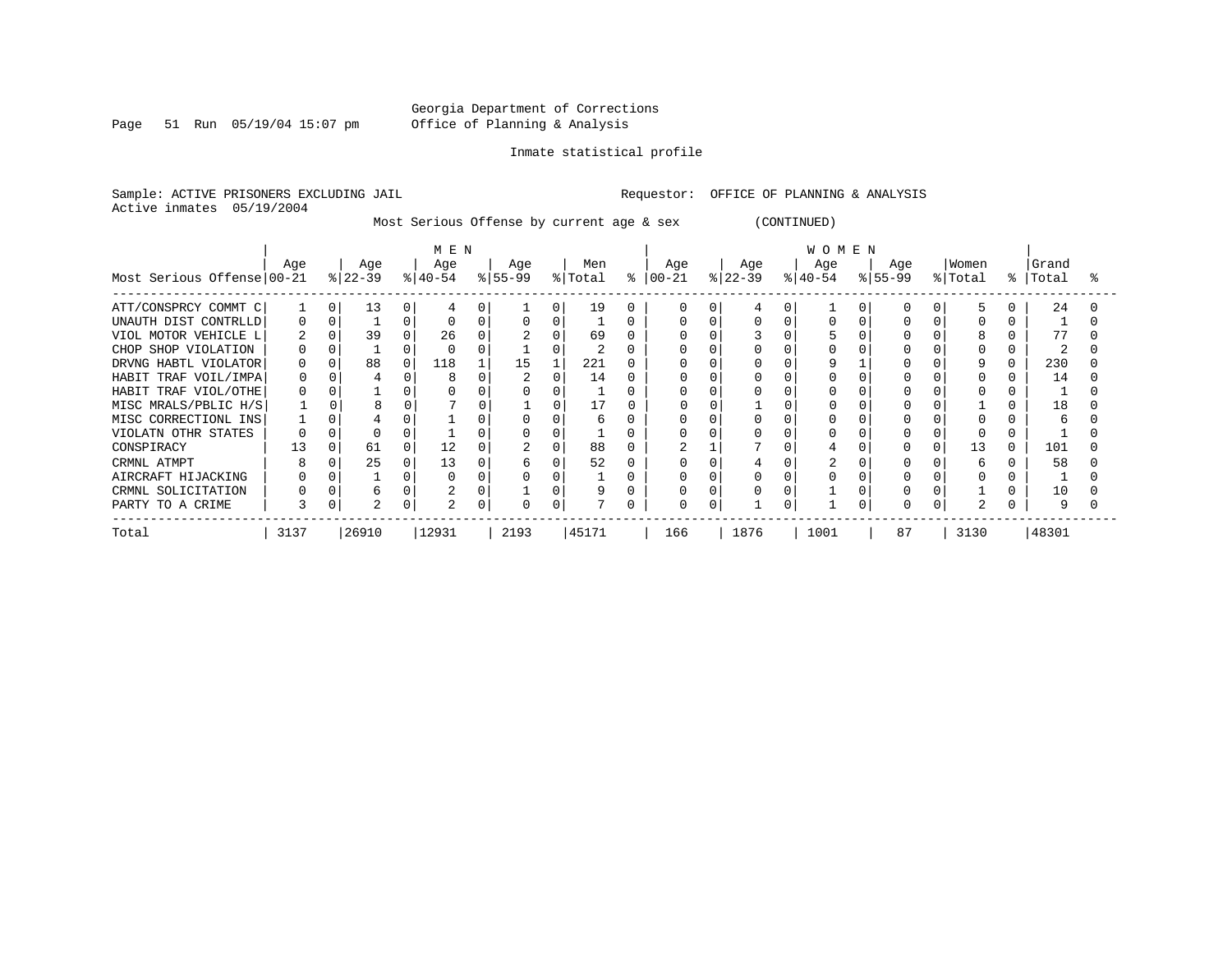Georgia Department of Corrections
Office of Planning & Analysis

Inmate statistical profile

Sample: ACTIVE PRISONERS EXCLUDING JAIL                    Requestor: OFFICE OF PLANNING & ANALYSIS
Active inmates 05/19/2004

Most Serious Offense by current age & sex (CONTINUED)

| Most Serious Offense | MEN Age 00-21 | % | Age 22-39 | % | Age 40-54 | % | Age 55-99 | % | Men Total | % | WOMEN Age 00-21 | % | Age 22-39 | % | Age 40-54 | % | Age 55-99 | % | Women Total | % | Grand Total | % |
|---|---|---|---|---|---|---|---|---|---|---|---|---|---|---|---|---|---|---|---|---|---|---|
| ATT/CONSPRCY COMMT C | 1 | 0 | 13 | 0 | 4 | 0 | 1 | 0 | 19 | 0 | 0 | 0 | 4 | 0 | 1 | 0 | 0 | 0 | 5 | 0 | 24 | 0 |
| UNAUTH DIST CONTRLLD | 0 | 0 | 1 | 0 | 0 | 0 | 0 | 0 | 1 | 0 | 0 | 0 | 0 | 0 | 0 | 0 | 0 | 0 | 0 | 0 | 1 | 0 |
| VIOL MOTOR VEHICLE L | 2 | 0 | 39 | 0 | 26 | 0 | 2 | 0 | 69 | 0 | 0 | 0 | 3 | 0 | 5 | 0 | 0 | 0 | 8 | 0 | 77 | 0 |
| CHOP SHOP VIOLATION | 0 | 0 | 1 | 0 | 0 | 0 | 1 | 0 | 2 | 0 | 0 | 0 | 0 | 0 | 0 | 0 | 0 | 0 | 0 | 0 | 2 | 0 |
| DRVNG HABTL VIOLATOR | 0 | 0 | 88 | 0 | 118 | 1 | 15 | 1 | 221 | 0 | 0 | 0 | 0 | 0 | 9 | 1 | 0 | 0 | 9 | 0 | 230 | 0 |
| HABIT TRAF VOIL/IMPA | 0 | 0 | 4 | 0 | 8 | 0 | 2 | 0 | 14 | 0 | 0 | 0 | 0 | 0 | 0 | 0 | 0 | 0 | 0 | 0 | 14 | 0 |
| HABIT TRAF VIOL/OTHE | 0 | 0 | 1 | 0 | 0 | 0 | 0 | 0 | 1 | 0 | 0 | 0 | 0 | 0 | 0 | 0 | 0 | 0 | 0 | 0 | 1 | 0 |
| MISC MRALS/PBLIC H/S | 1 | 0 | 8 | 0 | 7 | 0 | 1 | 0 | 17 | 0 | 0 | 0 | 1 | 0 | 0 | 0 | 0 | 0 | 1 | 0 | 18 | 0 |
| MISC CORRECTIONL INS | 1 | 0 | 4 | 0 | 1 | 0 | 0 | 0 | 6 | 0 | 0 | 0 | 0 | 0 | 0 | 0 | 0 | 0 | 0 | 0 | 6 | 0 |
| VIOLATN OTHR STATES | 0 | 0 | 0 | 0 | 1 | 0 | 0 | 0 | 1 | 0 | 0 | 0 | 0 | 0 | 0 | 0 | 0 | 0 | 0 | 0 | 1 | 0 |
| CONSPIRACY | 13 | 0 | 61 | 0 | 12 | 0 | 2 | 0 | 88 | 0 | 2 | 1 | 7 | 0 | 4 | 0 | 0 | 0 | 13 | 0 | 101 | 0 |
| CRMNL ATMPT | 8 | 0 | 25 | 0 | 13 | 0 | 6 | 0 | 52 | 0 | 0 | 0 | 4 | 0 | 2 | 0 | 0 | 0 | 6 | 0 | 58 | 0 |
| AIRCRAFT HIJACKING | 0 | 0 | 1 | 0 | 0 | 0 | 0 | 0 | 1 | 0 | 0 | 0 | 0 | 0 | 0 | 0 | 0 | 0 | 0 | 0 | 1 | 0 |
| CRMNL SOLICITATION | 0 | 0 | 6 | 0 | 2 | 0 | 1 | 0 | 9 | 0 | 0 | 0 | 0 | 0 | 1 | 0 | 0 | 0 | 1 | 0 | 10 | 0 |
| PARTY TO A CRIME | 3 | 0 | 2 | 0 | 2 | 0 | 0 | 0 | 7 | 0 | 0 | 0 | 1 | 0 | 1 | 0 | 0 | 0 | 2 | 0 | 9 | 0 |
| Total | 3137 | | 26910 | | 12931 | | 2193 | | 45171 | | 166 | | 1876 | | 1001 | | 87 | | 3130 | | 48301 | |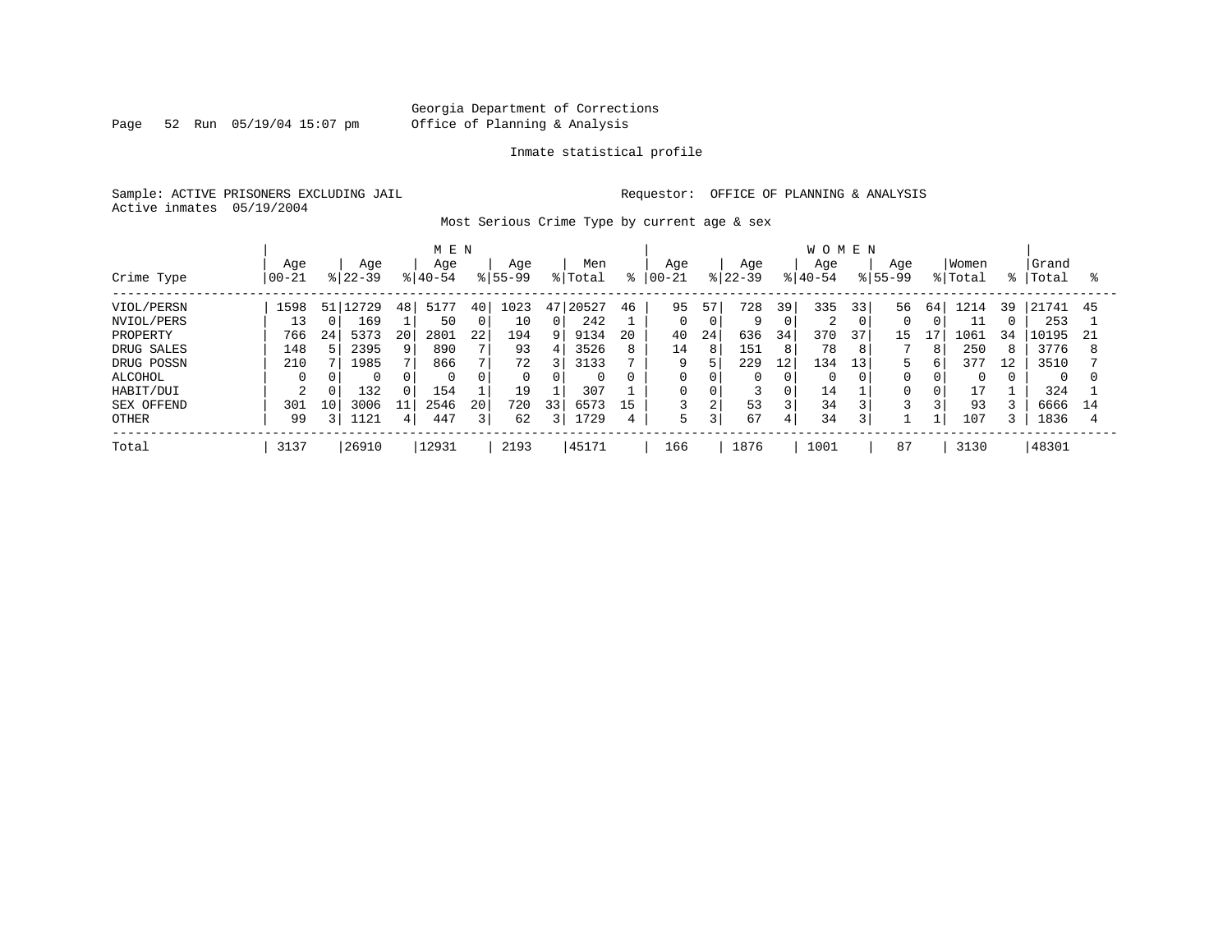Georgia Department of Corrections
Office of Planning & Analysis

Inmate statistical profile

Sample: ACTIVE PRISONERS EXCLUDING JAIL    Requestor: OFFICE OF PLANNING & ANALYSIS
Active inmates 05/19/2004

Most Serious Crime Type by current age & sex

| | MEN | | | | | | | | | | WOMEN | | | | | | | | | | | |
|---|---|---|---|---|---|---|---|---|---|---|---|---|---|---|---|---|---|---|---|---|---|---|
| Crime Type | Age 00-21 | % | Age 22-39 | % | Age 40-54 | % | Age 55-99 | % | Men Total | % | Age 00-21 | % | Age 22-39 | % | Age 40-54 | % | Age 55-99 | % | Women Total | % | Grand Total | % |
| VIOL/PERSN | 1598 | 51 | 12729 | 48 | 5177 | 40 | 1023 | 47 | 20527 | 46 | 95 | 57 | 728 | 39 | 335 | 33 | 56 | 64 | 1214 | 39 | 21741 | 45 |
| NVIOL/PERS | 13 | 0 | 169 | 1 | 50 | 0 | 10 | 0 | 242 | 1 | 0 | 0 | 9 | 0 | 2 | 0 | 0 | 0 | 11 | 0 | 253 | 1 |
| PROPERTY | 766 | 24 | 5373 | 20 | 2801 | 22 | 194 | 9 | 9134 | 20 | 40 | 24 | 636 | 34 | 370 | 37 | 15 | 17 | 1061 | 34 | 10195 | 21 |
| DRUG SALES | 148 | 5 | 2395 | 9 | 890 | 7 | 93 | 4 | 3526 | 8 | 14 | 8 | 151 | 8 | 78 | 8 | 7 | 8 | 250 | 8 | 3776 | 8 |
| DRUG POSSN | 210 | 7 | 1985 | 7 | 866 | 7 | 72 | 3 | 3133 | 7 | 9 | 5 | 229 | 12 | 134 | 13 | 5 | 6 | 377 | 12 | 3510 | 7 |
| ALCOHOL | 0 | 0 | 0 | 0 | 0 | 0 | 0 | 0 | 0 | 0 | 0 | 0 | 0 | 0 | 0 | 0 | 0 | 0 | 0 | 0 | 0 | 0 |
| HABIT/DUI | 2 | 0 | 132 | 0 | 154 | 1 | 19 | 1 | 307 | 1 | 0 | 0 | 3 | 0 | 14 | 1 | 0 | 0 | 17 | 1 | 324 | 1 |
| SEX OFFEND | 301 | 10 | 3006 | 11 | 2546 | 20 | 720 | 33 | 6573 | 15 | 3 | 2 | 53 | 3 | 34 | 3 | 3 | 3 | 93 | 3 | 6666 | 14 |
| OTHER | 99 | 3 | 1121 | 4 | 447 | 3 | 62 | 3 | 1729 | 4 | 5 | 3 | 67 | 4 | 34 | 3 | 1 | 1 | 107 | 3 | 1836 | 4 |
| Total | 3137 | | 26910 | | 12931 | | 2193 | | 45171 | | 166 | | 1876 | | 1001 | | 87 | | 3130 | | 48301 | |